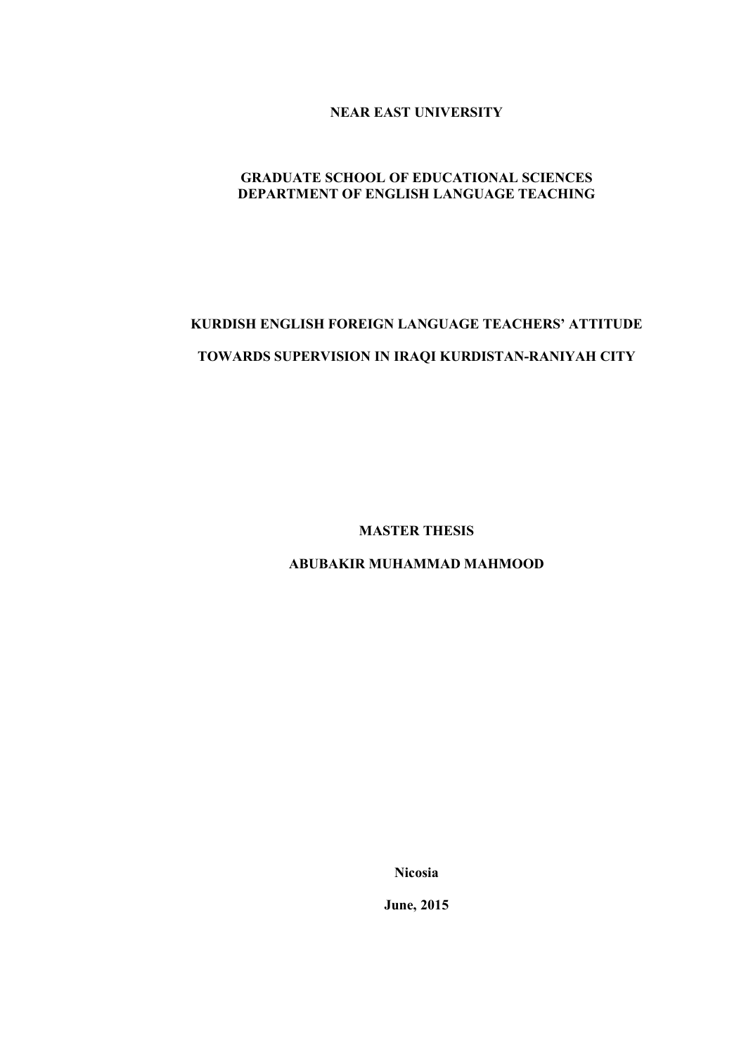**NEAR EAST UNIVERSITY**

**GRADUATE SCHOOL OF EDUCATIONAL SCIENCES**
**DEPARTMENT OF ENGLISH LANGUAGE TEACHING**

# KURDISH ENGLISH FOREIGN LANGUAGE TEACHERS' ATTITUDE TOWARDS SUPERVISION IN IRAQI KURDISTAN-RANIYAH CITY

**MASTER THESIS**

**ABUBAKIR MUHAMMAD MAHMOOD**

**Nicosia**

**June, 2015**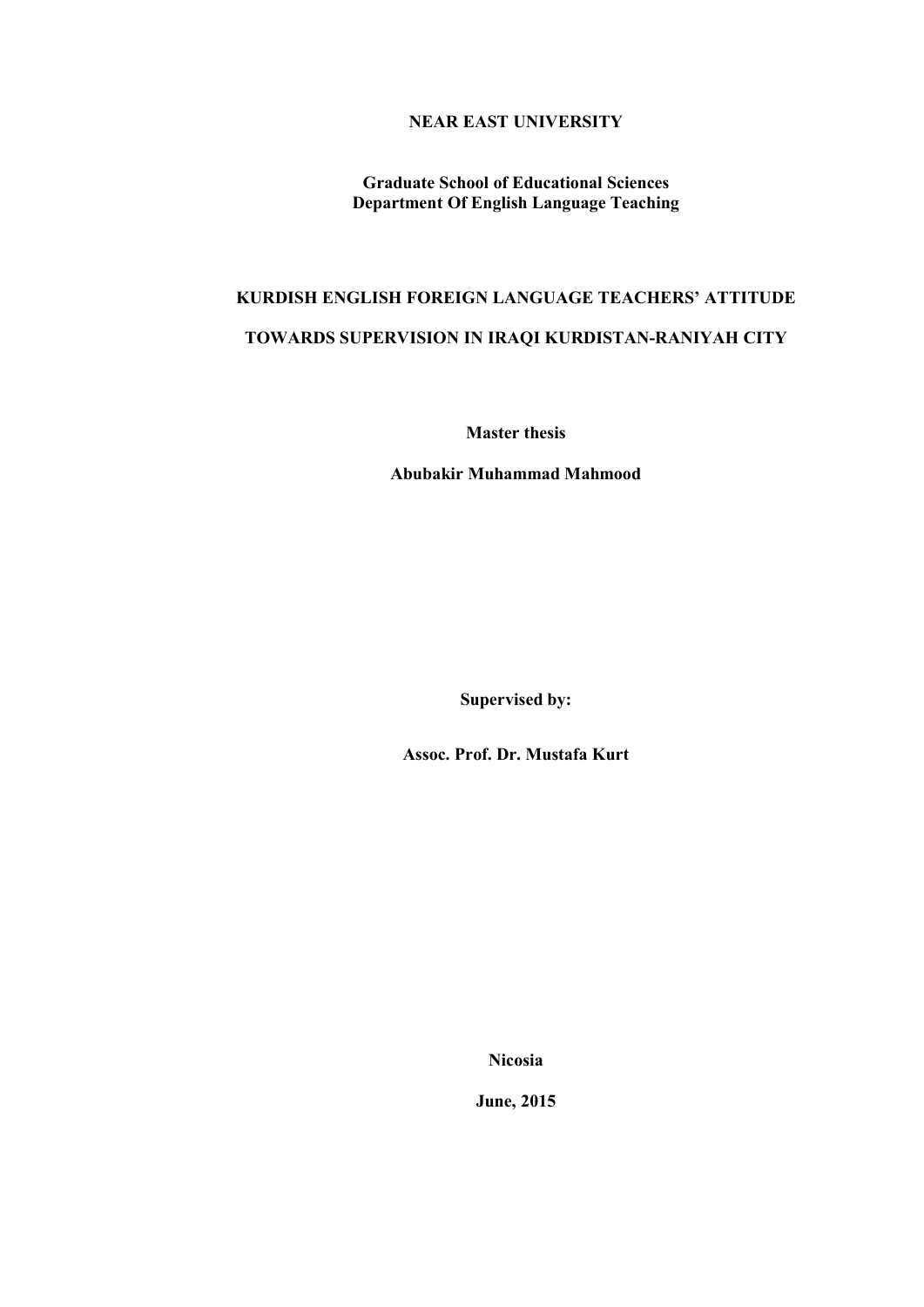**NEAR EAST UNIVERSITY**

**Graduate School of Educational Sciences**
**Department Of English Language Teaching**

# KURDISH ENGLISH FOREIGN LANGUAGE TEACHERS' ATTITUDE TOWARDS SUPERVISION IN IRAQI KURDISTAN-RANIYAH CITY

**Master thesis**

**Abubakir Muhammad Mahmood**

**Supervised by:**

**Assoc. Prof. Dr. Mustafa Kurt**

**Nicosia**

**June, 2015**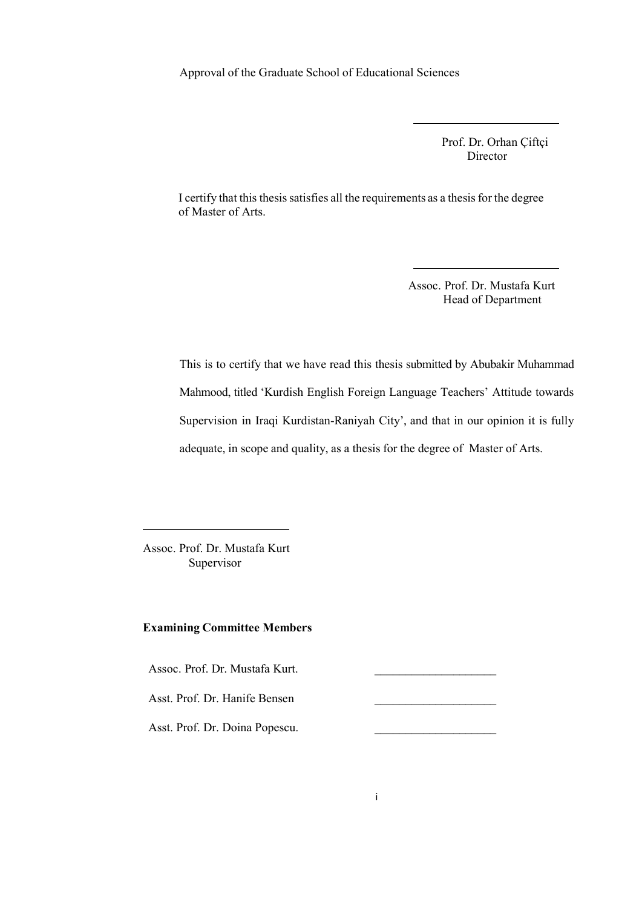Approval of the Graduate School of Educational Sciences

Prof. Dr. Orhan Çiftçi
Director

I certify that this thesis satisfies all the requirements as a thesis for the degree of Master of Arts.

Assoc. Prof. Dr. Mustafa Kurt
Head of Department

This is to certify that we have read this thesis submitted by Abubakir Muhammad Mahmood, titled 'Kurdish English Foreign Language Teachers' Attitude towards Supervision in Iraqi Kurdistan-Raniyah City', and that in our opinion it is fully adequate, in scope and quality, as a thesis for the degree of Master of Arts.

Assoc. Prof. Dr. Mustafa Kurt
Supervisor

**Examining Committee Members**

| | |
|---|---|
| Assoc. Prof. Dr. Mustafa Kurt. | ____________________ |
| Asst. Prof. Dr. Hanife Bensen | ____________________ |
| Asst. Prof. Dr. Doina Popescu. | ____________________ |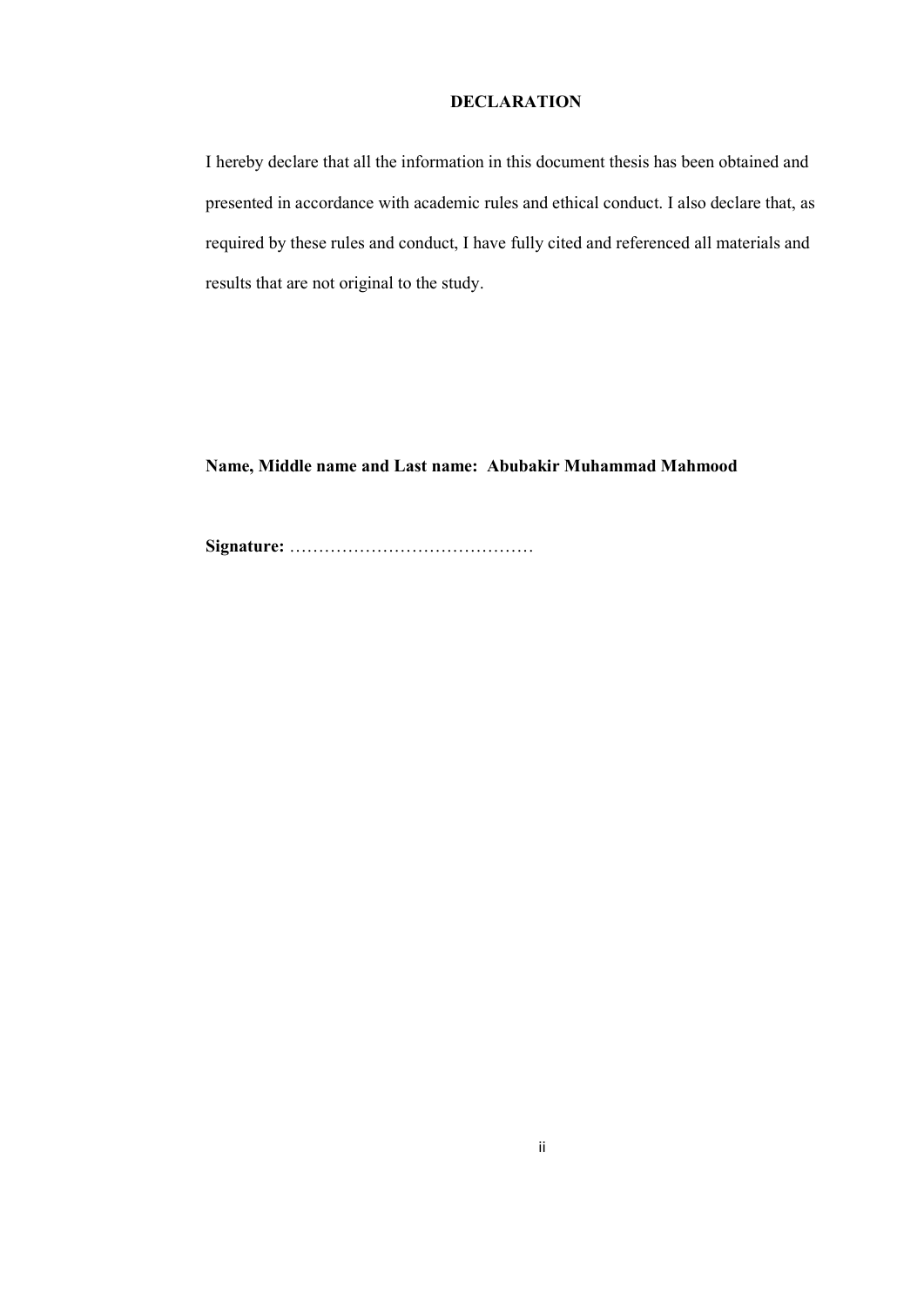## DECLARATION

I hereby declare that all the information in this document thesis has been obtained and presented in accordance with academic rules and ethical conduct. I also declare that, as required by these rules and conduct, I have fully cited and referenced all materials and results that are not original to the study.

**Name, Middle name and Last name: Abubakir Muhammad Mahmood**

**Signature:** ……………………………………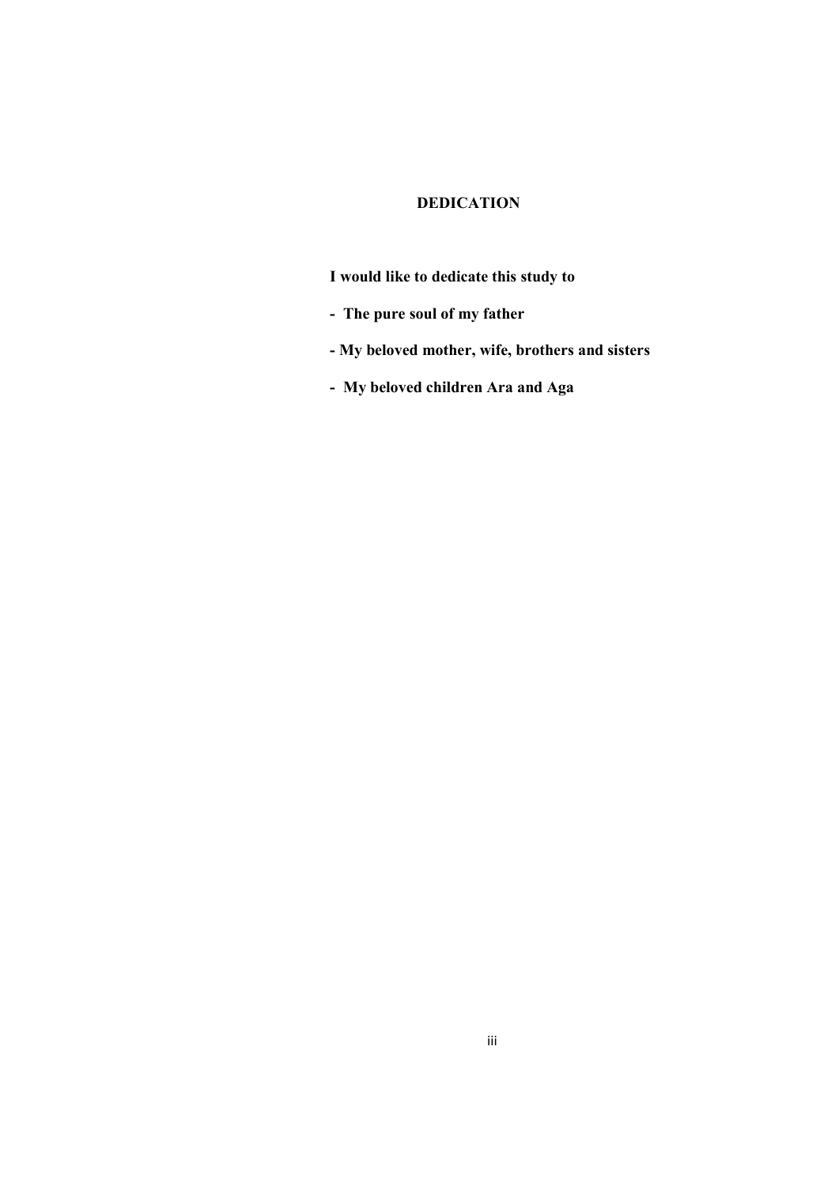# DEDICATION

**I would like to dedicate this study to**

**- The pure soul of my father**

**- My beloved mother, wife, brothers and sisters**

**- My beloved children Ara and Aga**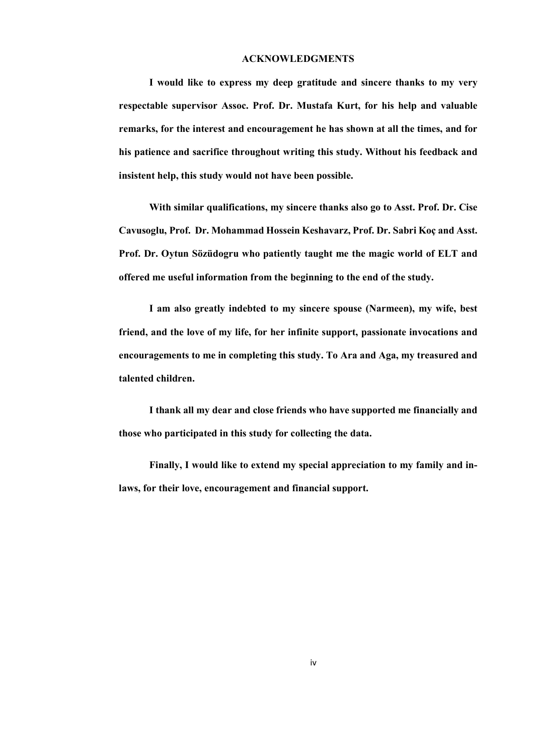## ACKNOWLEDGMENTS

**I would like to express my deep gratitude and sincere thanks to my very respectable supervisor Assoc. Prof. Dr. Mustafa Kurt, for his help and valuable remarks, for the interest and encouragement he has shown at all the times, and for his patience and sacrifice throughout writing this study. Without his feedback and insistent help, this study would not have been possible.**

**With similar qualifications, my sincere thanks also go to Asst. Prof. Dr. Cise Cavusoglu, Prof. Dr. Mohammad Hossein Keshavarz, Prof. Dr. Sabri Koç and Asst. Prof. Dr. Oytun Sözüdogru who patiently taught me the magic world of ELT and offered me useful information from the beginning to the end of the study.**

**I am also greatly indebted to my sincere spouse (Narmeen), my wife, best friend, and the love of my life, for her infinite support, passionate invocations and encouragements to me in completing this study. To Ara and Aga, my treasured and talented children.**

**I thank all my dear and close friends who have supported me financially and those who participated in this study for collecting the data.**

**Finally, I would like to extend my special appreciation to my family and in-laws, for their love, encouragement and financial support.**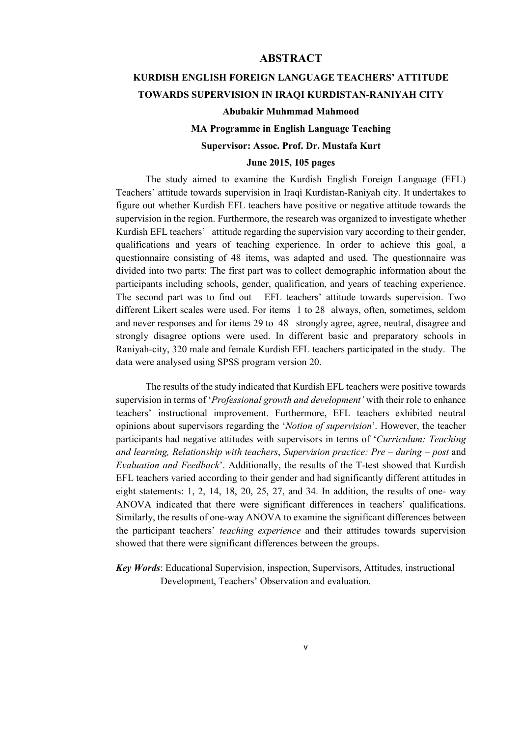# ABSTRACT

## KURDISH ENGLISH FOREIGN LANGUAGE TEACHERS' ATTITUDE TOWARDS SUPERVISION IN IRAQI KURDISTAN-RANIYAH CITY

**Abubakir Muhmmad Mahmood**

**MA Programme in English Language Teaching**

**Supervisor: Assoc. Prof. Dr. Mustafa Kurt**

**June 2015, 105 pages**

The study aimed to examine the Kurdish English Foreign Language (EFL) Teachers' attitude towards supervision in Iraqi Kurdistan-Raniyah city. It undertakes to figure out whether Kurdish EFL teachers have positive or negative attitude towards the supervision in the region. Furthermore, the research was organized to investigate whether Kurdish EFL teachers' attitude regarding the supervision vary according to their gender, qualifications and years of teaching experience. In order to achieve this goal, a questionnaire consisting of 48 items, was adapted and used. The questionnaire was divided into two parts: The first part was to collect demographic information about the participants including schools, gender, qualification, and years of teaching experience. The second part was to find out EFL teachers' attitude towards supervision. Two different Likert scales were used. For items 1 to 28 always, often, sometimes, seldom and never responses and for items 29 to 48 strongly agree, agree, neutral, disagree and strongly disagree options were used. In different basic and preparatory schools in Raniyah-city, 320 male and female Kurdish EFL teachers participated in the study. The data were analysed using SPSS program version 20.

The results of the study indicated that Kurdish EFL teachers were positive towards supervision in terms of '*Professional growth and development'* with their role to enhance teachers' instructional improvement. Furthermore, EFL teachers exhibited neutral opinions about supervisors regarding the '*Notion of supervision*'. However, the teacher participants had negative attitudes with supervisors in terms of '*Curriculum: Teaching and learning, Relationship with teachers*, *Supervision practice: Pre – during – post* and *Evaluation and Feedback*'. Additionally, the results of the T-test showed that Kurdish EFL teachers varied according to their gender and had significantly different attitudes in eight statements: 1, 2, 14, 18, 20, 25, 27, and 34. In addition, the results of one- way ANOVA indicated that there were significant differences in teachers' qualifications. Similarly, the results of one-way ANOVA to examine the significant differences between the participant teachers' *teaching experience* and their attitudes towards supervision showed that there were significant differences between the groups.

***Key Words***: Educational Supervision, inspection, Supervisors, Attitudes, instructional Development, Teachers' Observation and evaluation.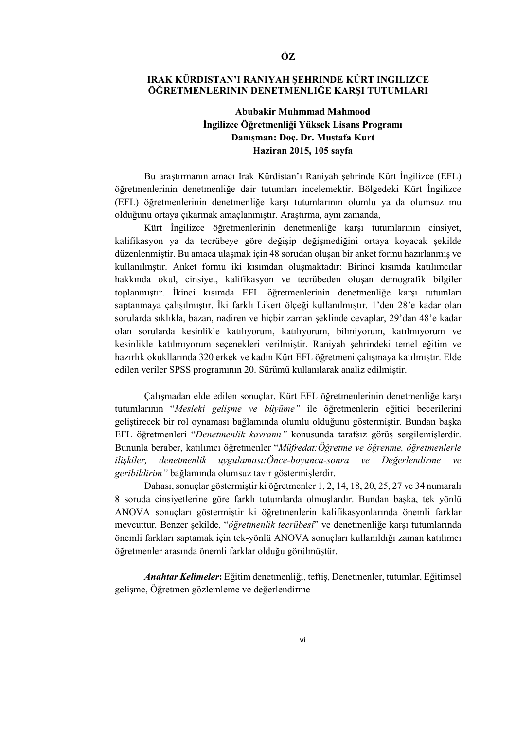# ÖZ

## IRAK KÜRDISTAN'I RANIYAH ŞEHRINDE KÜRT INGILIZCE ÖĞRETMENLERININ DENETMENLIĞE KARŞI TUTUMLARI

**Abubakir Muhmmad Mahmood**
**İngilizce Öğretmenliği Yüksek Lisans Programı**
**Danışman: Doç. Dr. Mustafa Kurt**
**Haziran 2015, 105 sayfa**

Bu araştırmanın amacı Irak Kürdistan'ı Raniyah şehrinde Kürt İngilizce (EFL) öğretmenlerinin denetmenliğe dair tutumları incelemektir. Bölgedeki Kürt İngilizce (EFL) öğretmenlerinin denetmenliğe karşı tutumlarının olumlu ya da olumsuz mu olduğunu ortaya çıkarmak amaçlanmıştır. Araştırma, aynı zamanda,

Kürt İngilizce öğretmenlerinin denetmenliğe karşı tutumlarının cinsiyet, kalifikasyon ya da tecrübeye göre değişip değişmediğini ortaya koyacak şekilde düzenlenmiştir. Bu amaca ulaşmak için 48 sorudan oluşan bir anket formu hazırlanmış ve kullanılmştır. Anket formu iki kısımdan oluşmaktadır: Birinci kısımda katılımcılar hakkında okul, cinsiyet, kalifikasyon ve tecrübeden oluşan demografik bilgiler toplanmıştır. İkinci kısımda EFL öğretmenlerinin denetmenliğe karşı tutumları saptanmaya çalışılmıştır. İki farklı Likert ölçeği kullanılmıştır. 1'den 28'e kadar olan sorularda sıklıkla, bazan, nadiren ve hiçbir zaman şeklinde cevaplar, 29'dan 48'e kadar olan sorularda kesinlikle katılıyorum, katılıyorum, bilmiyorum, katılmıyorum ve kesinlikle katılmıyorum seçenekleri verilmiştir. Raniyah şehrindeki temel eğitim ve hazırlık okulllarında 320 erkek ve kadın Kürt EFL öğretmeni çalışmaya katılmıştır. Elde edilen veriler SPSS programının 20. Sürümü kullanılarak analiz edilmiştir.

Çalışmadan elde edilen sonuçlar, Kürt EFL öğretmenlerinin denetmenliğe karşı tutumlarının "*Mesleki gelişme ve büyüme"* ile öğretmenlerin eğitici becerilerini geliştirecek bir rol oynaması bağlamında olumlu olduğunu göstermiştir. Bundan başka EFL öğretmenleri "*Denetmenlik kavramı"* konusunda tarafsız görüş sergilemişlerdir. Bununla beraber, katılımcı öğretmenler "*Müfredat:Öğretme ve öğrenme, öğretmenlerle ilişkiler, denetmenlik uygulaması:Önce-boyunca-sonra ve Değerlendirme ve geribildirim"* bağlamında olumsuz tavır göstermişlerdir.

Dahası, sonuçlar göstermiştir ki öğretmenler 1, 2, 14, 18, 20, 25, 27 ve 34 numaralı 8 soruda cinsiyetlerine göre farklı tutumlarda olmuşlardır. Bundan başka, tek yönlü ANOVA sonuçları göstermiştir ki öğretmenlerin kalifikasyonlarında önemli farklar mevcuttur. Benzer şekilde, "*öğretmenlik tecrübesi*" ve denetmenliğe karşı tutumlarında önemli farkları saptamak için tek-yönlü ANOVA sonuçları kullanıldığı zaman katılımcı öğretmenler arasında önemli farklar olduğu görülmüştür.

***Anahtar Kelimeler*:** Eğitim denetmenliği, teftiş, Denetmenler, tutumlar, Eğitimsel gelişme, Öğretmen gözlemleme ve değerlendirme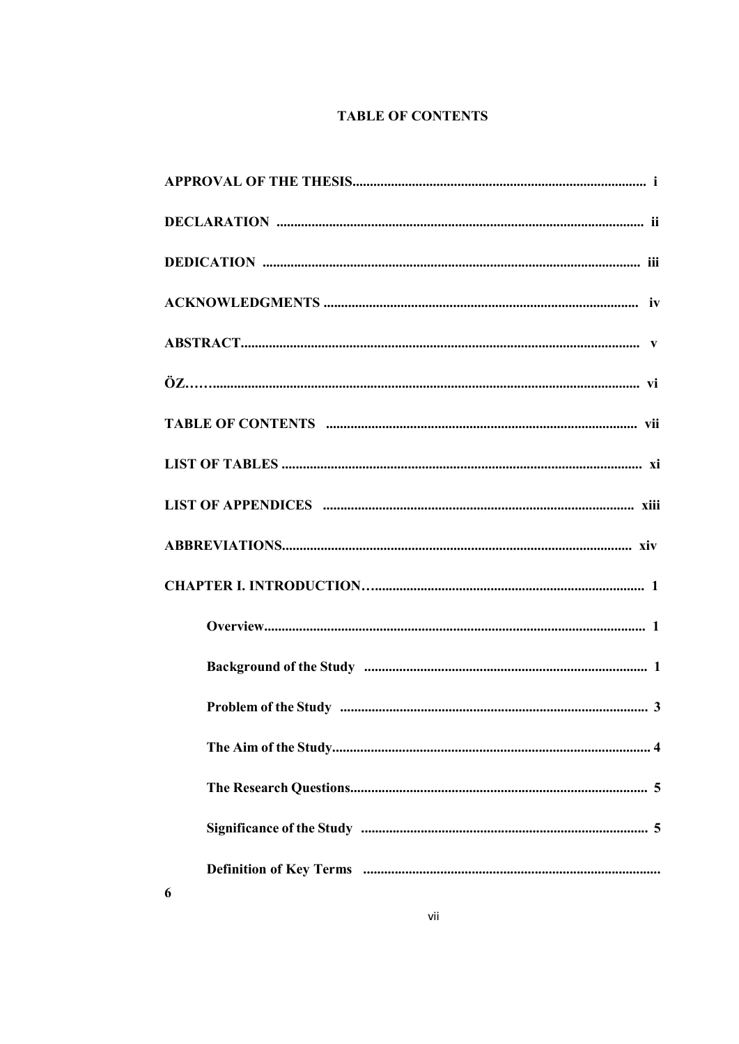# TABLE OF CONTENTS

**APPROVAL OF THE THESIS................................................................................ i**

**DECLARATION ........................................................................................................ ii**

**DEDICATION ........................................................................................................... iii**

**ACKNOWLEDGMENTS ........................................................................................ iv**

**ABSTRACT................................................................................................................ v**

**ÖZ……....................................................................................................................... vi**

**TABLE OF CONTENTS ....................................................................................... vii**

**LIST OF TABLES .................................................................................................... xi**

**LIST OF APPENDICES ....................................................................................... xiii**

**ABBREVIATIONS.................................................................................................. xiv**

**CHAPTER I. INTRODUCTION…......................................................................... 1**

**Overview............................................................................................................ 1**

**Background of the Study ................................................................................ 1**

**Problem of the Study ....................................................................................... 3**

**The Aim of the Study........................................................................................ 4**

**The Research Questions................................................................................... 5**

**Significance of the Study ................................................................................ 5**

**Definition of Key Terms ................................................................................... 6**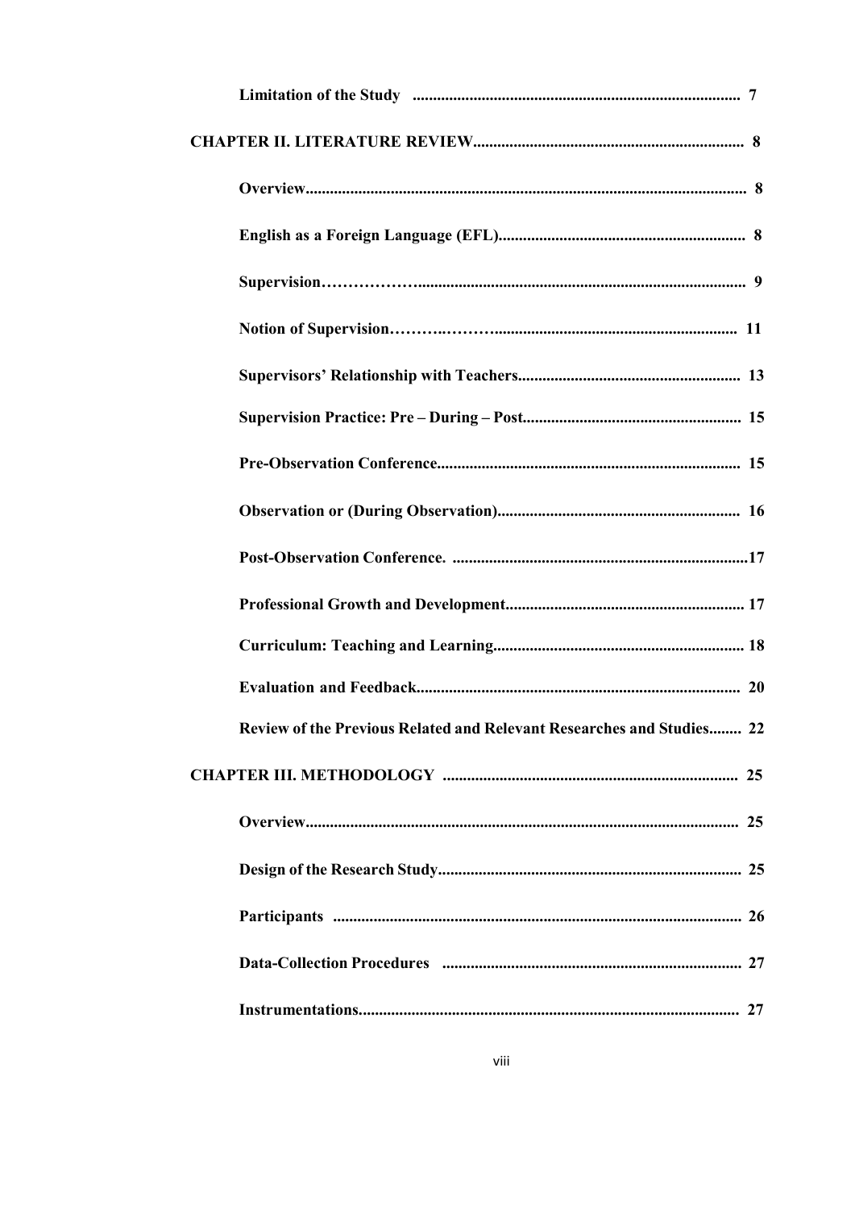**Limitation of the Study ................................................................................ 7**

**CHAPTER II. LITERATURE REVIEW................................................................... 8**

**Overview........................................................................................................... 8**

**English as a Foreign Language (EFL)............................................................ 8**

**Supervision……………….............................................................................. 9**

**Notion of Supervision……….………........................................................... 11**

**Supervisors' Relationship with Teachers...................................................... 13**

**Supervision Practice: Pre – During – Post..................................................... 15**

**Pre-Observation Conference.......................................................................... 15**

**Observation or (During Observation)........................................................... 16**

**Post-Observation Conference. ........................................................................17**

**Professional Growth and Development.......................................................... 17**

**Curriculum: Teaching and Learning............................................................. 18**

**Evaluation and Feedback............................................................................... 20**

**Review of the Previous Related and Relevant Researches and Studies........ 22**

**CHAPTER III. METHODOLOGY ........................................................................ 25**

**Overview.......................................................................................................... 25**

**Design of the Research Study.......................................................................... 25**

**Participants ................................................................................................... 26**

**Data-Collection Procedures ......................................................................... 27**

**Instrumentations............................................................................................. 27**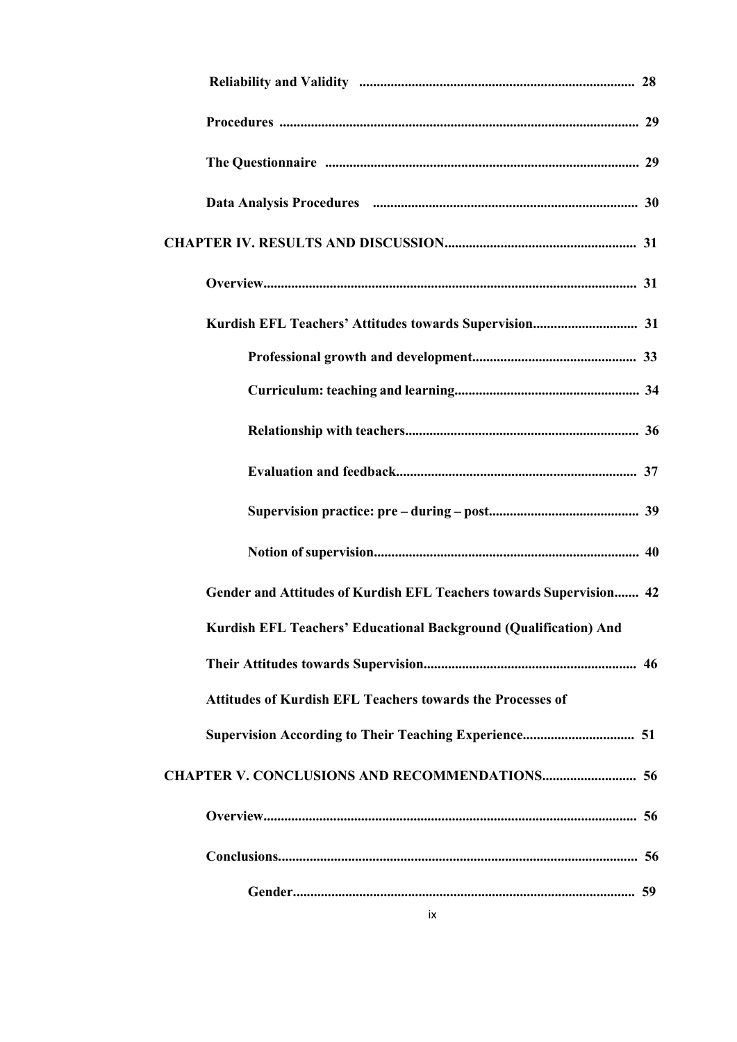Reliability and Validity ............................................................................... 28

Procedures ...................................................................................................... 29

The Questionnaire ......................................................................................... 29

Data Analysis Procedures ........................................................................... 30

**CHAPTER IV. RESULTS AND DISCUSSION** ...................................................... 31

Overview.......................................................................................................... 31

Kurdish EFL Teachers' Attitudes towards Supervision............................. 31

Professional growth and development............................................... 33

Curriculum: teaching and learning..................................................... 34

Relationship with teachers................................................................... 36

Evaluation and feedback..................................................................... 37

Supervision practice: pre – during – post........................................... 39

Notion of supervision............................................................................ 40

Gender and Attitudes of Kurdish EFL Teachers towards Supervision....... 42

Kurdish EFL Teachers' Educational Background (Qualification) And Their Attitudes towards Supervision............................................................. 46

Attitudes of Kurdish EFL Teachers towards the Processes of Supervision According to Their Teaching Experience................................ 51

**CHAPTER V. CONCLUSIONS AND RECOMMENDATIONS**........................... 56

Overview.......................................................................................................... 56

Conclusions...................................................................................................... 56

Gender................................................................................................. 59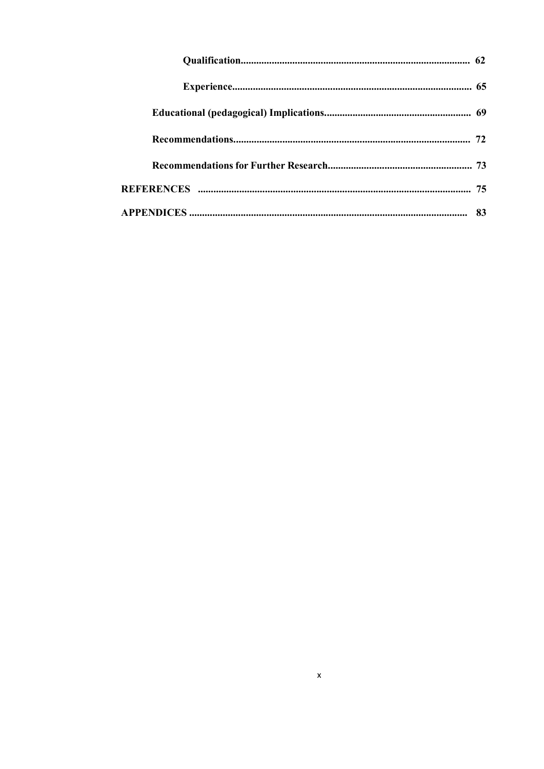**Qualification......................................................................................... 62**

**Experience............................................................................................ 65**

**Educational (pedagogical) Implications......................................................... 69**

**Recommendations........................................................................................... 72**

**Recommendations for Further Research........................................................ 73**

**REFERENCES .......................................................................................................... 75**

**APPENDICES ........................................................................................................... 83**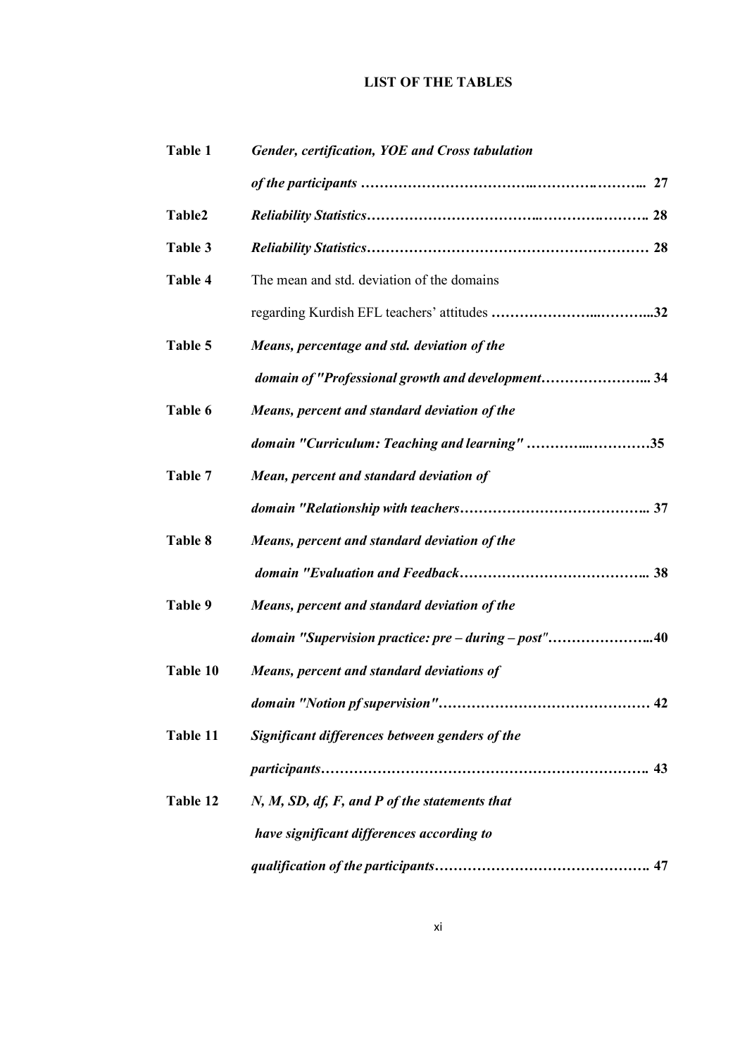# LIST OF THE TABLES

| | | |
|---|---|---|
| **Table 1** | ***Gender, certification, YOE and Cross tabulation of the participants*** | **27** |
| **Table2** | ***Reliability Statistics*** | **28** |
| **Table 3** | ***Reliability Statistics*** | **28** |
| **Table 4** | The mean and std. deviation of the domains regarding Kurdish EFL teachers' attitudes | **32** |
| **Table 5** | ***Means, percentage and std. deviation of the domain of "Professional growth and development*** | **34** |
| **Table 6** | ***Means, percent and standard deviation of the domain "Curriculum: Teaching and learning"*** | **35** |
| **Table 7** | ***Mean, percent and standard deviation of domain "Relationship with teachers*** | **37** |
| **Table 8** | ***Means, percent and standard deviation of the domain "Evaluation and Feedback*** | **38** |
| **Table 9** | ***Means, percent and standard deviation of the domain "Supervision practice: pre – during – post"*** | **40** |
| **Table 10** | ***Means, percent and standard deviations of domain "Notion pf supervision"*** | **42** |
| **Table 11** | ***Significant differences between genders of the participants*** | **43** |
| **Table 12** | ***N, M, SD, df, F, and P of the statements that have significant differences according to qualification of the participants*** | **47** |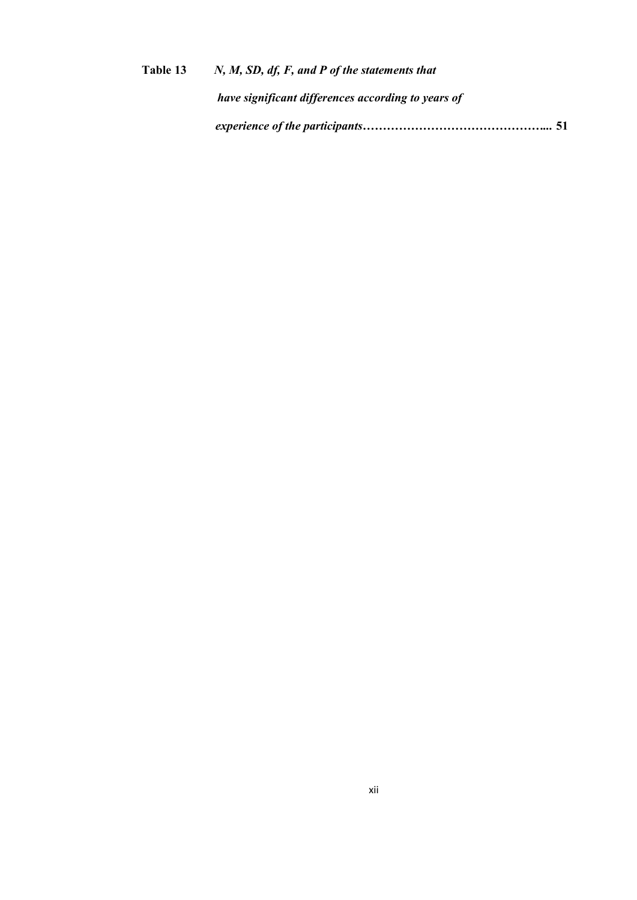**Table 13** ***N, M, SD, df, F, and P of the statements that have significant differences according to years of experience of the participants……………………………………... 51***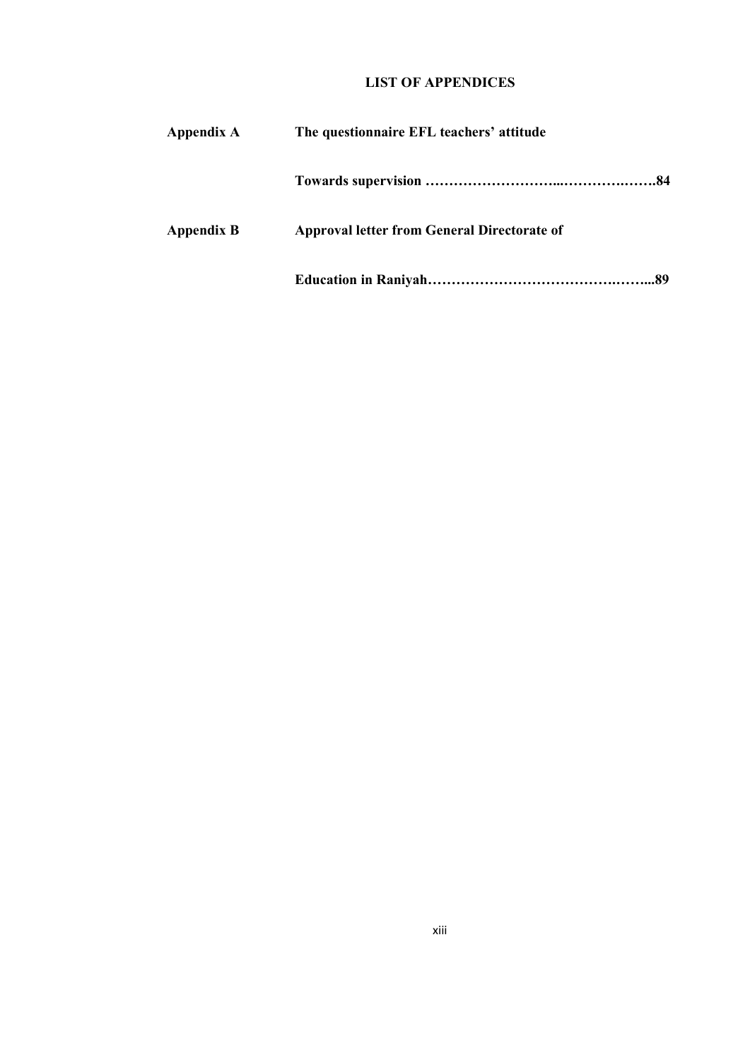## LIST OF APPENDICES

**Appendix A** **The questionnaire EFL teachers' attitude**

**Towards supervision ………………………...……………….…….84**

**Appendix B** **Approval letter from General Directorate of**

**Education in Raniyah………………………………….……...89**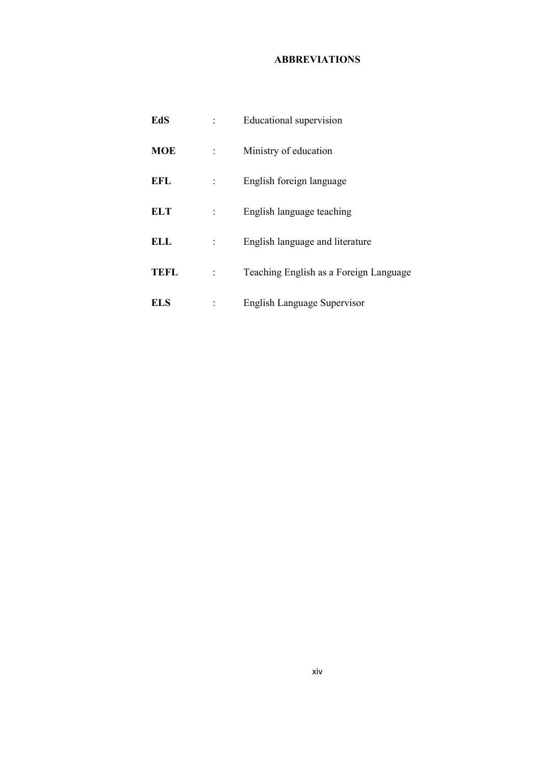# ABBREVIATIONS

**EdS** : Educational supervision

**MOE** : Ministry of education

**EFL** : English foreign language

**ELT** : English language teaching

**ELL** : English language and literature

**TEFL** : Teaching English as a Foreign Language

**ELS** : English Language Supervisor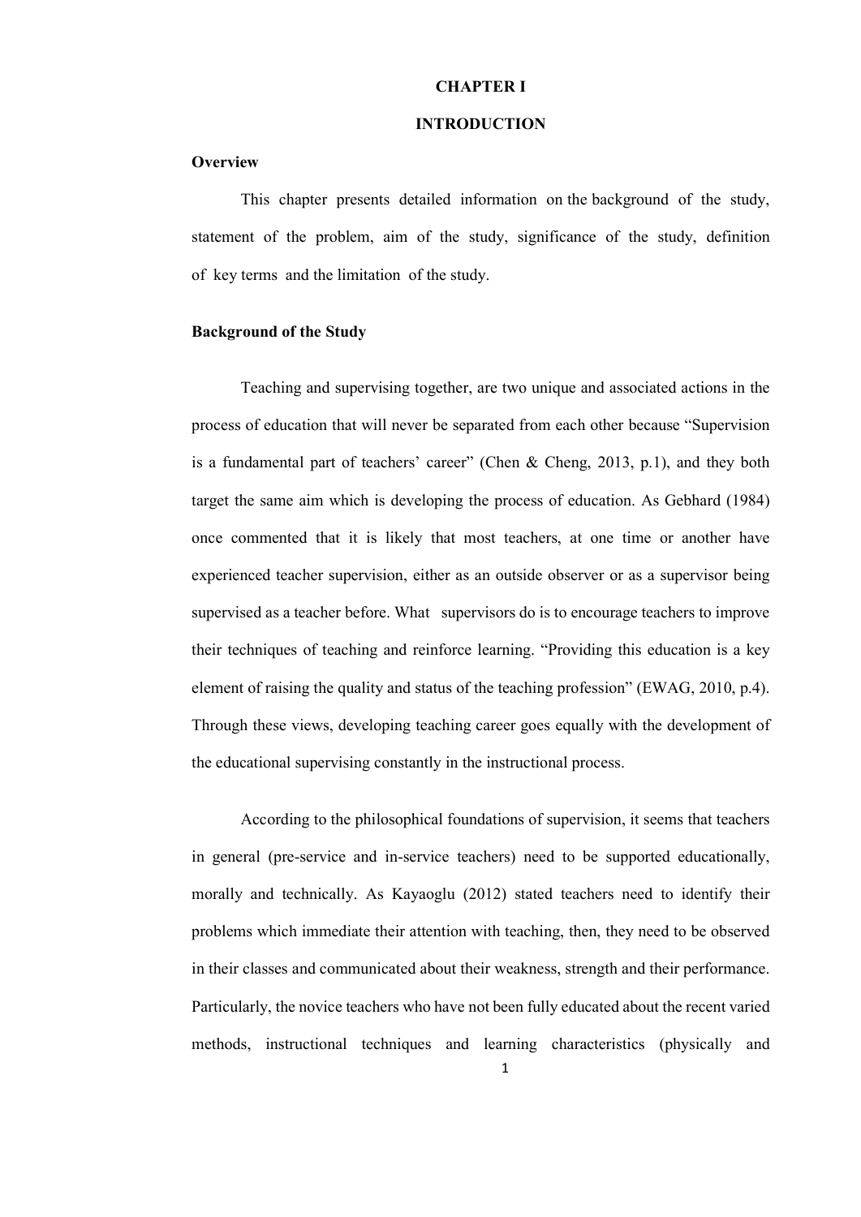# CHAPTER I

# INTRODUCTION

## Overview

This chapter presents detailed information on the background of the study, statement of the problem, aim of the study, significance of the study, definition of key terms and the limitation of the study.

## Background of the Study

Teaching and supervising together, are two unique and associated actions in the process of education that will never be separated from each other because "Supervision is a fundamental part of teachers' career" (Chen & Cheng, 2013, p.1), and they both target the same aim which is developing the process of education. As Gebhard (1984) once commented that it is likely that most teachers, at one time or another have experienced teacher supervision, either as an outside observer or as a supervisor being supervised as a teacher before. What supervisors do is to encourage teachers to improve their techniques of teaching and reinforce learning. "Providing this education is a key element of raising the quality and status of the teaching profession" (EWAG, 2010, p.4). Through these views, developing teaching career goes equally with the development of the educational supervising constantly in the instructional process.

According to the philosophical foundations of supervision, it seems that teachers in general (pre-service and in-service teachers) need to be supported educationally, morally and technically. As Kayaoglu (2012) stated teachers need to identify their problems which immediate their attention with teaching, then, they need to be observed in their classes and communicated about their weakness, strength and their performance. Particularly, the novice teachers who have not been fully educated about the recent varied methods, instructional techniques and learning characteristics (physically and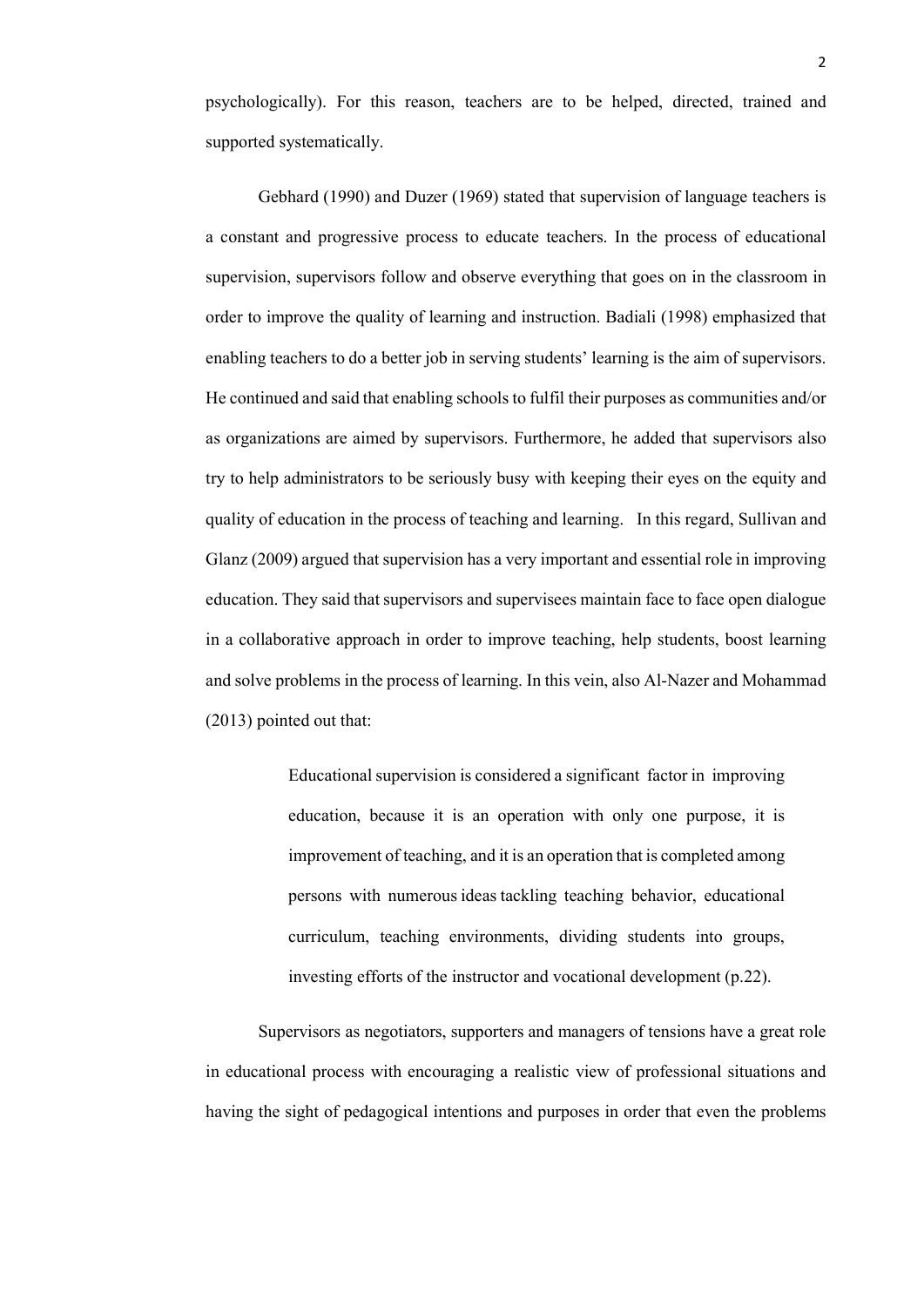psychologically). For this reason, teachers are to be helped, directed, trained and supported systematically.

Gebhard (1990) and Duzer (1969) stated that supervision of language teachers is a constant and progressive process to educate teachers. In the process of educational supervision, supervisors follow and observe everything that goes on in the classroom in order to improve the quality of learning and instruction. Badiali (1998) emphasized that enabling teachers to do a better job in serving students' learning is the aim of supervisors. He continued and said that enabling schools to fulfil their purposes as communities and/or as organizations are aimed by supervisors. Furthermore, he added that supervisors also try to help administrators to be seriously busy with keeping their eyes on the equity and quality of education in the process of teaching and learning. In this regard, Sullivan and Glanz (2009) argued that supervision has a very important and essential role in improving education. They said that supervisors and supervisees maintain face to face open dialogue in a collaborative approach in order to improve teaching, help students, boost learning and solve problems in the process of learning. In this vein, also Al-Nazer and Mohammad (2013) pointed out that:

> Educational supervision is considered a significant factor in improving education, because it is an operation with only one purpose, it is improvement of teaching, and it is an operation that is completed among persons with numerous ideas tackling teaching behavior, educational curriculum, teaching environments, dividing students into groups, investing efforts of the instructor and vocational development (p.22).

Supervisors as negotiators, supporters and managers of tensions have a great role in educational process with encouraging a realistic view of professional situations and having the sight of pedagogical intentions and purposes in order that even the problems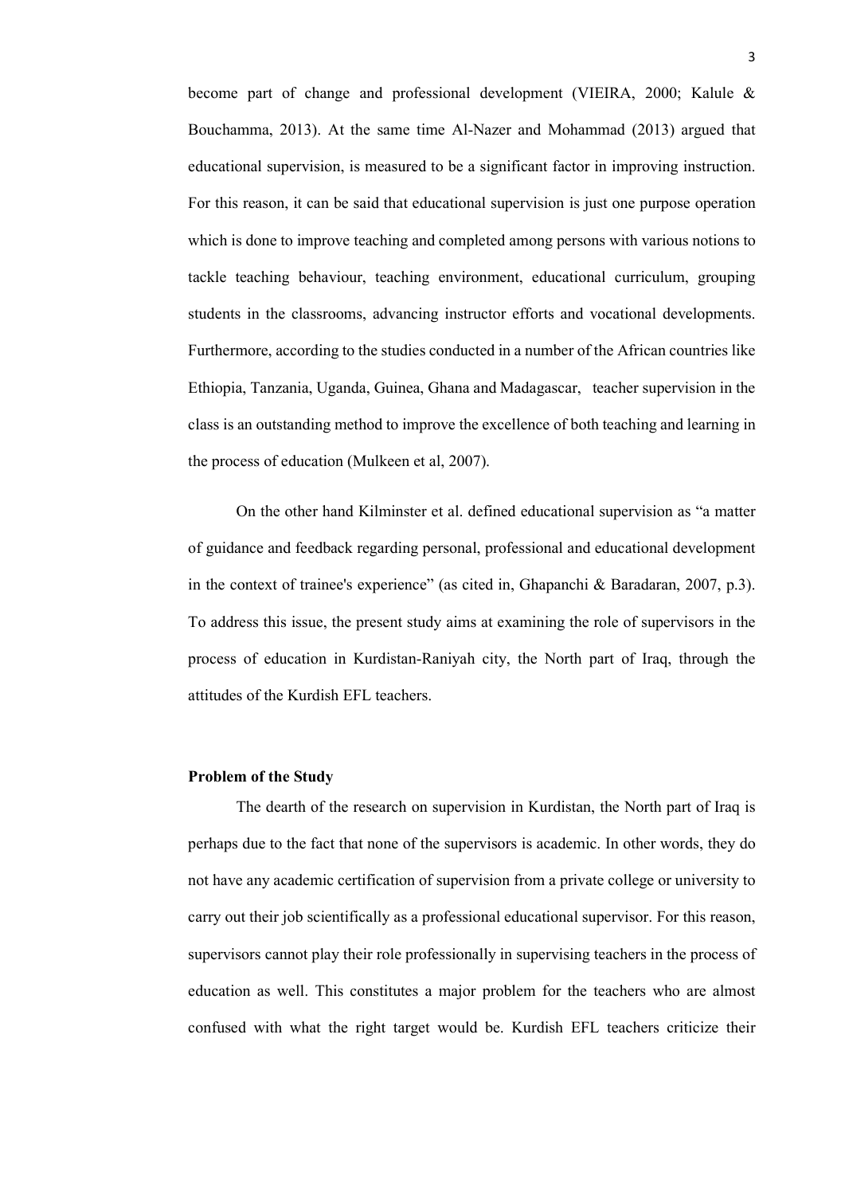become part of change and professional development (VIEIRA, 2000; Kalule & Bouchamma, 2013). At the same time Al-Nazer and Mohammad (2013) argued that educational supervision, is measured to be a significant factor in improving instruction. For this reason, it can be said that educational supervision is just one purpose operation which is done to improve teaching and completed among persons with various notions to tackle teaching behaviour, teaching environment, educational curriculum, grouping students in the classrooms, advancing instructor efforts and vocational developments. Furthermore, according to the studies conducted in a number of the African countries like Ethiopia, Tanzania, Uganda, Guinea, Ghana and Madagascar, teacher supervision in the class is an outstanding method to improve the excellence of both teaching and learning in the process of education (Mulkeen et al, 2007).

On the other hand Kilminster et al. defined educational supervision as "a matter of guidance and feedback regarding personal, professional and educational development in the context of trainee's experience" (as cited in, Ghapanchi & Baradaran, 2007, p.3). To address this issue, the present study aims at examining the role of supervisors in the process of education in Kurdistan-Raniyah city, the North part of Iraq, through the attitudes of the Kurdish EFL teachers.

**Problem of the Study**

The dearth of the research on supervision in Kurdistan, the North part of Iraq is perhaps due to the fact that none of the supervisors is academic. In other words, they do not have any academic certification of supervision from a private college or university to carry out their job scientifically as a professional educational supervisor. For this reason, supervisors cannot play their role professionally in supervising teachers in the process of education as well. This constitutes a major problem for the teachers who are almost confused with what the right target would be. Kurdish EFL teachers criticize their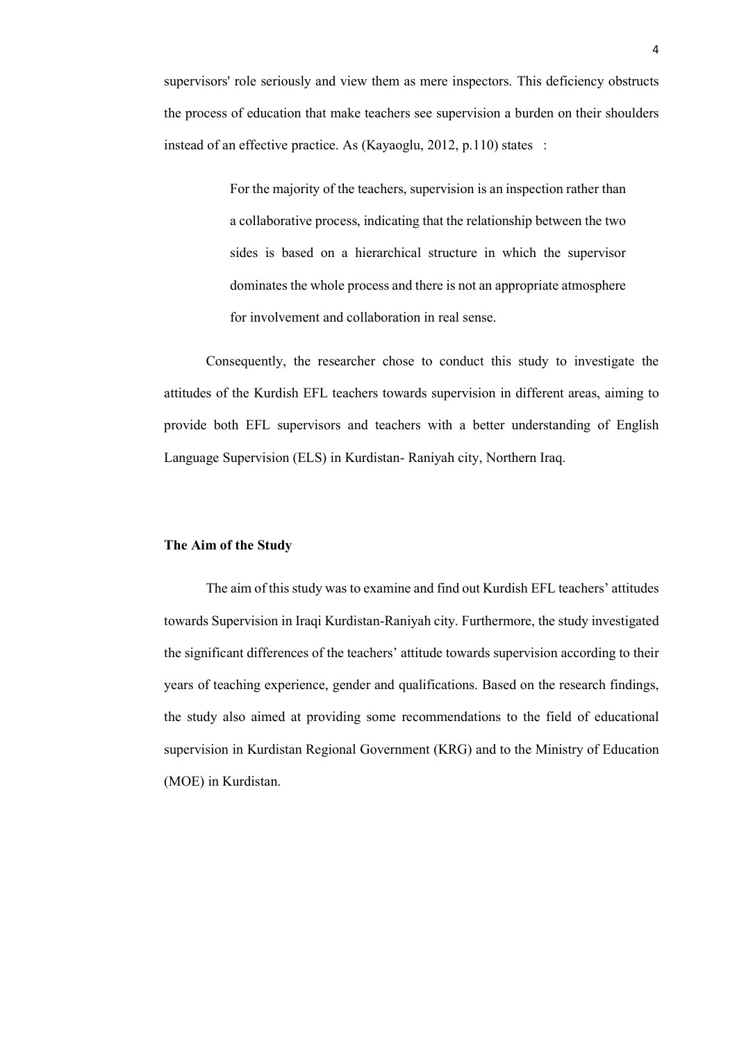supervisors' role seriously and view them as mere inspectors. This deficiency obstructs the process of education that make teachers see supervision a burden on their shoulders instead of an effective practice. As (Kayaoglu, 2012, p.110) states :

> For the majority of the teachers, supervision is an inspection rather than a collaborative process, indicating that the relationship between the two sides is based on a hierarchical structure in which the supervisor dominates the whole process and there is not an appropriate atmosphere for involvement and collaboration in real sense.

Consequently, the researcher chose to conduct this study to investigate the attitudes of the Kurdish EFL teachers towards supervision in different areas, aiming to provide both EFL supervisors and teachers with a better understanding of English Language Supervision (ELS) in Kurdistan- Raniyah city, Northern Iraq.

**The Aim of the Study**

The aim of this study was to examine and find out Kurdish EFL teachers' attitudes towards Supervision in Iraqi Kurdistan-Raniyah city. Furthermore, the study investigated the significant differences of the teachers' attitude towards supervision according to their years of teaching experience, gender and qualifications. Based on the research findings, the study also aimed at providing some recommendations to the field of educational supervision in Kurdistan Regional Government (KRG) and to the Ministry of Education (MOE) in Kurdistan.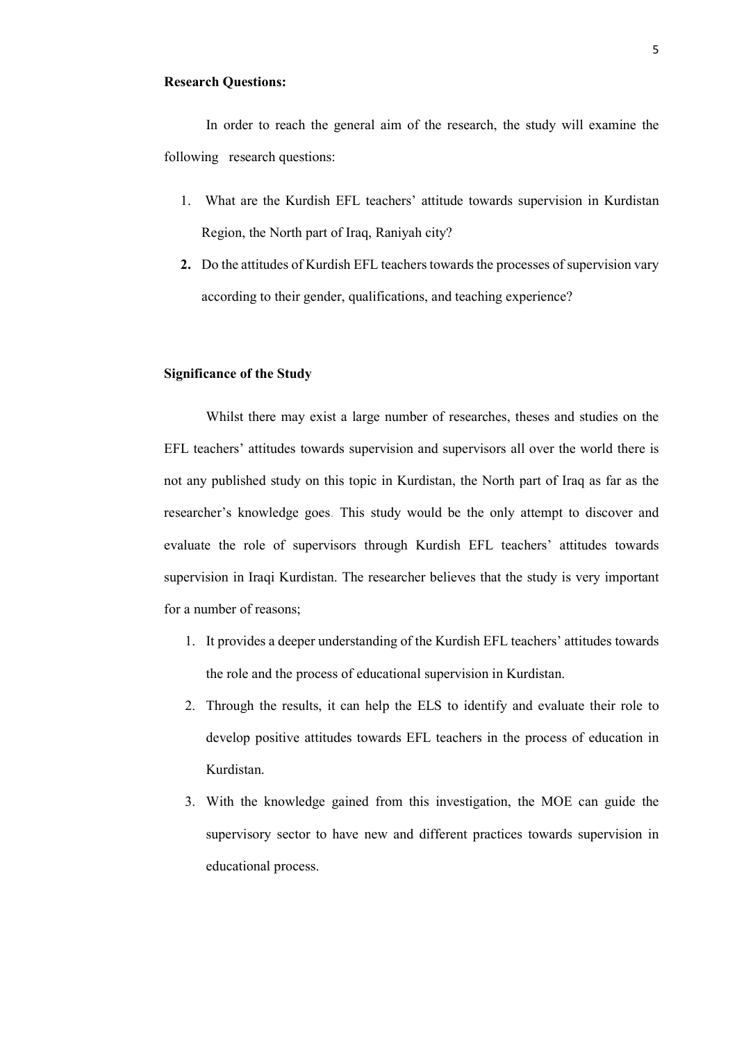**Research Questions:**

In order to reach the general aim of the research, the study will examine the following research questions:

1. What are the Kurdish EFL teachers' attitude towards supervision in Kurdistan Region, the North part of Iraq, Raniyah city?
2. Do the attitudes of Kurdish EFL teachers towards the processes of supervision vary according to their gender, qualifications, and teaching experience?

**Significance of the Study**

Whilst there may exist a large number of researches, theses and studies on the EFL teachers' attitudes towards supervision and supervisors all over the world there is not any published study on this topic in Kurdistan, the North part of Iraq as far as the researcher's knowledge goes. This study would be the only attempt to discover and evaluate the role of supervisors through Kurdish EFL teachers' attitudes towards supervision in Iraqi Kurdistan. The researcher believes that the study is very important for a number of reasons;

1. It provides a deeper understanding of the Kurdish EFL teachers' attitudes towards the role and the process of educational supervision in Kurdistan.
2. Through the results, it can help the ELS to identify and evaluate their role to develop positive attitudes towards EFL teachers in the process of education in Kurdistan.
3. With the knowledge gained from this investigation, the MOE can guide the supervisory sector to have new and different practices towards supervision in educational process.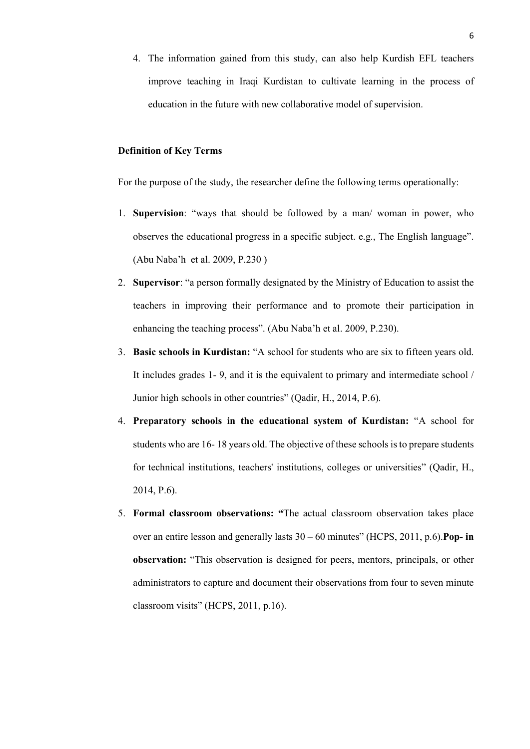4. The information gained from this study, can also help Kurdish EFL teachers improve teaching in Iraqi Kurdistan to cultivate learning in the process of education in the future with new collaborative model of supervision.

**Definition of Key Terms**

For the purpose of the study, the researcher define the following terms operationally:

1. **Supervision**: "ways that should be followed by a man/ woman in power, who observes the educational progress in a specific subject. e.g., The English language". (Abu Naba'h et al. 2009, P.230 )
2. **Supervisor**: "a person formally designated by the Ministry of Education to assist the teachers in improving their performance and to promote their participation in enhancing the teaching process". (Abu Naba'h et al. 2009, P.230).
3. **Basic schools in Kurdistan:** "A school for students who are six to fifteen years old. It includes grades 1- 9, and it is the equivalent to primary and intermediate school / Junior high schools in other countries" (Qadir, H., 2014, P.6).
4. **Preparatory schools in the educational system of Kurdistan:** "A school for students who are 16- 18 years old. The objective of these schools is to prepare students for technical institutions, teachers' institutions, colleges or universities" (Qadir, H., 2014, P.6).
5. **Formal classroom observations: "**The actual classroom observation takes place over an entire lesson and generally lasts 30 – 60 minutes" (HCPS, 2011, p.6).**Pop- in observation:** "This observation is designed for peers, mentors, principals, or other administrators to capture and document their observations from four to seven minute classroom visits" (HCPS, 2011, p.16).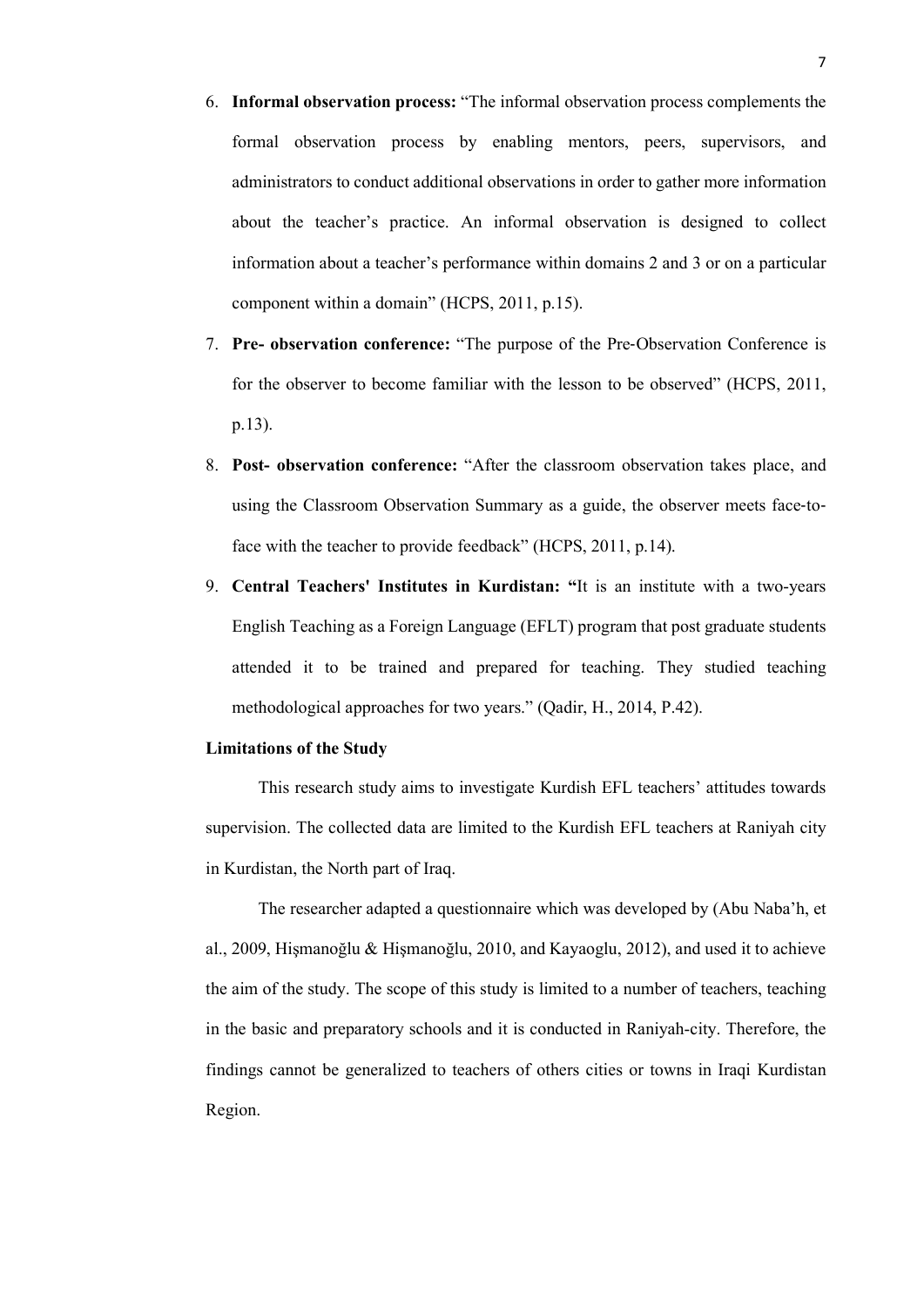6. **Informal observation process:** "The informal observation process complements the formal observation process by enabling mentors, peers, supervisors, and administrators to conduct additional observations in order to gather more information about the teacher's practice. An informal observation is designed to collect information about a teacher's performance within domains 2 and 3 or on a particular component within a domain" (HCPS, 2011, p.15).

7. **Pre- observation conference:** "The purpose of the Pre-Observation Conference is for the observer to become familiar with the lesson to be observed" (HCPS, 2011, p.13).

8. **Post- observation conference:** "After the classroom observation takes place, and using the Classroom Observation Summary as a guide, the observer meets face-to-face with the teacher to provide feedback" (HCPS, 2011, p.14).

9. **Central Teachers' Institutes in Kurdistan: "**It is an institute with a two-years English Teaching as a Foreign Language (EFLT) program that post graduate students attended it to be trained and prepared for teaching. They studied teaching methodological approaches for two years." (Qadir, H., 2014, P.42).

**Limitations of the Study**

This research study aims to investigate Kurdish EFL teachers' attitudes towards supervision. The collected data are limited to the Kurdish EFL teachers at Raniyah city in Kurdistan, the North part of Iraq.

The researcher adapted a questionnaire which was developed by (Abu Naba'h, et al., 2009, Hişmanoğlu & Hişmanoğlu, 2010, and Kayaoglu, 2012), and used it to achieve the aim of the study. The scope of this study is limited to a number of teachers, teaching in the basic and preparatory schools and it is conducted in Raniyah-city. Therefore, the findings cannot be generalized to teachers of others cities or towns in Iraqi Kurdistan Region.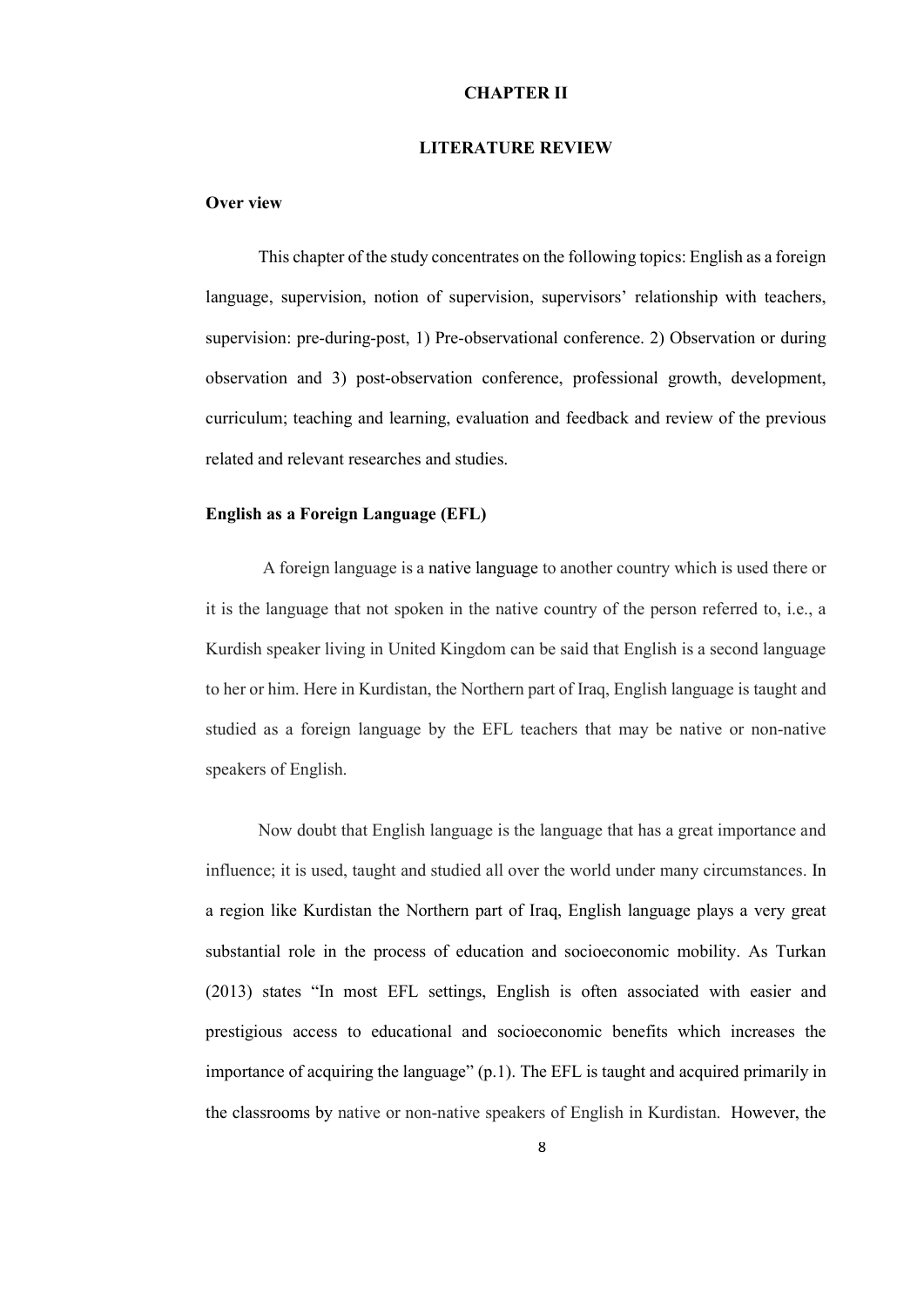# CHAPTER II

# LITERATURE REVIEW

## Over view

This chapter of the study concentrates on the following topics: English as a foreign language, supervision, notion of supervision, supervisors' relationship with teachers, supervision: pre-during-post, 1) Pre-observational conference. 2) Observation or during observation and 3) post-observation conference, professional growth, development, curriculum; teaching and learning, evaluation and feedback and review of the previous related and relevant researches and studies.

## English as a Foreign Language (EFL)

A foreign language is a native language to another country which is used there or it is the language that not spoken in the native country of the person referred to, i.e., a Kurdish speaker living in United Kingdom can be said that English is a second language to her or him. Here in Kurdistan, the Northern part of Iraq, English language is taught and studied as a foreign language by the EFL teachers that may be native or non-native speakers of English.

Now doubt that English language is the language that has a great importance and influence; it is used, taught and studied all over the world under many circumstances. In a region like Kurdistan the Northern part of Iraq, English language plays a very great substantial role in the process of education and socioeconomic mobility. As Turkan (2013) states "In most EFL settings, English is often associated with easier and prestigious access to educational and socioeconomic benefits which increases the importance of acquiring the language" (p.1). The EFL is taught and acquired primarily in the classrooms by native or non-native speakers of English in Kurdistan. However, the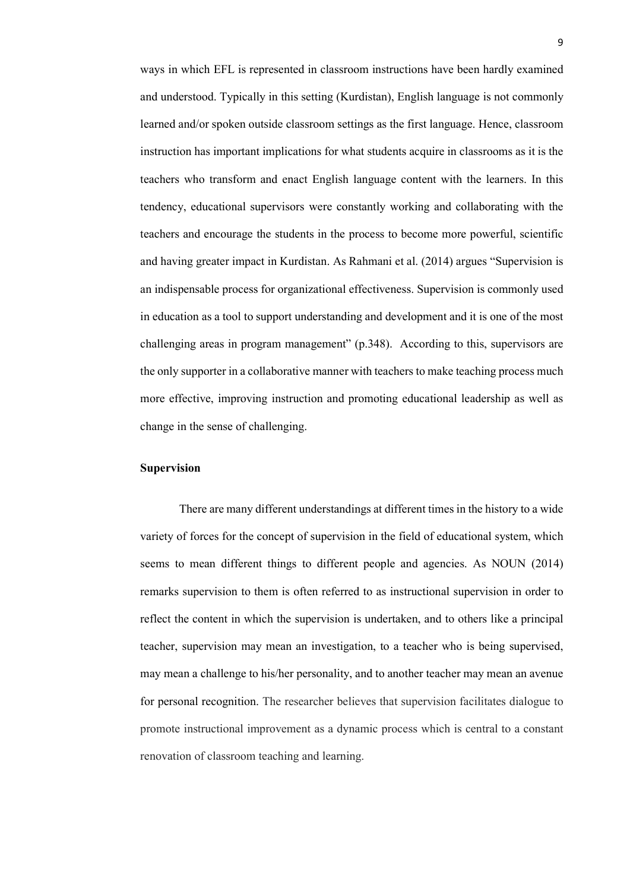ways in which EFL is represented in classroom instructions have been hardly examined and understood. Typically in this setting (Kurdistan), English language is not commonly learned and/or spoken outside classroom settings as the first language. Hence, classroom instruction has important implications for what students acquire in classrooms as it is the teachers who transform and enact English language content with the learners. In this tendency, educational supervisors were constantly working and collaborating with the teachers and encourage the students in the process to become more powerful, scientific and having greater impact in Kurdistan. As Rahmani et al. (2014) argues "Supervision is an indispensable process for organizational effectiveness. Supervision is commonly used in education as a tool to support understanding and development and it is one of the most challenging areas in program management" (p.348). According to this, supervisors are the only supporter in a collaborative manner with teachers to make teaching process much more effective, improving instruction and promoting educational leadership as well as change in the sense of challenging.

**Supervision**

There are many different understandings at different times in the history to a wide variety of forces for the concept of supervision in the field of educational system, which seems to mean different things to different people and agencies. As NOUN (2014) remarks supervision to them is often referred to as instructional supervision in order to reflect the content in which the supervision is undertaken, and to others like a principal teacher, supervision may mean an investigation, to a teacher who is being supervised, may mean a challenge to his/her personality, and to another teacher may mean an avenue for personal recognition. The researcher believes that supervision facilitates dialogue to promote instructional improvement as a dynamic process which is central to a constant renovation of classroom teaching and learning.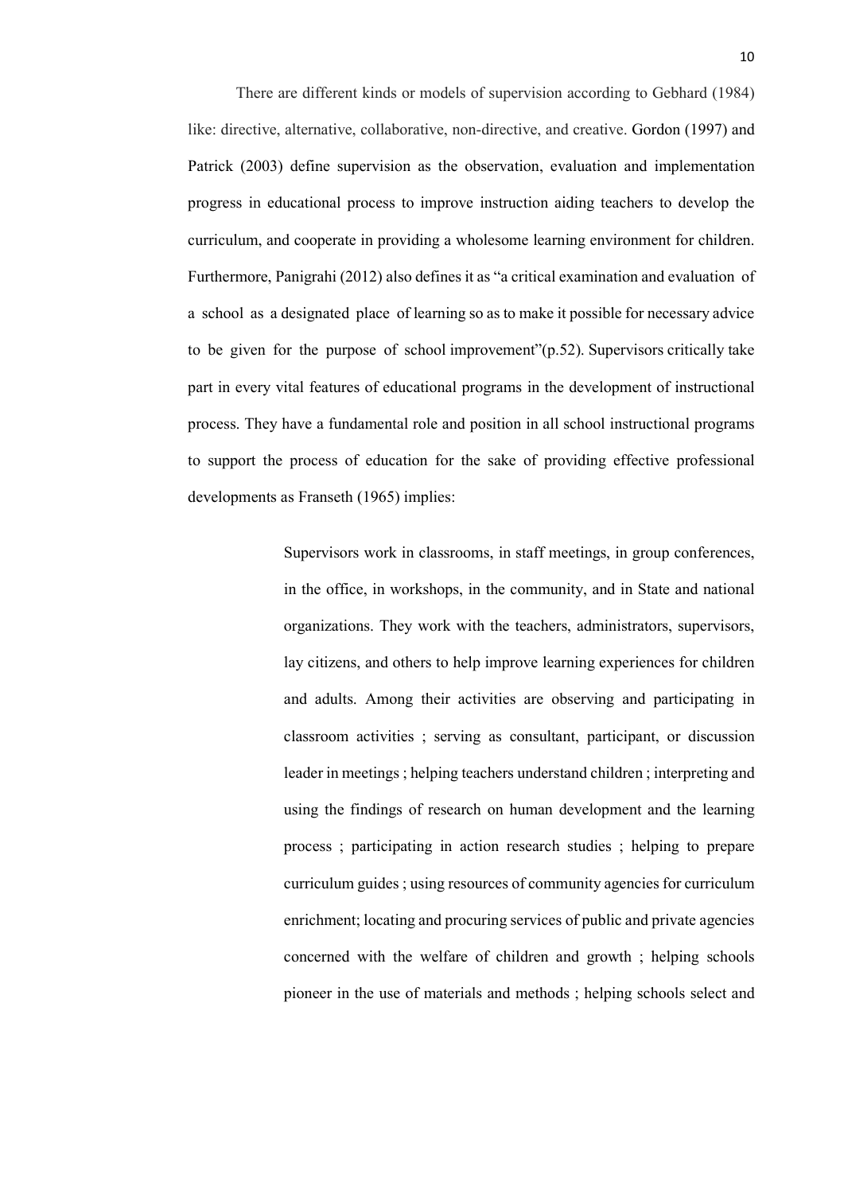There are different kinds or models of supervision according to Gebhard (1984) like: directive, alternative, collaborative, non-directive, and creative. Gordon (1997) and Patrick (2003) define supervision as the observation, evaluation and implementation progress in educational process to improve instruction aiding teachers to develop the curriculum, and cooperate in providing a wholesome learning environment for children. Furthermore, Panigrahi (2012) also defines it as "a critical examination and evaluation of a school as a designated place of learning so as to make it possible for necessary advice to be given for the purpose of school improvement"(p.52). Supervisors critically take part in every vital features of educational programs in the development of instructional process. They have a fundamental role and position in all school instructional programs to support the process of education for the sake of providing effective professional developments as Franseth (1965) implies:

> Supervisors work in classrooms, in staff meetings, in group conferences, in the office, in workshops, in the community, and in State and national organizations. They work with the teachers, administrators, supervisors, lay citizens, and others to help improve learning experiences for children and adults. Among their activities are observing and participating in classroom activities ; serving as consultant, participant, or discussion leader in meetings ; helping teachers understand children ; interpreting and using the findings of research on human development and the learning process ; participating in action research studies ; helping to prepare curriculum guides ; using resources of community agencies for curriculum enrichment; locating and procuring services of public and private agencies concerned with the welfare of children and growth ; helping schools pioneer in the use of materials and methods ; helping schools select and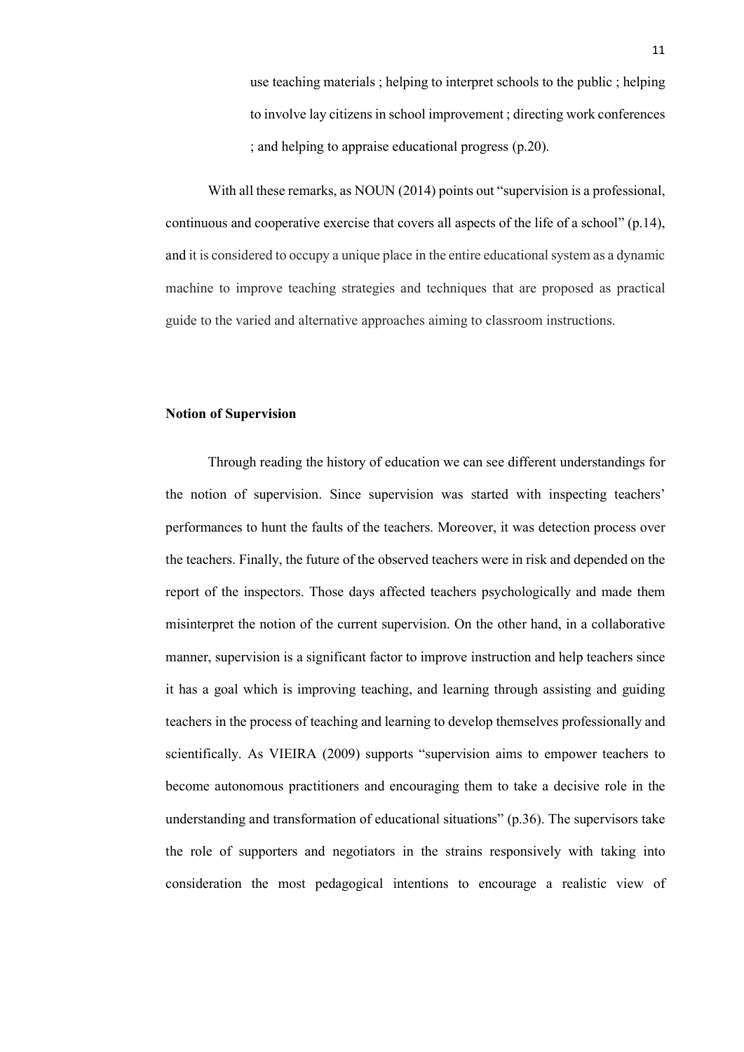> use teaching materials ; helping to interpret schools to the public ; helping to involve lay citizens in school improvement ; directing work conferences ; and helping to appraise educational progress (p.20).

With all these remarks, as NOUN (2014) points out "supervision is a professional, continuous and cooperative exercise that covers all aspects of the life of a school" (p.14), and it is considered to occupy a unique place in the entire educational system as a dynamic machine to improve teaching strategies and techniques that are proposed as practical guide to the varied and alternative approaches aiming to classroom instructions.

**Notion of Supervision**

Through reading the history of education we can see different understandings for the notion of supervision. Since supervision was started with inspecting teachers' performances to hunt the faults of the teachers. Moreover, it was detection process over the teachers. Finally, the future of the observed teachers were in risk and depended on the report of the inspectors. Those days affected teachers psychologically and made them misinterpret the notion of the current supervision. On the other hand, in a collaborative manner, supervision is a significant factor to improve instruction and help teachers since it has a goal which is improving teaching, and learning through assisting and guiding teachers in the process of teaching and learning to develop themselves professionally and scientifically. As VIEIRA (2009) supports "supervision aims to empower teachers to become autonomous practitioners and encouraging them to take a decisive role in the understanding and transformation of educational situations" (p.36). The supervisors take the role of supporters and negotiators in the strains responsively with taking into consideration the most pedagogical intentions to encourage a realistic view of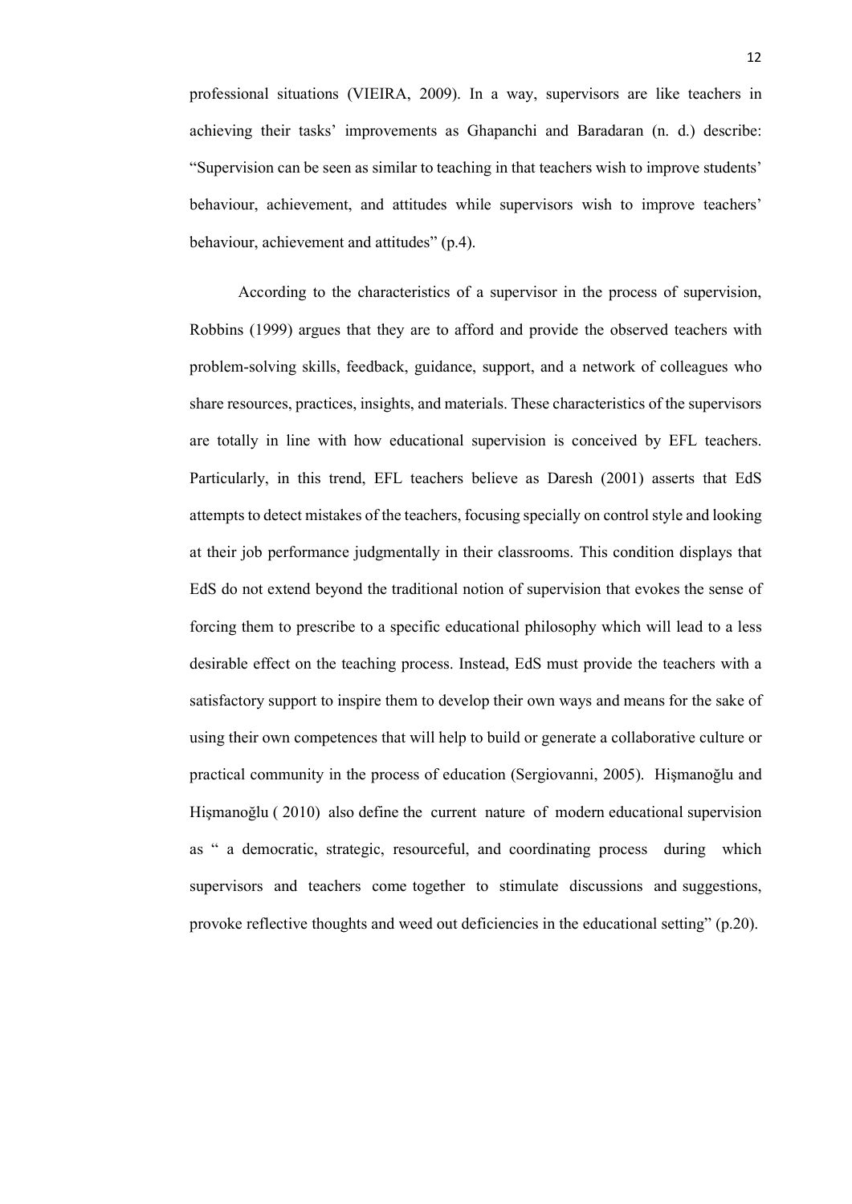professional situations (VIEIRA, 2009). In a way, supervisors are like teachers in achieving their tasks' improvements as Ghapanchi and Baradaran (n. d.) describe: "Supervision can be seen as similar to teaching in that teachers wish to improve students' behaviour, achievement, and attitudes while supervisors wish to improve teachers' behaviour, achievement and attitudes" (p.4).

According to the characteristics of a supervisor in the process of supervision, Robbins (1999) argues that they are to afford and provide the observed teachers with problem-solving skills, feedback, guidance, support, and a network of colleagues who share resources, practices, insights, and materials. These characteristics of the supervisors are totally in line with how educational supervision is conceived by EFL teachers. Particularly, in this trend, EFL teachers believe as Daresh (2001) asserts that EdS attempts to detect mistakes of the teachers, focusing specially on control style and looking at their job performance judgmentally in their classrooms. This condition displays that EdS do not extend beyond the traditional notion of supervision that evokes the sense of forcing them to prescribe to a specific educational philosophy which will lead to a less desirable effect on the teaching process. Instead, EdS must provide the teachers with a satisfactory support to inspire them to develop their own ways and means for the sake of using their own competences that will help to build or generate a collaborative culture or practical community in the process of education (Sergiovanni, 2005). Hişmanoğlu and Hişmanoğlu ( 2010) also define the current nature of modern educational supervision as " a democratic, strategic, resourceful, and coordinating process during which supervisors and teachers come together to stimulate discussions and suggestions, provoke reflective thoughts and weed out deficiencies in the educational setting" (p.20).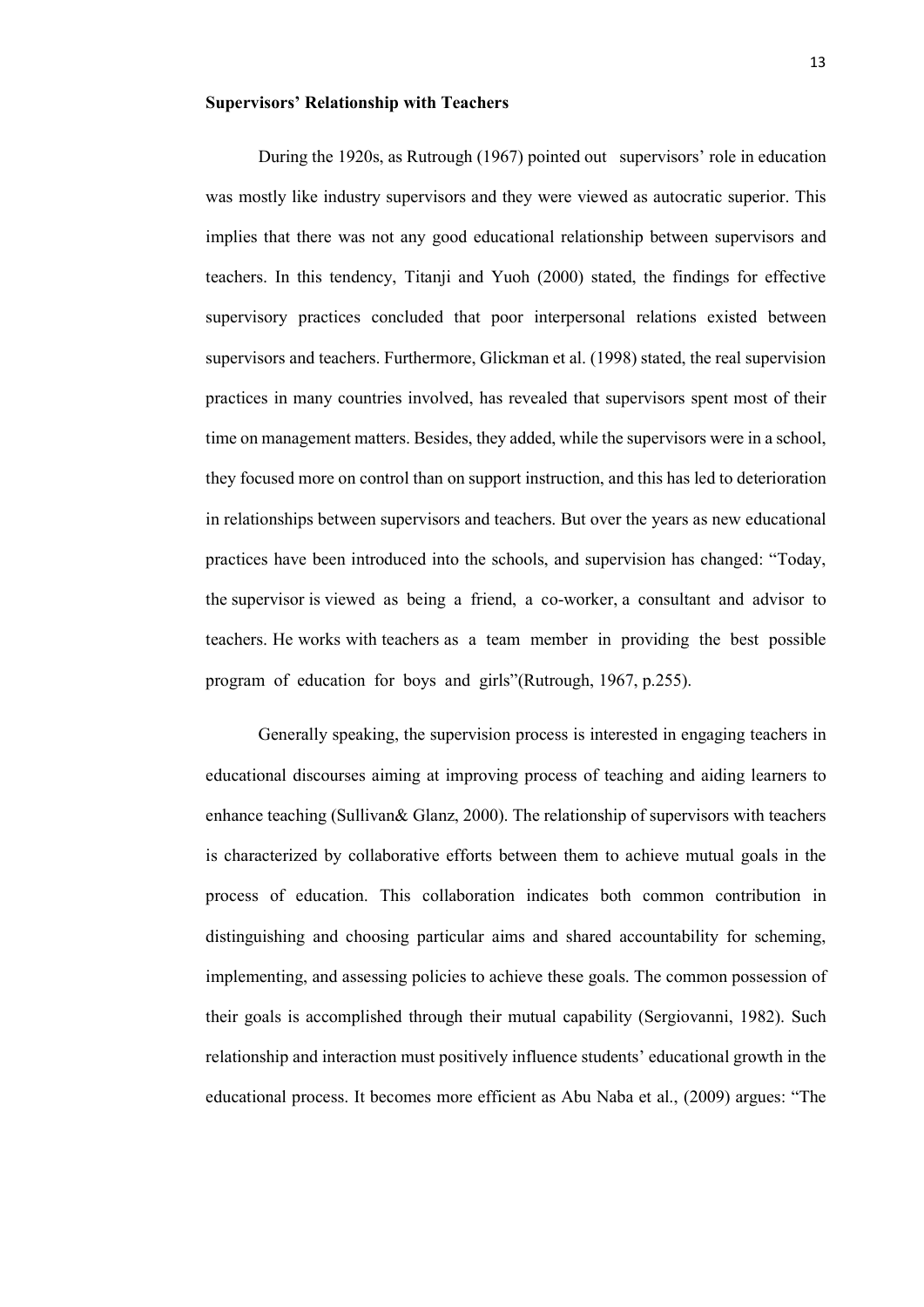**Supervisors' Relationship with Teachers**

During the 1920s, as Rutrough (1967) pointed out supervisors' role in education was mostly like industry supervisors and they were viewed as autocratic superior. This implies that there was not any good educational relationship between supervisors and teachers. In this tendency, Titanji and Yuoh (2000) stated, the findings for effective supervisory practices concluded that poor interpersonal relations existed between supervisors and teachers. Furthermore, Glickman et al. (1998) stated, the real supervision practices in many countries involved, has revealed that supervisors spent most of their time on management matters. Besides, they added, while the supervisors were in a school, they focused more on control than on support instruction, and this has led to deterioration in relationships between supervisors and teachers. But over the years as new educational practices have been introduced into the schools, and supervision has changed: "Today, the supervisor is viewed as being a friend, a co-worker, a consultant and advisor to teachers. He works with teachers as a team member in providing the best possible program of education for boys and girls"(Rutrough, 1967, p.255).

Generally speaking, the supervision process is interested in engaging teachers in educational discourses aiming at improving process of teaching and aiding learners to enhance teaching (Sullivan& Glanz, 2000). The relationship of supervisors with teachers is characterized by collaborative efforts between them to achieve mutual goals in the process of education. This collaboration indicates both common contribution in distinguishing and choosing particular aims and shared accountability for scheming, implementing, and assessing policies to achieve these goals. The common possession of their goals is accomplished through their mutual capability (Sergiovanni, 1982). Such relationship and interaction must positively influence students' educational growth in the educational process. It becomes more efficient as Abu Naba et al., (2009) argues: "The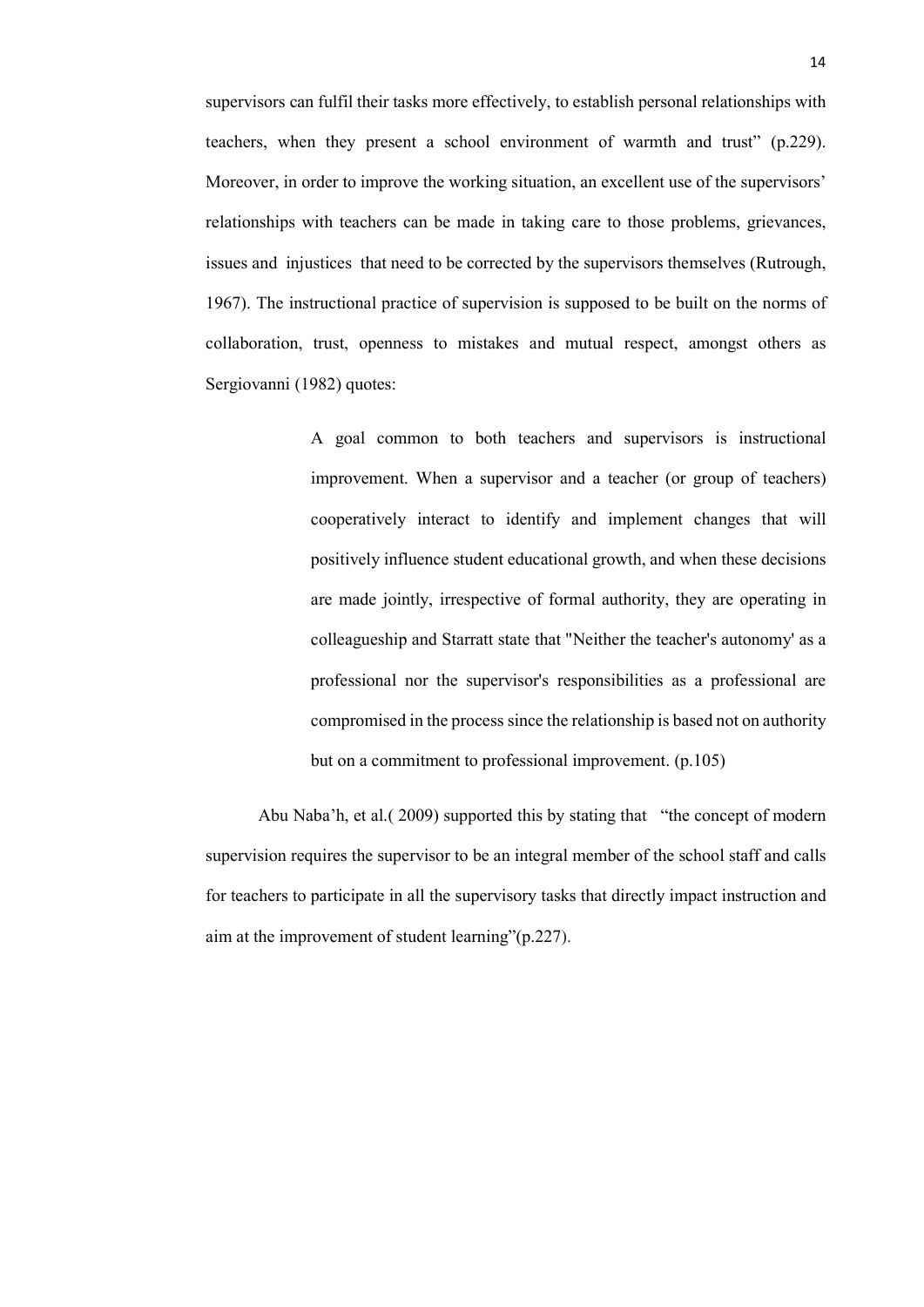supervisors can fulfil their tasks more effectively, to establish personal relationships with teachers, when they present a school environment of warmth and trust" (p.229). Moreover, in order to improve the working situation, an excellent use of the supervisors' relationships with teachers can be made in taking care to those problems, grievances, issues and injustices that need to be corrected by the supervisors themselves (Rutrough, 1967). The instructional practice of supervision is supposed to be built on the norms of collaboration, trust, openness to mistakes and mutual respect, amongst others as Sergiovanni (1982) quotes:

> A goal common to both teachers and supervisors is instructional improvement. When a supervisor and a teacher (or group of teachers) cooperatively interact to identify and implement changes that will positively influence student educational growth, and when these decisions are made jointly, irrespective of formal authority, they are operating in colleagueship and Starratt state that "Neither the teacher's autonomy' as a professional nor the supervisor's responsibilities as a professional are compromised in the process since the relationship is based not on authority but on a commitment to professional improvement. (p.105)

Abu Naba'h, et al.( 2009) supported this by stating that "the concept of modern supervision requires the supervisor to be an integral member of the school staff and calls for teachers to participate in all the supervisory tasks that directly impact instruction and aim at the improvement of student learning"(p.227).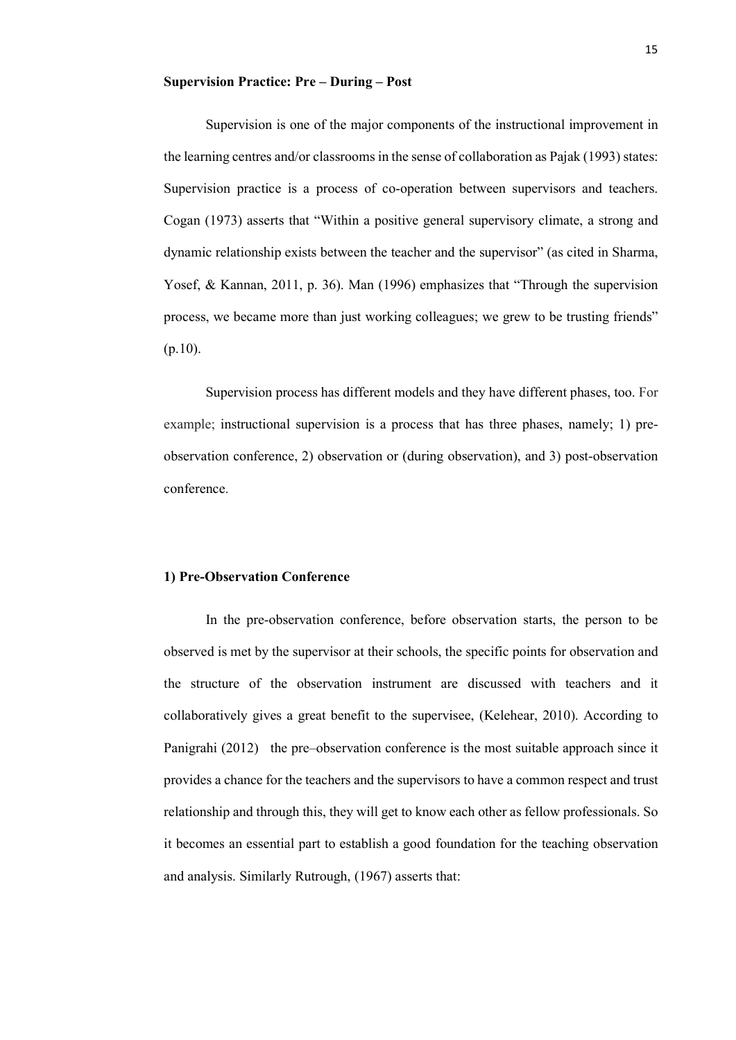**Supervision Practice: Pre – During – Post**

Supervision is one of the major components of the instructional improvement in the learning centres and/or classrooms in the sense of collaboration as Pajak (1993) states: Supervision practice is a process of co-operation between supervisors and teachers. Cogan (1973) asserts that "Within a positive general supervisory climate, a strong and dynamic relationship exists between the teacher and the supervisor" (as cited in Sharma, Yosef, & Kannan, 2011, p. 36). Man (1996) emphasizes that "Through the supervision process, we became more than just working colleagues; we grew to be trusting friends" (p.10).

Supervision process has different models and they have different phases, too. For example; instructional supervision is a process that has three phases, namely; 1) pre-observation conference, 2) observation or (during observation), and 3) post-observation conference.

**1) Pre-Observation Conference**

In the pre-observation conference, before observation starts, the person to be observed is met by the supervisor at their schools, the specific points for observation and the structure of the observation instrument are discussed with teachers and it collaboratively gives a great benefit to the supervisee, (Kelehear, 2010). According to Panigrahi (2012) the pre–observation conference is the most suitable approach since it provides a chance for the teachers and the supervisors to have a common respect and trust relationship and through this, they will get to know each other as fellow professionals. So it becomes an essential part to establish a good foundation for the teaching observation and analysis. Similarly Rutrough, (1967) asserts that: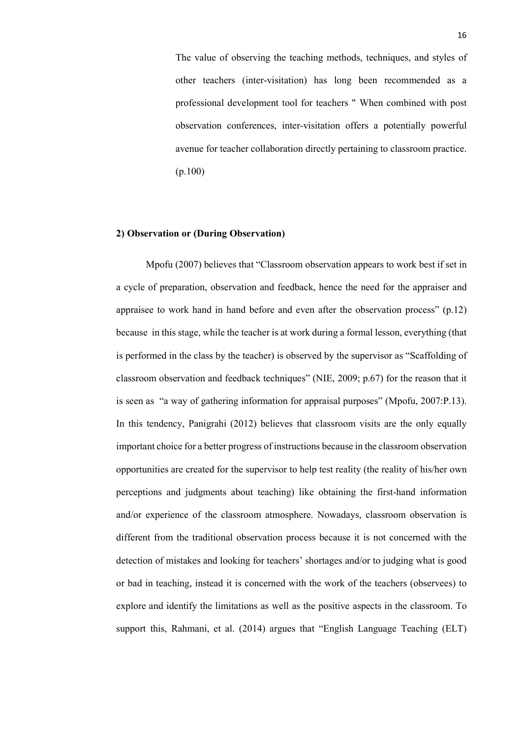> The value of observing the teaching methods, techniques, and styles of other teachers (inter-visitation) has long been recommended as a professional development tool for teachers " When combined with post observation conferences, inter-visitation offers a potentially powerful avenue for teacher collaboration directly pertaining to classroom practice. (p.100)

**2) Observation or (During Observation)**

Mpofu (2007) believes that "Classroom observation appears to work best if set in a cycle of preparation, observation and feedback, hence the need for the appraiser and appraisee to work hand in hand before and even after the observation process" (p.12) because in this stage, while the teacher is at work during a formal lesson, everything (that is performed in the class by the teacher) is observed by the supervisor as "Scaffolding of classroom observation and feedback techniques" (NIE, 2009; p.67) for the reason that it is seen as "a way of gathering information for appraisal purposes" (Mpofu, 2007:P.13). In this tendency, Panigrahi (2012) believes that classroom visits are the only equally important choice for a better progress of instructions because in the classroom observation opportunities are created for the supervisor to help test reality (the reality of his/her own perceptions and judgments about teaching) like obtaining the first-hand information and/or experience of the classroom atmosphere. Nowadays, classroom observation is different from the traditional observation process because it is not concerned with the detection of mistakes and looking for teachers' shortages and/or to judging what is good or bad in teaching, instead it is concerned with the work of the teachers (observees) to explore and identify the limitations as well as the positive aspects in the classroom. To support this, Rahmani, et al. (2014) argues that "English Language Teaching (ELT)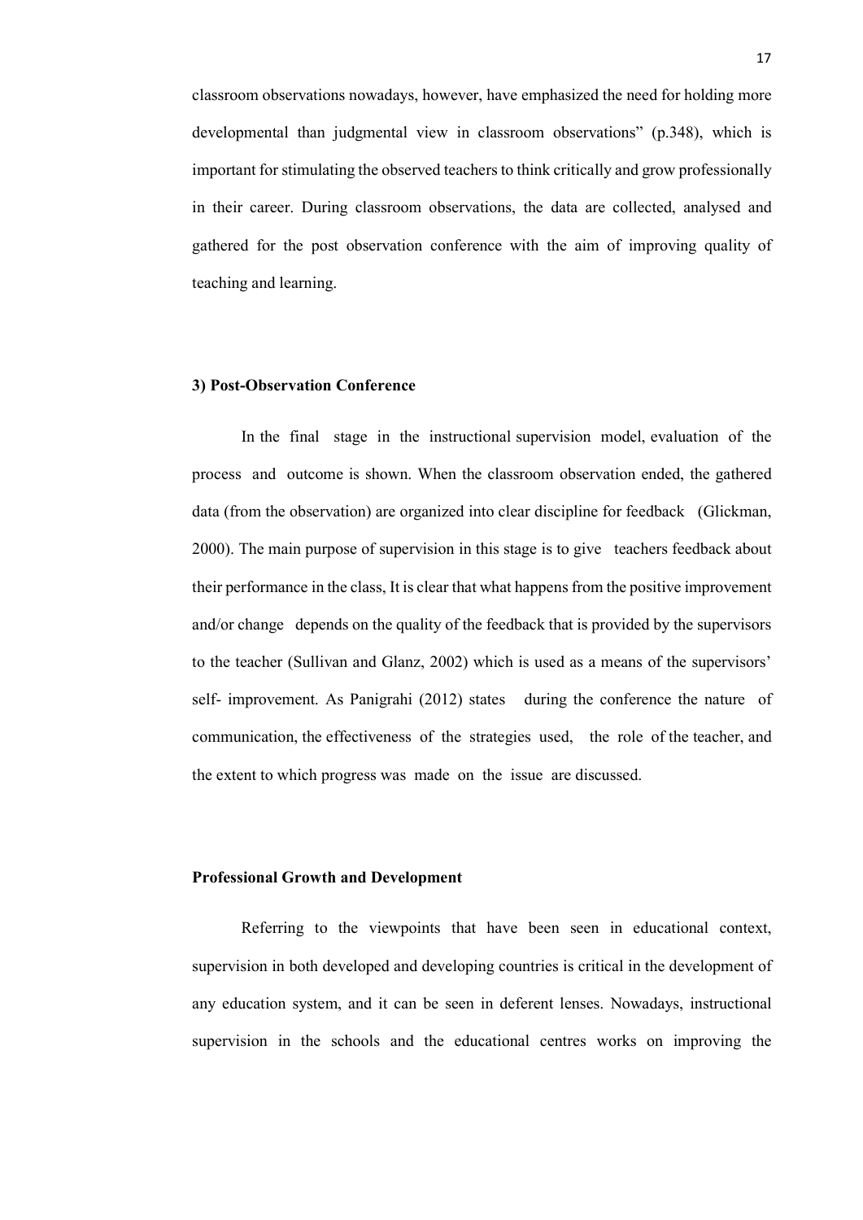classroom observations nowadays, however, have emphasized the need for holding more developmental than judgmental view in classroom observations" (p.348), which is important for stimulating the observed teachers to think critically and grow professionally in their career. During classroom observations, the data are collected, analysed and gathered for the post observation conference with the aim of improving quality of teaching and learning.

**3) Post-Observation Conference**

In the final stage in the instructional supervision model, evaluation of the process and outcome is shown. When the classroom observation ended, the gathered data (from the observation) are organized into clear discipline for feedback (Glickman, 2000). The main purpose of supervision in this stage is to give teachers feedback about their performance in the class, It is clear that what happens from the positive improvement and/or change depends on the quality of the feedback that is provided by the supervisors to the teacher (Sullivan and Glanz, 2002) which is used as a means of the supervisors' self- improvement. As Panigrahi (2012) states during the conference the nature of communication, the effectiveness of the strategies used, the role of the teacher, and the extent to which progress was made on the issue are discussed.

**Professional Growth and Development**

Referring to the viewpoints that have been seen in educational context, supervision in both developed and developing countries is critical in the development of any education system, and it can be seen in deferent lenses. Nowadays, instructional supervision in the schools and the educational centres works on improving the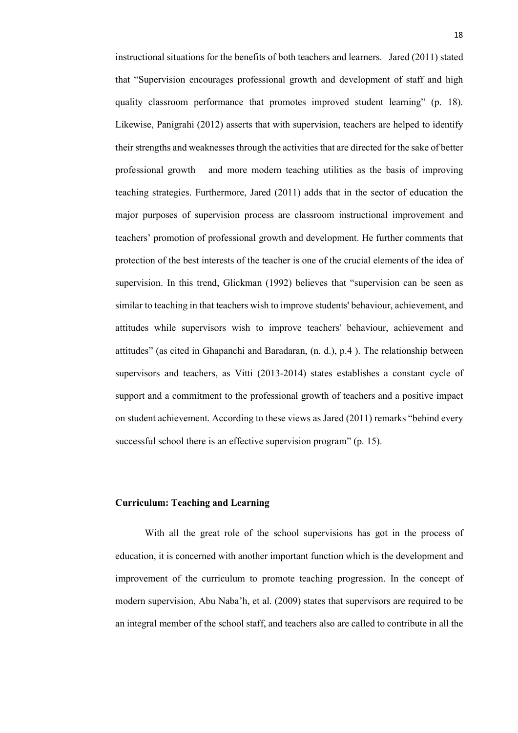instructional situations for the benefits of both teachers and learners. Jared (2011) stated that "Supervision encourages professional growth and development of staff and high quality classroom performance that promotes improved student learning" (p. 18). Likewise, Panigrahi (2012) asserts that with supervision, teachers are helped to identify their strengths and weaknesses through the activities that are directed for the sake of better professional growth and more modern teaching utilities as the basis of improving teaching strategies. Furthermore, Jared (2011) adds that in the sector of education the major purposes of supervision process are classroom instructional improvement and teachers' promotion of professional growth and development. He further comments that protection of the best interests of the teacher is one of the crucial elements of the idea of supervision. In this trend, Glickman (1992) believes that "supervision can be seen as similar to teaching in that teachers wish to improve students' behaviour, achievement, and attitudes while supervisors wish to improve teachers' behaviour, achievement and attitudes" (as cited in Ghapanchi and Baradaran, (n. d.), p.4 ). The relationship between supervisors and teachers, as Vitti (2013-2014) states establishes a constant cycle of support and a commitment to the professional growth of teachers and a positive impact on student achievement. According to these views as Jared (2011) remarks "behind every successful school there is an effective supervision program" (p. 15).

**Curriculum: Teaching and Learning**

With all the great role of the school supervisions has got in the process of education, it is concerned with another important function which is the development and improvement of the curriculum to promote teaching progression. In the concept of modern supervision, Abu Naba'h, et al. (2009) states that supervisors are required to be an integral member of the school staff, and teachers also are called to contribute in all the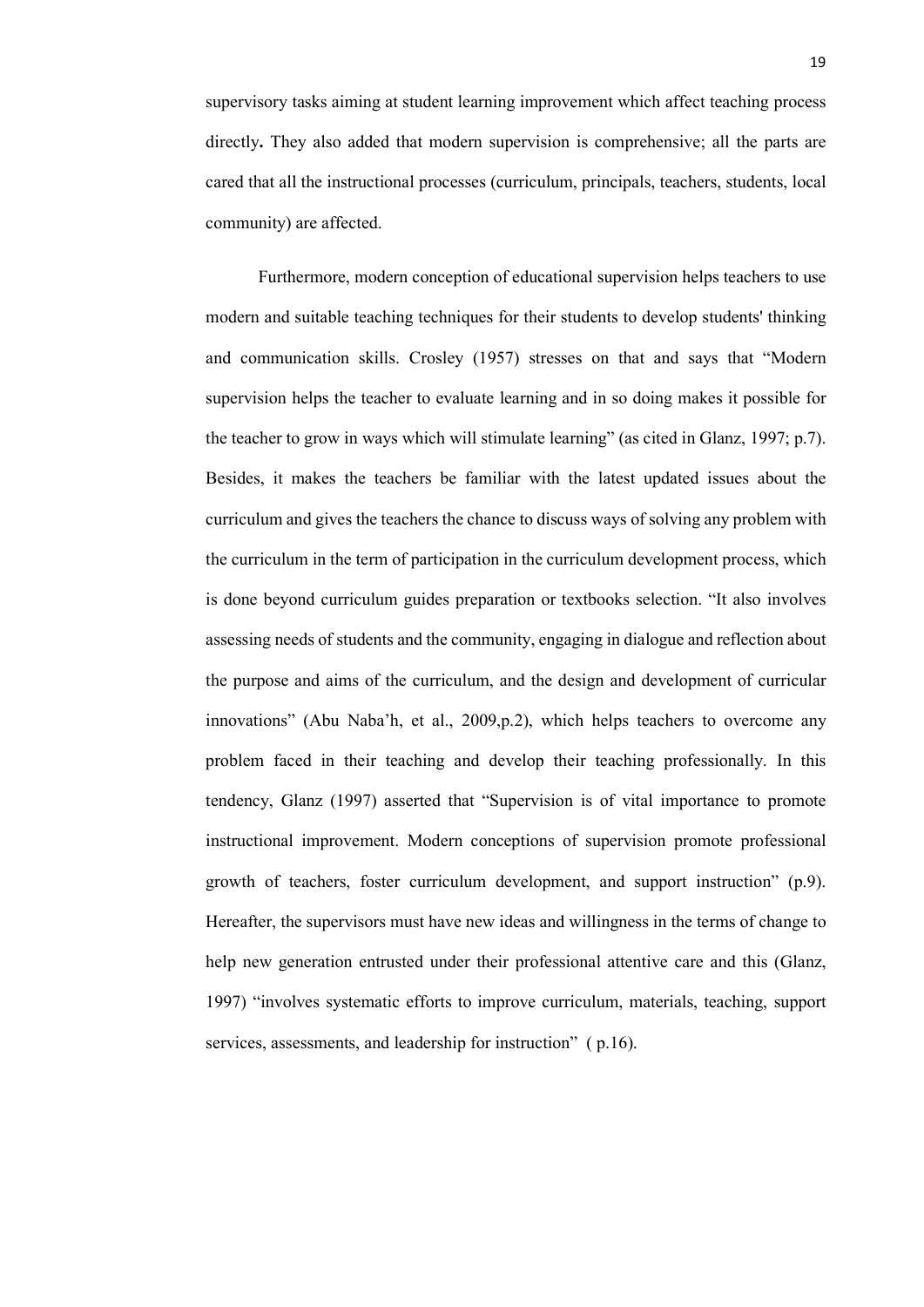supervisory tasks aiming at student learning improvement which affect teaching process directly**.** They also added that modern supervision is comprehensive; all the parts are cared that all the instructional processes (curriculum, principals, teachers, students, local community) are affected.

Furthermore, modern conception of educational supervision helps teachers to use modern and suitable teaching techniques for their students to develop students' thinking and communication skills. Crosley (1957) stresses on that and says that "Modern supervision helps the teacher to evaluate learning and in so doing makes it possible for the teacher to grow in ways which will stimulate learning" (as cited in Glanz, 1997; p.7). Besides, it makes the teachers be familiar with the latest updated issues about the curriculum and gives the teachers the chance to discuss ways of solving any problem with the curriculum in the term of participation in the curriculum development process, which is done beyond curriculum guides preparation or textbooks selection. "It also involves assessing needs of students and the community, engaging in dialogue and reflection about the purpose and aims of the curriculum, and the design and development of curricular innovations" (Abu Naba'h, et al., 2009,p.2), which helps teachers to overcome any problem faced in their teaching and develop their teaching professionally. In this tendency, Glanz (1997) asserted that "Supervision is of vital importance to promote instructional improvement. Modern conceptions of supervision promote professional growth of teachers, foster curriculum development, and support instruction" (p.9). Hereafter, the supervisors must have new ideas and willingness in the terms of change to help new generation entrusted under their professional attentive care and this (Glanz, 1997) "involves systematic efforts to improve curriculum, materials, teaching, support services, assessments, and leadership for instruction" ( p.16).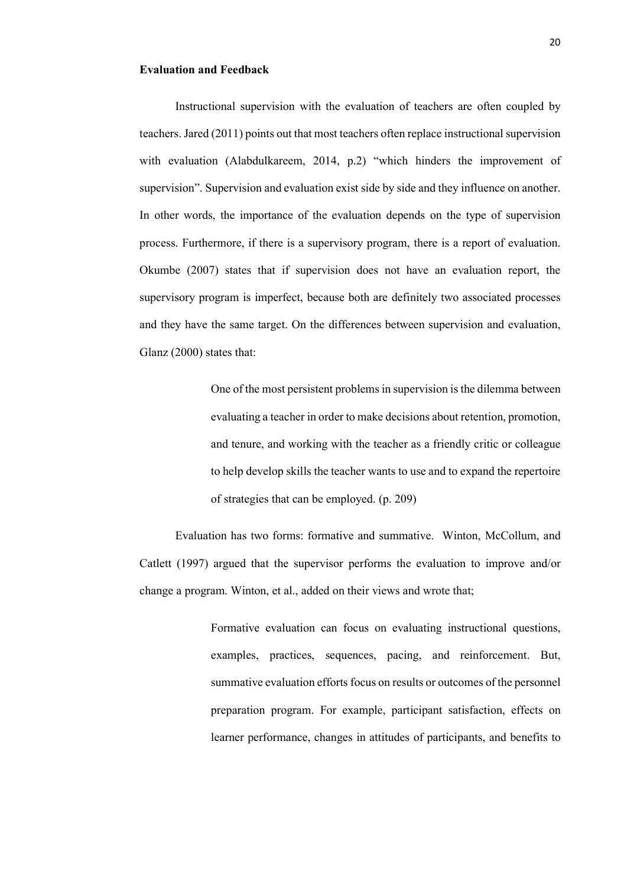**Evaluation and Feedback**

Instructional supervision with the evaluation of teachers are often coupled by teachers. Jared (2011) points out that most teachers often replace instructional supervision with evaluation (Alabdulkareem, 2014, p.2) “which hinders the improvement of supervision”. Supervision and evaluation exist side by side and they influence on another. In other words, the importance of the evaluation depends on the type of supervision process. Furthermore, if there is a supervisory program, there is a report of evaluation. Okumbe (2007) states that if supervision does not have an evaluation report, the supervisory program is imperfect, because both are definitely two associated processes and they have the same target. On the differences between supervision and evaluation, Glanz (2000) states that:

> One of the most persistent problems in supervision is the dilemma between evaluating a teacher in order to make decisions about retention, promotion, and tenure, and working with the teacher as a friendly critic or colleague to help develop skills the teacher wants to use and to expand the repertoire of strategies that can be employed. (p. 209)

Evaluation has two forms: formative and summative. Winton, McCollum, and Catlett (1997) argued that the supervisor performs the evaluation to improve and/or change a program. Winton, et al., added on their views and wrote that;

> Formative evaluation can focus on evaluating instructional questions, examples, practices, sequences, pacing, and reinforcement. But, summative evaluation efforts focus on results or outcomes of the personnel preparation program. For example, participant satisfaction, effects on learner performance, changes in attitudes of participants, and benefits to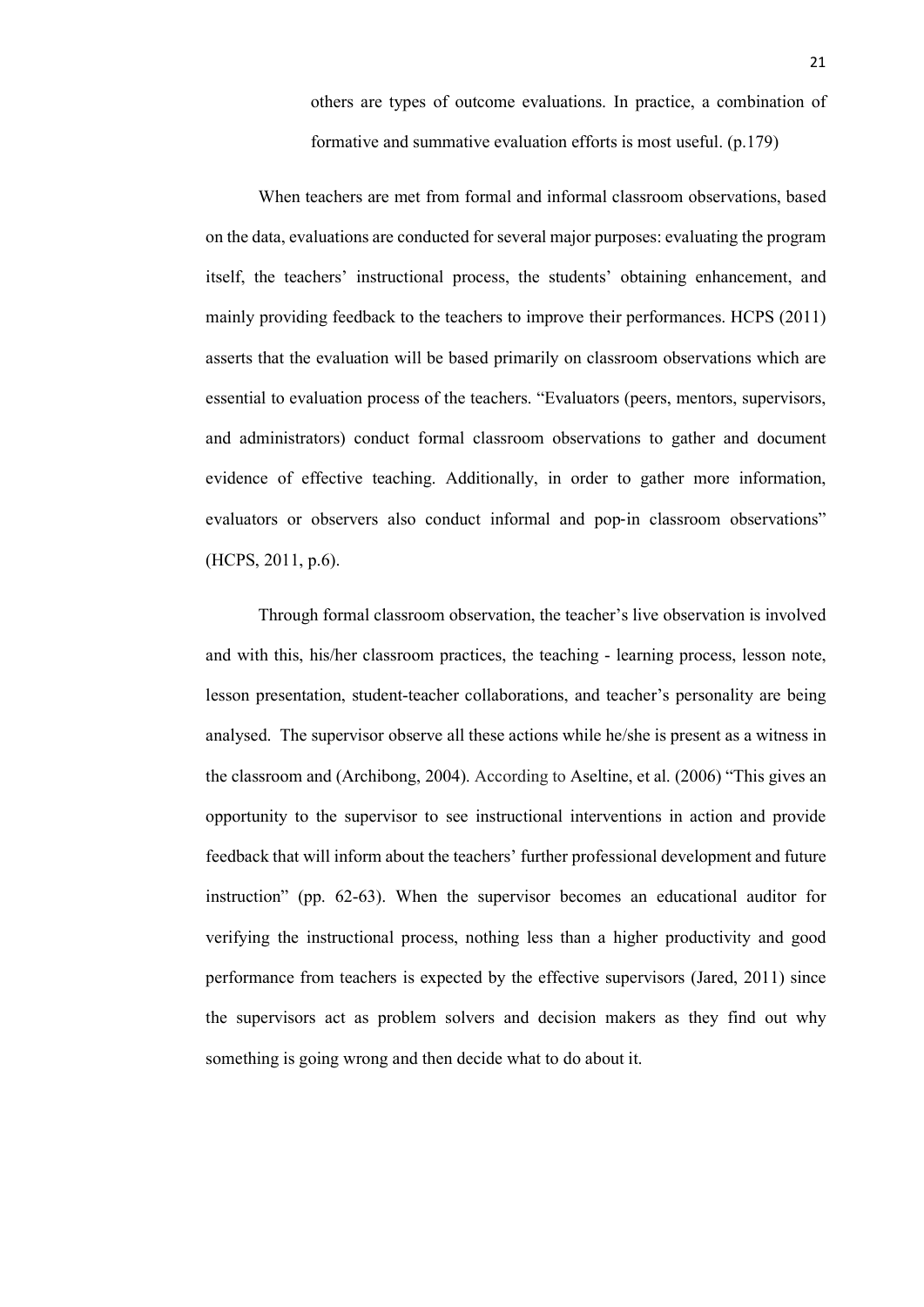> others are types of outcome evaluations. In practice, a combination of formative and summative evaluation efforts is most useful. (p.179)

When teachers are met from formal and informal classroom observations, based on the data, evaluations are conducted for several major purposes: evaluating the program itself, the teachers' instructional process, the students' obtaining enhancement, and mainly providing feedback to the teachers to improve their performances. HCPS (2011) asserts that the evaluation will be based primarily on classroom observations which are essential to evaluation process of the teachers. "Evaluators (peers, mentors, supervisors, and administrators) conduct formal classroom observations to gather and document evidence of effective teaching. Additionally, in order to gather more information, evaluators or observers also conduct informal and pop-in classroom observations" (HCPS, 2011, p.6).

Through formal classroom observation, the teacher's live observation is involved and with this, his/her classroom practices, the teaching - learning process, lesson note, lesson presentation, student-teacher collaborations, and teacher's personality are being analysed. The supervisor observe all these actions while he/she is present as a witness in the classroom and (Archibong, 2004). According to Aseltine, et al. (2006) "This gives an opportunity to the supervisor to see instructional interventions in action and provide feedback that will inform about the teachers' further professional development and future instruction" (pp. 62-63). When the supervisor becomes an educational auditor for verifying the instructional process, nothing less than a higher productivity and good performance from teachers is expected by the effective supervisors (Jared, 2011) since the supervisors act as problem solvers and decision makers as they find out why something is going wrong and then decide what to do about it.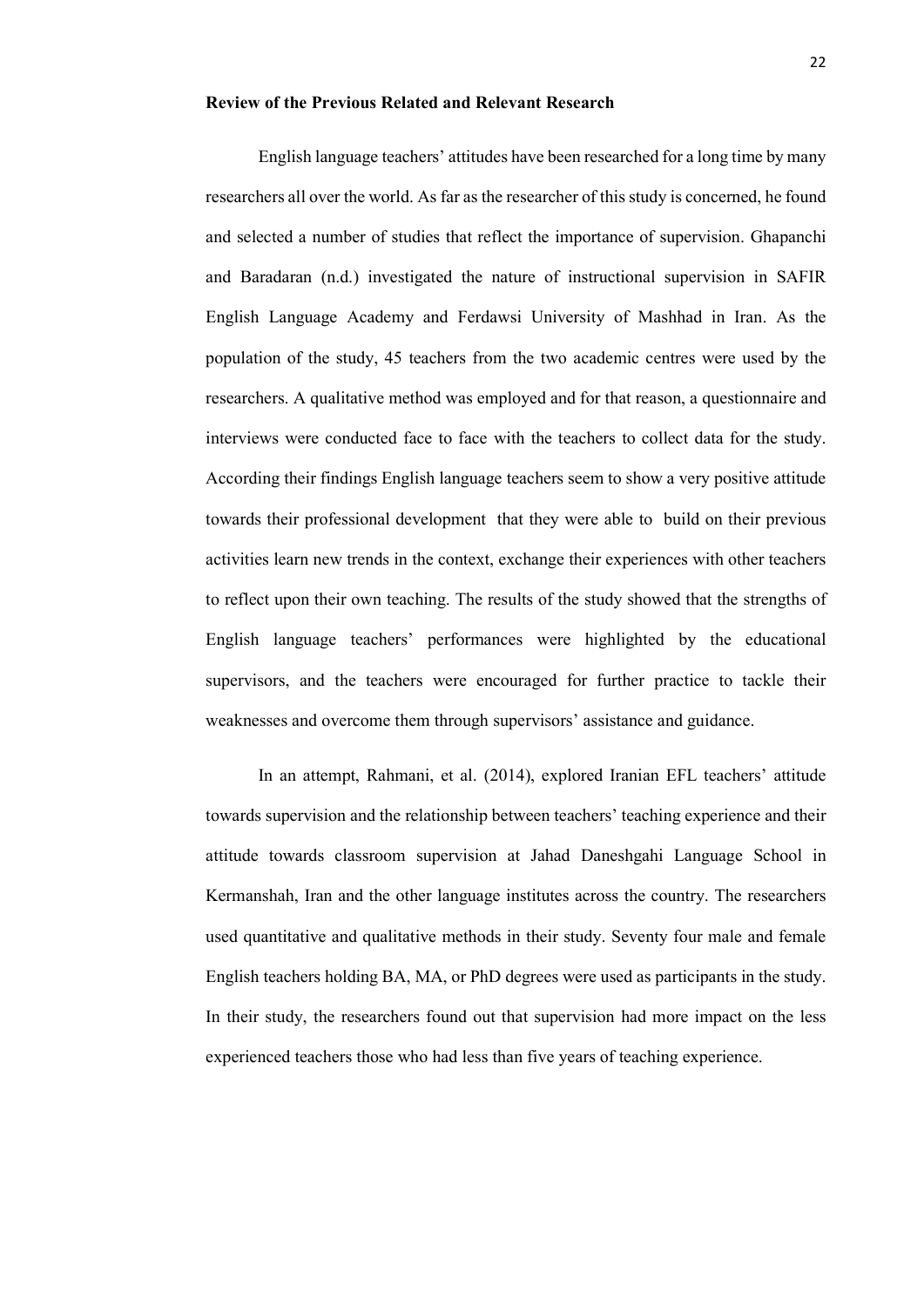**Review of the Previous Related and Relevant Research**

English language teachers' attitudes have been researched for a long time by many researchers all over the world. As far as the researcher of this study is concerned, he found and selected a number of studies that reflect the importance of supervision. Ghapanchi and Baradaran (n.d.) investigated the nature of instructional supervision in SAFIR English Language Academy and Ferdawsi University of Mashhad in Iran. As the population of the study, 45 teachers from the two academic centres were used by the researchers. A qualitative method was employed and for that reason, a questionnaire and interviews were conducted face to face with the teachers to collect data for the study. According their findings English language teachers seem to show a very positive attitude towards their professional development that they were able to build on their previous activities learn new trends in the context, exchange their experiences with other teachers to reflect upon their own teaching. The results of the study showed that the strengths of English language teachers' performances were highlighted by the educational supervisors, and the teachers were encouraged for further practice to tackle their weaknesses and overcome them through supervisors' assistance and guidance.

In an attempt, Rahmani, et al. (2014), explored Iranian EFL teachers' attitude towards supervision and the relationship between teachers' teaching experience and their attitude towards classroom supervision at Jahad Daneshgahi Language School in Kermanshah, Iran and the other language institutes across the country. The researchers used quantitative and qualitative methods in their study. Seventy four male and female English teachers holding BA, MA, or PhD degrees were used as participants in the study. In their study, the researchers found out that supervision had more impact on the less experienced teachers those who had less than five years of teaching experience.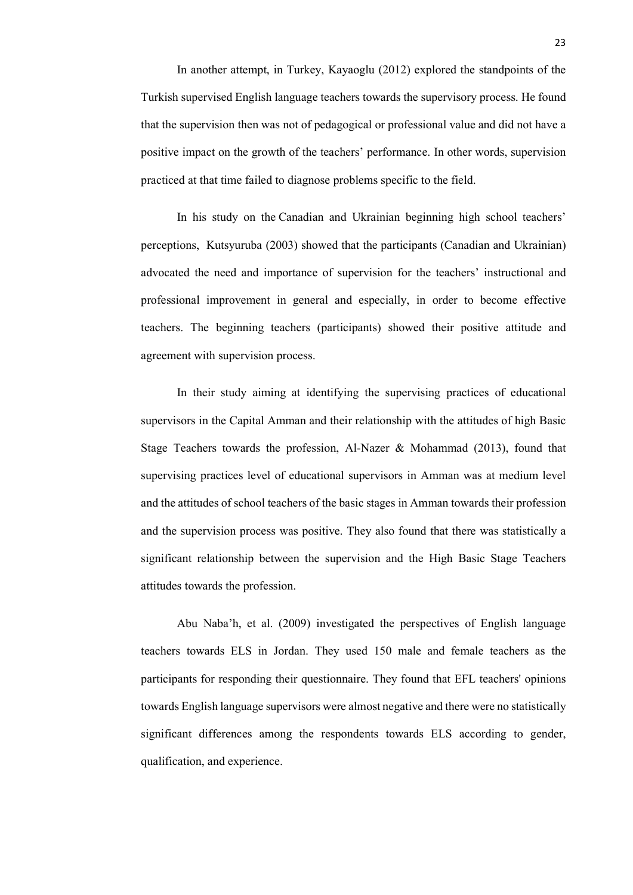In another attempt, in Turkey, Kayaoglu (2012) explored the standpoints of the Turkish supervised English language teachers towards the supervisory process. He found that the supervision then was not of pedagogical or professional value and did not have a positive impact on the growth of the teachers' performance. In other words, supervision practiced at that time failed to diagnose problems specific to the field.

In his study on the Canadian and Ukrainian beginning high school teachers' perceptions, Kutsyuruba (2003) showed that the participants (Canadian and Ukrainian) advocated the need and importance of supervision for the teachers' instructional and professional improvement in general and especially, in order to become effective teachers. The beginning teachers (participants) showed their positive attitude and agreement with supervision process.

In their study aiming at identifying the supervising practices of educational supervisors in the Capital Amman and their relationship with the attitudes of high Basic Stage Teachers towards the profession, Al-Nazer & Mohammad (2013), found that supervising practices level of educational supervisors in Amman was at medium level and the attitudes of school teachers of the basic stages in Amman towards their profession and the supervision process was positive. They also found that there was statistically a significant relationship between the supervision and the High Basic Stage Teachers attitudes towards the profession.

Abu Naba'h, et al. (2009) investigated the perspectives of English language teachers towards ELS in Jordan. They used 150 male and female teachers as the participants for responding their questionnaire. They found that EFL teachers' opinions towards English language supervisors were almost negative and there were no statistically significant differences among the respondents towards ELS according to gender, qualification, and experience.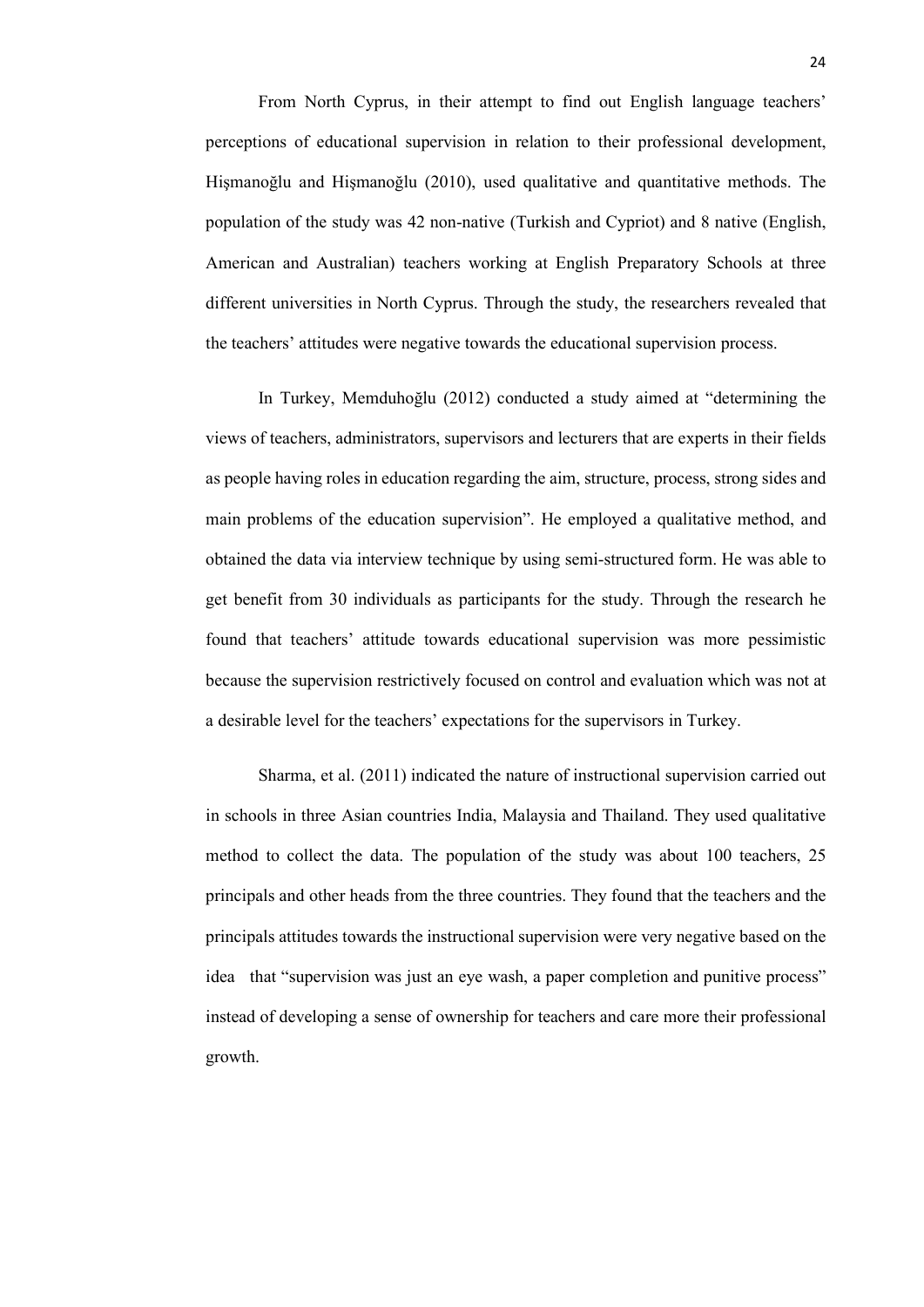From North Cyprus, in their attempt to find out English language teachers' perceptions of educational supervision in relation to their professional development, Hişmanoğlu and Hişmanoğlu (2010), used qualitative and quantitative methods. The population of the study was 42 non-native (Turkish and Cypriot) and 8 native (English, American and Australian) teachers working at English Preparatory Schools at three different universities in North Cyprus. Through the study, the researchers revealed that the teachers' attitudes were negative towards the educational supervision process.

In Turkey, Memduhoğlu (2012) conducted a study aimed at "determining the views of teachers, administrators, supervisors and lecturers that are experts in their fields as people having roles in education regarding the aim, structure, process, strong sides and main problems of the education supervision". He employed a qualitative method, and obtained the data via interview technique by using semi-structured form. He was able to get benefit from 30 individuals as participants for the study. Through the research he found that teachers' attitude towards educational supervision was more pessimistic because the supervision restrictively focused on control and evaluation which was not at a desirable level for the teachers' expectations for the supervisors in Turkey.

Sharma, et al. (2011) indicated the nature of instructional supervision carried out in schools in three Asian countries India, Malaysia and Thailand. They used qualitative method to collect the data. The population of the study was about 100 teachers, 25 principals and other heads from the three countries. They found that the teachers and the principals attitudes towards the instructional supervision were very negative based on the idea that "supervision was just an eye wash, a paper completion and punitive process" instead of developing a sense of ownership for teachers and care more their professional growth.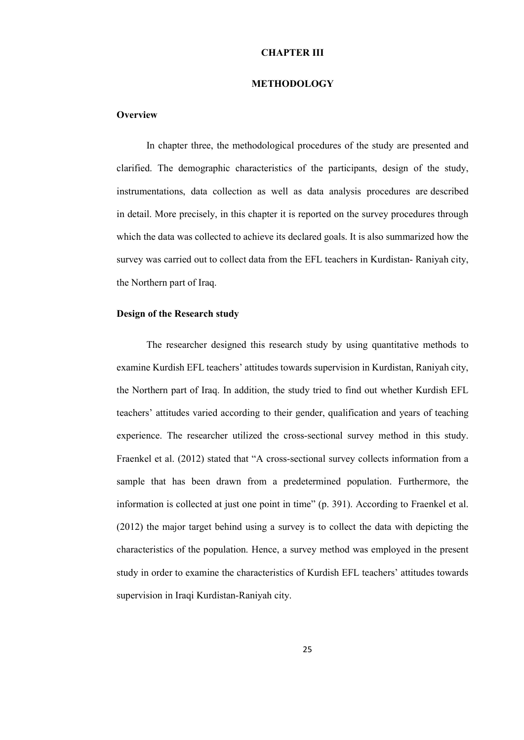# CHAPTER III

# METHODOLOGY

## Overview

In chapter three, the methodological procedures of the study are presented and clarified. The demographic characteristics of the participants, design of the study, instrumentations, data collection as well as data analysis procedures are described in detail. More precisely, in this chapter it is reported on the survey procedures through which the data was collected to achieve its declared goals. It is also summarized how the survey was carried out to collect data from the EFL teachers in Kurdistan- Raniyah city, the Northern part of Iraq.

## Design of the Research study

The researcher designed this research study by using quantitative methods to examine Kurdish EFL teachers' attitudes towards supervision in Kurdistan, Raniyah city, the Northern part of Iraq. In addition, the study tried to find out whether Kurdish EFL teachers' attitudes varied according to their gender, qualification and years of teaching experience. The researcher utilized the cross-sectional survey method in this study. Fraenkel et al. (2012) stated that "A cross-sectional survey collects information from a sample that has been drawn from a predetermined population. Furthermore, the information is collected at just one point in time" (p. 391). According to Fraenkel et al. (2012) the major target behind using a survey is to collect the data with depicting the characteristics of the population. Hence, a survey method was employed in the present study in order to examine the characteristics of Kurdish EFL teachers' attitudes towards supervision in Iraqi Kurdistan-Raniyah city.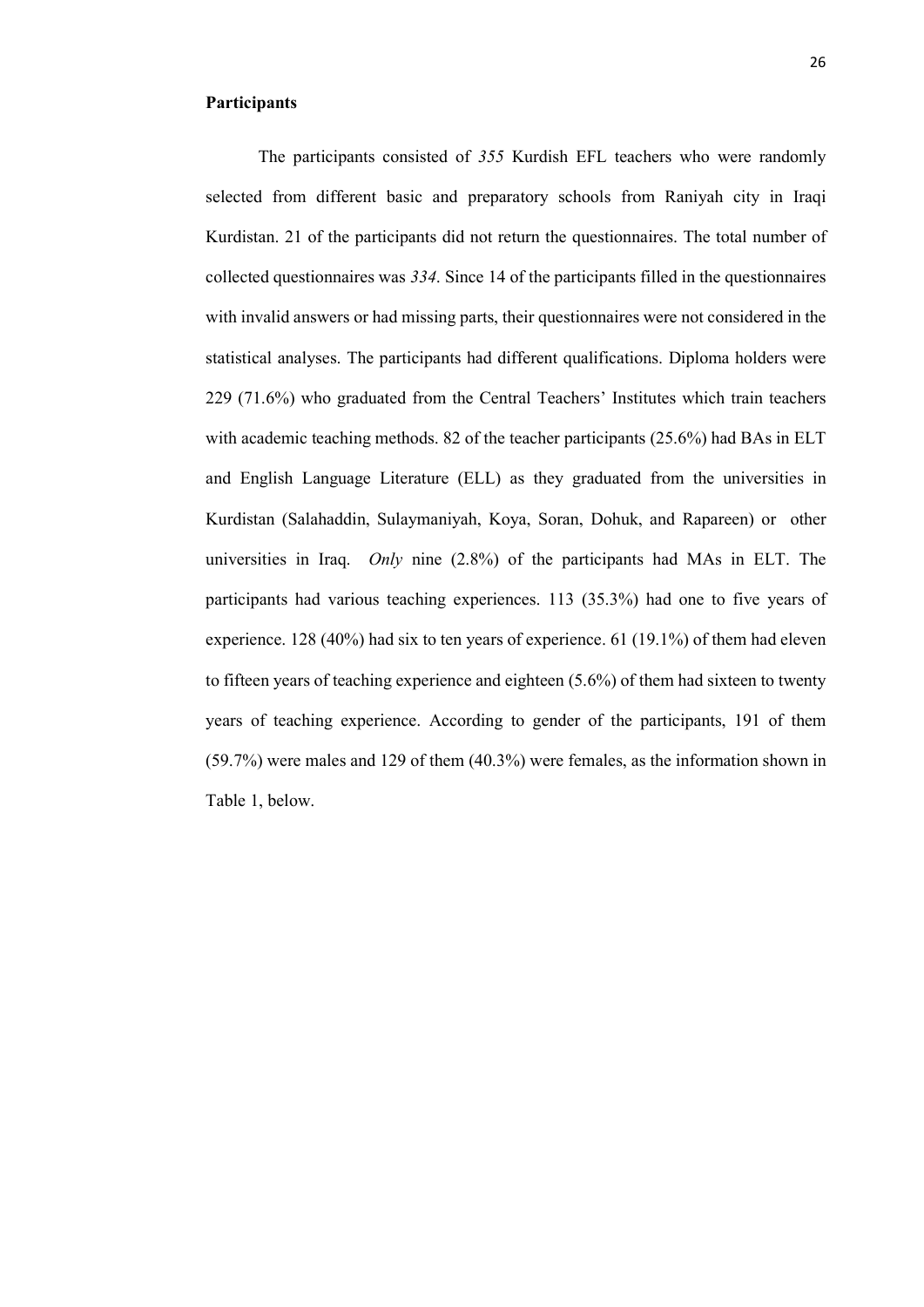**Participants**

The participants consisted of *355* Kurdish EFL teachers who were randomly selected from different basic and preparatory schools from Raniyah city in Iraqi Kurdistan. 21 of the participants did not return the questionnaires. The total number of collected questionnaires was *334*. Since 14 of the participants filled in the questionnaires with invalid answers or had missing parts, their questionnaires were not considered in the statistical analyses. The participants had different qualifications. Diploma holders were 229 (71.6%) who graduated from the Central Teachers' Institutes which train teachers with academic teaching methods. 82 of the teacher participants (25.6%) had BAs in ELT and English Language Literature (ELL) as they graduated from the universities in Kurdistan (Salahaddin, Sulaymaniyah, Koya, Soran, Dohuk, and Rapareen) or other universities in Iraq. *Only* nine (2.8%) of the participants had MAs in ELT. The participants had various teaching experiences. 113 (35.3%) had one to five years of experience. 128 (40%) had six to ten years of experience. 61 (19.1%) of them had eleven to fifteen years of teaching experience and eighteen (5.6%) of them had sixteen to twenty years of teaching experience. According to gender of the participants, 191 of them (59.7%) were males and 129 of them (40.3%) were females, as the information shown in Table 1, below.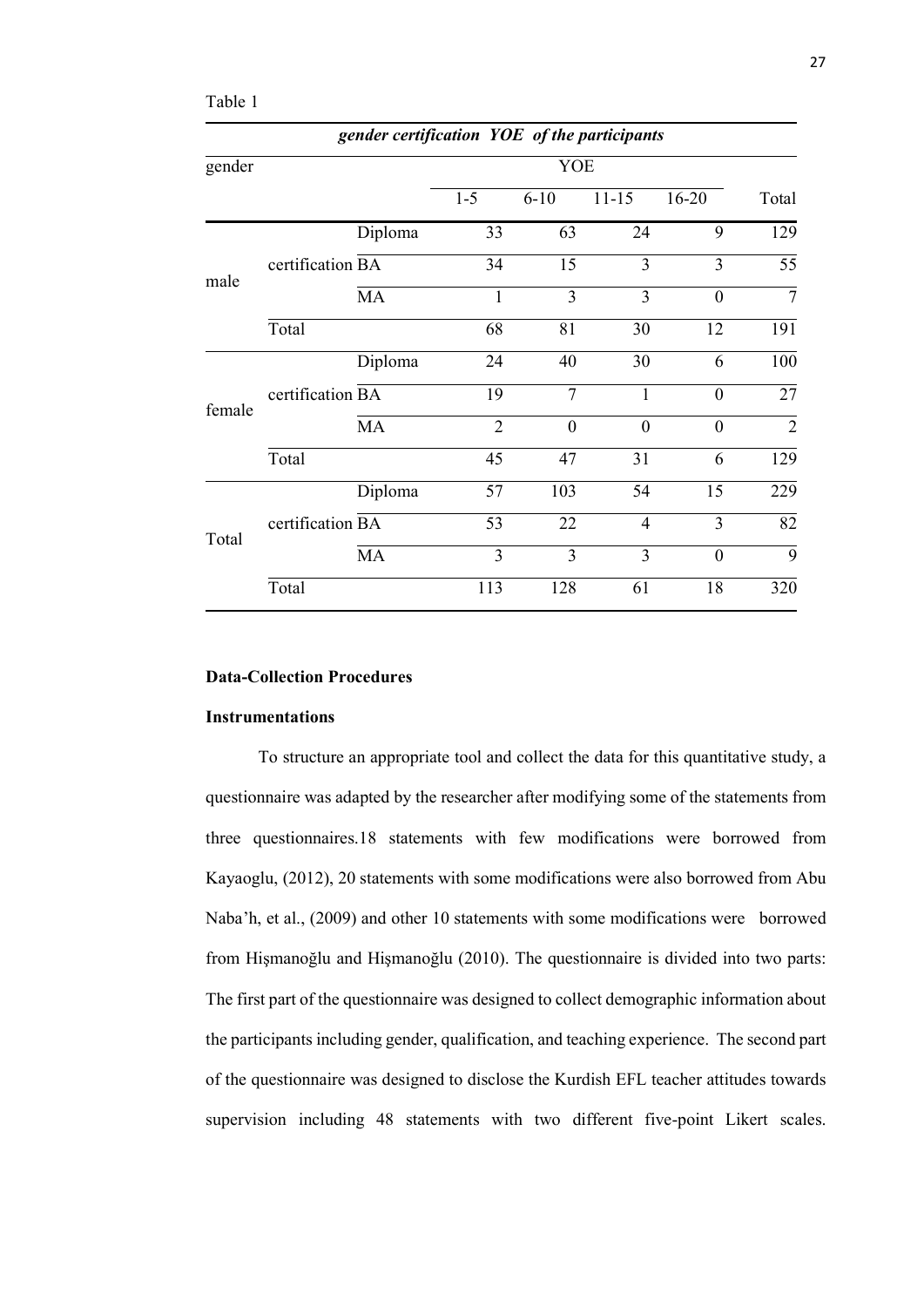Table 1

*gender certification YOE of the participants*

| gender | | | YOE | | | | |
|---|---|---|---|---|---|---|---|
| | | | 1-5 | 6-10 | 11-15 | 16-20 | Total |
| male | certification | Diploma | 33 | 63 | 24 | 9 | 129 |
| | | BA | 34 | 15 | 3 | 3 | 55 |
| | | MA | 1 | 3 | 3 | 0 | 7 |
| | Total | | 68 | 81 | 30 | 12 | 191 |
| female | certification | Diploma | 24 | 40 | 30 | 6 | 100 |
| | | BA | 19 | 7 | 1 | 0 | 27 |
| | | MA | 2 | 0 | 0 | 0 | 2 |
| | Total | | 45 | 47 | 31 | 6 | 129 |
| Total | certification | Diploma | 57 | 103 | 54 | 15 | 229 |
| | | BA | 53 | 22 | 4 | 3 | 82 |
| | | MA | 3 | 3 | 3 | 0 | 9 |
| | Total | | 113 | 128 | 61 | 18 | 320 |

**Data-Collection Procedures**

**Instrumentations**

To structure an appropriate tool and collect the data for this quantitative study, a questionnaire was adapted by the researcher after modifying some of the statements from three questionnaires.18 statements with few modifications were borrowed from Kayaoglu, (2012), 20 statements with some modifications were also borrowed from Abu Naba'h, et al., (2009) and other 10 statements with some modifications were borrowed from Hişmanoğlu and Hişmanoğlu (2010). The questionnaire is divided into two parts: The first part of the questionnaire was designed to collect demographic information about the participants including gender, qualification, and teaching experience. The second part of the questionnaire was designed to disclose the Kurdish EFL teacher attitudes towards supervision including 48 statements with two different five-point Likert scales.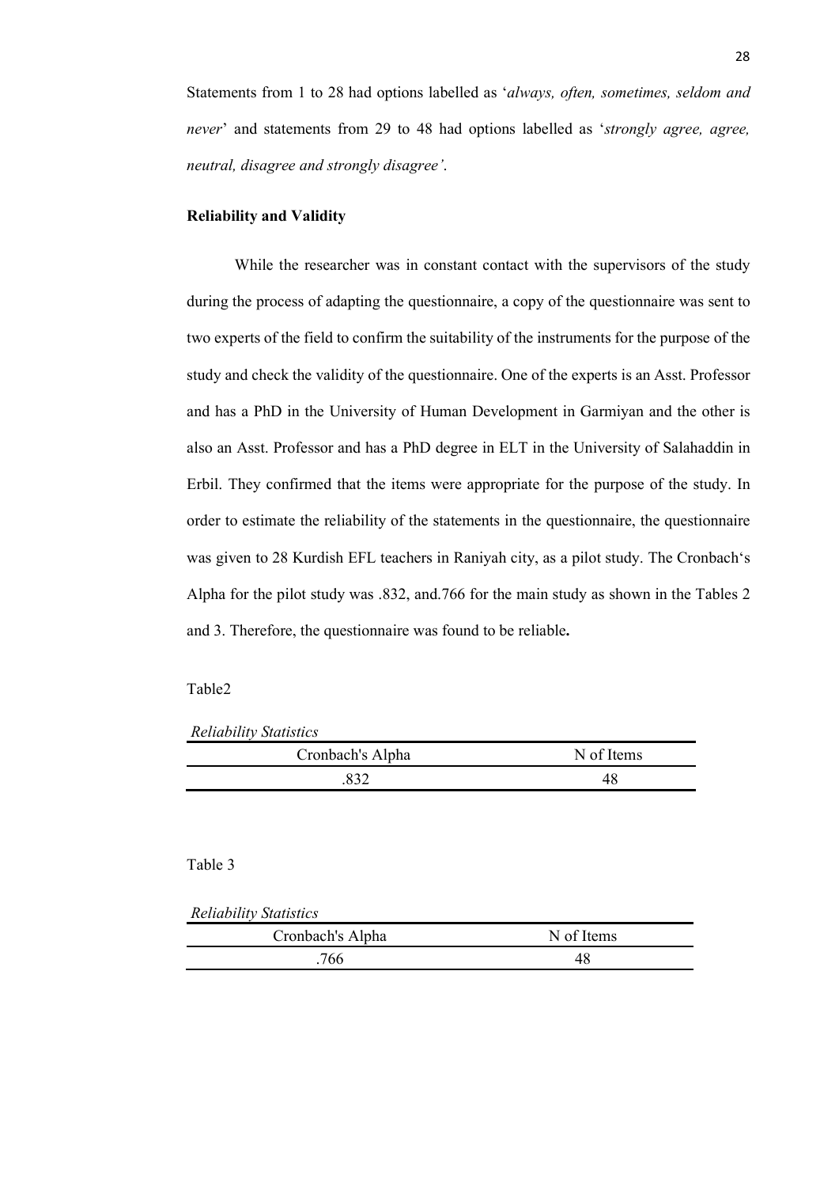Statements from 1 to 28 had options labelled as '*always, often, sometimes, seldom and never*' and statements from 29 to 48 had options labelled as '*strongly agree, agree, neutral, disagree and strongly disagree'*.

**Reliability and Validity**

While the researcher was in constant contact with the supervisors of the study during the process of adapting the questionnaire, a copy of the questionnaire was sent to two experts of the field to confirm the suitability of the instruments for the purpose of the study and check the validity of the questionnaire. One of the experts is an Asst. Professor and has a PhD in the University of Human Development in Garmiyan and the other is also an Asst. Professor and has a PhD degree in ELT in the University of Salahaddin in Erbil. They confirmed that the items were appropriate for the purpose of the study. In order to estimate the reliability of the statements in the questionnaire, the questionnaire was given to 28 Kurdish EFL teachers in Raniyah city, as a pilot study. The Cronbach's Alpha for the pilot study was .832, and.766 for the main study as shown in the Tables 2 and 3. Therefore, the questionnaire was found to be reliable**.**

Table2

*Reliability Statistics*

| Cronbach's Alpha | N of Items |
|---|---|
| .832 | 48 |

Table 3

*Reliability Statistics*

| Cronbach's Alpha | N of Items |
|---|---|
| .766 | 48 |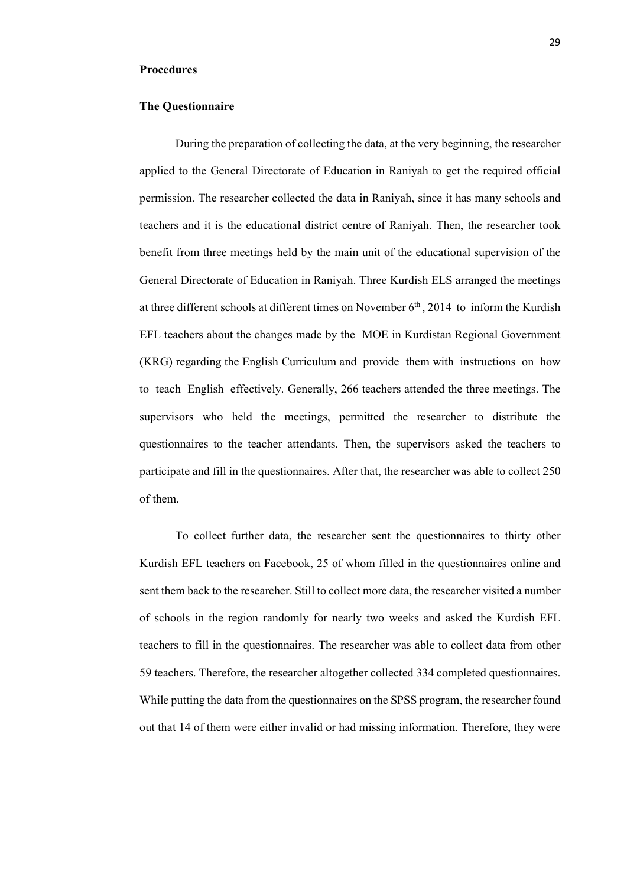**Procedures**

**The Questionnaire**

During the preparation of collecting the data, at the very beginning, the researcher applied to the General Directorate of Education in Raniyah to get the required official permission. The researcher collected the data in Raniyah, since it has many schools and teachers and it is the educational district centre of Raniyah. Then, the researcher took benefit from three meetings held by the main unit of the educational supervision of the General Directorate of Education in Raniyah. Three Kurdish ELS arranged the meetings at three different schools at different times on November 6th, 2014 to inform the Kurdish EFL teachers about the changes made by the MOE in Kurdistan Regional Government (KRG) regarding the English Curriculum and provide them with instructions on how to teach English effectively. Generally, 266 teachers attended the three meetings. The supervisors who held the meetings, permitted the researcher to distribute the questionnaires to the teacher attendants. Then, the supervisors asked the teachers to participate and fill in the questionnaires. After that, the researcher was able to collect 250 of them.

To collect further data, the researcher sent the questionnaires to thirty other Kurdish EFL teachers on Facebook, 25 of whom filled in the questionnaires online and sent them back to the researcher. Still to collect more data, the researcher visited a number of schools in the region randomly for nearly two weeks and asked the Kurdish EFL teachers to fill in the questionnaires. The researcher was able to collect data from other 59 teachers. Therefore, the researcher altogether collected 334 completed questionnaires. While putting the data from the questionnaires on the SPSS program, the researcher found out that 14 of them were either invalid or had missing information. Therefore, they were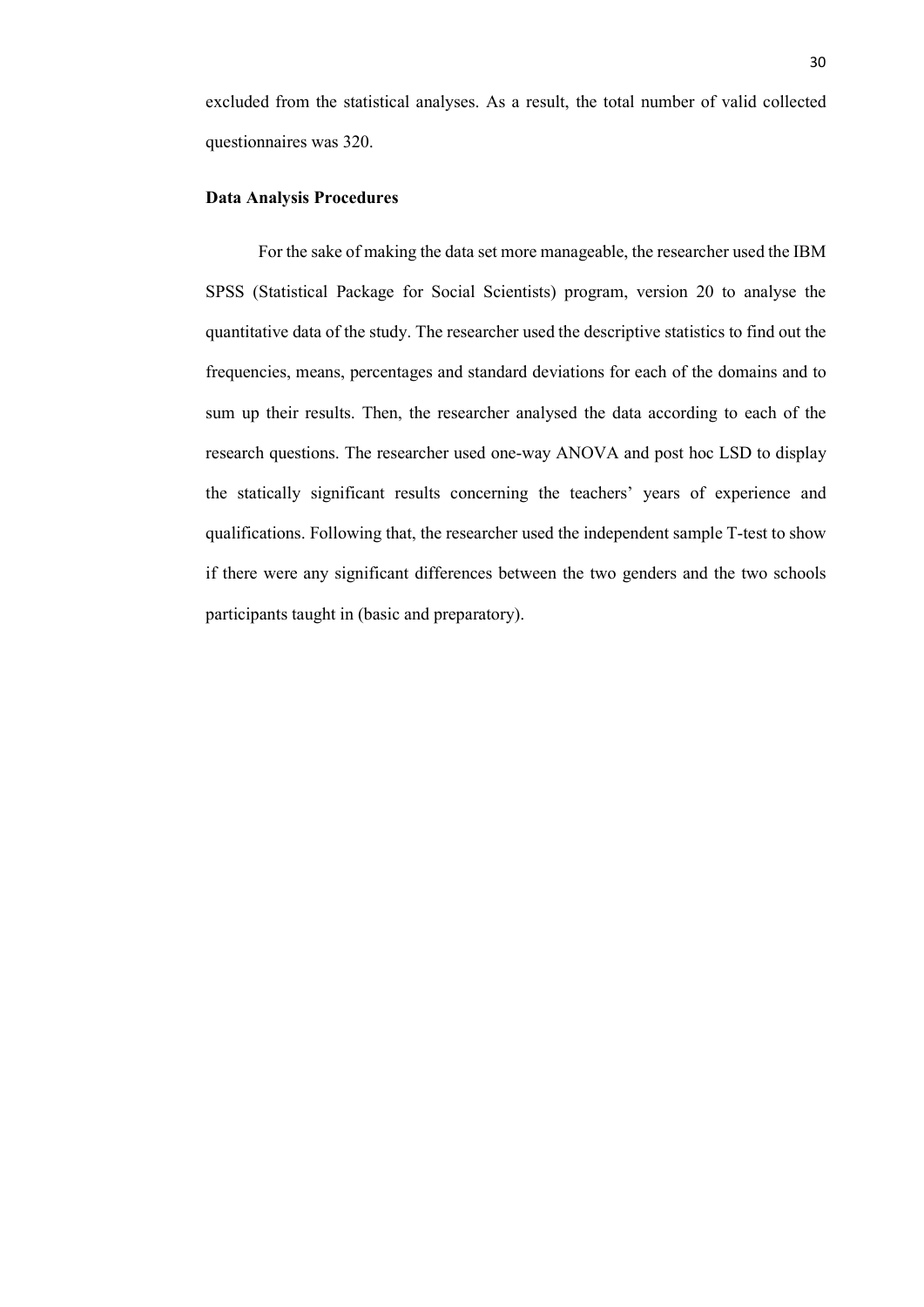excluded from the statistical analyses. As a result, the total number of valid collected questionnaires was 320.

### Data Analysis Procedures

For the sake of making the data set more manageable, the researcher used the IBM SPSS (Statistical Package for Social Scientists) program, version 20 to analyse the quantitative data of the study. The researcher used the descriptive statistics to find out the frequencies, means, percentages and standard deviations for each of the domains and to sum up their results. Then, the researcher analysed the data according to each of the research questions. The researcher used one-way ANOVA and post hoc LSD to display the statically significant results concerning the teachers' years of experience and qualifications. Following that, the researcher used the independent sample T-test to show if there were any significant differences between the two genders and the two schools participants taught in (basic and preparatory).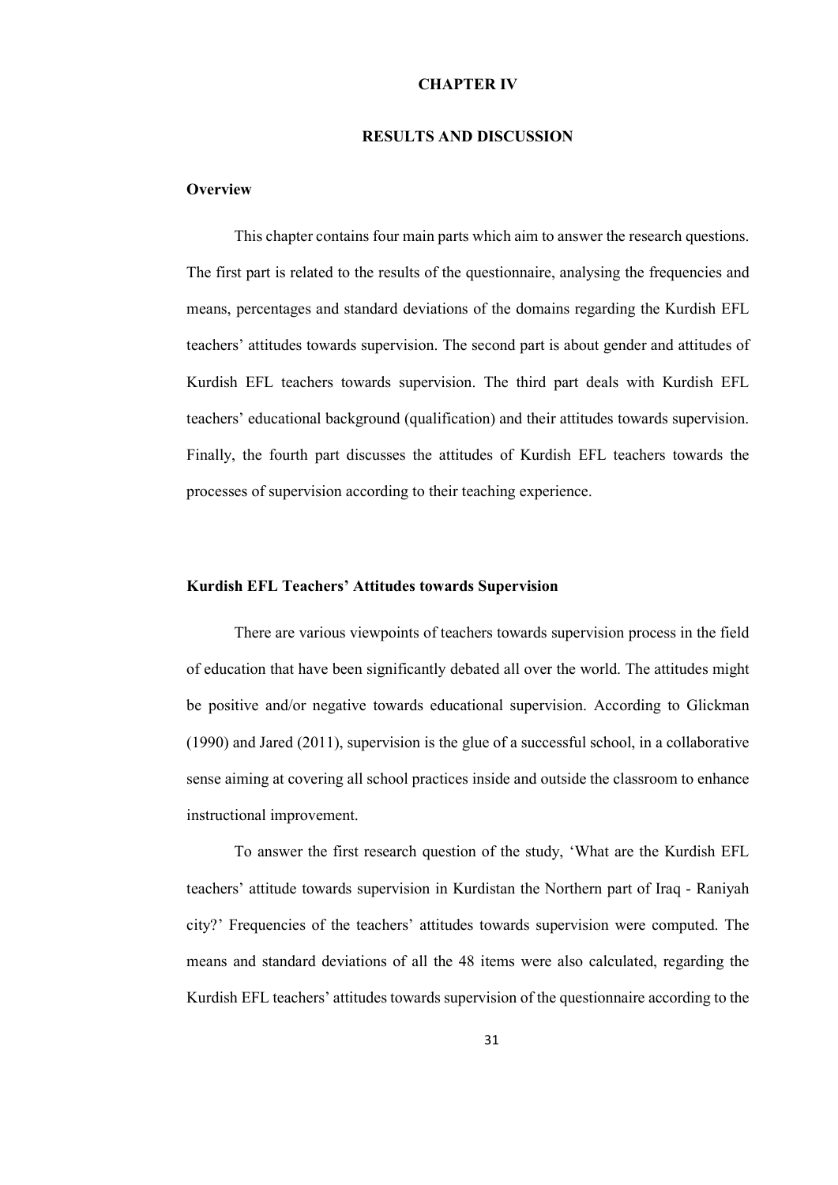# CHAPTER IV

# RESULTS AND DISCUSSION

## Overview

This chapter contains four main parts which aim to answer the research questions. The first part is related to the results of the questionnaire, analysing the frequencies and means, percentages and standard deviations of the domains regarding the Kurdish EFL teachers' attitudes towards supervision. The second part is about gender and attitudes of Kurdish EFL teachers towards supervision. The third part deals with Kurdish EFL teachers' educational background (qualification) and their attitudes towards supervision. Finally, the fourth part discusses the attitudes of Kurdish EFL teachers towards the processes of supervision according to their teaching experience.

## Kurdish EFL Teachers' Attitudes towards Supervision

There are various viewpoints of teachers towards supervision process in the field of education that have been significantly debated all over the world. The attitudes might be positive and/or negative towards educational supervision. According to Glickman (1990) and Jared (2011), supervision is the glue of a successful school, in a collaborative sense aiming at covering all school practices inside and outside the classroom to enhance instructional improvement.

To answer the first research question of the study, 'What are the Kurdish EFL teachers' attitude towards supervision in Kurdistan the Northern part of Iraq - Raniyah city?' Frequencies of the teachers' attitudes towards supervision were computed. The means and standard deviations of all the 48 items were also calculated, regarding the Kurdish EFL teachers' attitudes towards supervision of the questionnaire according to the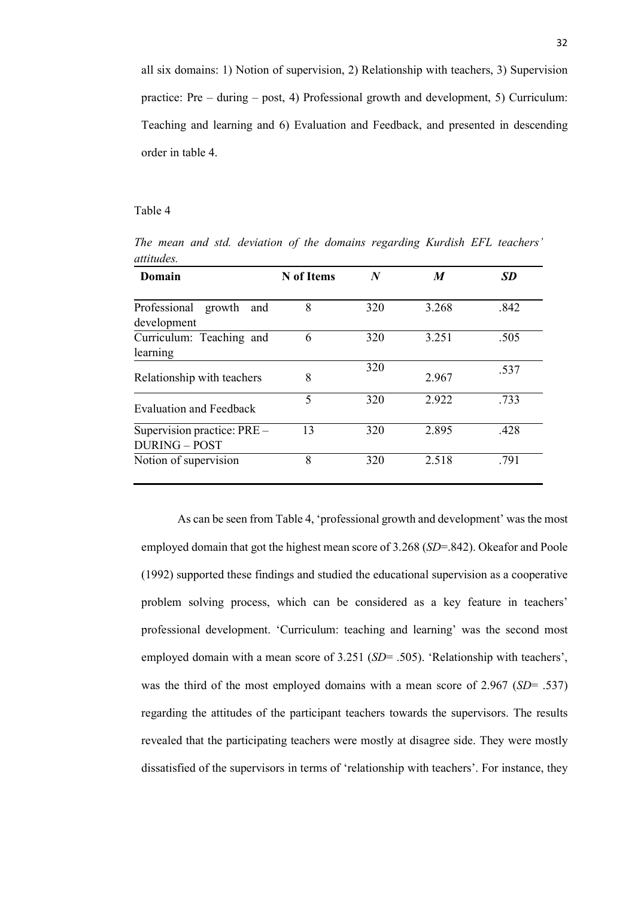all six domains: 1) Notion of supervision, 2) Relationship with teachers, 3) Supervision practice: Pre – during – post, 4) Professional growth and development, 5) Curriculum: Teaching and learning and 6) Evaluation and Feedback, and presented in descending order in table 4.

Table 4

*The mean and std. deviation of the domains regarding Kurdish EFL teachers' attitudes.*

| **Domain** | **N of Items** | ***N*** | ***M*** | ***SD*** |
|---|---|---|---|---|
| Professional growth and development | 8 | 320 | 3.268 | .842 |
| Curriculum: Teaching and learning | 6 | 320 | 3.251 | .505 |
| Relationship with teachers | 8 | 320 | 2.967 | .537 |
| Evaluation and Feedback | 5 | 320 | 2.922 | .733 |
| Supervision practice: PRE – DURING – POST | 13 | 320 | 2.895 | .428 |
| Notion of supervision | 8 | 320 | 2.518 | .791 |

As can be seen from Table 4, 'professional growth and development' was the most employed domain that got the highest mean score of 3.268 (*SD*=.842). Okeafor and Poole (1992) supported these findings and studied the educational supervision as a cooperative problem solving process, which can be considered as a key feature in teachers' professional development. 'Curriculum: teaching and learning' was the second most employed domain with a mean score of 3.251 (*SD*= .505). 'Relationship with teachers', was the third of the most employed domains with a mean score of 2.967 (*SD*= .537) regarding the attitudes of the participant teachers towards the supervisors. The results revealed that the participating teachers were mostly at disagree side. They were mostly dissatisfied of the supervisors in terms of 'relationship with teachers'. For instance, they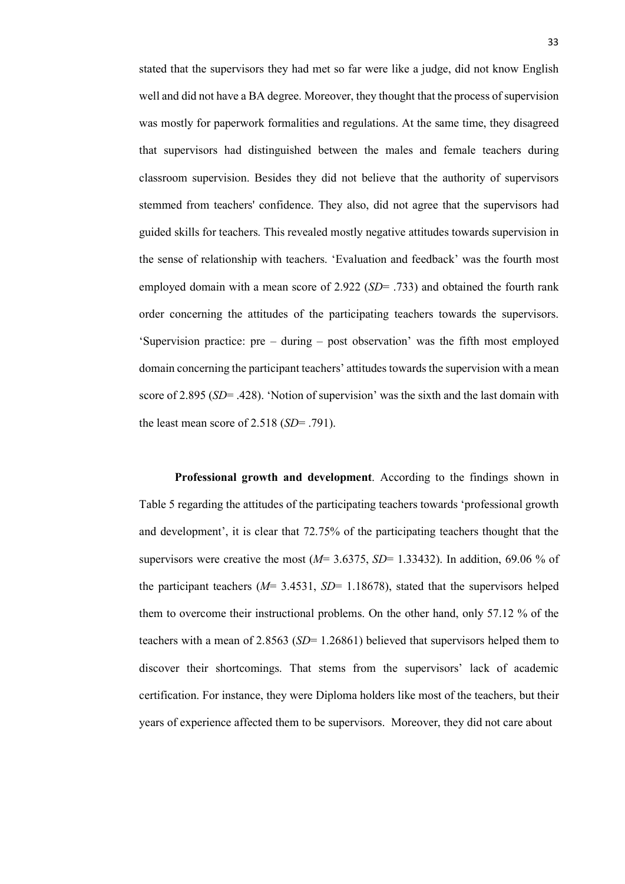stated that the supervisors they had met so far were like a judge, did not know English well and did not have a BA degree. Moreover, they thought that the process of supervision was mostly for paperwork formalities and regulations. At the same time, they disagreed that supervisors had distinguished between the males and female teachers during classroom supervision. Besides they did not believe that the authority of supervisors stemmed from teachers' confidence. They also, did not agree that the supervisors had guided skills for teachers. This revealed mostly negative attitudes towards supervision in the sense of relationship with teachers. 'Evaluation and feedback' was the fourth most employed domain with a mean score of 2.922 (*SD*= .733) and obtained the fourth rank order concerning the attitudes of the participating teachers towards the supervisors. 'Supervision practice: pre – during – post observation' was the fifth most employed domain concerning the participant teachers' attitudes towards the supervision with a mean score of 2.895 (*SD*= .428). 'Notion of supervision' was the sixth and the last domain with the least mean score of 2.518 (*SD*= .791).

**Professional growth and development**. According to the findings shown in Table 5 regarding the attitudes of the participating teachers towards 'professional growth and development', it is clear that 72.75% of the participating teachers thought that the supervisors were creative the most (*M*= 3.6375, *SD*= 1.33432). In addition, 69.06 % of the participant teachers (*M*= 3.4531, *SD*= 1.18678), stated that the supervisors helped them to overcome their instructional problems. On the other hand, only 57.12 % of the teachers with a mean of 2.8563 (*SD*= 1.26861) believed that supervisors helped them to discover their shortcomings. That stems from the supervisors' lack of academic certification. For instance, they were Diploma holders like most of the teachers, but their years of experience affected them to be supervisors. Moreover, they did not care about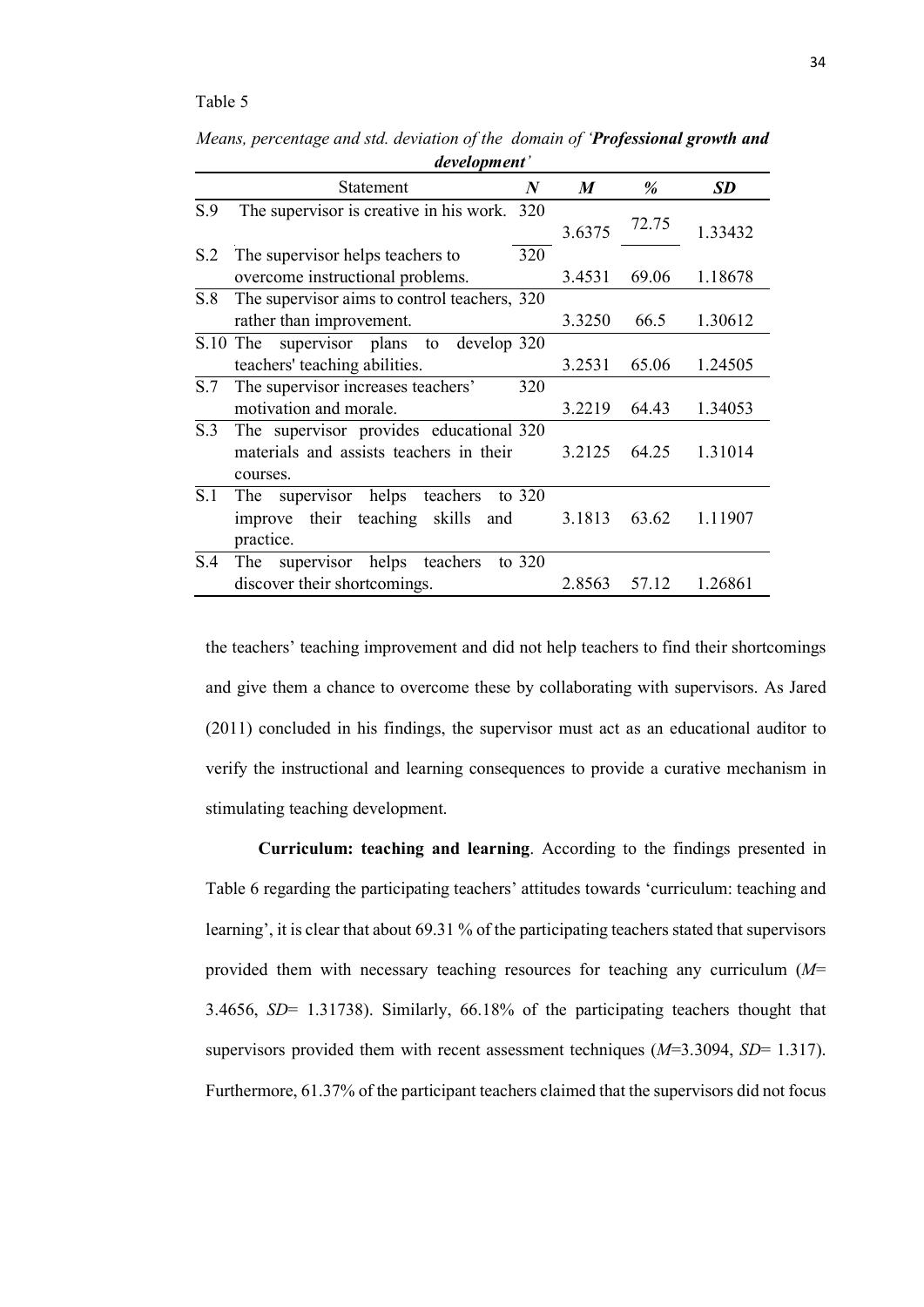Table 5

*Means, percentage and std. deviation of the domain of '**Professional growth and development**'*

| | Statement | *N* | *M* | *%* | *SD* |
|---|---|---|---|---|---|
| S.9 | The supervisor is creative in his work. | 320 | 3.6375 | 72.75 | 1.33432 |
| S.2 | The supervisor helps teachers to overcome instructional problems. | 320 | 3.4531 | 69.06 | 1.18678 |
| S.8 | The supervisor aims to control teachers, rather than improvement. | 320 | 3.3250 | 66.5 | 1.30612 |
| S.10 | The supervisor plans to develop teachers' teaching abilities. | 320 | 3.2531 | 65.06 | 1.24505 |
| S.7 | The supervisor increases teachers' motivation and morale. | 320 | 3.2219 | 64.43 | 1.34053 |
| S.3 | The supervisor provides educational materials and assists teachers in their courses. | 320 | 3.2125 | 64.25 | 1.31014 |
| S.1 | The supervisor helps teachers to improve their teaching skills and practice. | 320 | 3.1813 | 63.62 | 1.11907 |
| S.4 | The supervisor helps teachers to discover their shortcomings. | 320 | 2.8563 | 57.12 | 1.26861 |

the teachers' teaching improvement and did not help teachers to find their shortcomings and give them a chance to overcome these by collaborating with supervisors. As Jared (2011) concluded in his findings, the supervisor must act as an educational auditor to verify the instructional and learning consequences to provide a curative mechanism in stimulating teaching development.

**Curriculum: teaching and learning**. According to the findings presented in Table 6 regarding the participating teachers' attitudes towards 'curriculum: teaching and learning', it is clear that about 69.31 % of the participating teachers stated that supervisors provided them with necessary teaching resources for teaching any curriculum (*M*= 3.4656, *SD*= 1.31738). Similarly, 66.18% of the participating teachers thought that supervisors provided them with recent assessment techniques (*M*=3.3094, *SD*= 1.317). Furthermore, 61.37% of the participant teachers claimed that the supervisors did not focus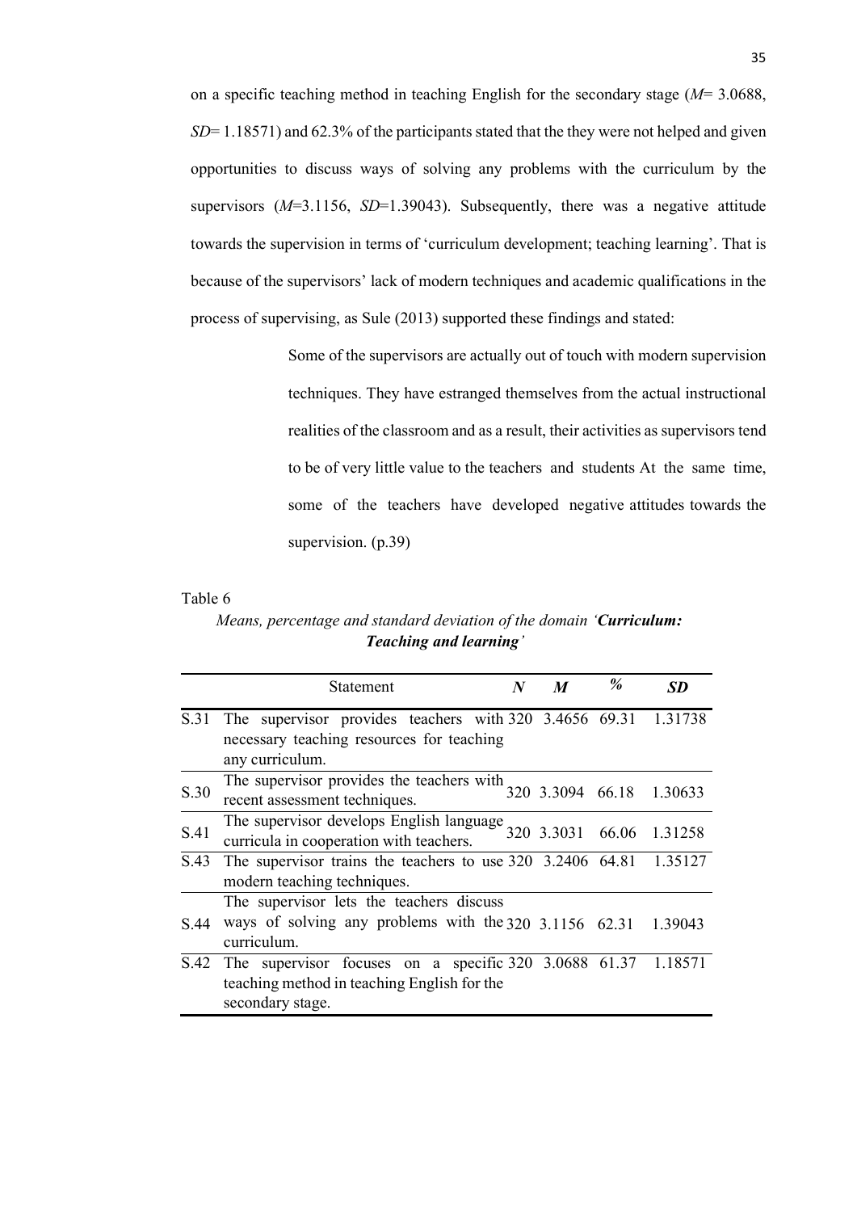on a specific teaching method in teaching English for the secondary stage (*M*= 3.0688, *SD*= 1.18571) and 62.3% of the participants stated that the they were not helped and given opportunities to discuss ways of solving any problems with the curriculum by the supervisors (*M*=3.1156, *SD*=1.39043). Subsequently, there was a negative attitude towards the supervision in terms of 'curriculum development; teaching learning'. That is because of the supervisors' lack of modern techniques and academic qualifications in the process of supervising, as Sule (2013) supported these findings and stated:

> Some of the supervisors are actually out of touch with modern supervision techniques. They have estranged themselves from the actual instructional realities of the classroom and as a result, their activities as supervisors tend to be of very little value to the teachers and students At the same time, some of the teachers have developed negative attitudes towards the supervision. (p.39)

Table 6

*Means, percentage and standard deviation of the domain '**Curriculum: Teaching and learning**'*

| | Statement | *N* | *M* | % | *SD* |
|---|---|---|---|---|---|
| S.31 | The supervisor provides teachers with necessary teaching resources for teaching any curriculum. | 320 | 3.4656 | 69.31 | 1.31738 |
| S.30 | The supervisor provides the teachers with recent assessment techniques. | 320 | 3.3094 | 66.18 | 1.30633 |
| S.41 | The supervisor develops English language curricula in cooperation with teachers. | 320 | 3.3031 | 66.06 | 1.31258 |
| S.43 | The supervisor trains the teachers to use modern teaching techniques. | 320 | 3.2406 | 64.81 | 1.35127 |
| S.44 | The supervisor lets the teachers discuss ways of solving any problems with the curriculum. | 320 | 3.1156 | 62.31 | 1.39043 |
| S.42 | The supervisor focuses on a specific teaching method in teaching English for the secondary stage. | 320 | 3.0688 | 61.37 | 1.18571 |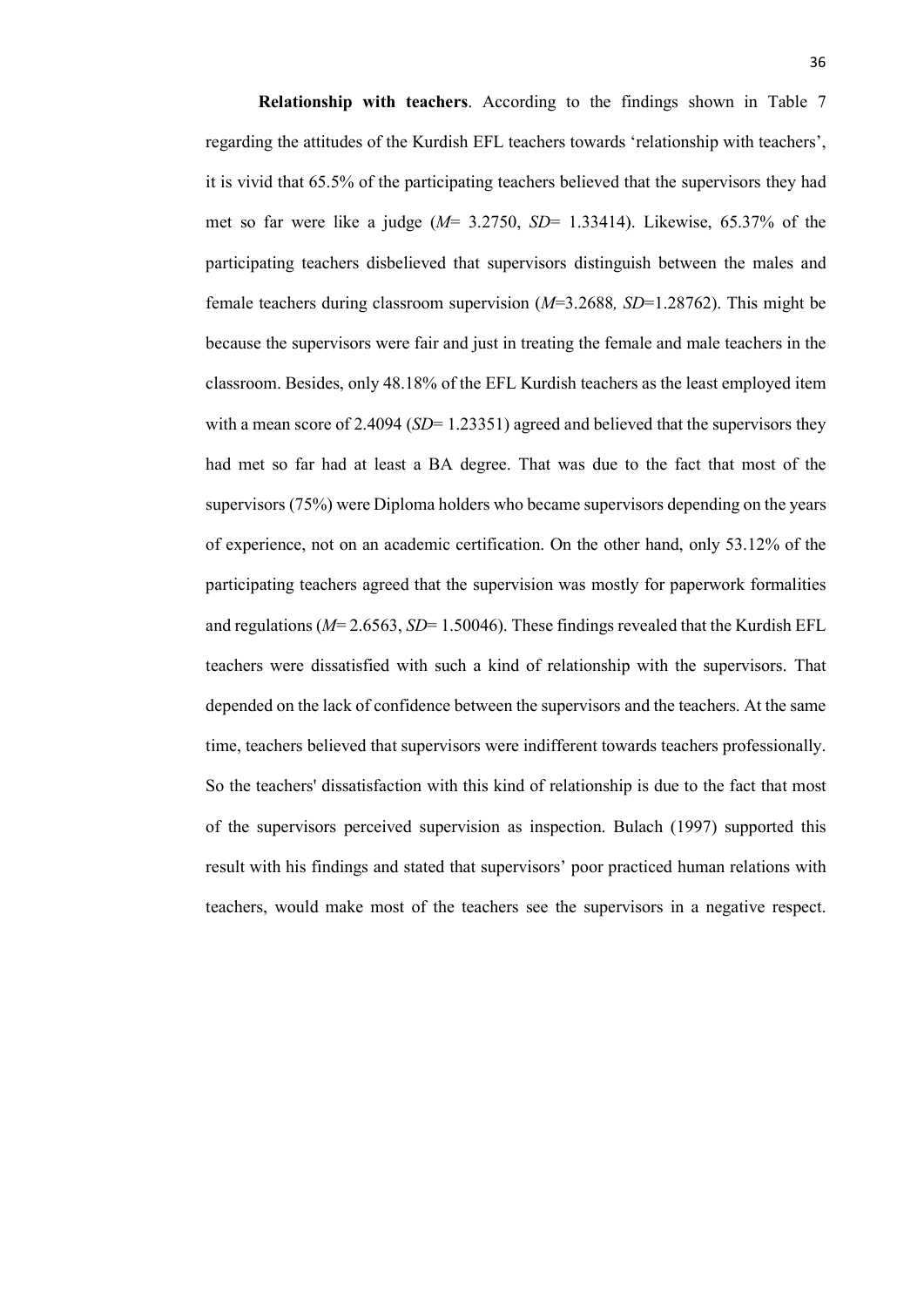**Relationship with teachers**. According to the findings shown in Table 7 regarding the attitudes of the Kurdish EFL teachers towards 'relationship with teachers', it is vivid that 65.5% of the participating teachers believed that the supervisors they had met so far were like a judge (*M*= 3.2750, *SD*= 1.33414). Likewise, 65.37% of the participating teachers disbelieved that supervisors distinguish between the males and female teachers during classroom supervision (*M*=3.2688*, SD*=1.28762). This might be because the supervisors were fair and just in treating the female and male teachers in the classroom. Besides, only 48.18% of the EFL Kurdish teachers as the least employed item with a mean score of 2.4094 (*SD*= 1.23351) agreed and believed that the supervisors they had met so far had at least a BA degree. That was due to the fact that most of the supervisors (75%) were Diploma holders who became supervisors depending on the years of experience, not on an academic certification. On the other hand, only 53.12% of the participating teachers agreed that the supervision was mostly for paperwork formalities and regulations (*M*= 2.6563, *SD*= 1.50046). These findings revealed that the Kurdish EFL teachers were dissatisfied with such a kind of relationship with the supervisors. That depended on the lack of confidence between the supervisors and the teachers. At the same time, teachers believed that supervisors were indifferent towards teachers professionally. So the teachers' dissatisfaction with this kind of relationship is due to the fact that most of the supervisors perceived supervision as inspection. Bulach (1997) supported this result with his findings and stated that supervisors' poor practiced human relations with teachers, would make most of the teachers see the supervisors in a negative respect.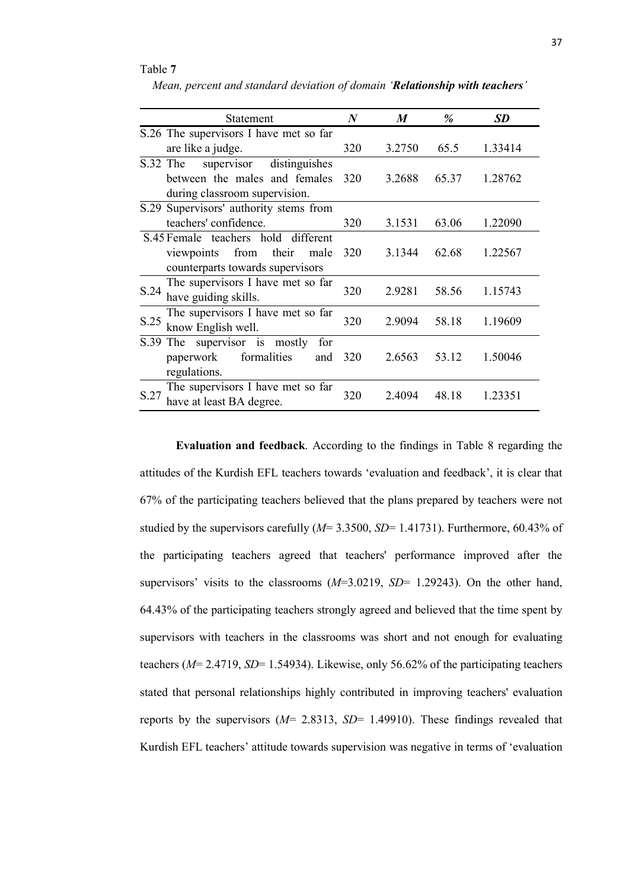Table **7**

*Mean, percent and standard deviation of domain '**Relationship with teachers**'*

| Statement | *N* | *M* | *%* | *SD* |
|---|---|---|---|---|
| S.26 The supervisors I have met so far are like a judge. | 320 | 3.2750 | 65.5 | 1.33414 |
| S.32 The supervisor distinguishes between the males and females during classroom supervision. | 320 | 3.2688 | 65.37 | 1.28762 |
| S.29 Supervisors' authority stems from teachers' confidence. | 320 | 3.1531 | 63.06 | 1.22090 |
| S.45 Female teachers hold different viewpoints from their male counterparts towards supervisors | 320 | 3.1344 | 62.68 | 1.22567 |
| S.24 The supervisors I have met so far have guiding skills. | 320 | 2.9281 | 58.56 | 1.15743 |
| S.25 The supervisors I have met so far know English well. | 320 | 2.9094 | 58.18 | 1.19609 |
| S.39 The supervisor is mostly for paperwork formalities and regulations. | 320 | 2.6563 | 53.12 | 1.50046 |
| S.27 The supervisors I have met so far have at least BA degree. | 320 | 2.4094 | 48.18 | 1.23351 |

**Evaluation and feedback**. According to the findings in Table 8 regarding the attitudes of the Kurdish EFL teachers towards 'evaluation and feedback', it is clear that 67% of the participating teachers believed that the plans prepared by teachers were not studied by the supervisors carefully (*M*= 3.3500, *SD*= 1.41731). Furthermore, 60.43% of the participating teachers agreed that teachers' performance improved after the supervisors' visits to the classrooms (*M*=3.0219, *SD*= 1.29243). On the other hand, 64.43% of the participating teachers strongly agreed and believed that the time spent by supervisors with teachers in the classrooms was short and not enough for evaluating teachers (*M*= 2.4719, *SD*= 1.54934). Likewise, only 56.62% of the participating teachers stated that personal relationships highly contributed in improving teachers' evaluation reports by the supervisors (*M*= 2.8313, *SD*= 1.49910). These findings revealed that Kurdish EFL teachers' attitude towards supervision was negative in terms of 'evaluation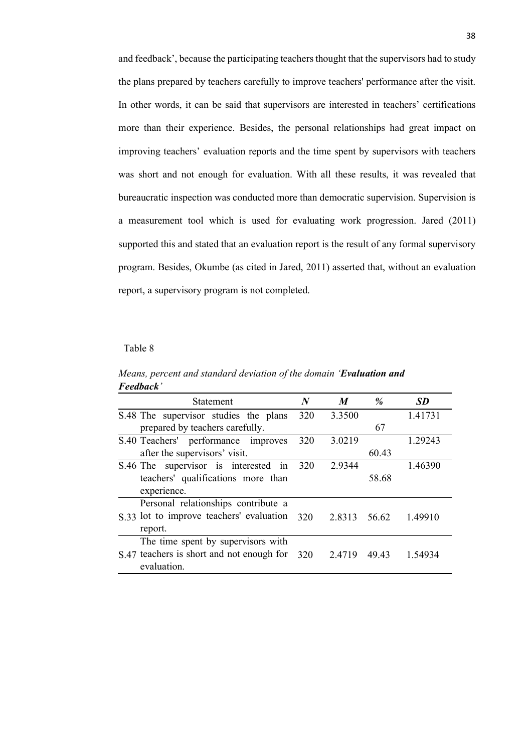and feedback', because the participating teachers thought that the supervisors had to study the plans prepared by teachers carefully to improve teachers' performance after the visit. In other words, it can be said that supervisors are interested in teachers' certifications more than their experience. Besides, the personal relationships had great impact on improving teachers' evaluation reports and the time spent by supervisors with teachers was short and not enough for evaluation. With all these results, it was revealed that bureaucratic inspection was conducted more than democratic supervision. Supervision is a measurement tool which is used for evaluating work progression. Jared (2011) supported this and stated that an evaluation report is the result of any formal supervisory program. Besides, Okumbe (as cited in Jared, 2011) asserted that, without an evaluation report, a supervisory program is not completed.

Table 8

*Means, percent and standard deviation of the domain '**Evaluation and Feedback**'*

| | Statement | *N* | *M* | *%* | *SD* |
|---|---|---|---|---|---|
| S.48 | The supervisor studies the plans prepared by teachers carefully. | 320 | 3.3500 | 67 | 1.41731 |
| S.40 | Teachers' performance improves after the supervisors' visit. | 320 | 3.0219 | 60.43 | 1.29243 |
| S.46 | The supervisor is interested in teachers' qualifications more than experience. | 320 | 2.9344 | 58.68 | 1.46390 |
| S.33 | Personal relationships contribute a lot to improve teachers' evaluation report. | 320 | 2.8313 | 56.62 | 1.49910 |
| S.47 | The time spent by supervisors with teachers is short and not enough for evaluation. | 320 | 2.4719 | 49.43 | 1.54934 |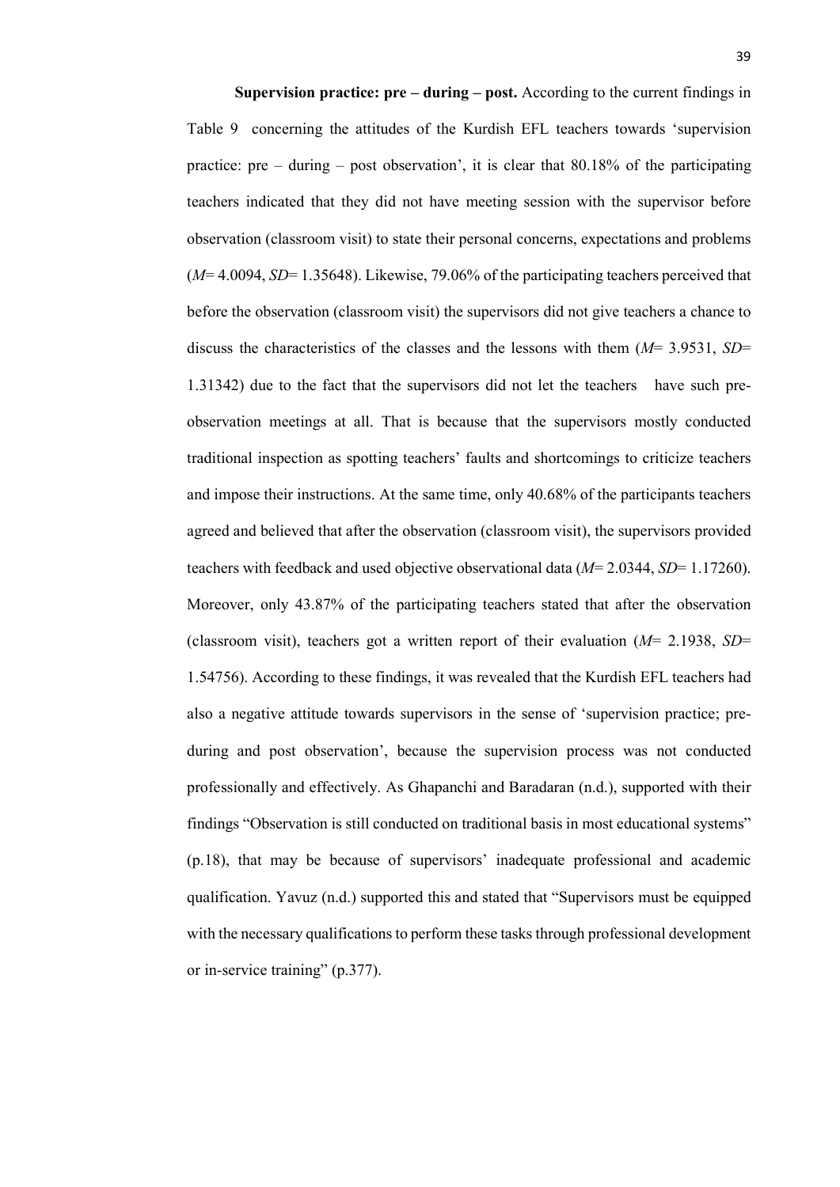**Supervision practice: pre – during – post.** According to the current findings in Table 9 concerning the attitudes of the Kurdish EFL teachers towards 'supervision practice: pre – during – post observation', it is clear that 80.18% of the participating teachers indicated that they did not have meeting session with the supervisor before observation (classroom visit) to state their personal concerns, expectations and problems (*M*= 4.0094, *SD*= 1.35648). Likewise, 79.06% of the participating teachers perceived that before the observation (classroom visit) the supervisors did not give teachers a chance to discuss the characteristics of the classes and the lessons with them (*M*= 3.9531, *SD*= 1.31342) due to the fact that the supervisors did not let the teachers have such pre-observation meetings at all. That is because that the supervisors mostly conducted traditional inspection as spotting teachers' faults and shortcomings to criticize teachers and impose their instructions. At the same time, only 40.68% of the participants teachers agreed and believed that after the observation (classroom visit), the supervisors provided teachers with feedback and used objective observational data (*M*= 2.0344, *SD*= 1.17260). Moreover, only 43.87% of the participating teachers stated that after the observation (classroom visit), teachers got a written report of their evaluation (*M*= 2.1938, *SD*= 1.54756). According to these findings, it was revealed that the Kurdish EFL teachers had also a negative attitude towards supervisors in the sense of 'supervision practice; pre-during and post observation', because the supervision process was not conducted professionally and effectively. As Ghapanchi and Baradaran (n.d.), supported with their findings "Observation is still conducted on traditional basis in most educational systems" (p.18), that may be because of supervisors' inadequate professional and academic qualification. Yavuz (n.d.) supported this and stated that "Supervisors must be equipped with the necessary qualifications to perform these tasks through professional development or in-service training" (p.377).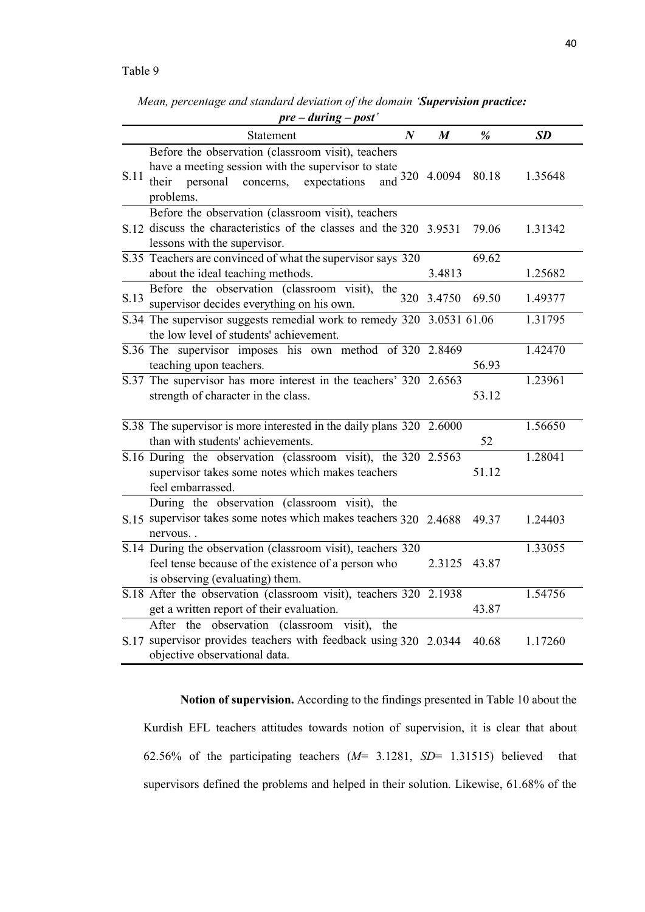Table 9

*Mean, percentage and standard deviation of the domain '**Supervision practice: pre – during – post**'*

| | Statement | *N* | *M* | % | *SD* |
|---|---|---|---|---|---|
| S.11 | Before the observation (classroom visit), teachers have a meeting session with the supervisor to state their personal concerns, expectations and problems. | 320 | 4.0094 | 80.18 | 1.35648 |
| S.12 | Before the observation (classroom visit), teachers discuss the characteristics of the classes and the lessons with the supervisor. | 320 | 3.9531 | 79.06 | 1.31342 |
| S.35 | Teachers are convinced of what the supervisor says about the ideal teaching methods. | 320 | 3.4813 | 69.62 | 1.25682 |
| S.13 | Before the observation (classroom visit), the supervisor decides everything on his own. | 320 | 3.4750 | 69.50 | 1.49377 |
| S.34 | The supervisor suggests remedial work to remedy the low level of students' achievement. | 320 | 3.0531 | 61.06 | 1.31795 |
| S.36 | The supervisor imposes his own method of teaching upon teachers. | 320 | 2.8469 | 56.93 | 1.42470 |
| S.37 | The supervisor has more interest in the teachers' strength of character in the class. | 320 | 2.6563 | 53.12 | 1.23961 |
| S.38 | The supervisor is more interested in the daily plans than with students' achievements. | 320 | 2.6000 | 52 | 1.56650 |
| S.16 | During the observation (classroom visit), the supervisor takes some notes which makes teachers feel embarrassed. | 320 | 2.5563 | 51.12 | 1.28041 |
| S.15 | During the observation (classroom visit), the supervisor takes some notes which makes teachers nervous. . | 320 | 2.4688 | 49.37 | 1.24403 |
| S.14 | During the observation (classroom visit), teachers feel tense because of the existence of a person who is observing (evaluating) them. | 320 | 2.3125 | 43.87 | 1.33055 |
| S.18 | After the observation (classroom visit), teachers get a written report of their evaluation. | 320 | 2.1938 | 43.87 | 1.54756 |
| S.17 | After the observation (classroom visit), the supervisor provides teachers with feedback using objective observational data. | 320 | 2.0344 | 40.68 | 1.17260 |

**Notion of supervision.** According to the findings presented in Table 10 about the Kurdish EFL teachers attitudes towards notion of supervision, it is clear that about 62.56% of the participating teachers (*M*= 3.1281, *SD*= 1.31515) believed that supervisors defined the problems and helped in their solution. Likewise, 61.68% of the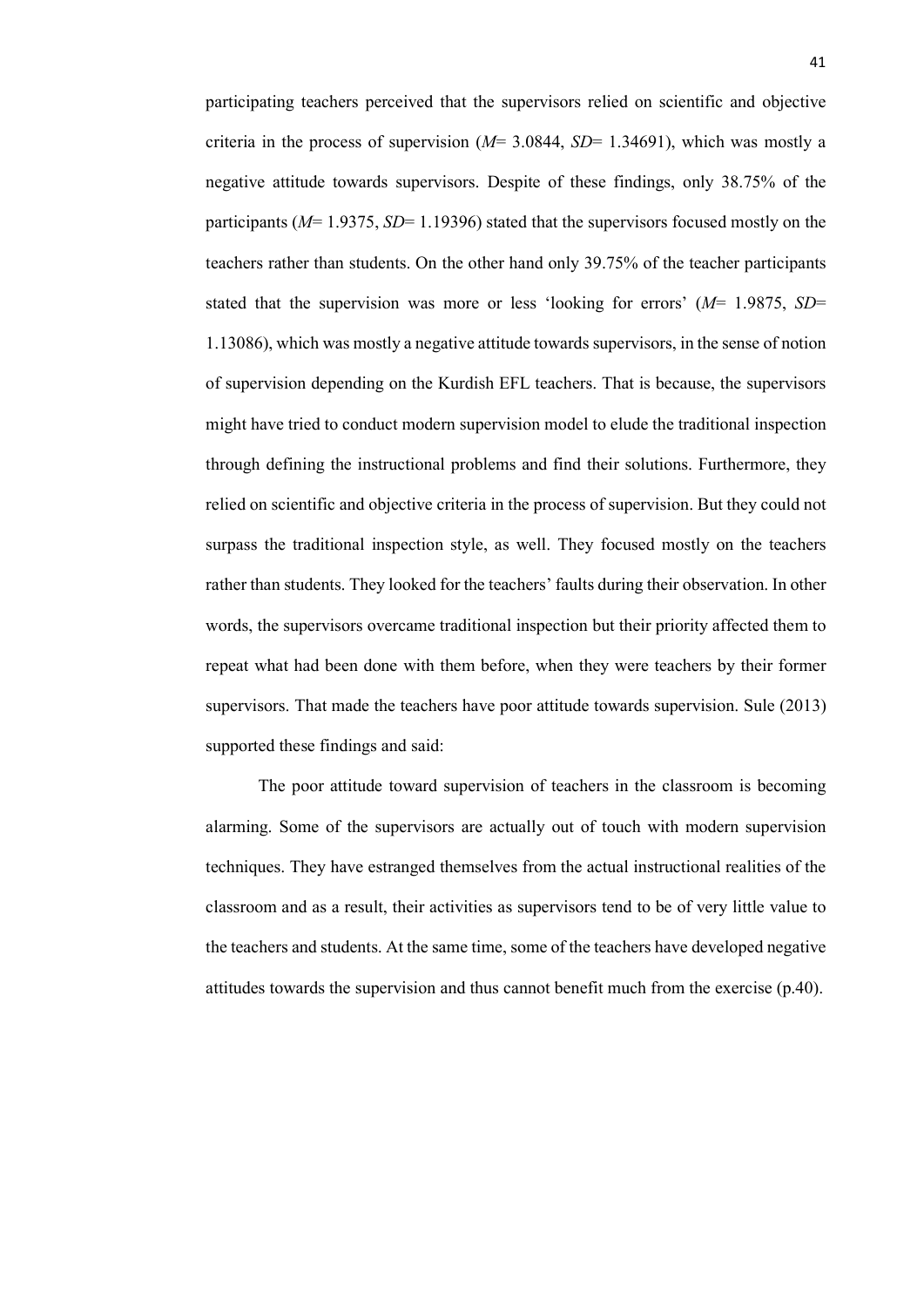participating teachers perceived that the supervisors relied on scientific and objective criteria in the process of supervision (*M*= 3.0844, *SD*= 1.34691), which was mostly a negative attitude towards supervisors. Despite of these findings, only 38.75% of the participants (*M*= 1.9375, *SD*= 1.19396) stated that the supervisors focused mostly on the teachers rather than students. On the other hand only 39.75% of the teacher participants stated that the supervision was more or less 'looking for errors' (*M*= 1.9875, *SD*= 1.13086), which was mostly a negative attitude towards supervisors, in the sense of notion of supervision depending on the Kurdish EFL teachers. That is because, the supervisors might have tried to conduct modern supervision model to elude the traditional inspection through defining the instructional problems and find their solutions. Furthermore, they relied on scientific and objective criteria in the process of supervision. But they could not surpass the traditional inspection style, as well. They focused mostly on the teachers rather than students. They looked for the teachers' faults during their observation. In other words, the supervisors overcame traditional inspection but their priority affected them to repeat what had been done with them before, when they were teachers by their former supervisors. That made the teachers have poor attitude towards supervision. Sule (2013) supported these findings and said:

The poor attitude toward supervision of teachers in the classroom is becoming alarming. Some of the supervisors are actually out of touch with modern supervision techniques. They have estranged themselves from the actual instructional realities of the classroom and as a result, their activities as supervisors tend to be of very little value to the teachers and students. At the same time, some of the teachers have developed negative attitudes towards the supervision and thus cannot benefit much from the exercise (p.40).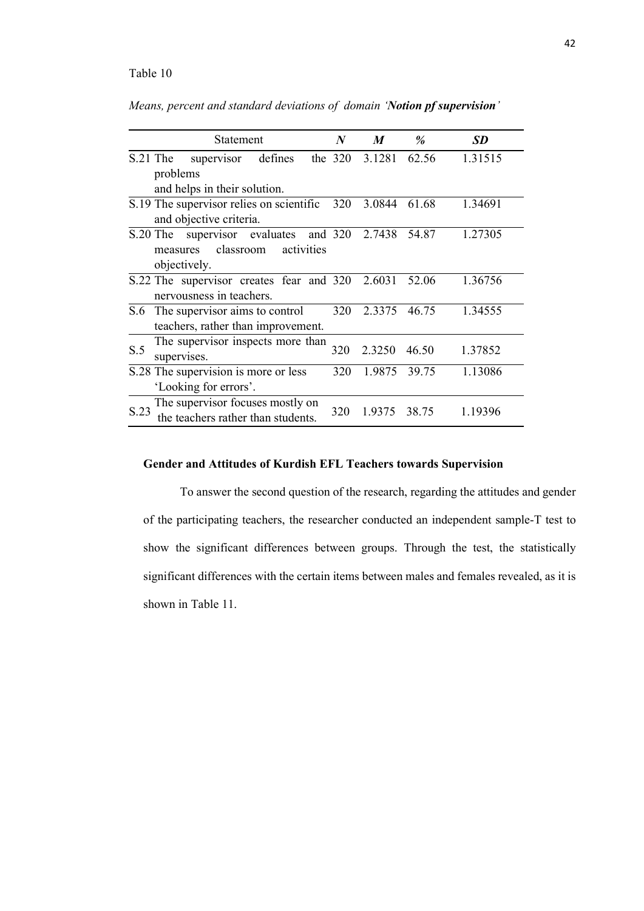Table 10

*Means, percent and standard deviations of domain '**Notion pf supervision**'*

| Statement | *N* | *M* | *%* | *SD* |
|---|---|---|---|---|
| S.21 The supervisor defines the problems and helps in their solution. | 320 | 3.1281 | 62.56 | 1.31515 |
| S.19 The supervisor relies on scientific and objective criteria. | 320 | 3.0844 | 61.68 | 1.34691 |
| S.20 The supervisor evaluates and measures classroom activities objectively. | 320 | 2.7438 | 54.87 | 1.27305 |
| S.22 The supervisor creates fear and nervousness in teachers. | 320 | 2.6031 | 52.06 | 1.36756 |
| S.6 The supervisor aims to control teachers, rather than improvement. | 320 | 2.3375 | 46.75 | 1.34555 |
| S.5 The supervisor inspects more than supervises. | 320 | 2.3250 | 46.50 | 1.37852 |
| S.28 The supervision is more or less 'Looking for errors'. | 320 | 1.9875 | 39.75 | 1.13086 |
| S.23 The supervisor focuses mostly on the teachers rather than students. | 320 | 1.9375 | 38.75 | 1.19396 |

### Gender and Attitudes of Kurdish EFL Teachers towards Supervision

To answer the second question of the research, regarding the attitudes and gender of the participating teachers, the researcher conducted an independent sample-T test to show the significant differences between groups. Through the test, the statistically significant differences with the certain items between males and females revealed, as it is shown in Table 11.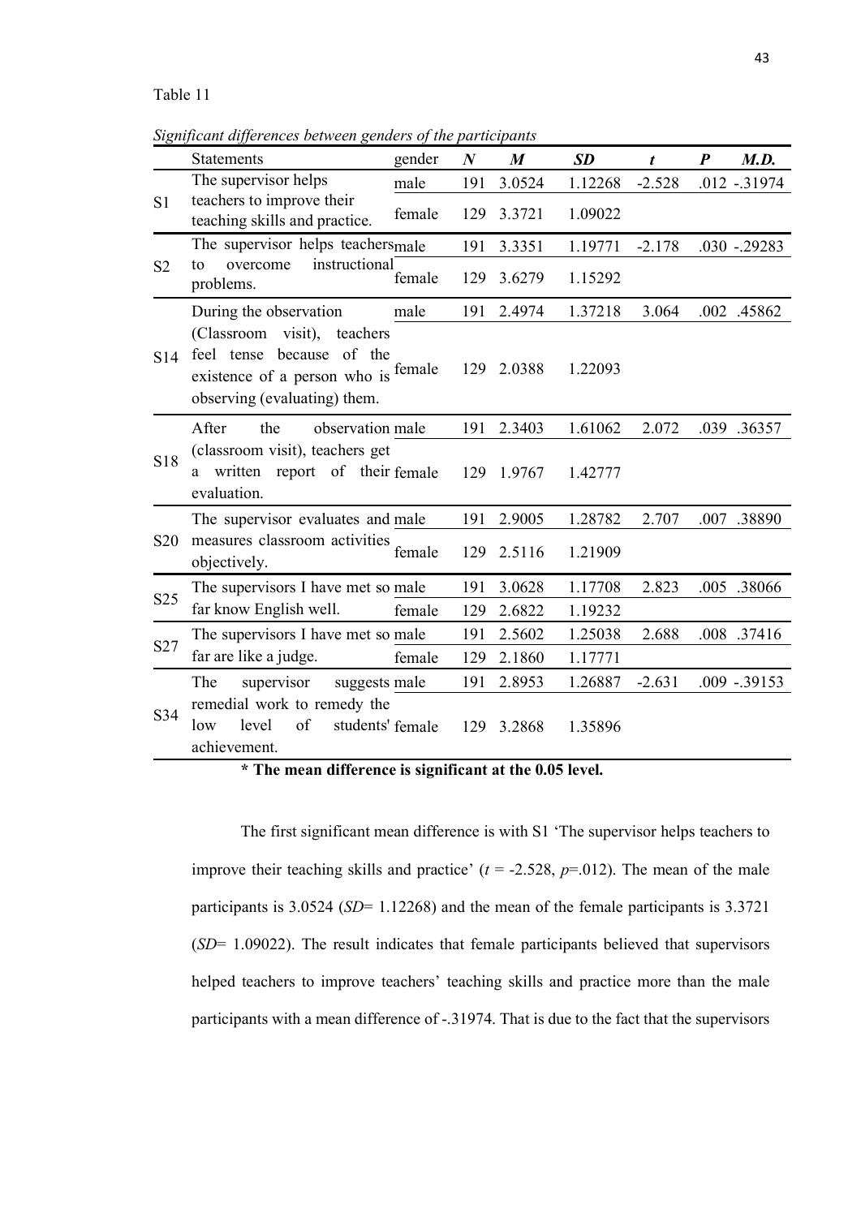Table 11

*Significant differences between genders of the participants*

| | Statements | gender | *N* | *M* | *SD* | *t* | *P* | *M.D.* |
|---|---|---|---|---|---|---|---|---|
| S1 | The supervisor helps teachers to improve their teaching skills and practice. | male | 191 | 3.0524 | 1.12268 | -2.528 | .012 | -.31974 |
| | | female | 129 | 3.3721 | 1.09022 | | | |
| S2 | The supervisor helps teachers to overcome instructional problems. | male | 191 | 3.3351 | 1.19771 | -2.178 | .030 | -.29283 |
| | | female | 129 | 3.6279 | 1.15292 | | | |
| S14 | During the observation (Classroom visit), teachers feel tense because of the existence of a person who is observing (evaluating) them. | male | 191 | 2.4974 | 1.37218 | 3.064 | .002 | .45862 |
| | | female | 129 | 2.0388 | 1.22093 | | | |
| S18 | After the observation (classroom visit), teachers get a written report of their evaluation. | male | 191 | 2.3403 | 1.61062 | 2.072 | .039 | .36357 |
| | | female | 129 | 1.9767 | 1.42777 | | | |
| S20 | The supervisor evaluates and measures classroom activities objectively. | male | 191 | 2.9005 | 1.28782 | 2.707 | .007 | .38890 |
| | | female | 129 | 2.5116 | 1.21909 | | | |
| S25 | The supervisors I have met so far know English well. | male | 191 | 3.0628 | 1.17708 | 2.823 | .005 | .38066 |
| | | female | 129 | 2.6822 | 1.19232 | | | |
| S27 | The supervisors I have met so far are like a judge. | male | 191 | 2.5602 | 1.25038 | 2.688 | .008 | .37416 |
| | | female | 129 | 2.1860 | 1.17771 | | | |
| S34 | The supervisor suggests remedial work to remedy the low level of students' achievement. | male | 191 | 2.8953 | 1.26887 | -2.631 | .009 | -.39153 |
| | | female | 129 | 3.2868 | 1.35896 | | | |

**\* The mean difference is significant at the 0.05 level.**

The first significant mean difference is with S1 'The supervisor helps teachers to improve their teaching skills and practice' ($t$ = -2.528, $p$=.012). The mean of the male participants is 3.0524 (*SD*= 1.12268) and the mean of the female participants is 3.3721 (*SD*= 1.09022). The result indicates that female participants believed that supervisors helped teachers to improve teachers' teaching skills and practice more than the male participants with a mean difference of -.31974. That is due to the fact that the supervisors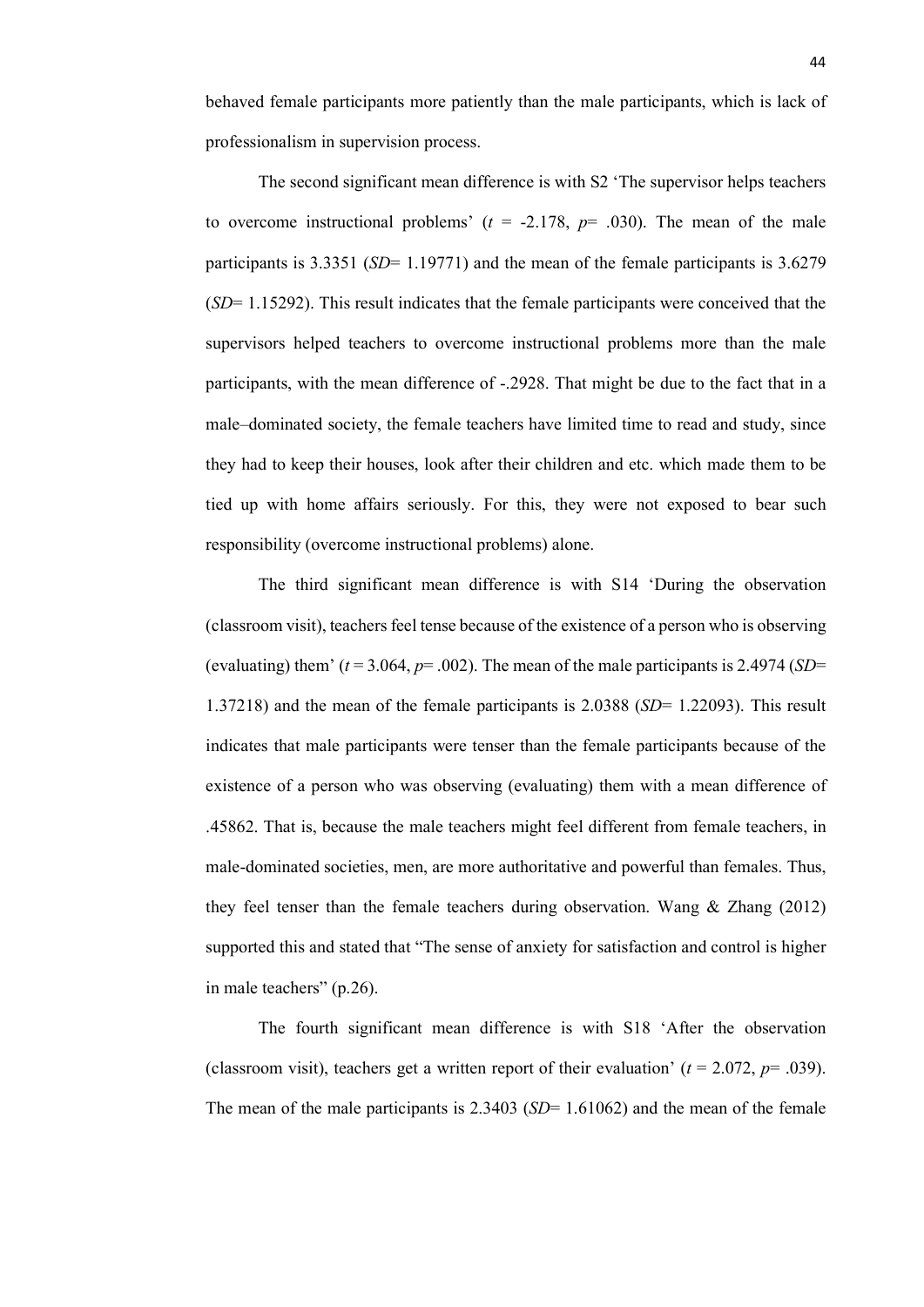behaved female participants more patiently than the male participants, which is lack of professionalism in supervision process.

The second significant mean difference is with S2 ‘The supervisor helps teachers to overcome instructional problems’ ($t$ = -2.178, $p$= .030). The mean of the male participants is 3.3351 (*SD*= 1.19771) and the mean of the female participants is 3.6279 (*SD*= 1.15292). This result indicates that the female participants were conceived that the supervisors helped teachers to overcome instructional problems more than the male participants, with the mean difference of -.2928. That might be due to the fact that in a male–dominated society, the female teachers have limited time to read and study, since they had to keep their houses, look after their children and etc. which made them to be tied up with home affairs seriously. For this, they were not exposed to bear such responsibility (overcome instructional problems) alone.

The third significant mean difference is with S14 ‘During the observation (classroom visit), teachers feel tense because of the existence of a person who is observing (evaluating) them’ ($t$ = 3.064, $p$= .002). The mean of the male participants is 2.4974 (*SD*= 1.37218) and the mean of the female participants is 2.0388 (*SD*= 1.22093). This result indicates that male participants were tenser than the female participants because of the existence of a person who was observing (evaluating) them with a mean difference of .45862. That is, because the male teachers might feel different from female teachers, in male-dominated societies, men, are more authoritative and powerful than females. Thus, they feel tenser than the female teachers during observation. Wang & Zhang (2012) supported this and stated that “The sense of anxiety for satisfaction and control is higher in male teachers” (p.26).

The fourth significant mean difference is with S18 ‘After the observation (classroom visit), teachers get a written report of their evaluation’ ($t$ = 2.072, $p$= .039). The mean of the male participants is 2.3403 (*SD*= 1.61062) and the mean of the female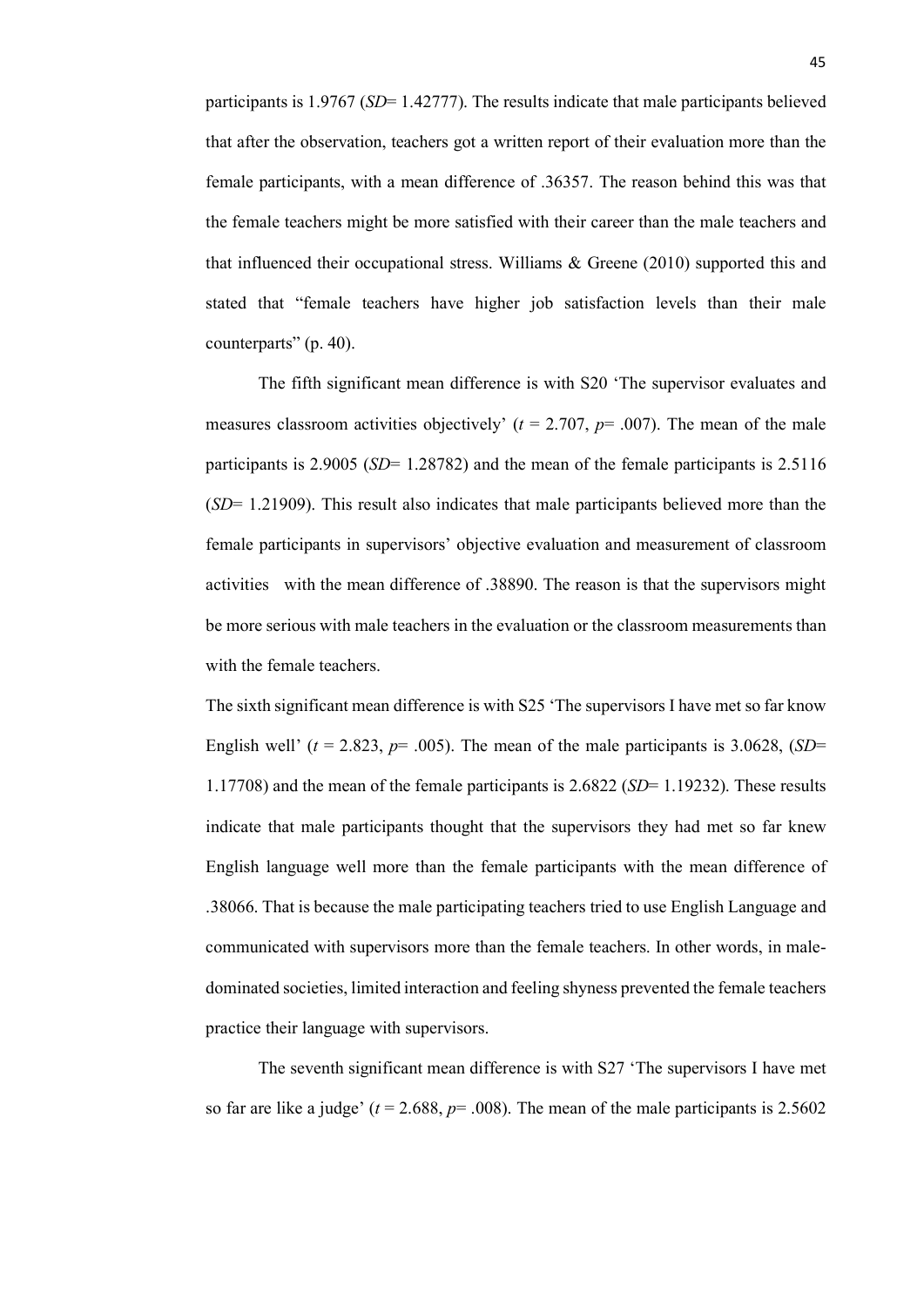participants is 1.9767 (*SD*= 1.42777). The results indicate that male participants believed that after the observation, teachers got a written report of their evaluation more than the female participants, with a mean difference of .36357. The reason behind this was that the female teachers might be more satisfied with their career than the male teachers and that influenced their occupational stress. Williams & Greene (2010) supported this and stated that "female teachers have higher job satisfaction levels than their male counterparts" (p. 40).

The fifth significant mean difference is with S20 'The supervisor evaluates and measures classroom activities objectively' ($t$ = 2.707, $p$= .007). The mean of the male participants is 2.9005 (*SD*= 1.28782) and the mean of the female participants is 2.5116 (*SD*= 1.21909). This result also indicates that male participants believed more than the female participants in supervisors' objective evaluation and measurement of classroom activities with the mean difference of .38890. The reason is that the supervisors might be more serious with male teachers in the evaluation or the classroom measurements than with the female teachers.

The sixth significant mean difference is with S25 'The supervisors I have met so far know English well' ($t$ = 2.823, $p$= .005). The mean of the male participants is 3.0628, (*SD*= 1.17708) and the mean of the female participants is 2.6822 (*SD*= 1.19232). These results indicate that male participants thought that the supervisors they had met so far knew English language well more than the female participants with the mean difference of .38066. That is because the male participating teachers tried to use English Language and communicated with supervisors more than the female teachers. In other words, in male-dominated societies, limited interaction and feeling shyness prevented the female teachers practice their language with supervisors.

The seventh significant mean difference is with S27 'The supervisors I have met so far are like a judge' ($t$ = 2.688, $p$= .008). The mean of the male participants is 2.5602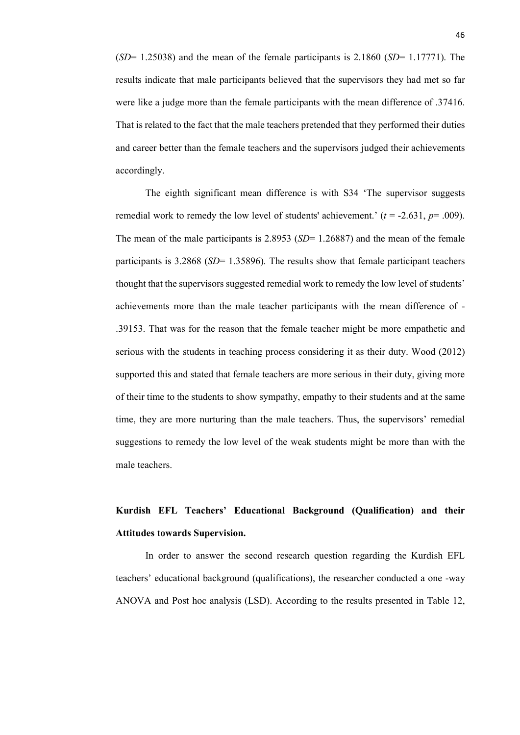(*SD*= 1.25038) and the mean of the female participants is 2.1860 (*SD*= 1.17771). The results indicate that male participants believed that the supervisors they had met so far were like a judge more than the female participants with the mean difference of .37416. That is related to the fact that the male teachers pretended that they performed their duties and career better than the female teachers and the supervisors judged their achievements accordingly.

The eighth significant mean difference is with S34 'The supervisor suggests remedial work to remedy the low level of students' achievement.' ($t$ = -2.631, $p$= .009). The mean of the male participants is 2.8953 (*SD*= 1.26887) and the mean of the female participants is 3.2868 (*SD*= 1.35896). The results show that female participant teachers thought that the supervisors suggested remedial work to remedy the low level of students' achievements more than the male teacher participants with the mean difference of -.39153. That was for the reason that the female teacher might be more empathetic and serious with the students in teaching process considering it as their duty. Wood (2012) supported this and stated that female teachers are more serious in their duty, giving more of their time to the students to show sympathy, empathy to their students and at the same time, they are more nurturing than the male teachers. Thus, the supervisors' remedial suggestions to remedy the low level of the weak students might be more than with the male teachers.

**Kurdish EFL Teachers' Educational Background (Qualification) and their Attitudes towards Supervision.**

In order to answer the second research question regarding the Kurdish EFL teachers' educational background (qualifications), the researcher conducted a one -way ANOVA and Post hoc analysis (LSD). According to the results presented in Table 12,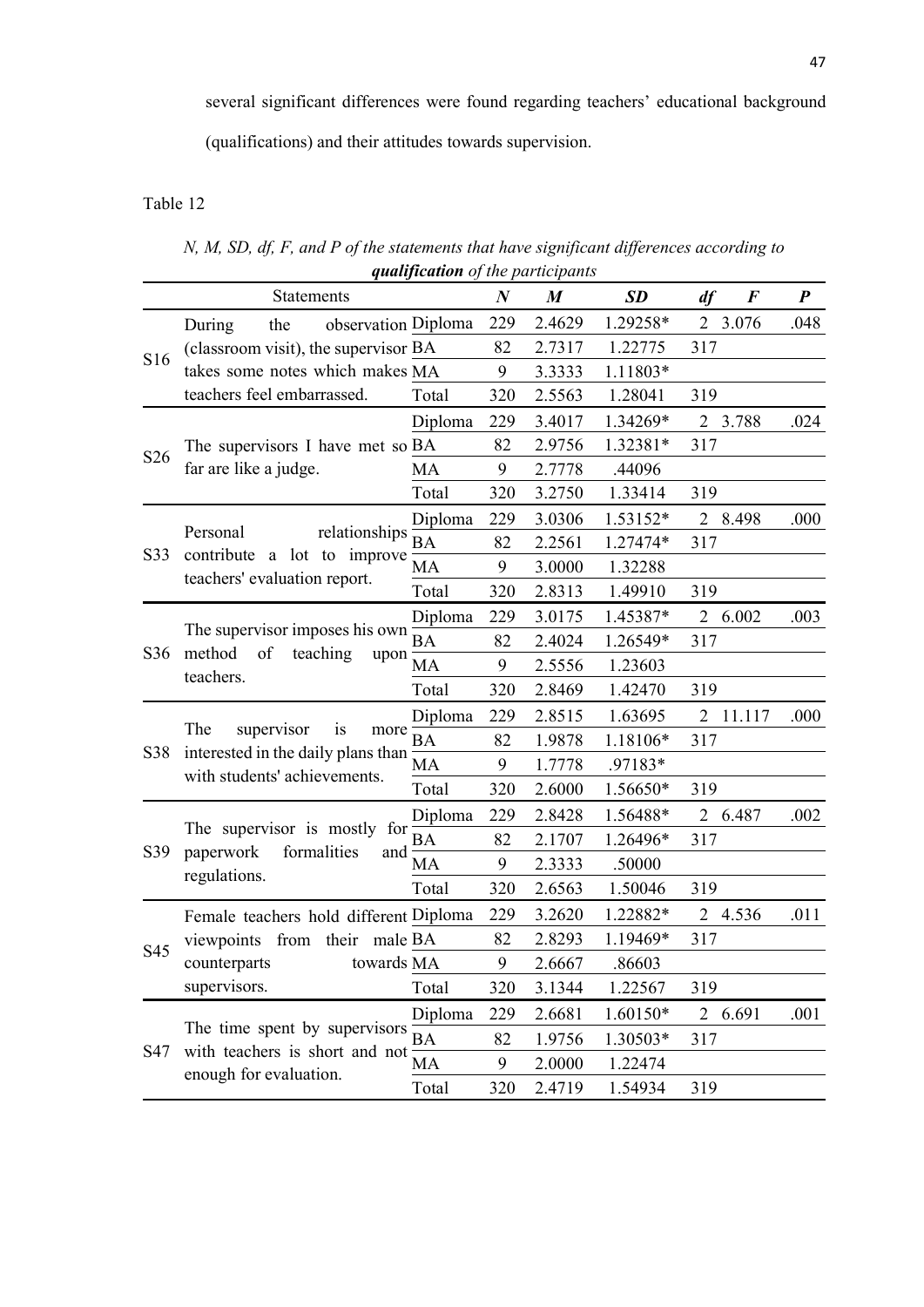several significant differences were found regarding teachers' educational background (qualifications) and their attitudes towards supervision.

Table 12

*N, M, SD, df, F, and P of the statements that have significant differences according to* ***qualification*** *of the participants*

| | Statements | | ***N*** | ***M*** | ***SD*** | ***df*** | ***F*** | ***P*** |
|---|---|---|---|---|---|---|---|---|
| S16 | During the observation (classroom visit), the supervisor takes some notes which makes teachers feel embarrassed. | Diploma | 229 | 2.4629 | 1.29258* | 2 | 3.076 | .048 |
| | | BA | 82 | 2.7317 | 1.22775 | 317 | | |
| | | MA | 9 | 3.3333 | 1.11803* | | | |
| | | Total | 320 | 2.5563 | 1.28041 | 319 | | |
| S26 | The supervisors I have met so far are like a judge. | Diploma | 229 | 3.4017 | 1.34269* | 2 | 3.788 | .024 |
| | | BA | 82 | 2.9756 | 1.32381* | 317 | | |
| | | MA | 9 | 2.7778 | .44096 | | | |
| | | Total | 320 | 3.2750 | 1.33414 | 319 | | |
| S33 | Personal relationships contribute a lot to improve teachers' evaluation report. | Diploma | 229 | 3.0306 | 1.53152* | 2 | 8.498 | .000 |
| | | BA | 82 | 2.2561 | 1.27474* | 317 | | |
| | | MA | 9 | 3.0000 | 1.32288 | | | |
| | | Total | 320 | 2.8313 | 1.49910 | 319 | | |
| S36 | The supervisor imposes his own method of teaching upon teachers. | Diploma | 229 | 3.0175 | 1.45387* | 2 | 6.002 | .003 |
| | | BA | 82 | 2.4024 | 1.26549* | 317 | | |
| | | MA | 9 | 2.5556 | 1.23603 | | | |
| | | Total | 320 | 2.8469 | 1.42470 | 319 | | |
| S38 | The supervisor is more interested in the daily plans than with students' achievements. | Diploma | 229 | 2.8515 | 1.63695 | 2 | 11.117 | .000 |
| | | BA | 82 | 1.9878 | 1.18106* | 317 | | |
| | | MA | 9 | 1.7778 | .97183* | | | |
| | | Total | 320 | 2.6000 | 1.56650* | 319 | | |
| S39 | The supervisor is mostly for paperwork formalities and regulations. | Diploma | 229 | 2.8428 | 1.56488* | 2 | 6.487 | .002 |
| | | BA | 82 | 2.1707 | 1.26496* | 317 | | |
| | | MA | 9 | 2.3333 | .50000 | | | |
| | | Total | 320 | 2.6563 | 1.50046 | 319 | | |
| S45 | Female teachers hold different viewpoints from their male counterparts towards supervisors. | Diploma | 229 | 3.2620 | 1.22882* | 2 | 4.536 | .011 |
| | | BA | 82 | 2.8293 | 1.19469* | 317 | | |
| | | MA | 9 | 2.6667 | .86603 | | | |
| | | Total | 320 | 3.1344 | 1.22567 | 319 | | |
| S47 | The time spent by supervisors with teachers is short and not enough for evaluation. | Diploma | 229 | 2.6681 | 1.60150* | 2 | 6.691 | .001 |
| | | BA | 82 | 1.9756 | 1.30503* | 317 | | |
| | | MA | 9 | 2.0000 | 1.22474 | | | |
| | | Total | 320 | 2.4719 | 1.54934 | 319 | | |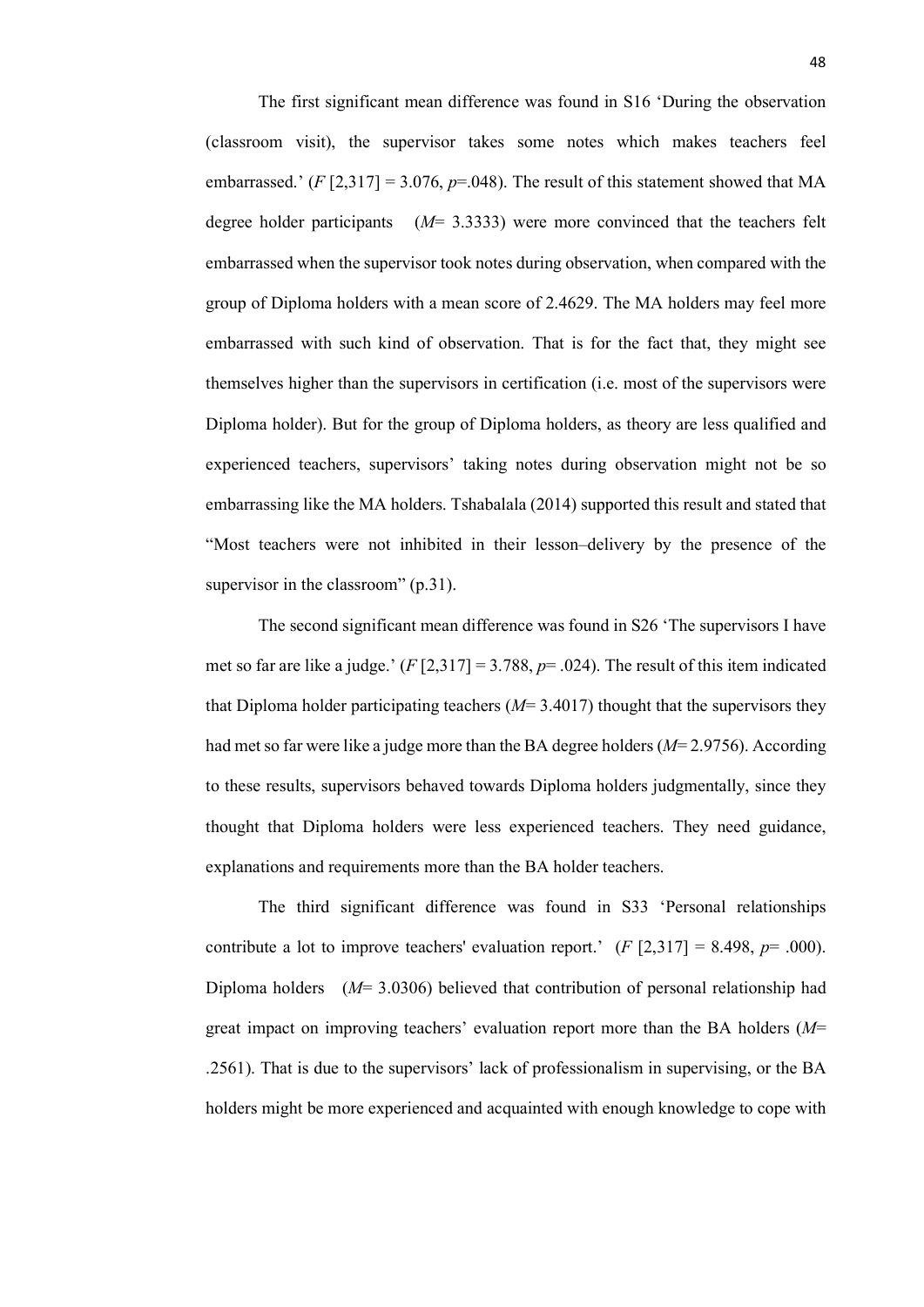The first significant mean difference was found in S16 'During the observation (classroom visit), the supervisor takes some notes which makes teachers feel embarrassed.' ($F$ [2,317] = 3.076, $p$=.048). The result of this statement showed that MA degree holder participants ($M$= 3.3333) were more convinced that the teachers felt embarrassed when the supervisor took notes during observation, when compared with the group of Diploma holders with a mean score of 2.4629. The MA holders may feel more embarrassed with such kind of observation. That is for the fact that, they might see themselves higher than the supervisors in certification (i.e. most of the supervisors were Diploma holder). But for the group of Diploma holders, as theory are less qualified and experienced teachers, supervisors' taking notes during observation might not be so embarrassing like the MA holders. Tshabalala (2014) supported this result and stated that "Most teachers were not inhibited in their lesson–delivery by the presence of the supervisor in the classroom" (p.31).

The second significant mean difference was found in S26 'The supervisors I have met so far are like a judge.' ($F$ [2,317] = 3.788, $p$= .024). The result of this item indicated that Diploma holder participating teachers ($M$= 3.4017) thought that the supervisors they had met so far were like a judge more than the BA degree holders ($M$= 2.9756). According to these results, supervisors behaved towards Diploma holders judgmentally, since they thought that Diploma holders were less experienced teachers. They need guidance, explanations and requirements more than the BA holder teachers.

The third significant difference was found in S33 'Personal relationships contribute a lot to improve teachers' evaluation report.' ($F$ [2,317] = 8.498, $p$= .000). Diploma holders ($M$= 3.0306) believed that contribution of personal relationship had great impact on improving teachers' evaluation report more than the BA holders ($M$= .2561). That is due to the supervisors' lack of professionalism in supervising, or the BA holders might be more experienced and acquainted with enough knowledge to cope with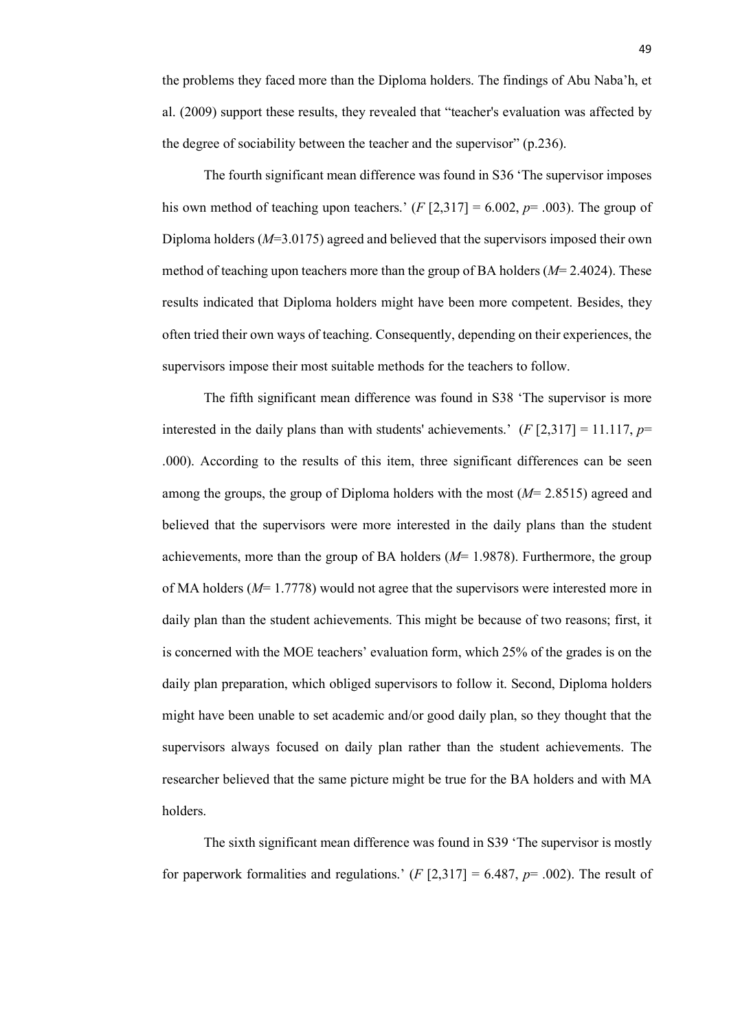the problems they faced more than the Diploma holders. The findings of Abu Naba'h, et al. (2009) support these results, they revealed that "teacher's evaluation was affected by the degree of sociability between the teacher and the supervisor" (p.236).

The fourth significant mean difference was found in S36 'The supervisor imposes his own method of teaching upon teachers.' ($F$ [2,317] = 6.002, $p$= .003). The group of Diploma holders ($M$=3.0175) agreed and believed that the supervisors imposed their own method of teaching upon teachers more than the group of BA holders ($M$= 2.4024). These results indicated that Diploma holders might have been more competent. Besides, they often tried their own ways of teaching. Consequently, depending on their experiences, the supervisors impose their most suitable methods for the teachers to follow.

The fifth significant mean difference was found in S38 'The supervisor is more interested in the daily plans than with students' achievements.' ($F$ [2,317] = 11.117, $p$= .000). According to the results of this item, three significant differences can be seen among the groups, the group of Diploma holders with the most ($M$= 2.8515) agreed and believed that the supervisors were more interested in the daily plans than the student achievements, more than the group of BA holders ($M$= 1.9878). Furthermore, the group of MA holders ($M$= 1.7778) would not agree that the supervisors were interested more in daily plan than the student achievements. This might be because of two reasons; first, it is concerned with the MOE teachers' evaluation form, which 25% of the grades is on the daily plan preparation, which obliged supervisors to follow it. Second, Diploma holders might have been unable to set academic and/or good daily plan, so they thought that the supervisors always focused on daily plan rather than the student achievements. The researcher believed that the same picture might be true for the BA holders and with MA holders.

The sixth significant mean difference was found in S39 'The supervisor is mostly for paperwork formalities and regulations.' ($F$ [2,317] = 6.487, $p$= .002). The result of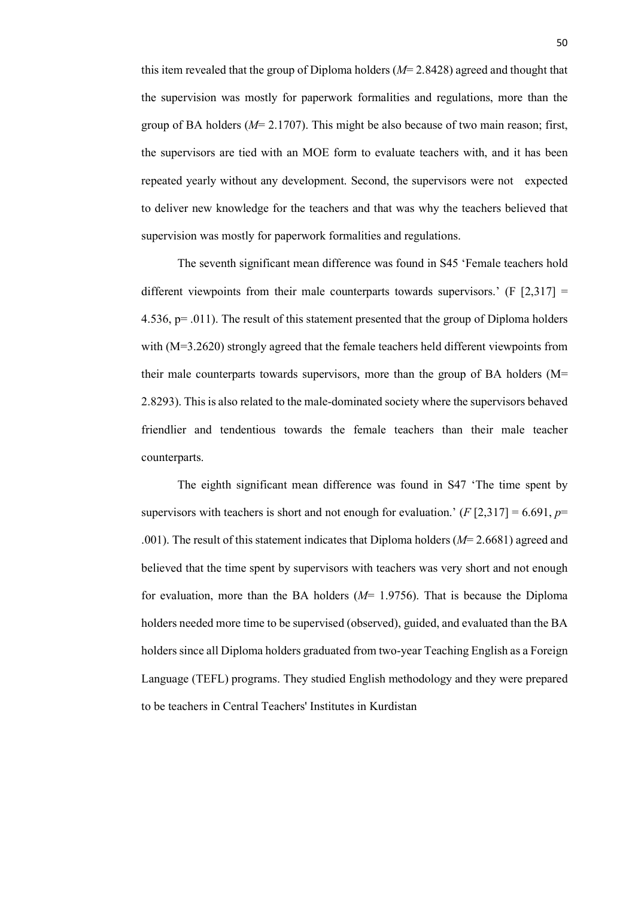this item revealed that the group of Diploma holders (*M*= 2.8428) agreed and thought that the supervision was mostly for paperwork formalities and regulations, more than the group of BA holders (*M*= 2.1707). This might be also because of two main reason; first, the supervisors are tied with an MOE form to evaluate teachers with, and it has been repeated yearly without any development. Second, the supervisors were not expected to deliver new knowledge for the teachers and that was why the teachers believed that supervision was mostly for paperwork formalities and regulations.

The seventh significant mean difference was found in S45 'Female teachers hold different viewpoints from their male counterparts towards supervisors.' ($F$ [2,317] = 4.536, $p$= .011). The result of this statement presented that the group of Diploma holders with (M=3.2620) strongly agreed that the female teachers held different viewpoints from their male counterparts towards supervisors, more than the group of BA holders (M= 2.8293). This is also related to the male-dominated society where the supervisors behaved friendlier and tendentious towards the female teachers than their male teacher counterparts.

The eighth significant mean difference was found in S47 'The time spent by supervisors with teachers is short and not enough for evaluation.' ($F$ [2,317] = 6.691, $p$= .001). The result of this statement indicates that Diploma holders (*M*= 2.6681) agreed and believed that the time spent by supervisors with teachers was very short and not enough for evaluation, more than the BA holders (*M*= 1.9756). That is because the Diploma holders needed more time to be supervised (observed), guided, and evaluated than the BA holders since all Diploma holders graduated from two-year Teaching English as a Foreign Language (TEFL) programs. They studied English methodology and they were prepared to be teachers in Central Teachers' Institutes in Kurdistan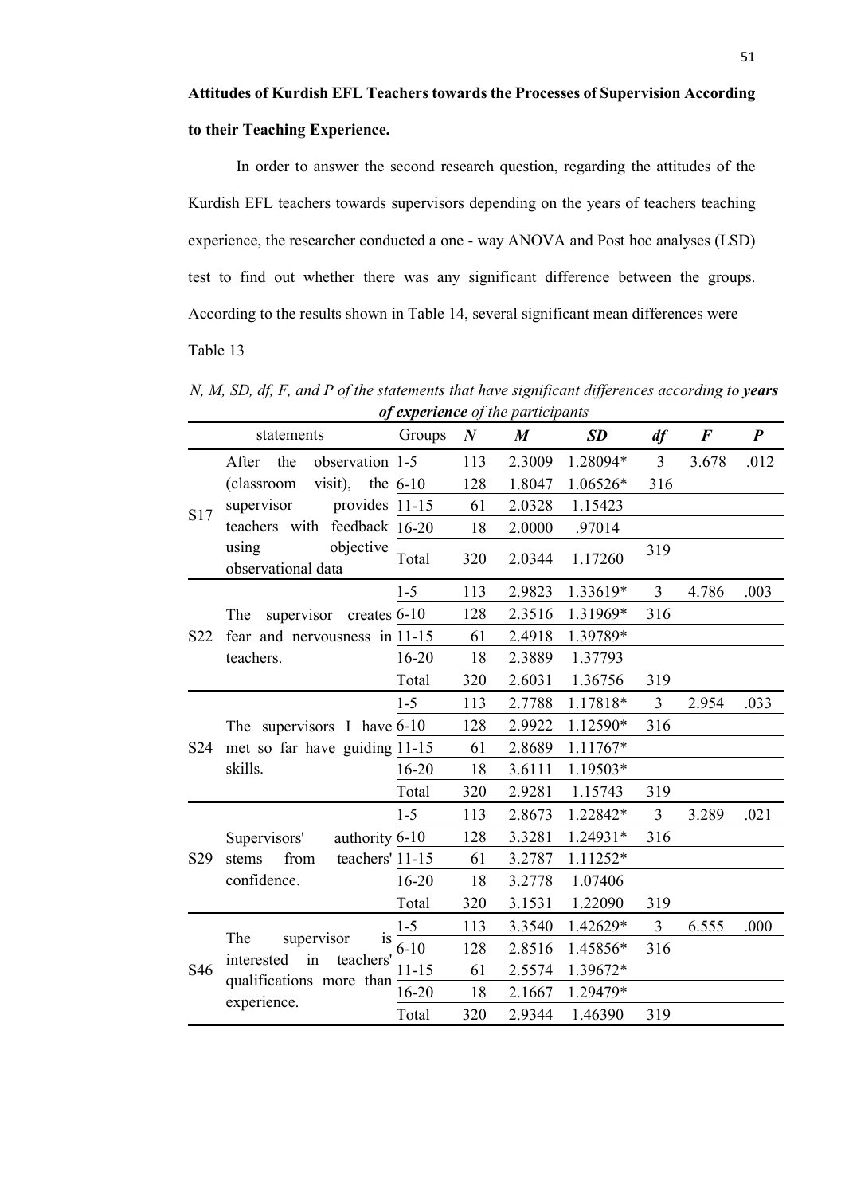**Attitudes of Kurdish EFL Teachers towards the Processes of Supervision According to their Teaching Experience.**

In order to answer the second research question, regarding the attitudes of the Kurdish EFL teachers towards supervisors depending on the years of teachers teaching experience, the researcher conducted a one - way ANOVA and Post hoc analyses (LSD) test to find out whether there was any significant difference between the groups. According to the results shown in Table 14, several significant mean differences were

Table 13

*N, M, SD, df, F, and P of the statements that have significant differences according to* ***years of experience*** *of the participants*

| | statements | Groups | *N* | *M* | *SD* | *df* | *F* | *P* |
|---|---|---|---|---|---|---|---|---|
| S17 | After the observation (classroom visit), the supervisor provides teachers with feedback using objective observational data | 1-5 | 113 | 2.3009 | 1.28094* | 3 | 3.678 | .012 |
| | | 6-10 | 128 | 1.8047 | 1.06526* | 316 | | |
| | | 11-15 | 61 | 2.0328 | 1.15423 | | | |
| | | 16-20 | 18 | 2.0000 | .97014 | | | |
| | | Total | 320 | 2.0344 | 1.17260 | 319 | | |
| S22 | The supervisor creates fear and nervousness in teachers. | 1-5 | 113 | 2.9823 | 1.33619* | 3 | 4.786 | .003 |
| | | 6-10 | 128 | 2.3516 | 1.31969* | 316 | | |
| | | 11-15 | 61 | 2.4918 | 1.39789* | | | |
| | | 16-20 | 18 | 2.3889 | 1.37793 | | | |
| | | Total | 320 | 2.6031 | 1.36756 | 319 | | |
| S24 | The supervisors I have met so far have guiding skills. | 1-5 | 113 | 2.7788 | 1.17818* | 3 | 2.954 | .033 |
| | | 6-10 | 128 | 2.9922 | 1.12590* | 316 | | |
| | | 11-15 | 61 | 2.8689 | 1.11767* | | | |
| | | 16-20 | 18 | 3.6111 | 1.19503* | | | |
| | | Total | 320 | 2.9281 | 1.15743 | 319 | | |
| S29 | Supervisors' authority stems from teachers' confidence. | 1-5 | 113 | 2.8673 | 1.22842* | 3 | 3.289 | .021 |
| | | 6-10 | 128 | 3.3281 | 1.24931* | 316 | | |
| | | 11-15 | 61 | 3.2787 | 1.11252* | | | |
| | | 16-20 | 18 | 3.2778 | 1.07406 | | | |
| | | Total | 320 | 3.1531 | 1.22090 | 319 | | |
| S46 | The supervisor is interested in teachers' qualifications more than experience. | 1-5 | 113 | 3.3540 | 1.42629* | 3 | 6.555 | .000 |
| | | 6-10 | 128 | 2.8516 | 1.45856* | 316 | | |
| | | 11-15 | 61 | 2.5574 | 1.39672* | | | |
| | | 16-20 | 18 | 2.1667 | 1.29479* | | | |
| | | Total | 320 | 2.9344 | 1.46390 | 319 | | |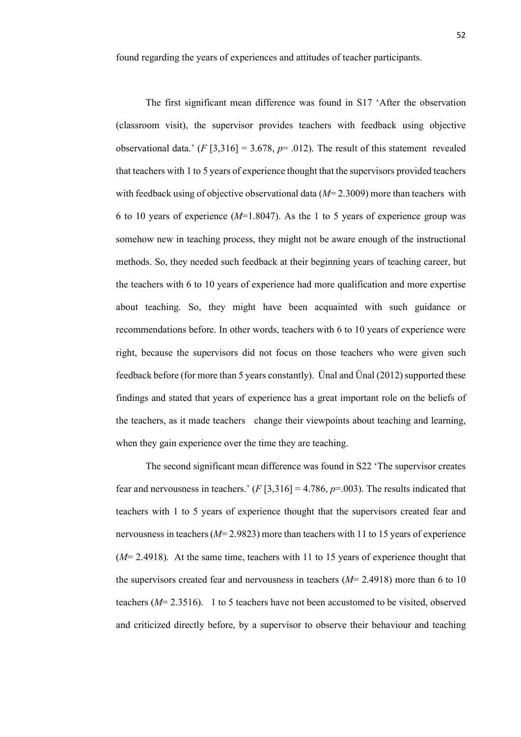found regarding the years of experiences and attitudes of teacher participants.

The first significant mean difference was found in S17 'After the observation (classroom visit), the supervisor provides teachers with feedback using objective observational data.' ($F$ [3,316] = 3.678, $p$= .012). The result of this statement revealed that teachers with 1 to 5 years of experience thought that the supervisors provided teachers with feedback using of objective observational data ($M$= 2.3009) more than teachers with 6 to 10 years of experience ($M$=1.8047). As the 1 to 5 years of experience group was somehow new in teaching process, they might not be aware enough of the instructional methods. So, they needed such feedback at their beginning years of teaching career, but the teachers with 6 to 10 years of experience had more qualification and more expertise about teaching. So, they might have been acquainted with such guidance or recommendations before. In other words, teachers with 6 to 10 years of experience were right, because the supervisors did not focus on those teachers who were given such feedback before (for more than 5 years constantly). Ünal and Ünal (2012) supported these findings and stated that years of experience has a great important role on the beliefs of the teachers, as it made teachers change their viewpoints about teaching and learning, when they gain experience over the time they are teaching.

The second significant mean difference was found in S22 'The supervisor creates fear and nervousness in teachers.' ($F$ [3,316] = 4.786, $p$=.003). The results indicated that teachers with 1 to 5 years of experience thought that the supervisors created fear and nervousness in teachers ($M$= 2.9823) more than teachers with 11 to 15 years of experience ($M$= 2.4918). At the same time, teachers with 11 to 15 years of experience thought that the supervisors created fear and nervousness in teachers ($M$= 2.4918) more than 6 to 10 teachers ($M$= 2.3516). 1 to 5 teachers have not been accustomed to be visited, observed and criticized directly before, by a supervisor to observe their behaviour and teaching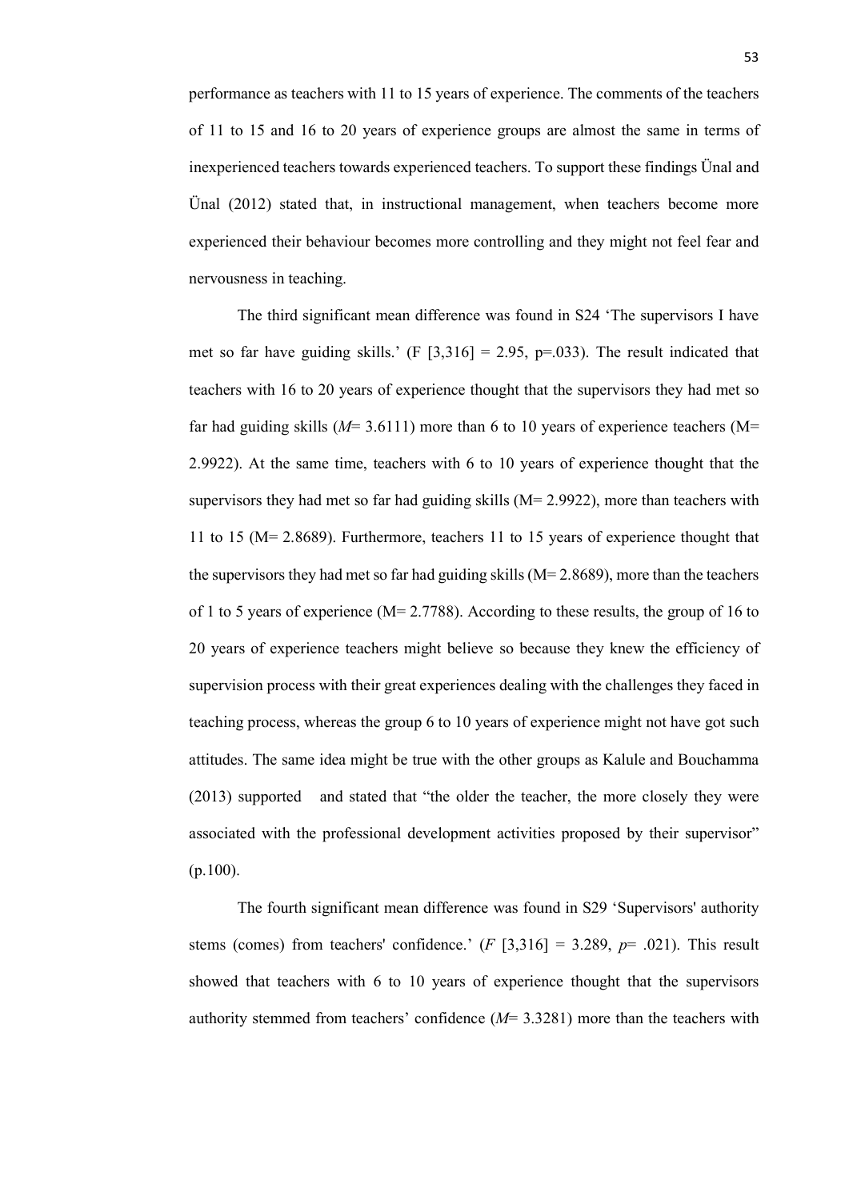performance as teachers with 11 to 15 years of experience. The comments of the teachers of 11 to 15 and 16 to 20 years of experience groups are almost the same in terms of inexperienced teachers towards experienced teachers. To support these findings Ünal and Ünal (2012) stated that, in instructional management, when teachers become more experienced their behaviour becomes more controlling and they might not feel fear and nervousness in teaching.

The third significant mean difference was found in S24 'The supervisors I have met so far have guiding skills.' (F $[3,316] = 2.95$, $p=.033$). The result indicated that teachers with 16 to 20 years of experience thought that the supervisors they had met so far had guiding skills ($M= 3.6111$) more than 6 to 10 years of experience teachers (M= 2.9922). At the same time, teachers with 6 to 10 years of experience thought that the supervisors they had met so far had guiding skills (M= 2.9922), more than teachers with 11 to 15 (M= 2.8689). Furthermore, teachers 11 to 15 years of experience thought that the supervisors they had met so far had guiding skills (M= 2.8689), more than the teachers of 1 to 5 years of experience (M= 2.7788). According to these results, the group of 16 to 20 years of experience teachers might believe so because they knew the efficiency of supervision process with their great experiences dealing with the challenges they faced in teaching process, whereas the group 6 to 10 years of experience might not have got such attitudes. The same idea might be true with the other groups as Kalule and Bouchamma (2013) supported and stated that "the older the teacher, the more closely they were associated with the professional development activities proposed by their supervisor" (p.100).

The fourth significant mean difference was found in S29 'Supervisors' authority stems (comes) from teachers' confidence.' ($F$ $[3,316] = 3.289$, $p= .021$). This result showed that teachers with 6 to 10 years of experience thought that the supervisors authority stemmed from teachers' confidence ($M= 3.3281$) more than the teachers with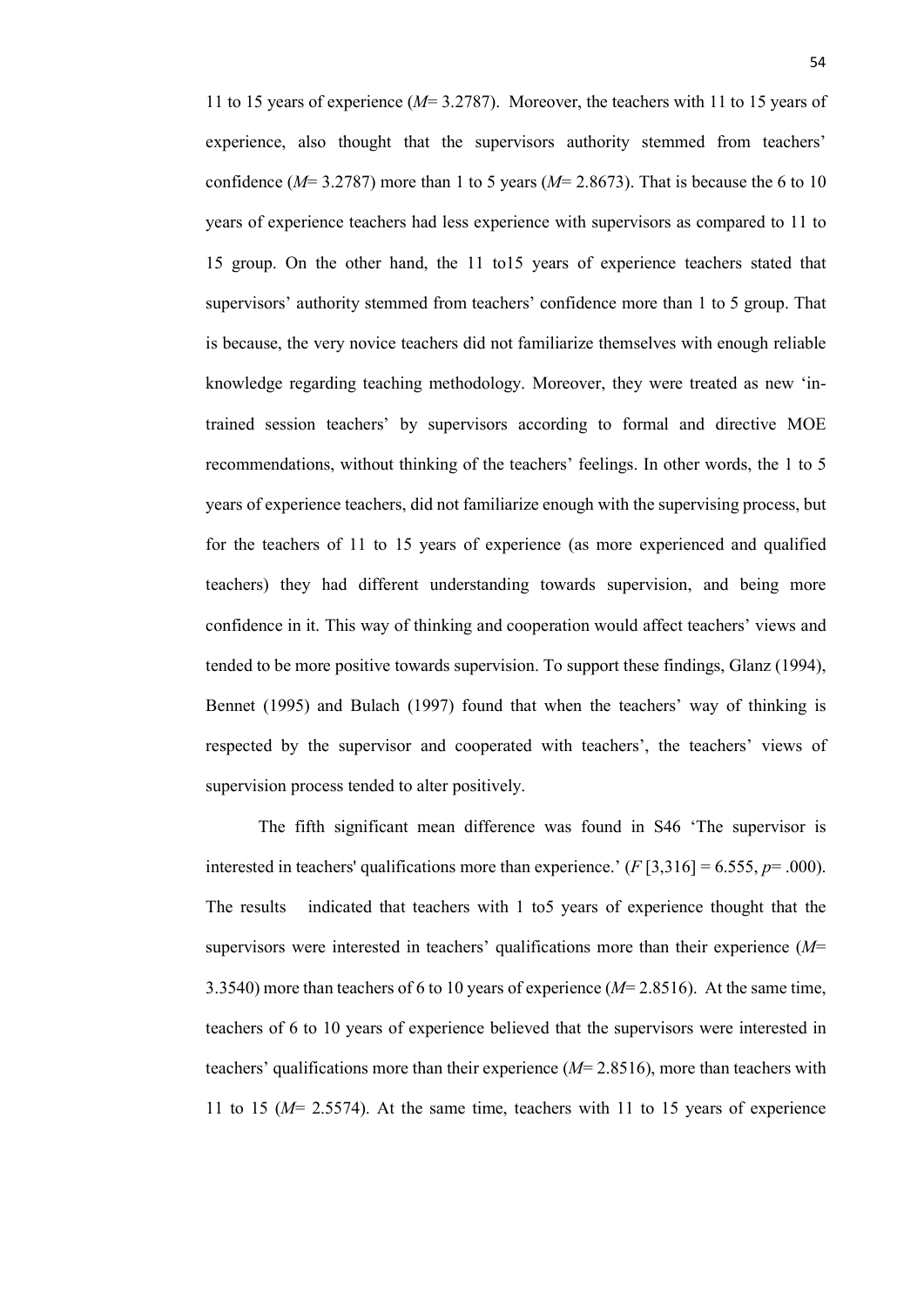11 to 15 years of experience (*M*= 3.2787). Moreover, the teachers with 11 to 15 years of experience, also thought that the supervisors authority stemmed from teachers' confidence (*M*= 3.2787) more than 1 to 5 years (*M*= 2.8673). That is because the 6 to 10 years of experience teachers had less experience with supervisors as compared to 11 to 15 group. On the other hand, the 11 to15 years of experience teachers stated that supervisors' authority stemmed from teachers' confidence more than 1 to 5 group. That is because, the very novice teachers did not familiarize themselves with enough reliable knowledge regarding teaching methodology. Moreover, they were treated as new 'in-trained session teachers' by supervisors according to formal and directive MOE recommendations, without thinking of the teachers' feelings. In other words, the 1 to 5 years of experience teachers, did not familiarize enough with the supervising process, but for the teachers of 11 to 15 years of experience (as more experienced and qualified teachers) they had different understanding towards supervision, and being more confidence in it. This way of thinking and cooperation would affect teachers' views and tended to be more positive towards supervision. To support these findings, Glanz (1994), Bennet (1995) and Bulach (1997) found that when the teachers' way of thinking is respected by the supervisor and cooperated with teachers', the teachers' views of supervision process tended to alter positively.

The fifth significant mean difference was found in S46 'The supervisor is interested in teachers' qualifications more than experience.' ($F$ [3,316] = 6.555, $p$= .000). The results indicated that teachers with 1 to5 years of experience thought that the supervisors were interested in teachers' qualifications more than their experience (*M*= 3.3540) more than teachers of 6 to 10 years of experience (*M*= 2.8516). At the same time, teachers of 6 to 10 years of experience believed that the supervisors were interested in teachers' qualifications more than their experience (*M*= 2.8516), more than teachers with 11 to 15 (*M*= 2.5574). At the same time, teachers with 11 to 15 years of experience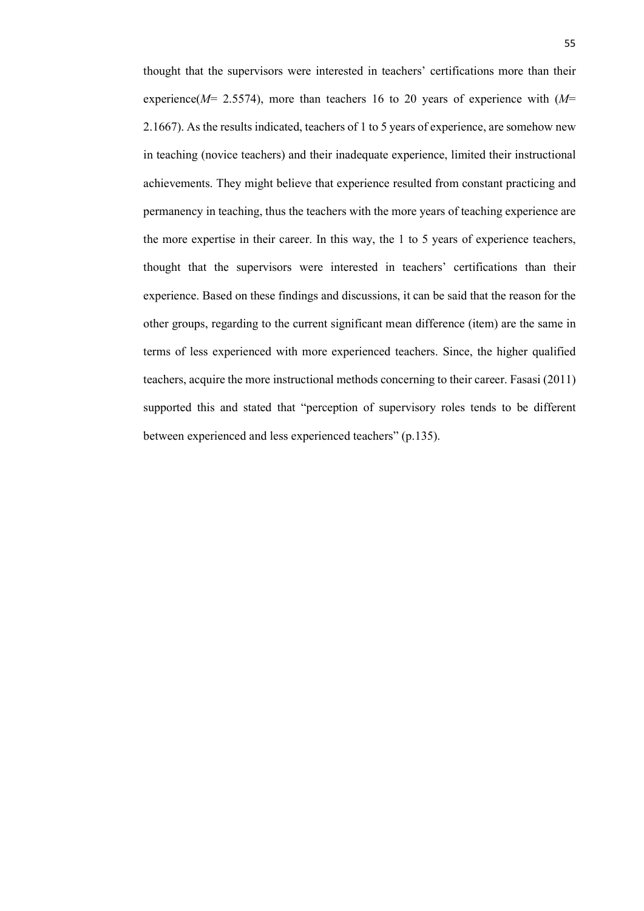thought that the supervisors were interested in teachers' certifications more than their experience($M$= 2.5574), more than teachers 16 to 20 years of experience with ($M$= 2.1667). As the results indicated, teachers of 1 to 5 years of experience, are somehow new in teaching (novice teachers) and their inadequate experience, limited their instructional achievements. They might believe that experience resulted from constant practicing and permanency in teaching, thus the teachers with the more years of teaching experience are the more expertise in their career. In this way, the 1 to 5 years of experience teachers, thought that the supervisors were interested in teachers' certifications than their experience. Based on these findings and discussions, it can be said that the reason for the other groups, regarding to the current significant mean difference (item) are the same in terms of less experienced with more experienced teachers. Since, the higher qualified teachers, acquire the more instructional methods concerning to their career. Fasasi (2011) supported this and stated that "perception of supervisory roles tends to be different between experienced and less experienced teachers" (p.135).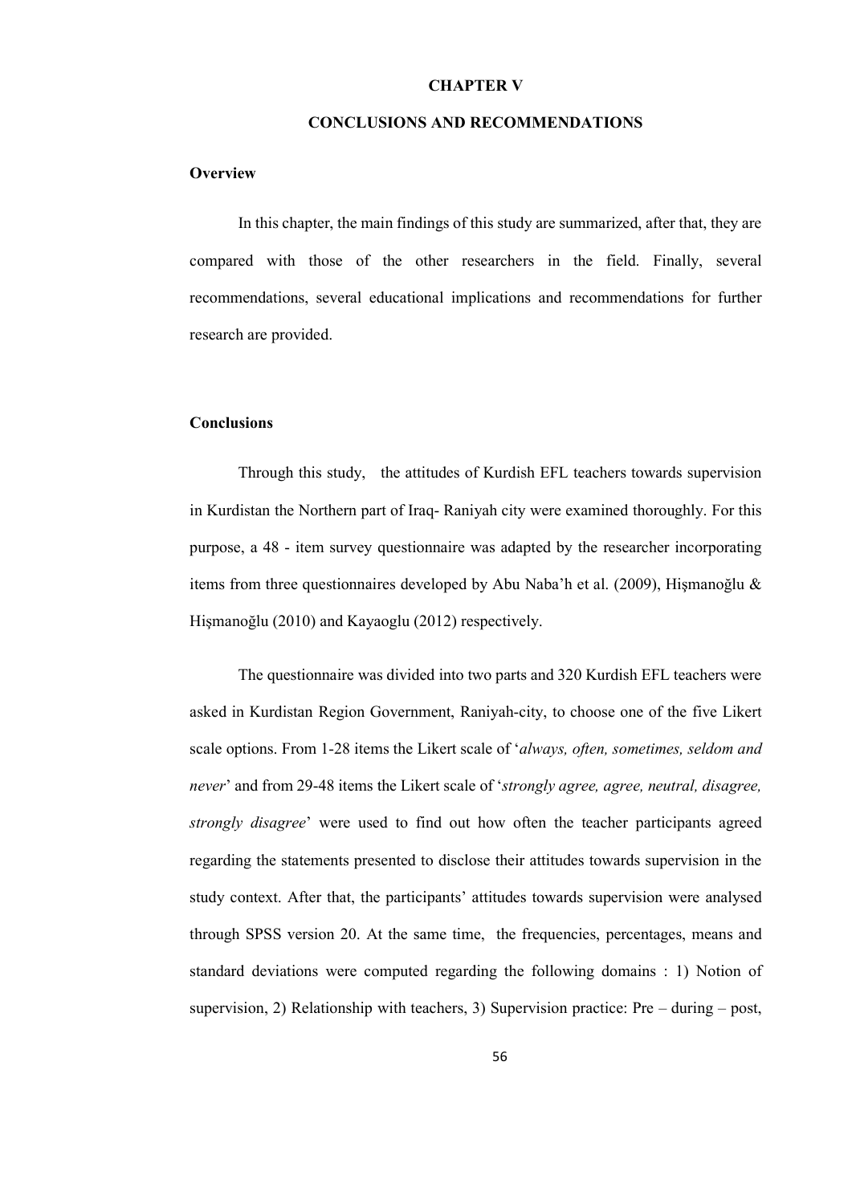# CHAPTER V

# CONCLUSIONS AND RECOMMENDATIONS

## Overview

In this chapter, the main findings of this study are summarized, after that, they are compared with those of the other researchers in the field. Finally, several recommendations, several educational implications and recommendations for further research are provided.

## Conclusions

Through this study, the attitudes of Kurdish EFL teachers towards supervision in Kurdistan the Northern part of Iraq- Raniyah city were examined thoroughly. For this purpose, a 48 - item survey questionnaire was adapted by the researcher incorporating items from three questionnaires developed by Abu Naba'h et al. (2009), Hişmanoğlu & Hişmanoğlu (2010) and Kayaoglu (2012) respectively.

The questionnaire was divided into two parts and 320 Kurdish EFL teachers were asked in Kurdistan Region Government, Raniyah-city, to choose one of the five Likert scale options. From 1-28 items the Likert scale of '*always, often, sometimes, seldom and never*' and from 29-48 items the Likert scale of '*strongly agree, agree, neutral, disagree, strongly disagree*' were used to find out how often the teacher participants agreed regarding the statements presented to disclose their attitudes towards supervision in the study context. After that, the participants' attitudes towards supervision were analysed through SPSS version 20. At the same time, the frequencies, percentages, means and standard deviations were computed regarding the following domains : 1) Notion of supervision, 2) Relationship with teachers, 3) Supervision practice: Pre – during – post,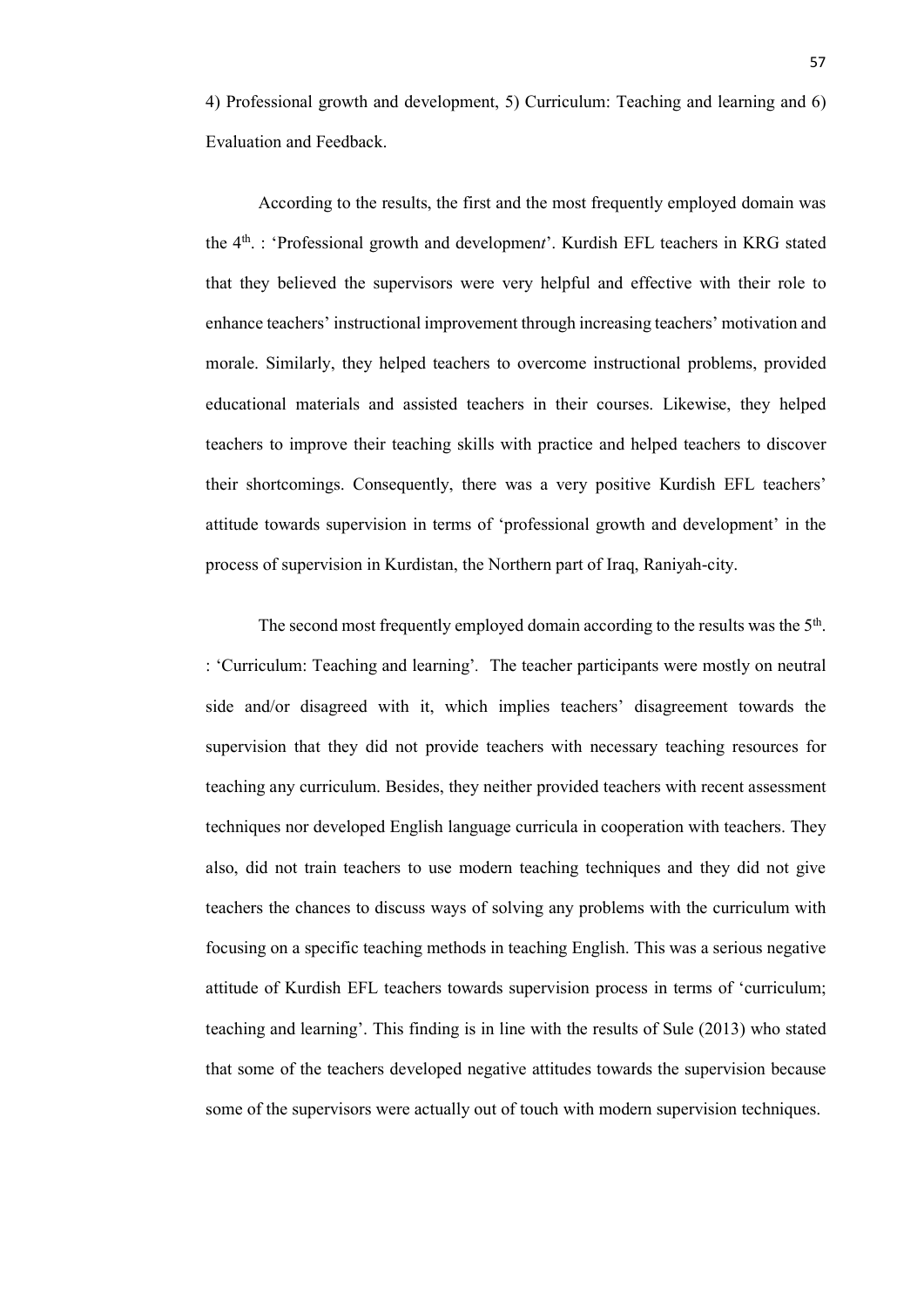4) Professional growth and development, 5) Curriculum: Teaching and learning and 6) Evaluation and Feedback.

According to the results, the first and the most frequently employed domain was the 4th. : 'Professional growth and development'. Kurdish EFL teachers in KRG stated that they believed the supervisors were very helpful and effective with their role to enhance teachers' instructional improvement through increasing teachers' motivation and morale. Similarly, they helped teachers to overcome instructional problems, provided educational materials and assisted teachers in their courses. Likewise, they helped teachers to improve their teaching skills with practice and helped teachers to discover their shortcomings. Consequently, there was a very positive Kurdish EFL teachers' attitude towards supervision in terms of 'professional growth and development' in the process of supervision in Kurdistan, the Northern part of Iraq, Raniyah-city.

The second most frequently employed domain according to the results was the 5th. : 'Curriculum: Teaching and learning'. The teacher participants were mostly on neutral side and/or disagreed with it, which implies teachers' disagreement towards the supervision that they did not provide teachers with necessary teaching resources for teaching any curriculum. Besides, they neither provided teachers with recent assessment techniques nor developed English language curricula in cooperation with teachers. They also, did not train teachers to use modern teaching techniques and they did not give teachers the chances to discuss ways of solving any problems with the curriculum with focusing on a specific teaching methods in teaching English. This was a serious negative attitude of Kurdish EFL teachers towards supervision process in terms of 'curriculum; teaching and learning'. This finding is in line with the results of Sule (2013) who stated that some of the teachers developed negative attitudes towards the supervision because some of the supervisors were actually out of touch with modern supervision techniques.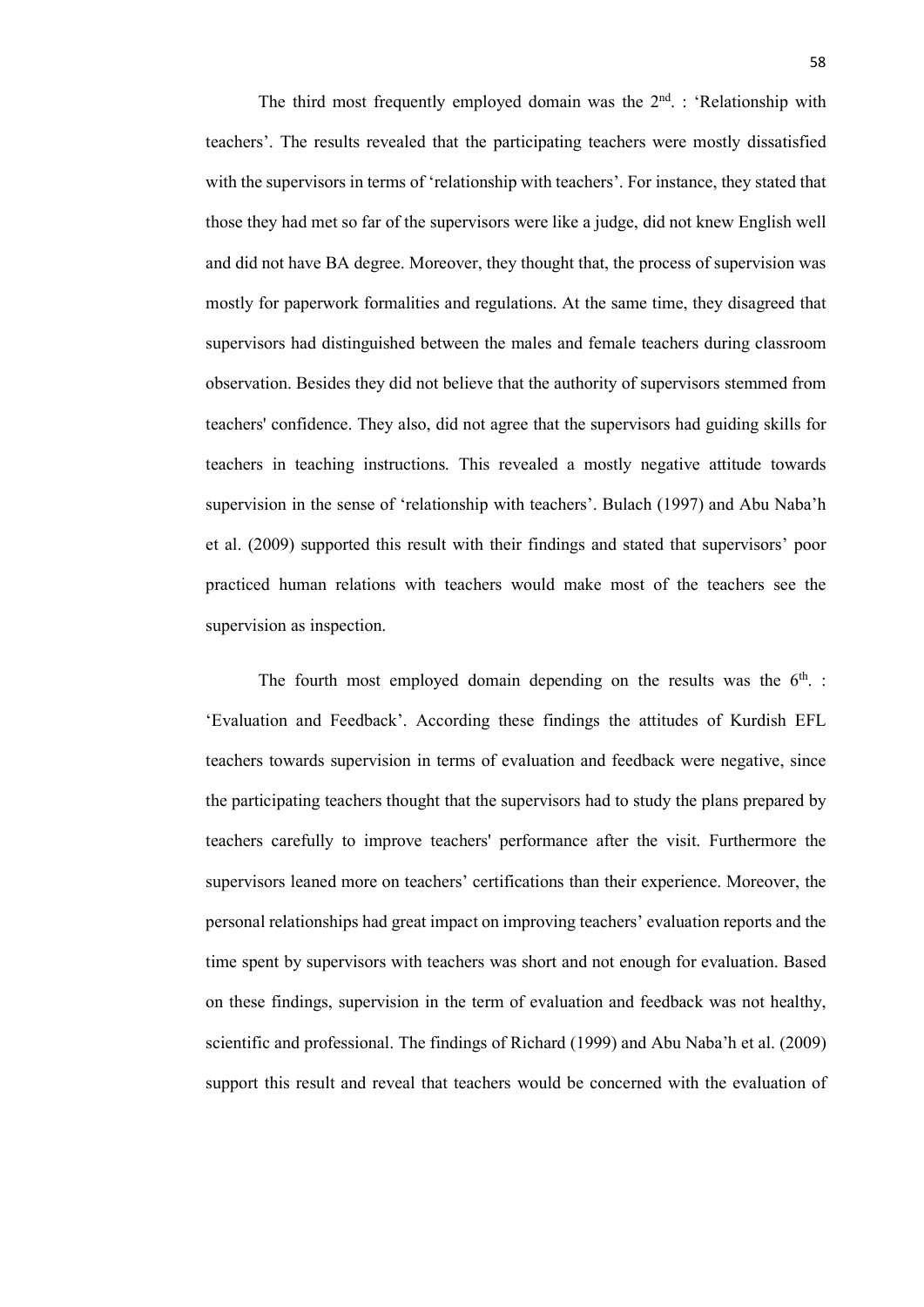The third most frequently employed domain was the $2^{nd}$. : 'Relationship with teachers'. The results revealed that the participating teachers were mostly dissatisfied with the supervisors in terms of 'relationship with teachers'. For instance, they stated that those they had met so far of the supervisors were like a judge, did not knew English well and did not have BA degree. Moreover, they thought that, the process of supervision was mostly for paperwork formalities and regulations. At the same time, they disagreed that supervisors had distinguished between the males and female teachers during classroom observation. Besides they did not believe that the authority of supervisors stemmed from teachers' confidence. They also, did not agree that the supervisors had guiding skills for teachers in teaching instructions. This revealed a mostly negative attitude towards supervision in the sense of 'relationship with teachers'. Bulach (1997) and Abu Naba'h et al. (2009) supported this result with their findings and stated that supervisors' poor practiced human relations with teachers would make most of the teachers see the supervision as inspection.

The fourth most employed domain depending on the results was the $6^{th}$. : 'Evaluation and Feedback'. According these findings the attitudes of Kurdish EFL teachers towards supervision in terms of evaluation and feedback were negative, since the participating teachers thought that the supervisors had to study the plans prepared by teachers carefully to improve teachers' performance after the visit. Furthermore the supervisors leaned more on teachers' certifications than their experience. Moreover, the personal relationships had great impact on improving teachers' evaluation reports and the time spent by supervisors with teachers was short and not enough for evaluation. Based on these findings, supervision in the term of evaluation and feedback was not healthy, scientific and professional. The findings of Richard (1999) and Abu Naba'h et al. (2009) support this result and reveal that teachers would be concerned with the evaluation of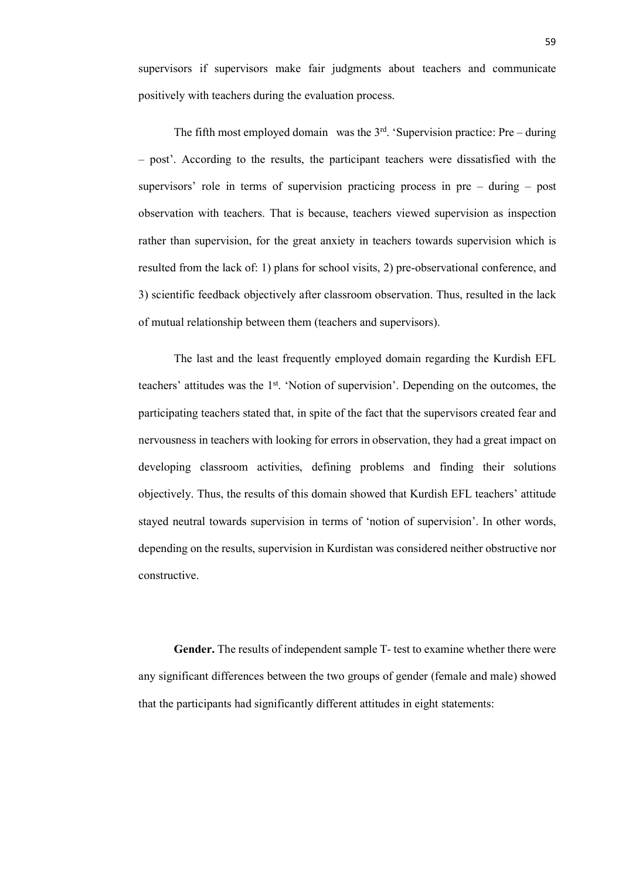supervisors if supervisors make fair judgments about teachers and communicate positively with teachers during the evaluation process.

The fifth most employed domain was the 3rd. 'Supervision practice: Pre – during – post'. According to the results, the participant teachers were dissatisfied with the supervisors' role in terms of supervision practicing process in pre – during – post observation with teachers. That is because, teachers viewed supervision as inspection rather than supervision, for the great anxiety in teachers towards supervision which is resulted from the lack of: 1) plans for school visits, 2) pre-observational conference, and 3) scientific feedback objectively after classroom observation. Thus, resulted in the lack of mutual relationship between them (teachers and supervisors).

The last and the least frequently employed domain regarding the Kurdish EFL teachers' attitudes was the 1st. 'Notion of supervision'. Depending on the outcomes, the participating teachers stated that, in spite of the fact that the supervisors created fear and nervousness in teachers with looking for errors in observation, they had a great impact on developing classroom activities, defining problems and finding their solutions objectively. Thus, the results of this domain showed that Kurdish EFL teachers' attitude stayed neutral towards supervision in terms of 'notion of supervision'. In other words, depending on the results, supervision in Kurdistan was considered neither obstructive nor constructive.

**Gender.** The results of independent sample T- test to examine whether there were any significant differences between the two groups of gender (female and male) showed that the participants had significantly different attitudes in eight statements: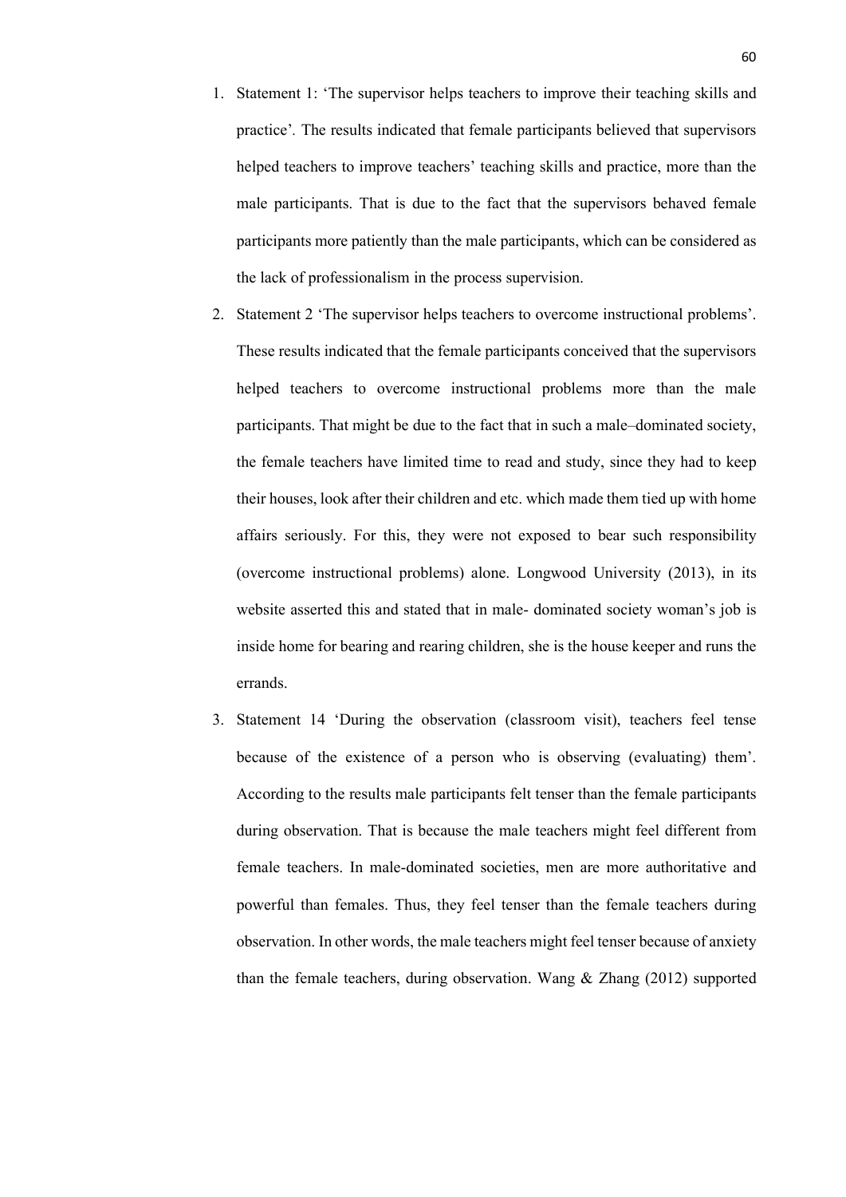1. Statement 1: 'The supervisor helps teachers to improve their teaching skills and practice'. The results indicated that female participants believed that supervisors helped teachers to improve teachers' teaching skills and practice, more than the male participants. That is due to the fact that the supervisors behaved female participants more patiently than the male participants, which can be considered as the lack of professionalism in the process supervision.
2. Statement 2 'The supervisor helps teachers to overcome instructional problems'. These results indicated that the female participants conceived that the supervisors helped teachers to overcome instructional problems more than the male participants. That might be due to the fact that in such a male–dominated society, the female teachers have limited time to read and study, since they had to keep their houses, look after their children and etc. which made them tied up with home affairs seriously. For this, they were not exposed to bear such responsibility (overcome instructional problems) alone. Longwood University (2013), in its website asserted this and stated that in male- dominated society woman's job is inside home for bearing and rearing children, she is the house keeper and runs the errands.
3. Statement 14 'During the observation (classroom visit), teachers feel tense because of the existence of a person who is observing (evaluating) them'. According to the results male participants felt tenser than the female participants during observation. That is because the male teachers might feel different from female teachers. In male-dominated societies, men are more authoritative and powerful than females. Thus, they feel tenser than the female teachers during observation. In other words, the male teachers might feel tenser because of anxiety than the female teachers, during observation. Wang & Zhang (2012) supported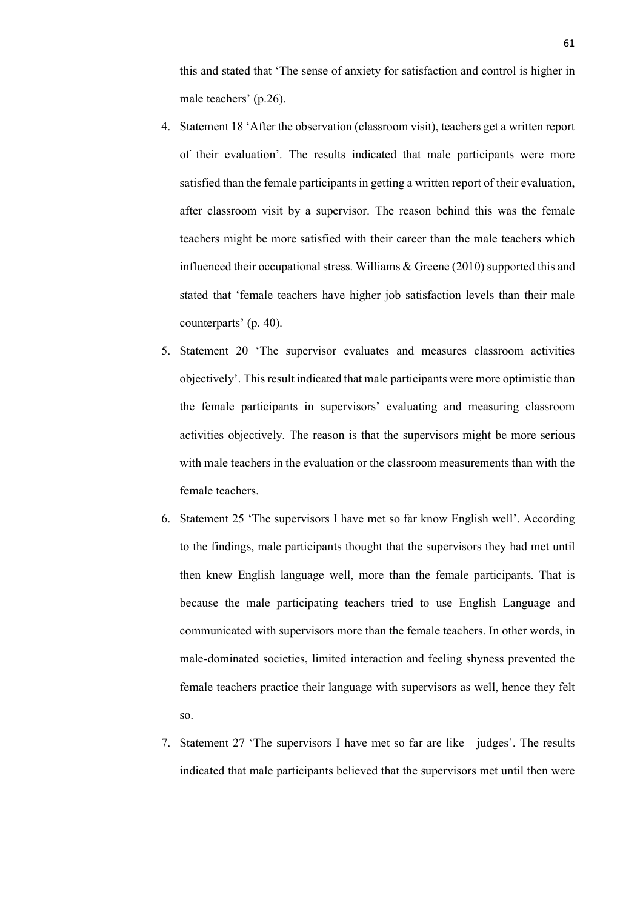this and stated that 'The sense of anxiety for satisfaction and control is higher in male teachers' (p.26).

4. Statement 18 'After the observation (classroom visit), teachers get a written report of their evaluation'. The results indicated that male participants were more satisfied than the female participants in getting a written report of their evaluation, after classroom visit by a supervisor. The reason behind this was the female teachers might be more satisfied with their career than the male teachers which influenced their occupational stress. Williams & Greene (2010) supported this and stated that 'female teachers have higher job satisfaction levels than their male counterparts' (p. 40).

5. Statement 20 'The supervisor evaluates and measures classroom activities objectively'. This result indicated that male participants were more optimistic than the female participants in supervisors' evaluating and measuring classroom activities objectively. The reason is that the supervisors might be more serious with male teachers in the evaluation or the classroom measurements than with the female teachers.

6. Statement 25 'The supervisors I have met so far know English well'. According to the findings, male participants thought that the supervisors they had met until then knew English language well, more than the female participants. That is because the male participating teachers tried to use English Language and communicated with supervisors more than the female teachers. In other words, in male-dominated societies, limited interaction and feeling shyness prevented the female teachers practice their language with supervisors as well, hence they felt so.

7. Statement 27 'The supervisors I have met so far are like judges'. The results indicated that male participants believed that the supervisors met until then were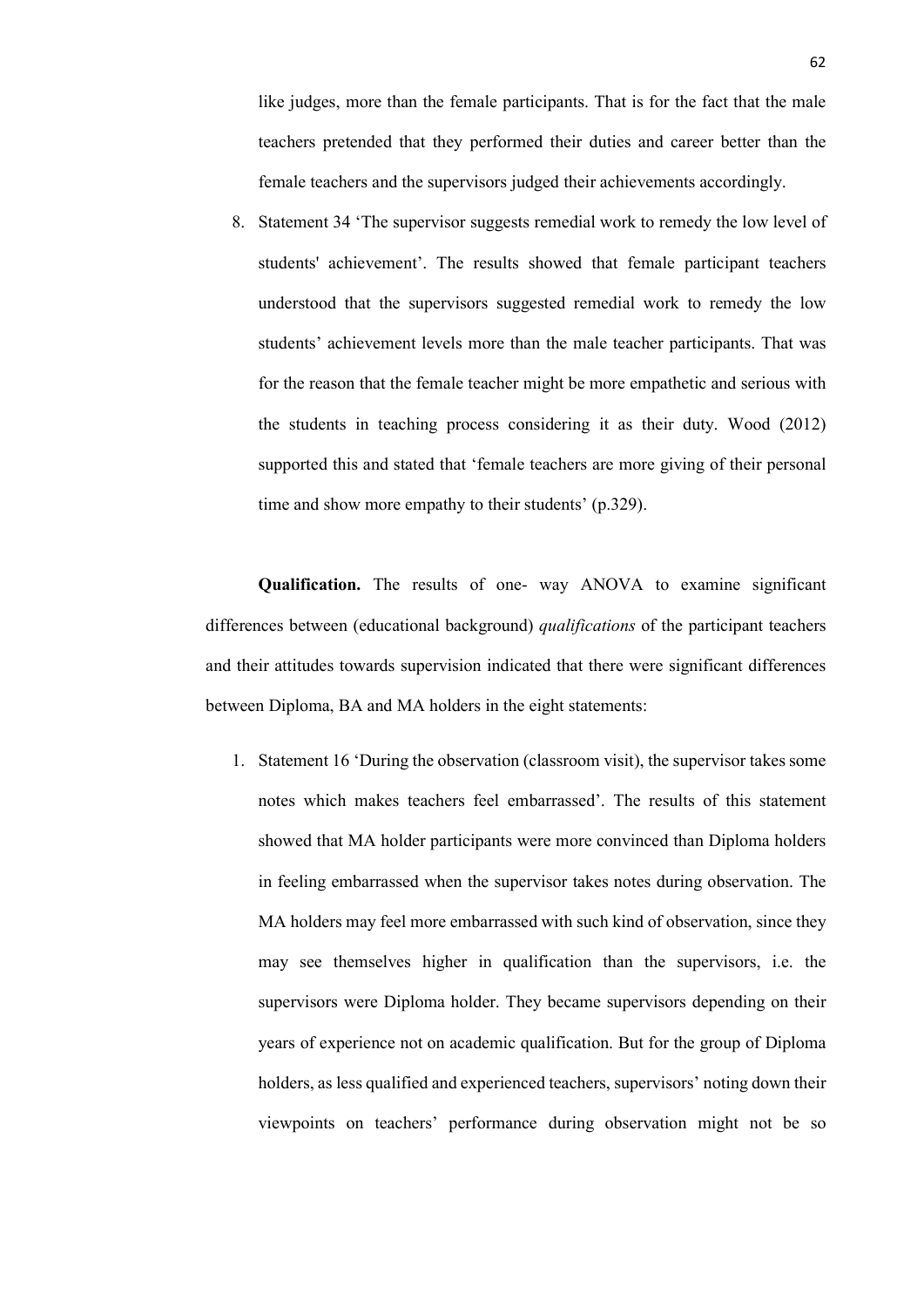like judges, more than the female participants. That is for the fact that the male teachers pretended that they performed their duties and career better than the female teachers and the supervisors judged their achievements accordingly.

8. Statement 34 'The supervisor suggests remedial work to remedy the low level of students' achievement'. The results showed that female participant teachers understood that the supervisors suggested remedial work to remedy the low students' achievement levels more than the male teacher participants. That was for the reason that the female teacher might be more empathetic and serious with the students in teaching process considering it as their duty. Wood (2012) supported this and stated that 'female teachers are more giving of their personal time and show more empathy to their students' (p.329).

**Qualification.** The results of one- way ANOVA to examine significant differences between (educational background) *qualifications* of the participant teachers and their attitudes towards supervision indicated that there were significant differences between Diploma, BA and MA holders in the eight statements:

1. Statement 16 'During the observation (classroom visit), the supervisor takes some notes which makes teachers feel embarrassed'. The results of this statement showed that MA holder participants were more convinced than Diploma holders in feeling embarrassed when the supervisor takes notes during observation. The MA holders may feel more embarrassed with such kind of observation, since they may see themselves higher in qualification than the supervisors, i.e. the supervisors were Diploma holder. They became supervisors depending on their years of experience not on academic qualification. But for the group of Diploma holders, as less qualified and experienced teachers, supervisors' noting down their viewpoints on teachers' performance during observation might not be so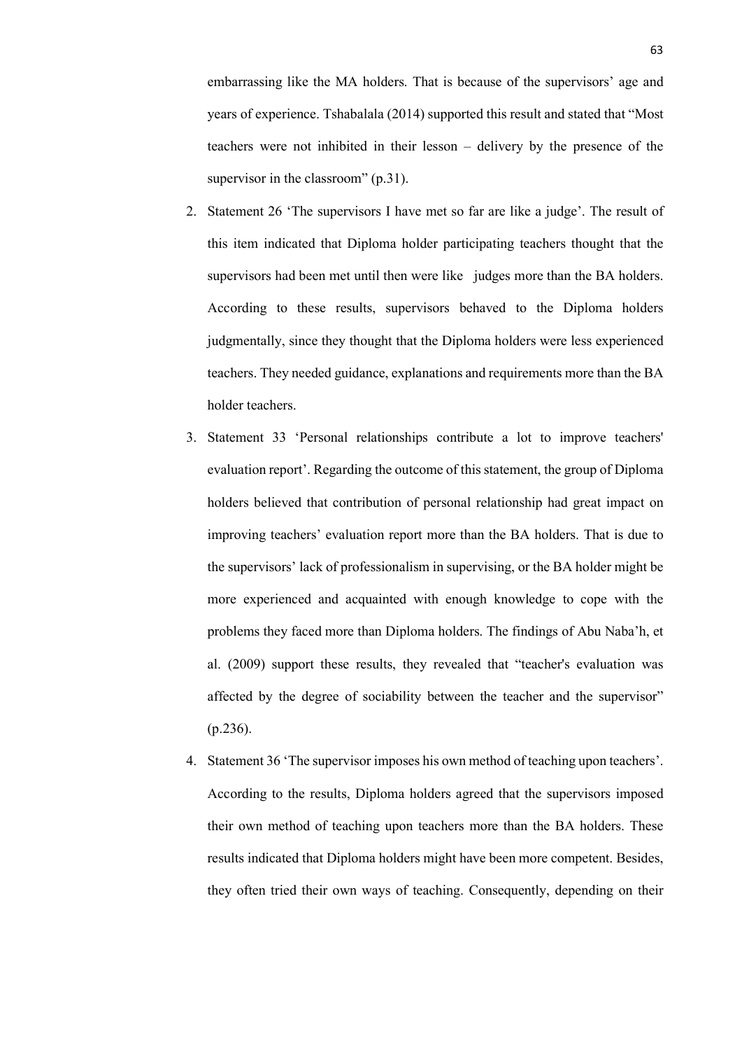embarrassing like the MA holders. That is because of the supervisors' age and years of experience. Tshabalala (2014) supported this result and stated that "Most teachers were not inhibited in their lesson – delivery by the presence of the supervisor in the classroom" (p.31).

2. Statement 26 'The supervisors I have met so far are like a judge'. The result of this item indicated that Diploma holder participating teachers thought that the supervisors had been met until then were like judges more than the BA holders. According to these results, supervisors behaved to the Diploma holders judgmentally, since they thought that the Diploma holders were less experienced teachers. They needed guidance, explanations and requirements more than the BA holder teachers.
3. Statement 33 'Personal relationships contribute a lot to improve teachers' evaluation report'. Regarding the outcome of this statement, the group of Diploma holders believed that contribution of personal relationship had great impact on improving teachers' evaluation report more than the BA holders. That is due to the supervisors' lack of professionalism in supervising, or the BA holder might be more experienced and acquainted with enough knowledge to cope with the problems they faced more than Diploma holders. The findings of Abu Naba'h, et al. (2009) support these results, they revealed that "teacher's evaluation was affected by the degree of sociability between the teacher and the supervisor" (p.236).
4. Statement 36 'The supervisor imposes his own method of teaching upon teachers'. According to the results, Diploma holders agreed that the supervisors imposed their own method of teaching upon teachers more than the BA holders. These results indicated that Diploma holders might have been more competent. Besides, they often tried their own ways of teaching. Consequently, depending on their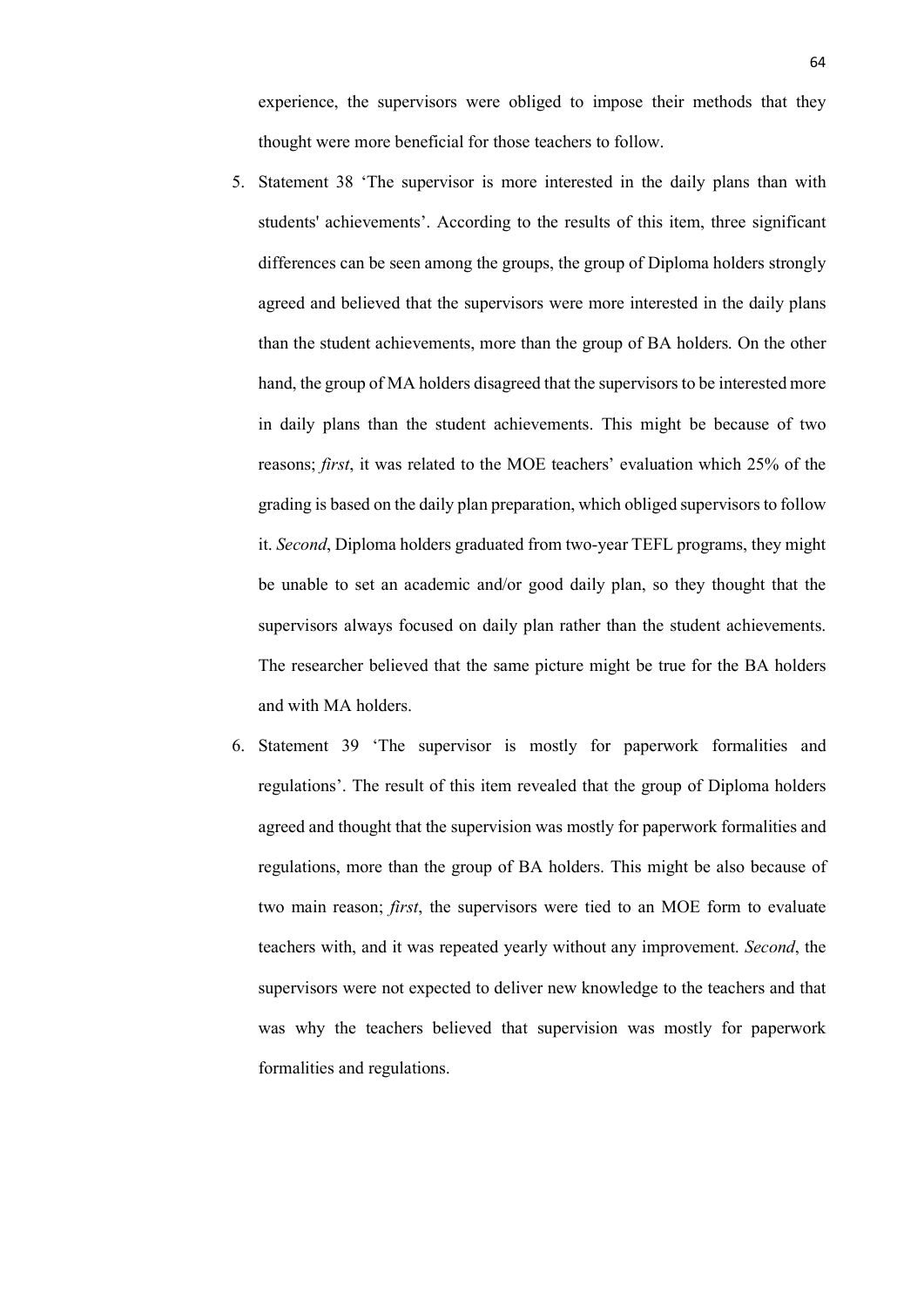experience, the supervisors were obliged to impose their methods that they thought were more beneficial for those teachers to follow.

5. Statement 38 'The supervisor is more interested in the daily plans than with students' achievements'. According to the results of this item, three significant differences can be seen among the groups, the group of Diploma holders strongly agreed and believed that the supervisors were more interested in the daily plans than the student achievements, more than the group of BA holders. On the other hand, the group of MA holders disagreed that the supervisors to be interested more in daily plans than the student achievements. This might be because of two reasons; *first*, it was related to the MOE teachers' evaluation which 25% of the grading is based on the daily plan preparation, which obliged supervisors to follow it. *Second*, Diploma holders graduated from two-year TEFL programs, they might be unable to set an academic and/or good daily plan, so they thought that the supervisors always focused on daily plan rather than the student achievements. The researcher believed that the same picture might be true for the BA holders and with MA holders.

6. Statement 39 'The supervisor is mostly for paperwork formalities and regulations'. The result of this item revealed that the group of Diploma holders agreed and thought that the supervision was mostly for paperwork formalities and regulations, more than the group of BA holders. This might be also because of two main reason; *first*, the supervisors were tied to an MOE form to evaluate teachers with, and it was repeated yearly without any improvement. *Second*, the supervisors were not expected to deliver new knowledge to the teachers and that was why the teachers believed that supervision was mostly for paperwork formalities and regulations.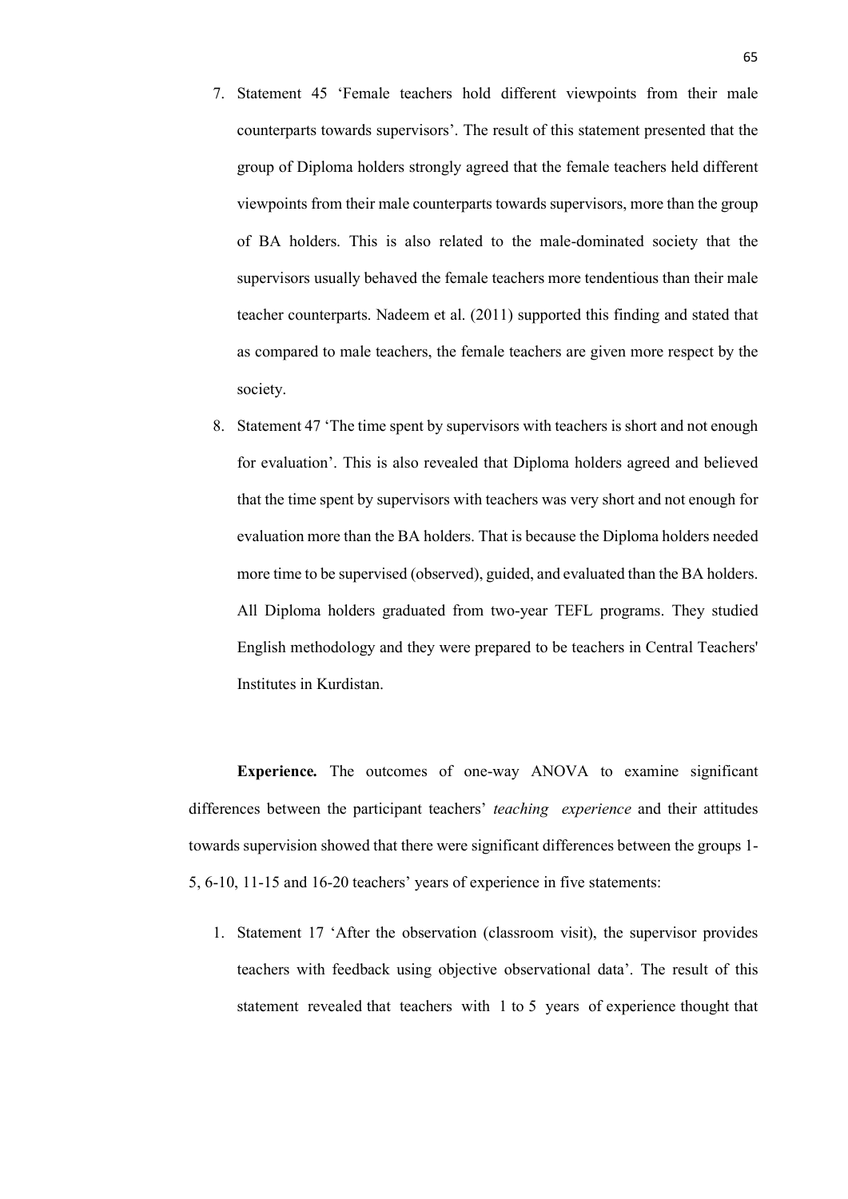7. Statement 45 'Female teachers hold different viewpoints from their male counterparts towards supervisors'. The result of this statement presented that the group of Diploma holders strongly agreed that the female teachers held different viewpoints from their male counterparts towards supervisors, more than the group of BA holders. This is also related to the male-dominated society that the supervisors usually behaved the female teachers more tendentious than their male teacher counterparts. Nadeem et al. (2011) supported this finding and stated that as compared to male teachers, the female teachers are given more respect by the society.
8. Statement 47 'The time spent by supervisors with teachers is short and not enough for evaluation'. This is also revealed that Diploma holders agreed and believed that the time spent by supervisors with teachers was very short and not enough for evaluation more than the BA holders. That is because the Diploma holders needed more time to be supervised (observed), guided, and evaluated than the BA holders. All Diploma holders graduated from two-year TEFL programs. They studied English methodology and they were prepared to be teachers in Central Teachers' Institutes in Kurdistan.

**Experience.** The outcomes of one-way ANOVA to examine significant differences between the participant teachers' *teaching experience* and their attitudes towards supervision showed that there were significant differences between the groups 1-5, 6-10, 11-15 and 16-20 teachers' years of experience in five statements:

1. Statement 17 'After the observation (classroom visit), the supervisor provides teachers with feedback using objective observational data'. The result of this statement revealed that teachers with 1 to 5 years of experience thought that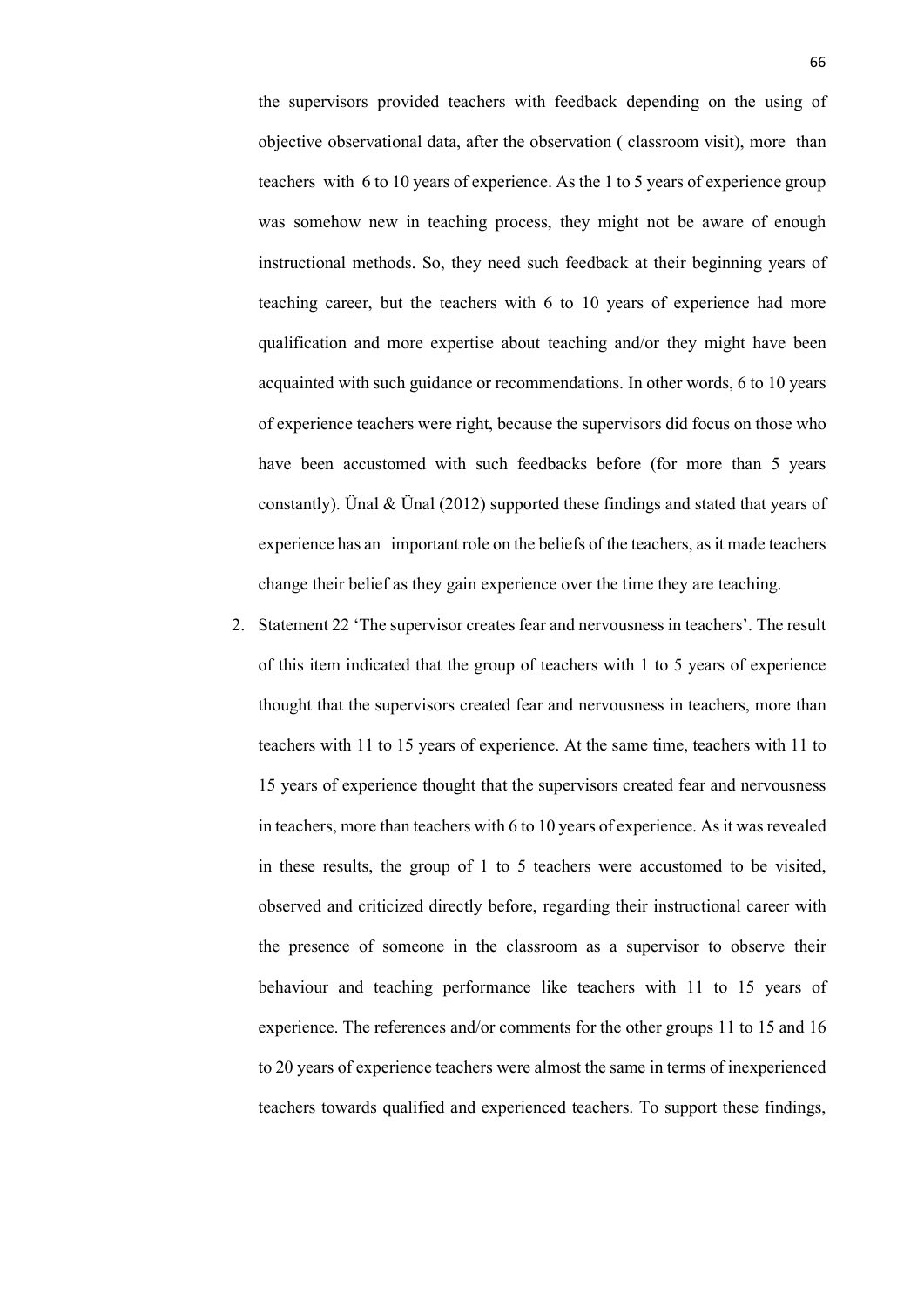the supervisors provided teachers with feedback depending on the using of objective observational data, after the observation ( classroom visit), more than teachers with 6 to 10 years of experience. As the 1 to 5 years of experience group was somehow new in teaching process, they might not be aware of enough instructional methods. So, they need such feedback at their beginning years of teaching career, but the teachers with 6 to 10 years of experience had more qualification and more expertise about teaching and/or they might have been acquainted with such guidance or recommendations. In other words, 6 to 10 years of experience teachers were right, because the supervisors did focus on those who have been accustomed with such feedbacks before (for more than 5 years constantly). Ünal & Ünal (2012) supported these findings and stated that years of experience has an important role on the beliefs of the teachers, as it made teachers change their belief as they gain experience over the time they are teaching.

2. Statement 22 'The supervisor creates fear and nervousness in teachers'. The result of this item indicated that the group of teachers with 1 to 5 years of experience thought that the supervisors created fear and nervousness in teachers, more than teachers with 11 to 15 years of experience. At the same time, teachers with 11 to 15 years of experience thought that the supervisors created fear and nervousness in teachers, more than teachers with 6 to 10 years of experience. As it was revealed in these results, the group of 1 to 5 teachers were accustomed to be visited, observed and criticized directly before, regarding their instructional career with the presence of someone in the classroom as a supervisor to observe their behaviour and teaching performance like teachers with 11 to 15 years of experience. The references and/or comments for the other groups 11 to 15 and 16 to 20 years of experience teachers were almost the same in terms of inexperienced teachers towards qualified and experienced teachers. To support these findings,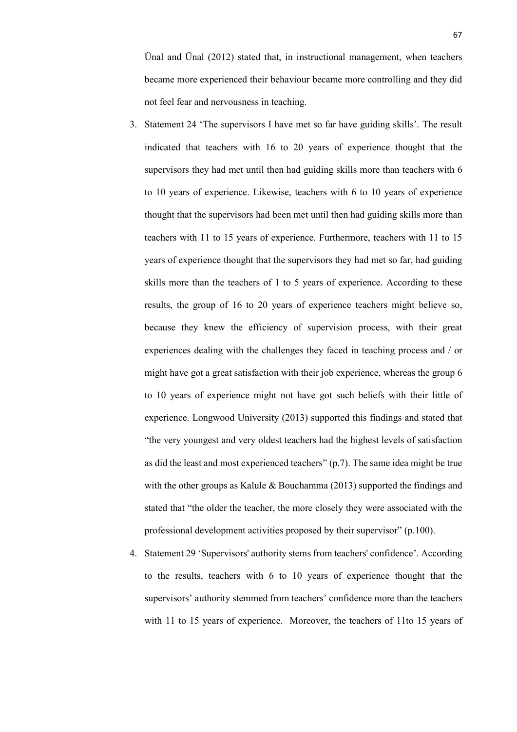Ünal and Ünal (2012) stated that, in instructional management, when teachers became more experienced their behaviour became more controlling and they did not feel fear and nervousness in teaching.

3. Statement 24 'The supervisors I have met so far have guiding skills'. The result indicated that teachers with 16 to 20 years of experience thought that the supervisors they had met until then had guiding skills more than teachers with 6 to 10 years of experience. Likewise, teachers with 6 to 10 years of experience thought that the supervisors had been met until then had guiding skills more than teachers with 11 to 15 years of experience. Furthermore, teachers with 11 to 15 years of experience thought that the supervisors they had met so far, had guiding skills more than the teachers of 1 to 5 years of experience. According to these results, the group of 16 to 20 years of experience teachers might believe so, because they knew the efficiency of supervision process, with their great experiences dealing with the challenges they faced in teaching process and / or might have got a great satisfaction with their job experience, whereas the group 6 to 10 years of experience might not have got such beliefs with their little of experience. Longwood University (2013) supported this findings and stated that "the very youngest and very oldest teachers had the highest levels of satisfaction as did the least and most experienced teachers" (p.7). The same idea might be true with the other groups as Kalule & Bouchamma (2013) supported the findings and stated that "the older the teacher, the more closely they were associated with the professional development activities proposed by their supervisor" (p.100).

4. Statement 29 'Supervisors' authority stems from teachers' confidence'. According to the results, teachers with 6 to 10 years of experience thought that the supervisors' authority stemmed from teachers' confidence more than the teachers with 11 to 15 years of experience. Moreover, the teachers of 11to 15 years of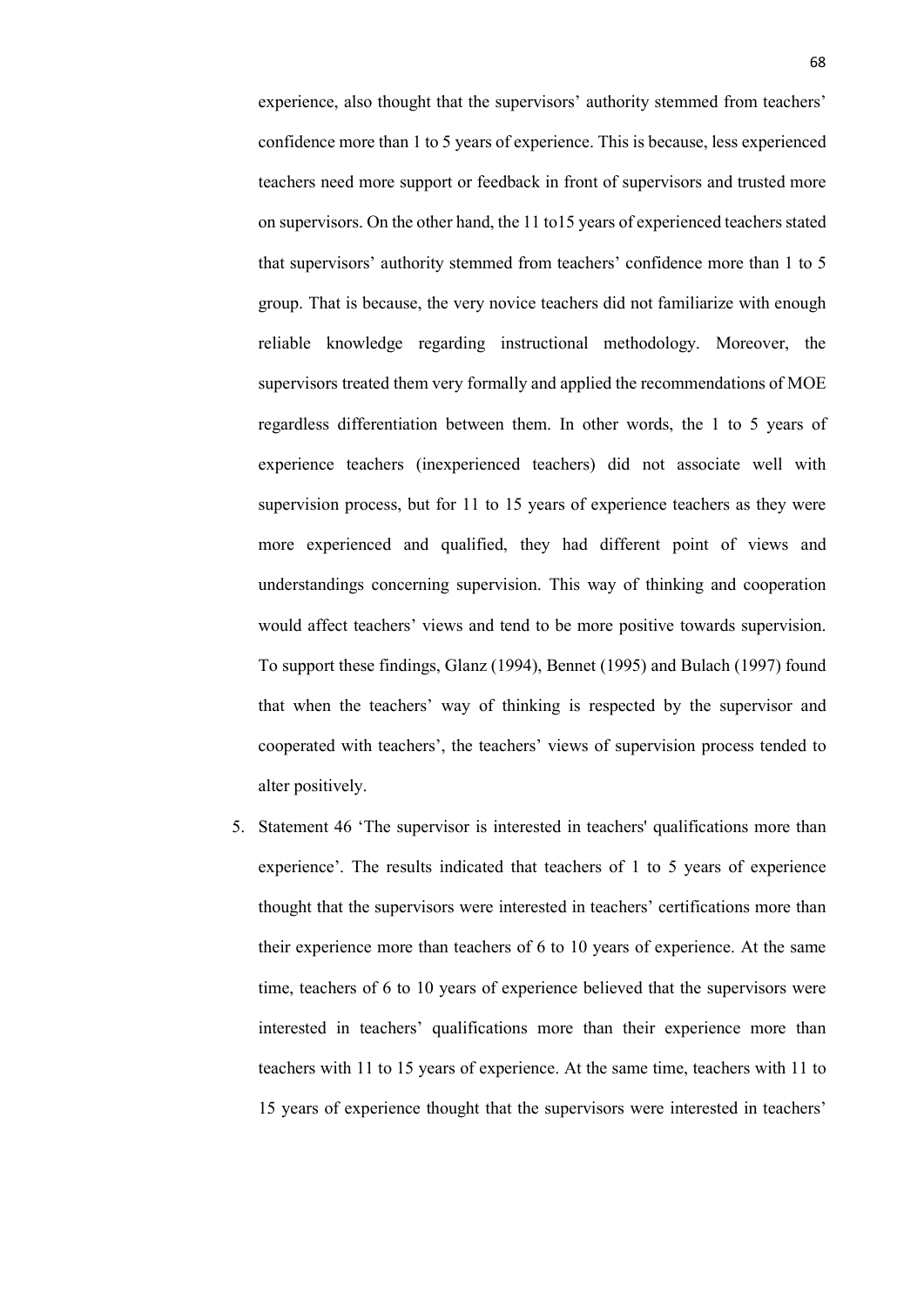experience, also thought that the supervisors' authority stemmed from teachers' confidence more than 1 to 5 years of experience. This is because, less experienced teachers need more support or feedback in front of supervisors and trusted more on supervisors. On the other hand, the 11 to15 years of experienced teachers stated that supervisors' authority stemmed from teachers' confidence more than 1 to 5 group. That is because, the very novice teachers did not familiarize with enough reliable knowledge regarding instructional methodology. Moreover, the supervisors treated them very formally and applied the recommendations of MOE regardless differentiation between them. In other words, the 1 to 5 years of experience teachers (inexperienced teachers) did not associate well with supervision process, but for 11 to 15 years of experience teachers as they were more experienced and qualified, they had different point of views and understandings concerning supervision. This way of thinking and cooperation would affect teachers' views and tend to be more positive towards supervision. To support these findings, Glanz (1994), Bennet (1995) and Bulach (1997) found that when the teachers' way of thinking is respected by the supervisor and cooperated with teachers', the teachers' views of supervision process tended to alter positively.

5. Statement 46 'The supervisor is interested in teachers' qualifications more than experience'. The results indicated that teachers of 1 to 5 years of experience thought that the supervisors were interested in teachers' certifications more than their experience more than teachers of 6 to 10 years of experience. At the same time, teachers of 6 to 10 years of experience believed that the supervisors were interested in teachers' qualifications more than their experience more than teachers with 11 to 15 years of experience. At the same time, teachers with 11 to 15 years of experience thought that the supervisors were interested in teachers'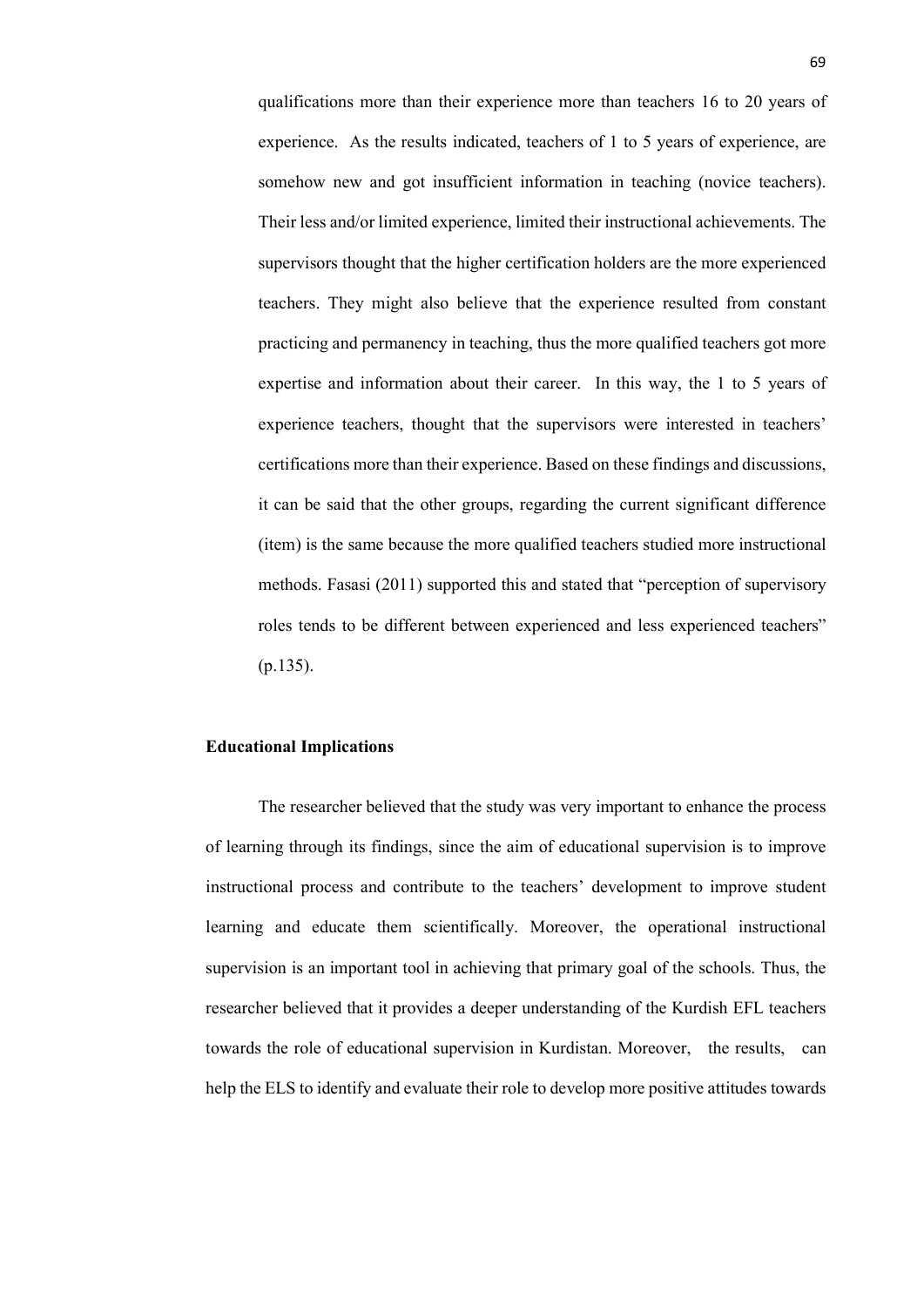qualifications more than their experience more than teachers 16 to 20 years of experience. As the results indicated, teachers of 1 to 5 years of experience, are somehow new and got insufficient information in teaching (novice teachers). Their less and/or limited experience, limited their instructional achievements. The supervisors thought that the higher certification holders are the more experienced teachers. They might also believe that the experience resulted from constant practicing and permanency in teaching, thus the more qualified teachers got more expertise and information about their career. In this way, the 1 to 5 years of experience teachers, thought that the supervisors were interested in teachers' certifications more than their experience. Based on these findings and discussions, it can be said that the other groups, regarding the current significant difference (item) is the same because the more qualified teachers studied more instructional methods. Fasasi (2011) supported this and stated that "perception of supervisory roles tends to be different between experienced and less experienced teachers" (p.135).

### Educational Implications

The researcher believed that the study was very important to enhance the process of learning through its findings, since the aim of educational supervision is to improve instructional process and contribute to the teachers' development to improve student learning and educate them scientifically. Moreover, the operational instructional supervision is an important tool in achieving that primary goal of the schools. Thus, the researcher believed that it provides a deeper understanding of the Kurdish EFL teachers towards the role of educational supervision in Kurdistan. Moreover, the results, can help the ELS to identify and evaluate their role to develop more positive attitudes towards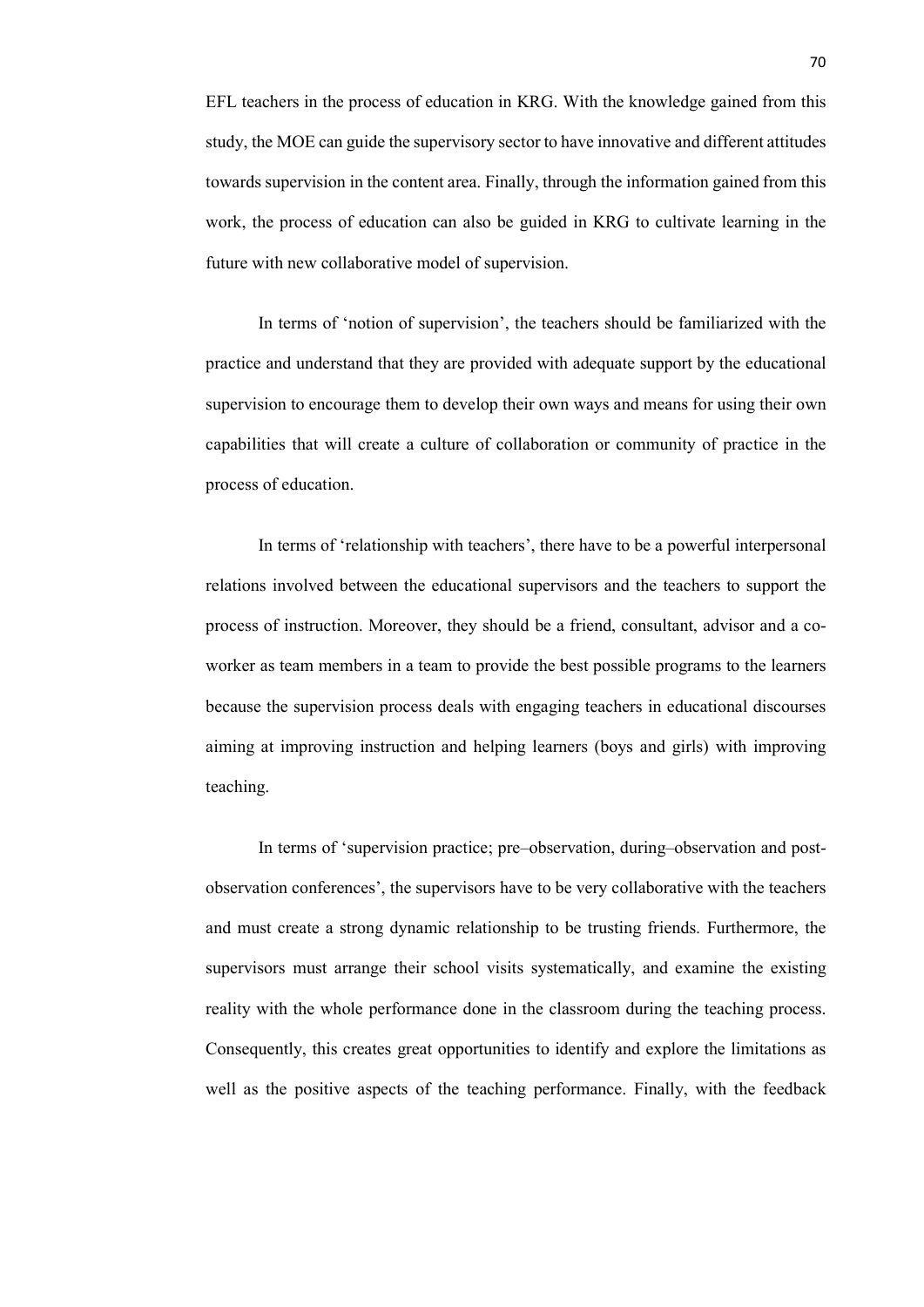EFL teachers in the process of education in KRG. With the knowledge gained from this study, the MOE can guide the supervisory sector to have innovative and different attitudes towards supervision in the content area. Finally, through the information gained from this work, the process of education can also be guided in KRG to cultivate learning in the future with new collaborative model of supervision.

In terms of 'notion of supervision', the teachers should be familiarized with the practice and understand that they are provided with adequate support by the educational supervision to encourage them to develop their own ways and means for using their own capabilities that will create a culture of collaboration or community of practice in the process of education.

In terms of 'relationship with teachers', there have to be a powerful interpersonal relations involved between the educational supervisors and the teachers to support the process of instruction. Moreover, they should be a friend, consultant, advisor and a co-worker as team members in a team to provide the best possible programs to the learners because the supervision process deals with engaging teachers in educational discourses aiming at improving instruction and helping learners (boys and girls) with improving teaching.

In terms of 'supervision practice; pre–observation, during–observation and post-observation conferences', the supervisors have to be very collaborative with the teachers and must create a strong dynamic relationship to be trusting friends. Furthermore, the supervisors must arrange their school visits systematically, and examine the existing reality with the whole performance done in the classroom during the teaching process. Consequently, this creates great opportunities to identify and explore the limitations as well as the positive aspects of the teaching performance. Finally, with the feedback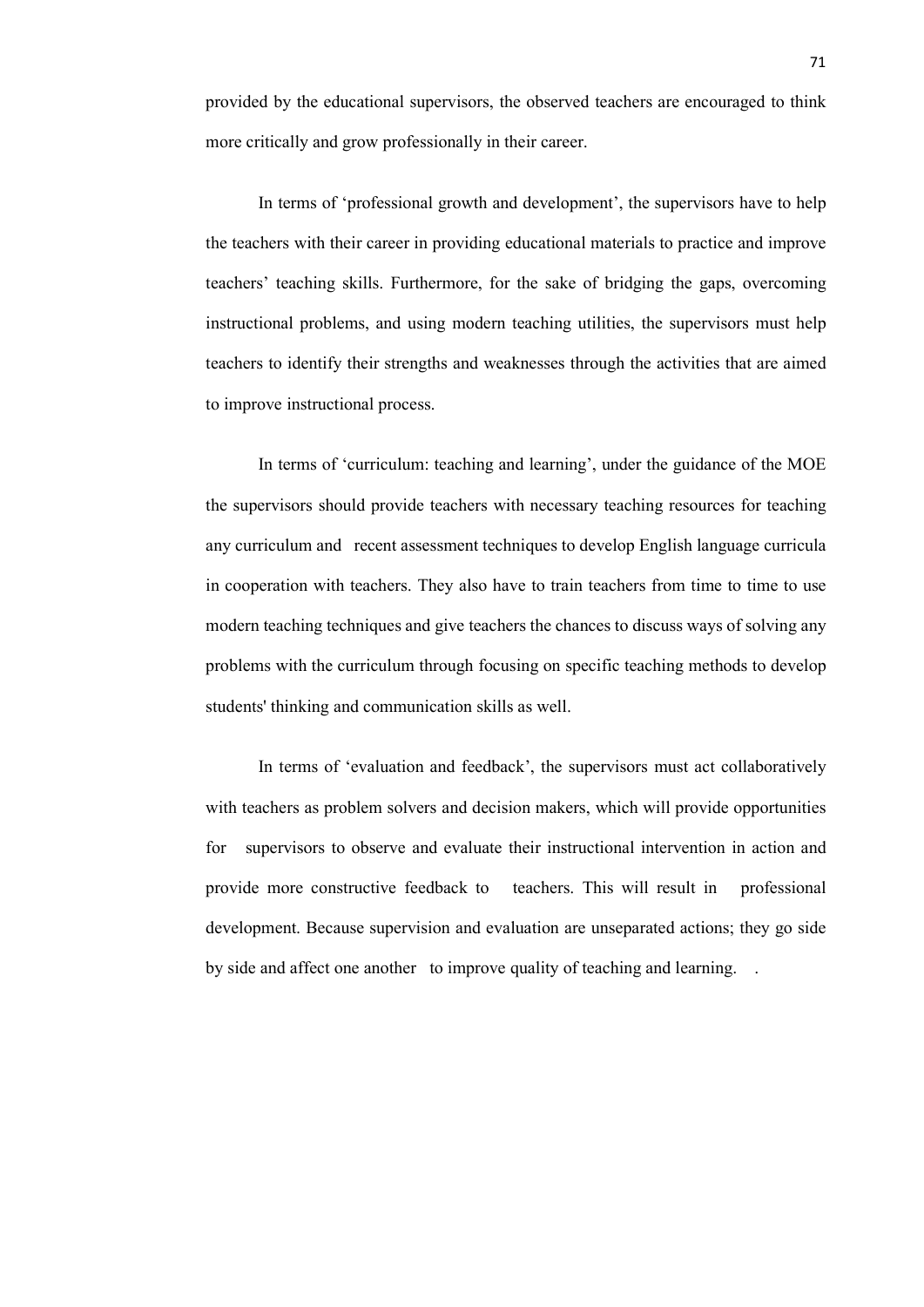provided by the educational supervisors, the observed teachers are encouraged to think more critically and grow professionally in their career.

In terms of 'professional growth and development', the supervisors have to help the teachers with their career in providing educational materials to practice and improve teachers' teaching skills. Furthermore, for the sake of bridging the gaps, overcoming instructional problems, and using modern teaching utilities, the supervisors must help teachers to identify their strengths and weaknesses through the activities that are aimed to improve instructional process.

In terms of 'curriculum: teaching and learning', under the guidance of the MOE the supervisors should provide teachers with necessary teaching resources for teaching any curriculum and recent assessment techniques to develop English language curricula in cooperation with teachers. They also have to train teachers from time to time to use modern teaching techniques and give teachers the chances to discuss ways of solving any problems with the curriculum through focusing on specific teaching methods to develop students' thinking and communication skills as well.

In terms of 'evaluation and feedback', the supervisors must act collaboratively with teachers as problem solvers and decision makers, which will provide opportunities for supervisors to observe and evaluate their instructional intervention in action and provide more constructive feedback to teachers. This will result in professional development. Because supervision and evaluation are unseparated actions; they go side by side and affect one another to improve quality of teaching and learning. .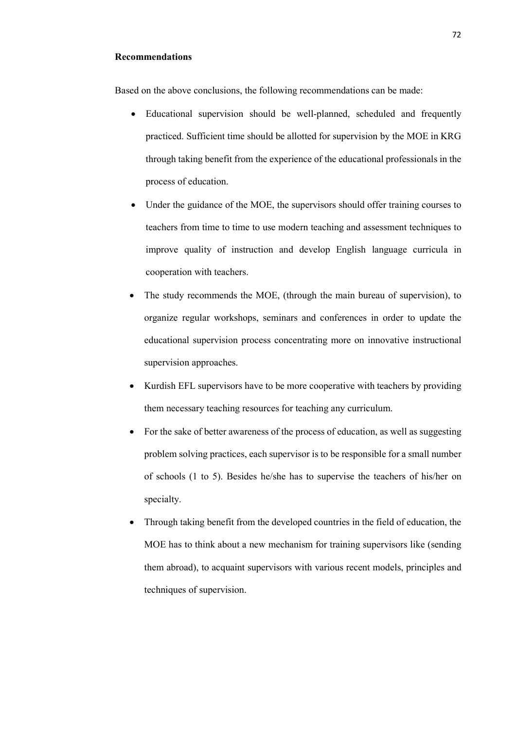**Recommendations**

Based on the above conclusions, the following recommendations can be made:

- Educational supervision should be well-planned, scheduled and frequently practiced. Sufficient time should be allotted for supervision by the MOE in KRG through taking benefit from the experience of the educational professionals in the process of education.
- Under the guidance of the MOE, the supervisors should offer training courses to teachers from time to time to use modern teaching and assessment techniques to improve quality of instruction and develop English language curricula in cooperation with teachers.
- The study recommends the MOE, (through the main bureau of supervision), to organize regular workshops, seminars and conferences in order to update the educational supervision process concentrating more on innovative instructional supervision approaches.
- Kurdish EFL supervisors have to be more cooperative with teachers by providing them necessary teaching resources for teaching any curriculum.
- For the sake of better awareness of the process of education, as well as suggesting problem solving practices, each supervisor is to be responsible for a small number of schools (1 to 5). Besides he/she has to supervise the teachers of his/her on specialty.
- Through taking benefit from the developed countries in the field of education, the MOE has to think about a new mechanism for training supervisors like (sending them abroad), to acquaint supervisors with various recent models, principles and techniques of supervision.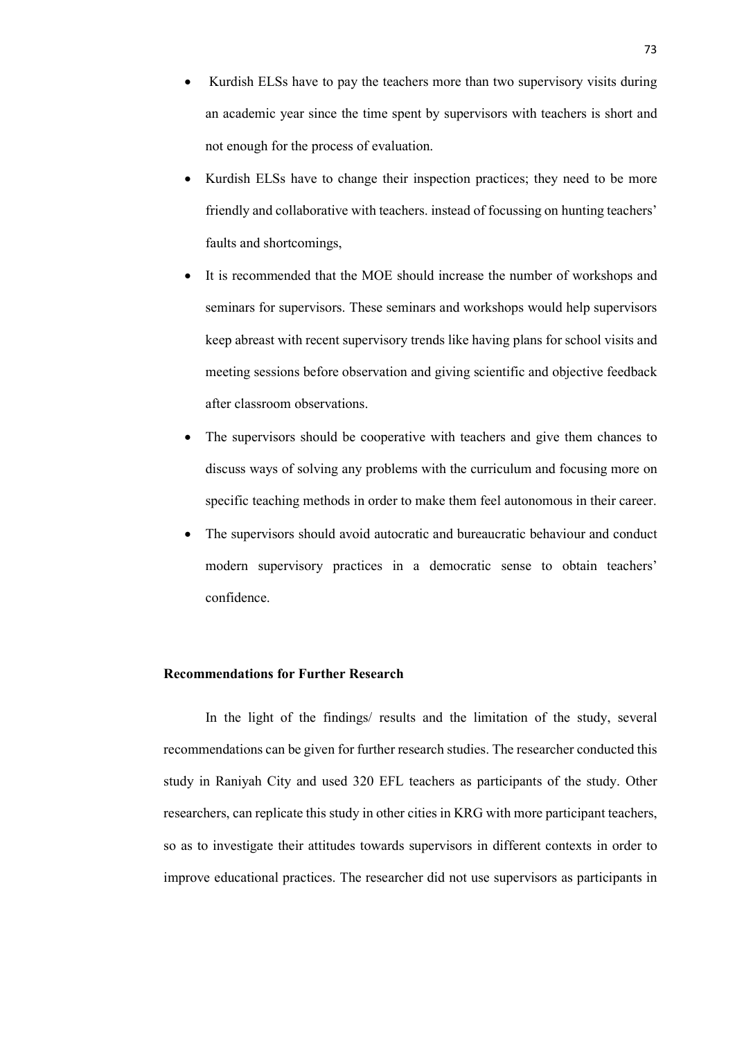- Kurdish ELSs have to pay the teachers more than two supervisory visits during an academic year since the time spent by supervisors with teachers is short and not enough for the process of evaluation.
- Kurdish ELSs have to change their inspection practices; they need to be more friendly and collaborative with teachers. instead of focussing on hunting teachers' faults and shortcomings,
- It is recommended that the MOE should increase the number of workshops and seminars for supervisors. These seminars and workshops would help supervisors keep abreast with recent supervisory trends like having plans for school visits and meeting sessions before observation and giving scientific and objective feedback after classroom observations.
- The supervisors should be cooperative with teachers and give them chances to discuss ways of solving any problems with the curriculum and focusing more on specific teaching methods in order to make them feel autonomous in their career.
- The supervisors should avoid autocratic and bureaucratic behaviour and conduct modern supervisory practices in a democratic sense to obtain teachers' confidence.

**Recommendations for Further Research**

In the light of the findings/ results and the limitation of the study, several recommendations can be given for further research studies. The researcher conducted this study in Raniyah City and used 320 EFL teachers as participants of the study. Other researchers, can replicate this study in other cities in KRG with more participant teachers, so as to investigate their attitudes towards supervisors in different contexts in order to improve educational practices. The researcher did not use supervisors as participants in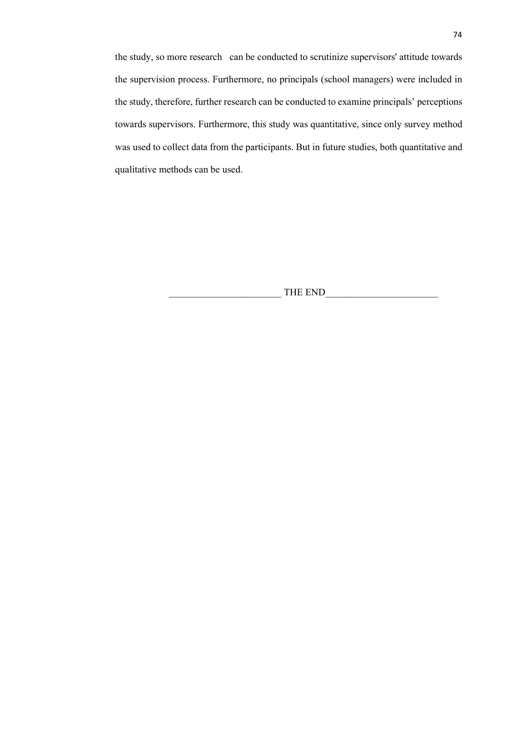the study, so more research can be conducted to scrutinize supervisors' attitude towards the supervision process. Furthermore, no principals (school managers) were included in the study, therefore, further research can be conducted to examine principals' perceptions towards supervisors. Furthermore, this study was quantitative, since only survey method was used to collect data from the participants. But in future studies, both quantitative and qualitative methods can be used.

_______________________ THE END_______________________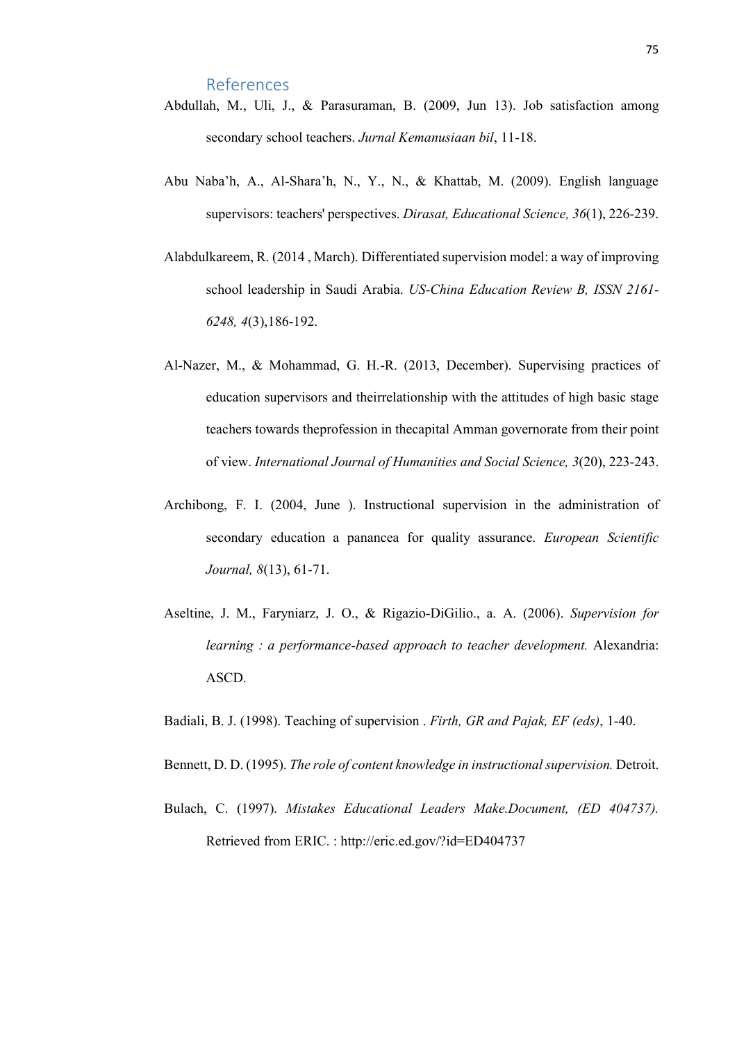## References

Abdullah, M., Uli, J., & Parasuraman, B. (2009, Jun 13). Job satisfaction among secondary school teachers. *Jurnal Kemanusiaan bil*, 11-18.

Abu Naba'h, A., Al-Shara'h, N., Y., N., & Khattab, M. (2009). English language supervisors: teachers' perspectives. *Dirasat, Educational Science, 36*(1), 226-239.

Alabdulkareem, R. (2014 , March). Differentiated supervision model: a way of improving school leadership in Saudi Arabia. *US-China Education Review B, ISSN 2161-6248, 4*(3),186-192.

Al-Nazer, M., & Mohammad, G. H.-R. (2013, December). Supervising practices of education supervisors and theirrelationship with the attitudes of high basic stage teachers towards theprofession in thecapital Amman governorate from their point of view. *International Journal of Humanities and Social Science, 3*(20), 223-243.

Archibong, F. I. (2004, June ). Instructional supervision in the administration of secondary education a panancea for quality assurance. *European Scientific Journal, 8*(13), 61-71.

Aseltine, J. M., Faryniarz, J. O., & Rigazio-DiGilio., a. A. (2006). *Supervision for learning : a performance-based approach to teacher development.* Alexandria: ASCD.

Badiali, B. J. (1998). Teaching of supervision . *Firth, GR and Pajak, EF (eds)*, 1-40.

Bennett, D. D. (1995). *The role of content knowledge in instructional supervision.* Detroit.

Bulach, C. (1997). *Mistakes Educational Leaders Make.Document, (ED 404737).* Retrieved from ERIC. : http://eric.ed.gov/?id=ED404737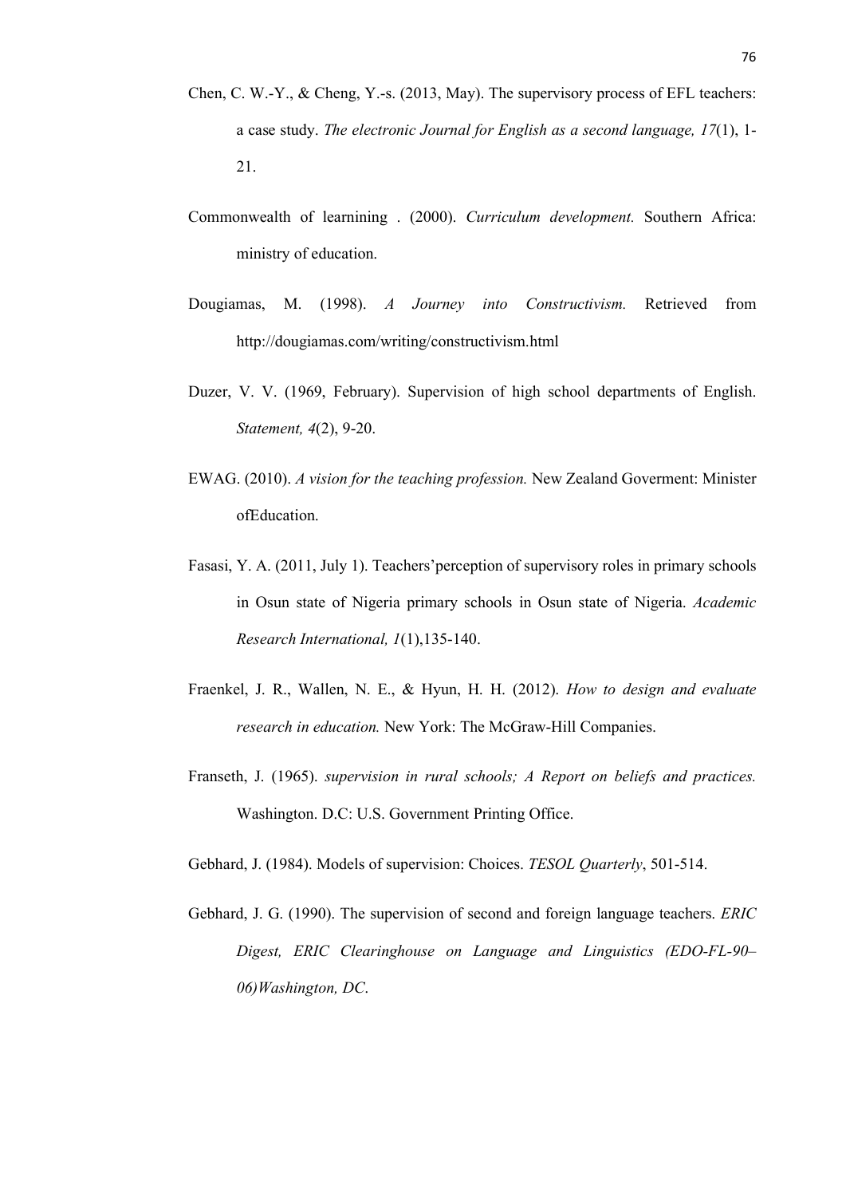Chen, C. W.-Y., & Cheng, Y.-s. (2013, May). The supervisory process of EFL teachers: a case study. *The electronic Journal for English as a second language, 17*(1), 1-21.

Commonwealth of learnining . (2000). *Curriculum development.* Southern Africa: ministry of education.

Dougiamas, M. (1998). *A Journey into Constructivism.* Retrieved from http://dougiamas.com/writing/constructivism.html

Duzer, V. V. (1969, February). Supervision of high school departments of English. *Statement, 4*(2), 9-20.

EWAG. (2010). *A vision for the teaching profession.* New Zealand Goverment: Minister ofEducation.

Fasasi, Y. A. (2011, July 1). Teachers'perception of supervisory roles in primary schools in Osun state of Nigeria primary schools in Osun state of Nigeria. *Academic Research International, 1*(1),135-140.

Fraenkel, J. R., Wallen, N. E., & Hyun, H. H. (2012). *How to design and evaluate research in education.* New York: The McGraw-Hill Companies.

Franseth, J. (1965). *supervision in rural schools; A Report on beliefs and practices.* Washington. D.C: U.S. Government Printing Office.

Gebhard, J. (1984). Models of supervision: Choices. *TESOL Quarterly*, 501-514.

Gebhard, J. G. (1990). The supervision of second and foreign language teachers. *ERIC Digest, ERIC Clearinghouse on Language and Linguistics (EDO-FL-90–06)Washington, DC*.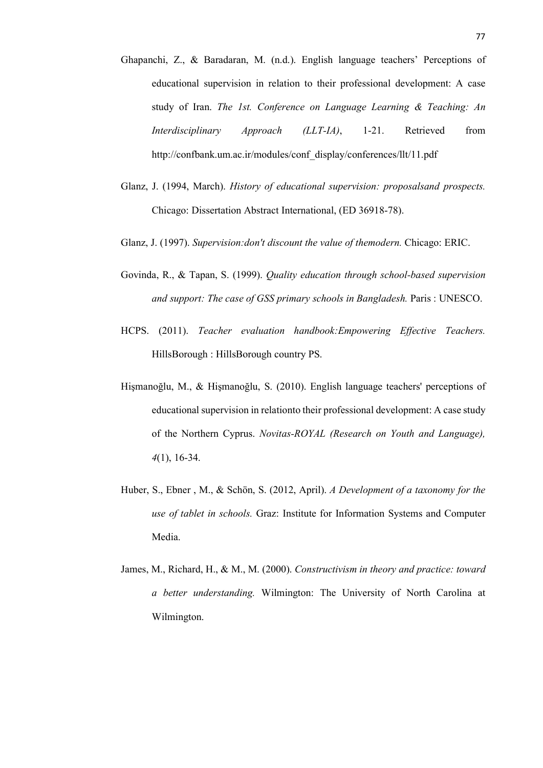Ghapanchi, Z., & Baradaran, M. (n.d.). English language teachers' Perceptions of educational supervision in relation to their professional development: A case study of Iran. *The 1st. Conference on Language Learning & Teaching: An Interdisciplinary Approach (LLT-IA)*, 1-21. Retrieved from http://confbank.um.ac.ir/modules/conf_display/conferences/llt/11.pdf

Glanz, J. (1994, March). *History of educational supervision: proposalsand prospects.* Chicago: Dissertation Abstract International, (ED 36918-78).

Glanz, J. (1997). *Supervision:don't discount the value of themodern.* Chicago: ERIC.

Govinda, R., & Tapan, S. (1999). *Quality education through school-based supervision and support: The case of GSS primary schools in Bangladesh.* Paris : UNESCO.

HCPS. (2011). *Teacher evaluation handbook:Empowering Effective Teachers.* HillsBorough : HillsBorough country PS.

Hişmanoğlu, M., & Hişmanoğlu, S. (2010). English language teachers' perceptions of educational supervision in relationto their professional development: A case study of the Northern Cyprus. *Novitas-ROYAL (Research on Youth and Language), 4*(1), 16-34.

Huber, S., Ebner , M., & Schön, S. (2012, April). *A Development of a taxonomy for the use of tablet in schools.* Graz: Institute for Information Systems and Computer Media.

James, M., Richard, H., & M., M. (2000). *Constructivism in theory and practice: toward a better understanding.* Wilmington: The University of North Carolina at Wilmington.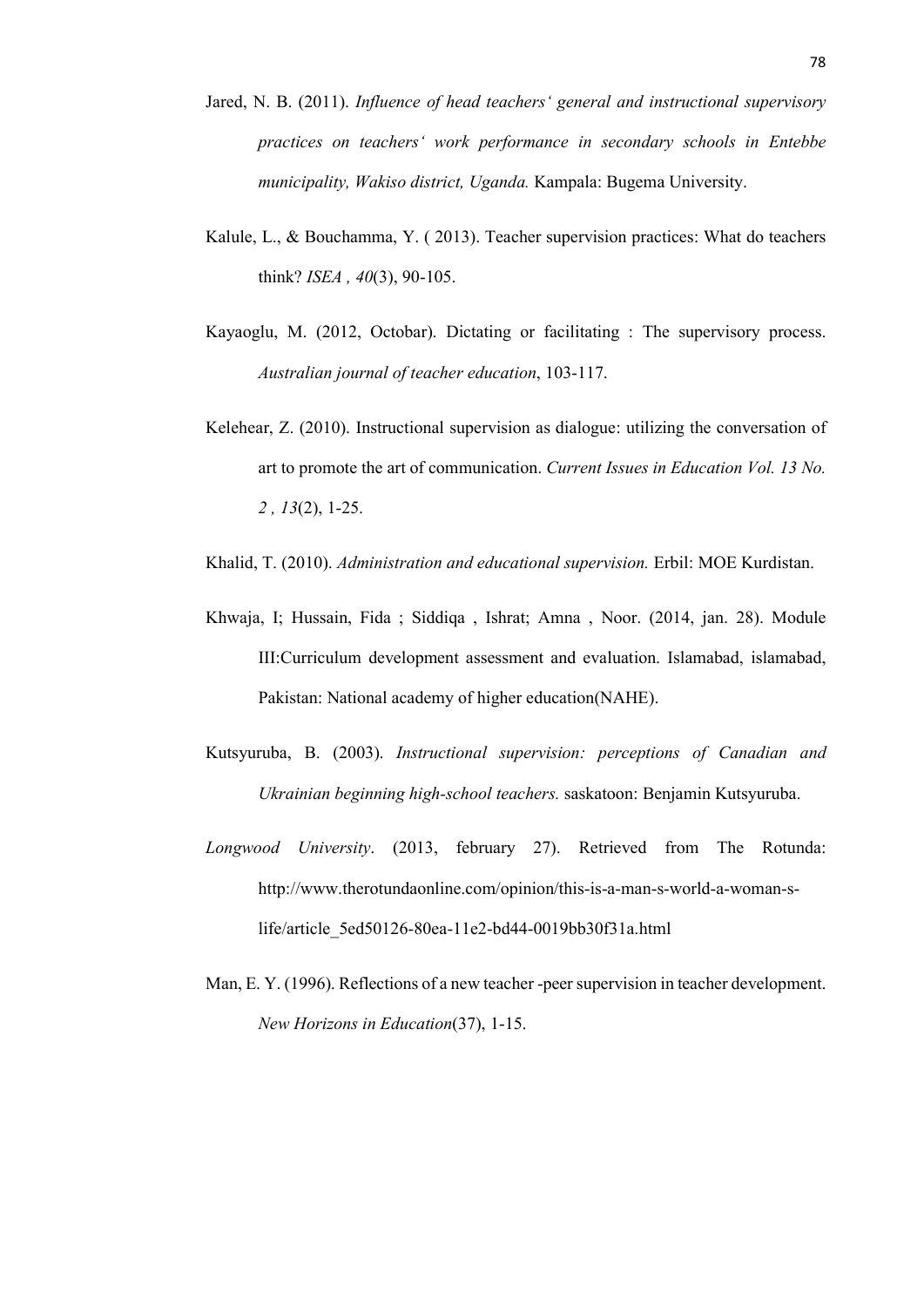Jared, N. B. (2011). *Influence of head teachers' general and instructional supervisory practices on teachers' work performance in secondary schools in Entebbe municipality, Wakiso district, Uganda.* Kampala: Bugema University.

Kalule, L., & Bouchamma, Y. ( 2013). Teacher supervision practices: What do teachers think? *ISEA , 40*(3), 90-105.

Kayaoglu, M. (2012, Octobar). Dictating or facilitating : The supervisory process. *Australian journal of teacher education*, 103-117.

Kelehear, Z. (2010). Instructional supervision as dialogue: utilizing the conversation of art to promote the art of communication. *Current Issues in Education Vol. 13 No. 2 , 13*(2), 1-25.

Khalid, T. (2010). *Administration and educational supervision.* Erbil: MOE Kurdistan.

Khwaja, I; Hussain, Fida ; Siddiqa , Ishrat; Amna , Noor. (2014, jan. 28). Module III:Curriculum development assessment and evaluation. Islamabad, islamabad, Pakistan: National academy of higher education(NAHE).

Kutsyuruba, B. (2003). *Instructional supervision: perceptions of Canadian and Ukrainian beginning high-school teachers.* saskatoon: Benjamin Kutsyuruba.

*Longwood University*. (2013, february 27). Retrieved from The Rotunda: http://www.therotundaonline.com/opinion/this-is-a-man-s-world-a-woman-s-life/article_5ed50126-80ea-11e2-bd44-0019bb30f31a.html

Man, E. Y. (1996). Reflections of a new teacher -peer supervision in teacher development. *New Horizons in Education*(37), 1-15.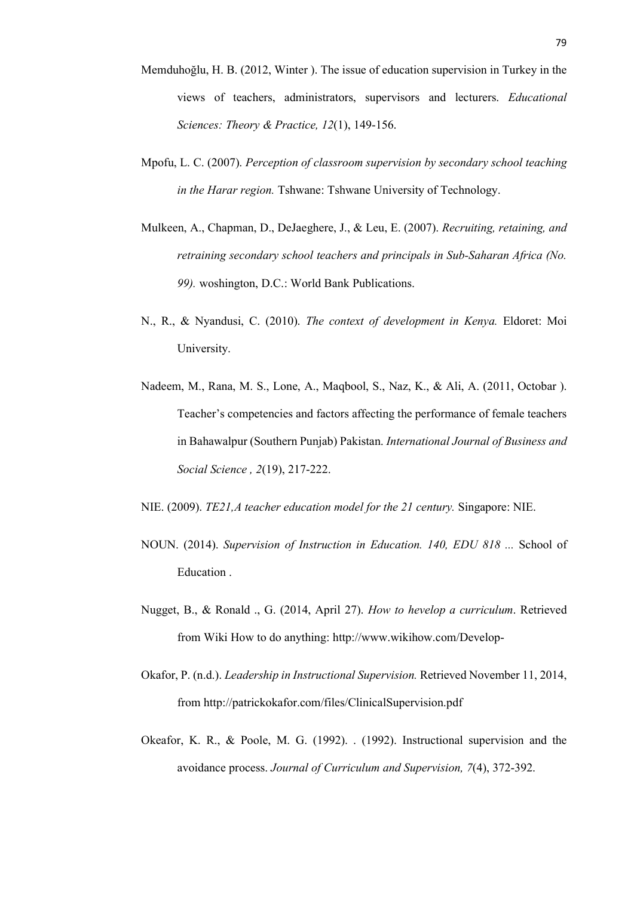Memduhoğlu, H. B. (2012, Winter ). The issue of education supervision in Turkey in the views of teachers, administrators, supervisors and lecturers. *Educational Sciences: Theory & Practice, 12*(1), 149-156.

Mpofu, L. C. (2007). *Perception of classroom supervision by secondary school teaching in the Harar region.* Tshwane: Tshwane University of Technology.

Mulkeen, A., Chapman, D., DeJaeghere, J., & Leu, E. (2007). *Recruiting, retaining, and retraining secondary school teachers and principals in Sub-Saharan Africa (No. 99).* woshington, D.C.: World Bank Publications.

N., R., & Nyandusi, C. (2010). *The context of development in Kenya.* Eldoret: Moi University.

Nadeem, M., Rana, M. S., Lone, A., Maqbool, S., Naz, K., & Ali, A. (2011, Octobar ). Teacher's competencies and factors affecting the performance of female teachers in Bahawalpur (Southern Punjab) Pakistan. *International Journal of Business and Social Science , 2*(19), 217-222.

NIE. (2009). *TE21,A teacher education model for the 21 century.* Singapore: NIE.

NOUN. (2014). *Supervision of Instruction in Education. 140, EDU 818 ...* School of Education .

Nugget, B., & Ronald ., G. (2014, April 27). *How to hevelop a curriculum*. Retrieved from Wiki How to do anything: http://www.wikihow.com/Develop-

Okafor, P. (n.d.). *Leadership in Instructional Supervision.* Retrieved November 11, 2014, from http://patrickokafor.com/files/ClinicalSupervision.pdf

Okeafor, K. R., & Poole, M. G. (1992). . (1992). Instructional supervision and the avoidance process. *Journal of Curriculum and Supervision, 7*(4), 372-392.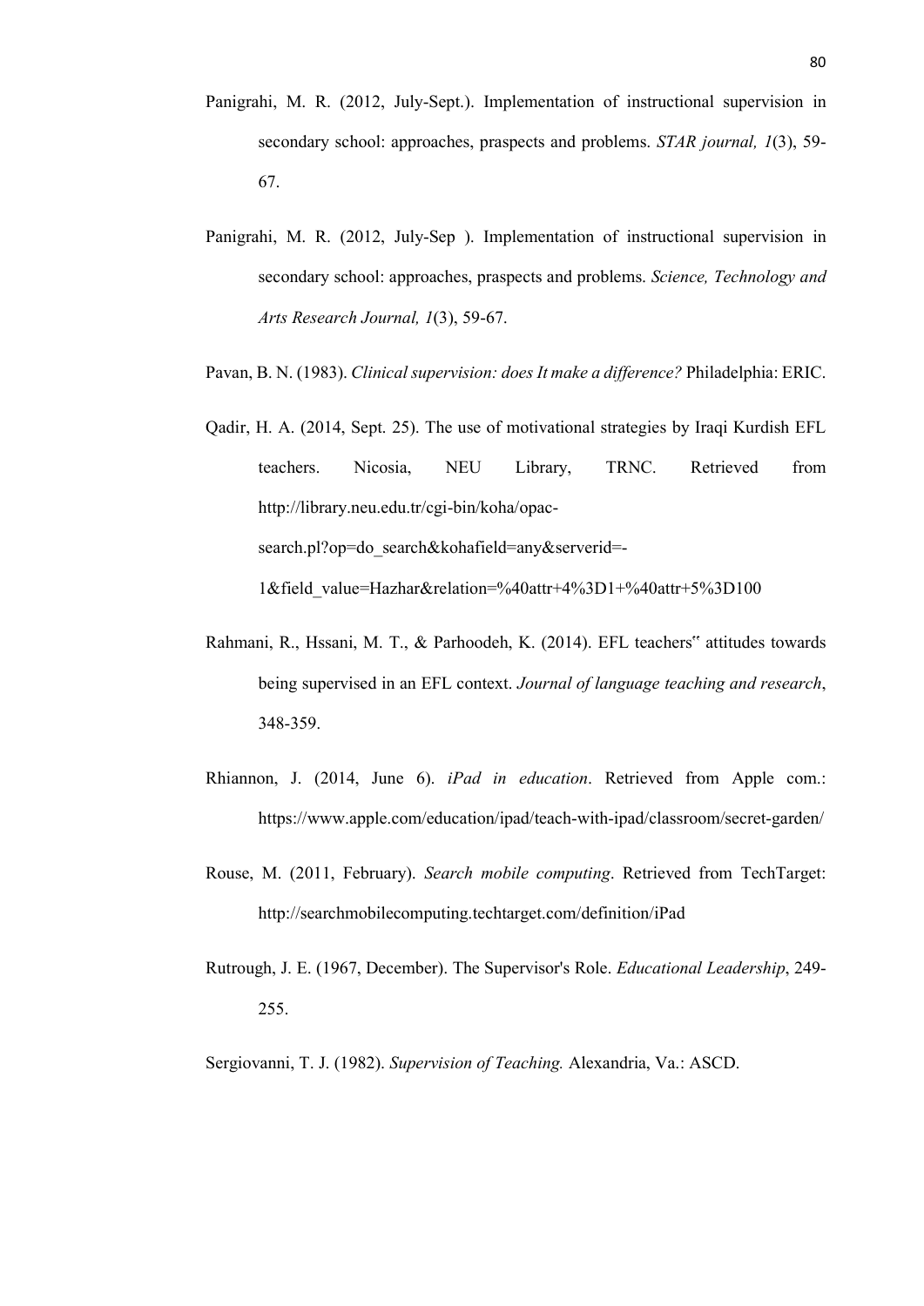Panigrahi, M. R. (2012, July-Sept.). Implementation of instructional supervision in secondary school: approaches, praspects and problems. *STAR journal, 1*(3), 59-67.

Panigrahi, M. R. (2012, July-Sep ). Implementation of instructional supervision in secondary school: approaches, praspects and problems. *Science, Technology and Arts Research Journal, 1*(3), 59-67.

Pavan, B. N. (1983). *Clinical supervision: does It make a difference?* Philadelphia: ERIC.

Qadir, H. A. (2014, Sept. 25). The use of motivational strategies by Iraqi Kurdish EFL teachers. Nicosia, NEU Library, TRNC. Retrieved from http://library.neu.edu.tr/cgi-bin/koha/opac-search.pl?op=do_search&kohafield=any&serverid=-1&field_value=Hazhar&relation=%40attr+4%3D1+%40attr+5%3D100

Rahmani, R., Hssani, M. T., & Parhoodeh, K. (2014). EFL teachers" attitudes towards being supervised in an EFL context. *Journal of language teaching and research*, 348-359.

Rhiannon, J. (2014, June 6). *iPad in education*. Retrieved from Apple com.: https://www.apple.com/education/ipad/teach-with-ipad/classroom/secret-garden/

Rouse, M. (2011, February). *Search mobile computing*. Retrieved from TechTarget: http://searchmobilecomputing.techtarget.com/definition/iPad

Rutrough, J. E. (1967, December). The Supervisor's Role. *Educational Leadership*, 249-255.

Sergiovanni, T. J. (1982). *Supervision of Teaching.* Alexandria, Va.: ASCD.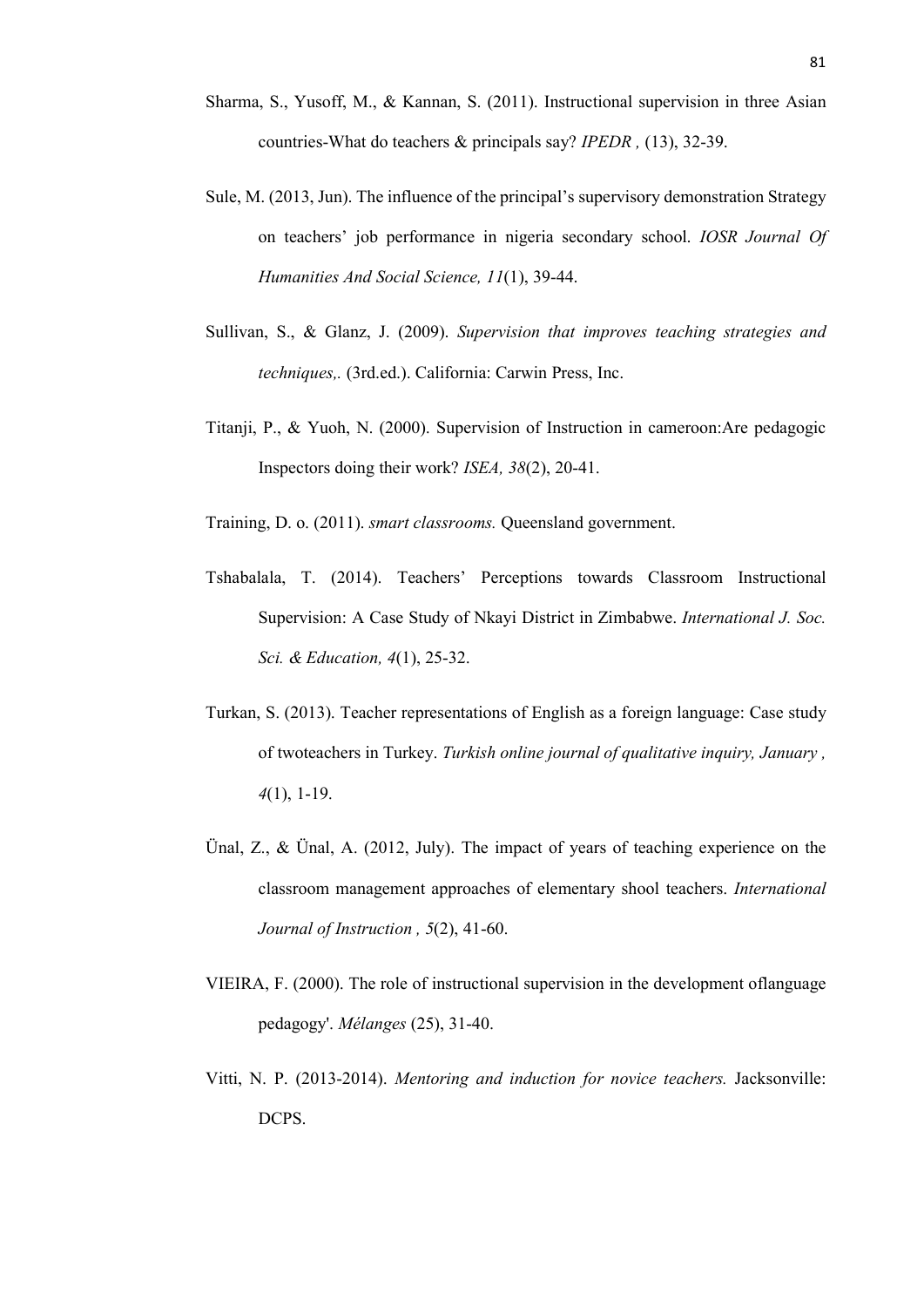Sharma, S., Yusoff, M., & Kannan, S. (2011). Instructional supervision in three Asian countries-What do teachers & principals say? *IPEDR ,* (13), 32-39.

Sule, M. (2013, Jun). The influence of the principal's supervisory demonstration Strategy on teachers' job performance in nigeria secondary school. *IOSR Journal Of Humanities And Social Science, 11*(1), 39-44.

Sullivan, S., & Glanz, J. (2009). *Supervision that improves teaching strategies and techniques,.* (3rd.ed.). California: Carwin Press, Inc.

Titanji, P., & Yuoh, N. (2000). Supervision of Instruction in cameroon:Are pedagogic Inspectors doing their work? *ISEA, 38*(2), 20-41.

Training, D. o. (2011). *smart classrooms.* Queensland government.

Tshabalala, T. (2014). Teachers' Perceptions towards Classroom Instructional Supervision: A Case Study of Nkayi District in Zimbabwe. *International J. Soc. Sci. & Education, 4*(1), 25-32.

Turkan, S. (2013). Teacher representations of English as a foreign language: Case study of twoteachers in Turkey. *Turkish online journal of qualitative inquiry, January , 4*(1), 1-19.

Ünal, Z., & Ünal, A. (2012, July). The impact of years of teaching experience on the classroom management approaches of elementary shool teachers. *International Journal of Instruction , 5*(2), 41-60.

VIEIRA, F. (2000). The role of instructional supervision in the development oflanguage pedagogy'. *Mélanges* (25), 31-40.

Vitti, N. P. (2013-2014). *Mentoring and induction for novice teachers.* Jacksonville: DCPS.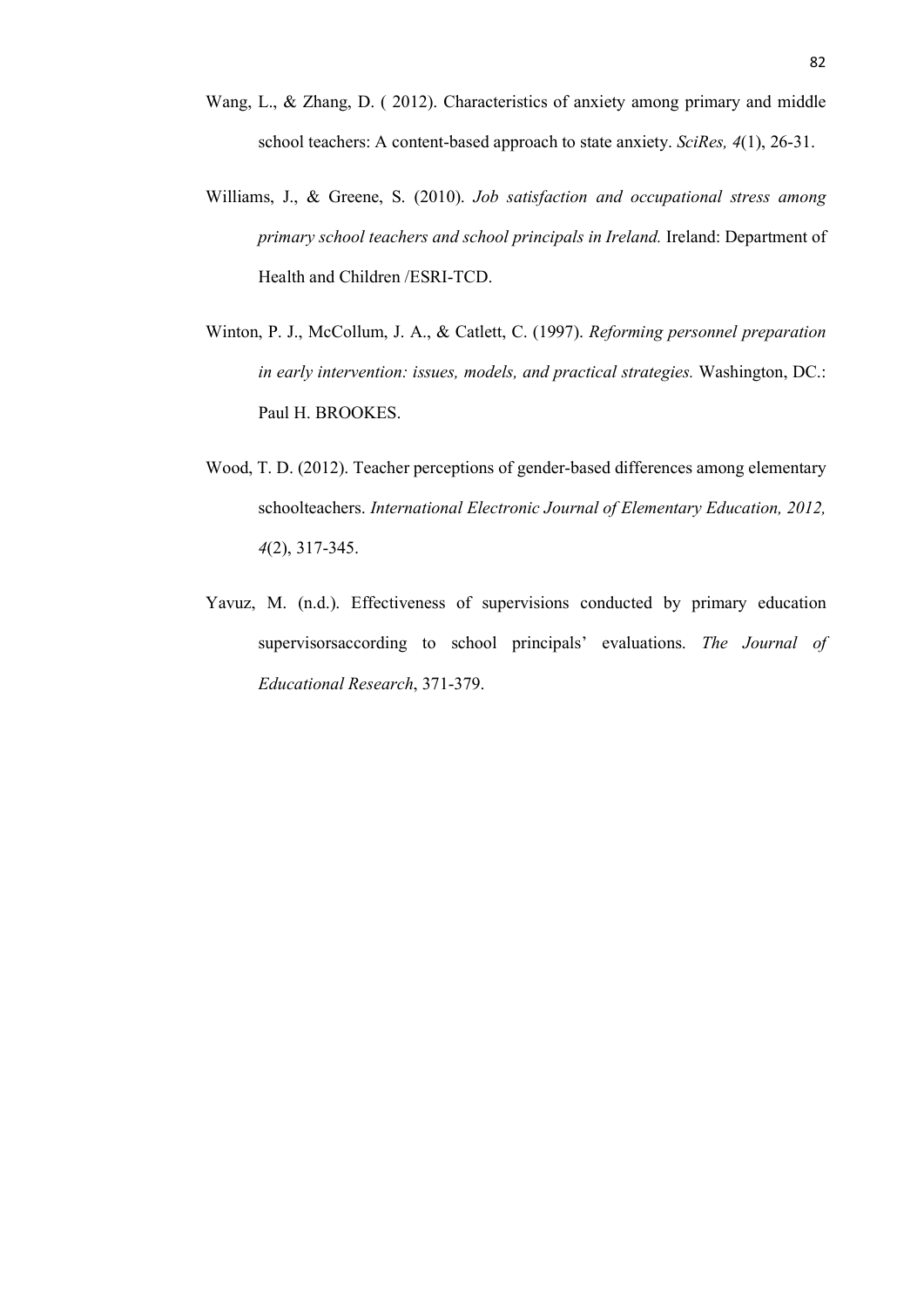Wang, L., & Zhang, D. ( 2012). Characteristics of anxiety among primary and middle school teachers: A content-based approach to state anxiety. *SciRes, 4*(1), 26-31.

Williams, J., & Greene, S. (2010). *Job satisfaction and occupational stress among primary school teachers and school principals in Ireland.* Ireland: Department of Health and Children /ESRI-TCD.

Winton, P. J., McCollum, J. A., & Catlett, C. (1997). *Reforming personnel preparation in early intervention: issues, models, and practical strategies.* Washington, DC.: Paul H. BROOKES.

Wood, T. D. (2012). Teacher perceptions of gender-based differences among elementary schoolteachers. *International Electronic Journal of Elementary Education, 2012, 4*(2), 317-345.

Yavuz, M. (n.d.). Effectiveness of supervisions conducted by primary education supervisorsaccording to school principals' evaluations. *The Journal of Educational Research*, 371-379.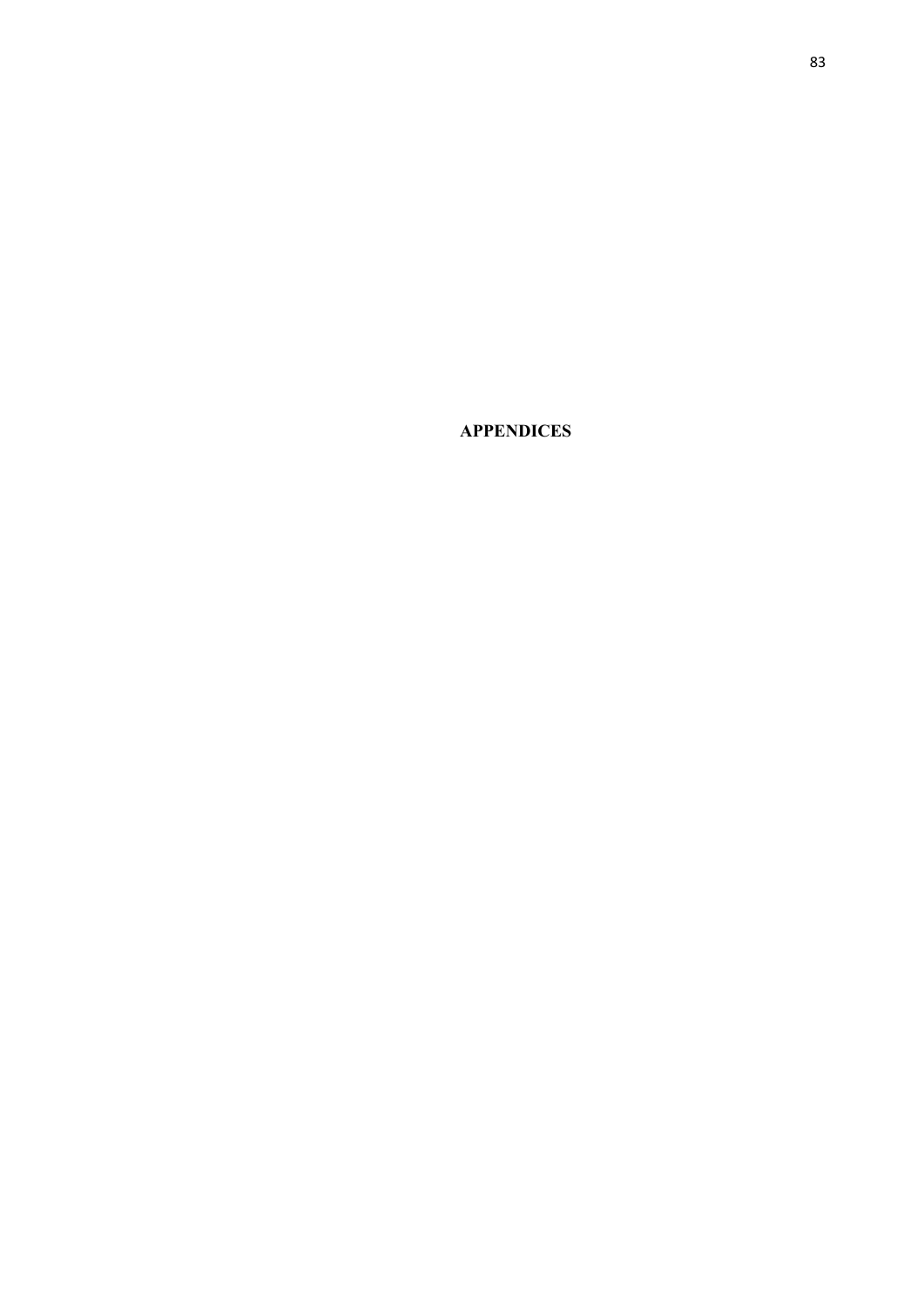# APPENDICES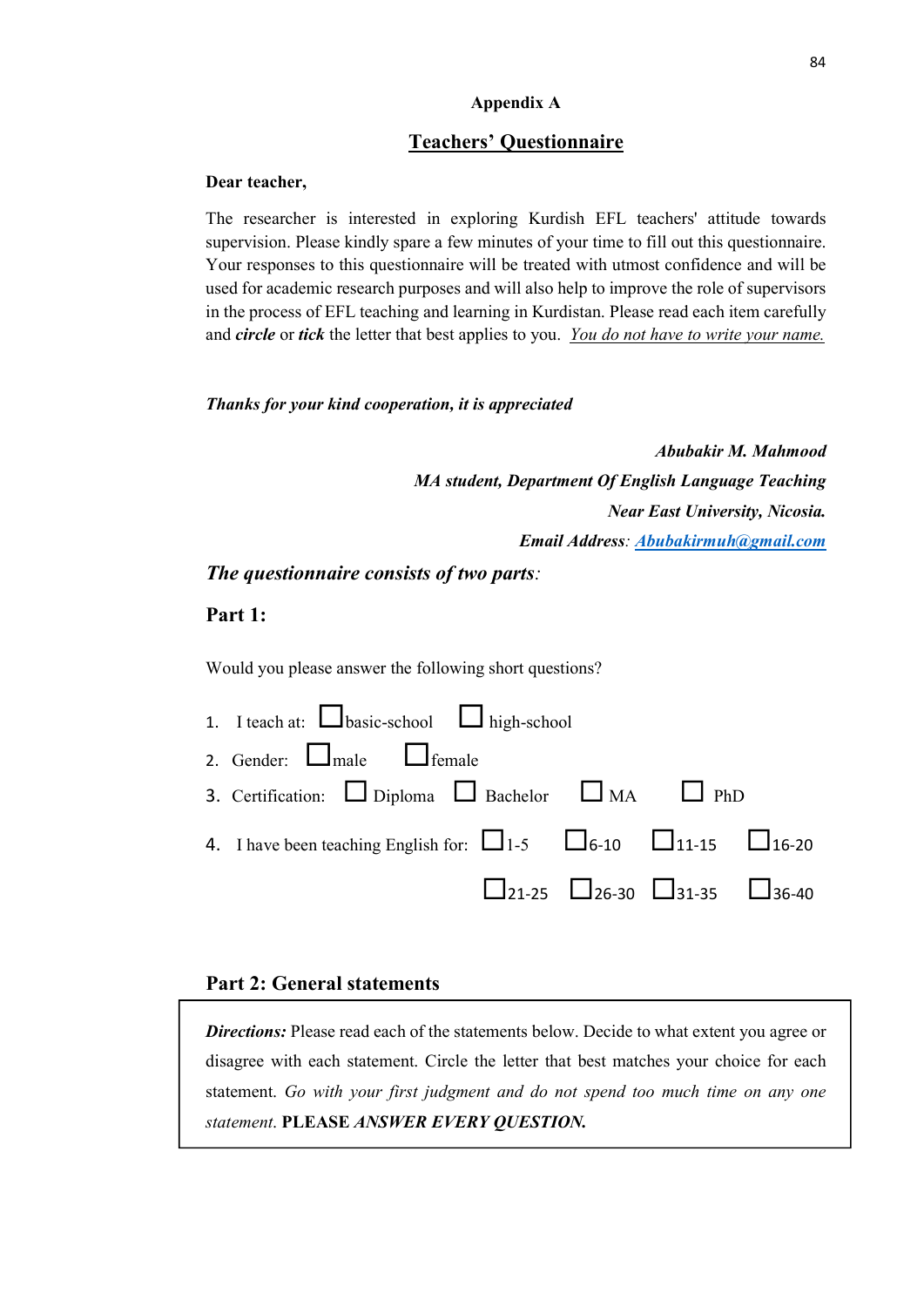## Appendix A

## Teachers' Questionnaire

**Dear teacher,**

The researcher is interested in exploring Kurdish EFL teachers' attitude towards supervision. Please kindly spare a few minutes of your time to fill out this questionnaire. Your responses to this questionnaire will be treated with utmost confidence and will be used for academic research purposes and will also help to improve the role of supervisors in the process of EFL teaching and learning in Kurdistan. Please read each item carefully and ***circle*** or ***tick*** the letter that best applies to you. *You do not have to write your name.*

***Thanks for your kind cooperation, it is appreciated***

***Abubakir M. Mahmood***
***MA student, Department Of English Language Teaching***
***Near East University, Nicosia.***
***Email Address**: Abubakirmuh@gmail.com*

***The questionnaire consists of two parts:***

**Part 1:**

Would you please answer the following short questions?

1. I teach at: ☐ basic-school ☐ high-school
2. Gender: ☐ male ☐ female
3. Certification: ☐ Diploma ☐ Bachelor ☐ MA ☐ PhD
4. I have been teaching English for: ☐ 1-5 ☐ 6-10 ☐ 11-15 ☐ 16-20 ☐ 21-25 ☐ 26-30 ☐ 31-35 ☐ 36-40

**Part 2: General statements**

***Directions:*** Please read each of the statements below. Decide to what extent you agree or disagree with each statement. Circle the letter that best matches your choice for each statement. *Go with your first judgment and do not spend too much time on any one statement.* **PLEASE *ANSWER EVERY QUESTION.***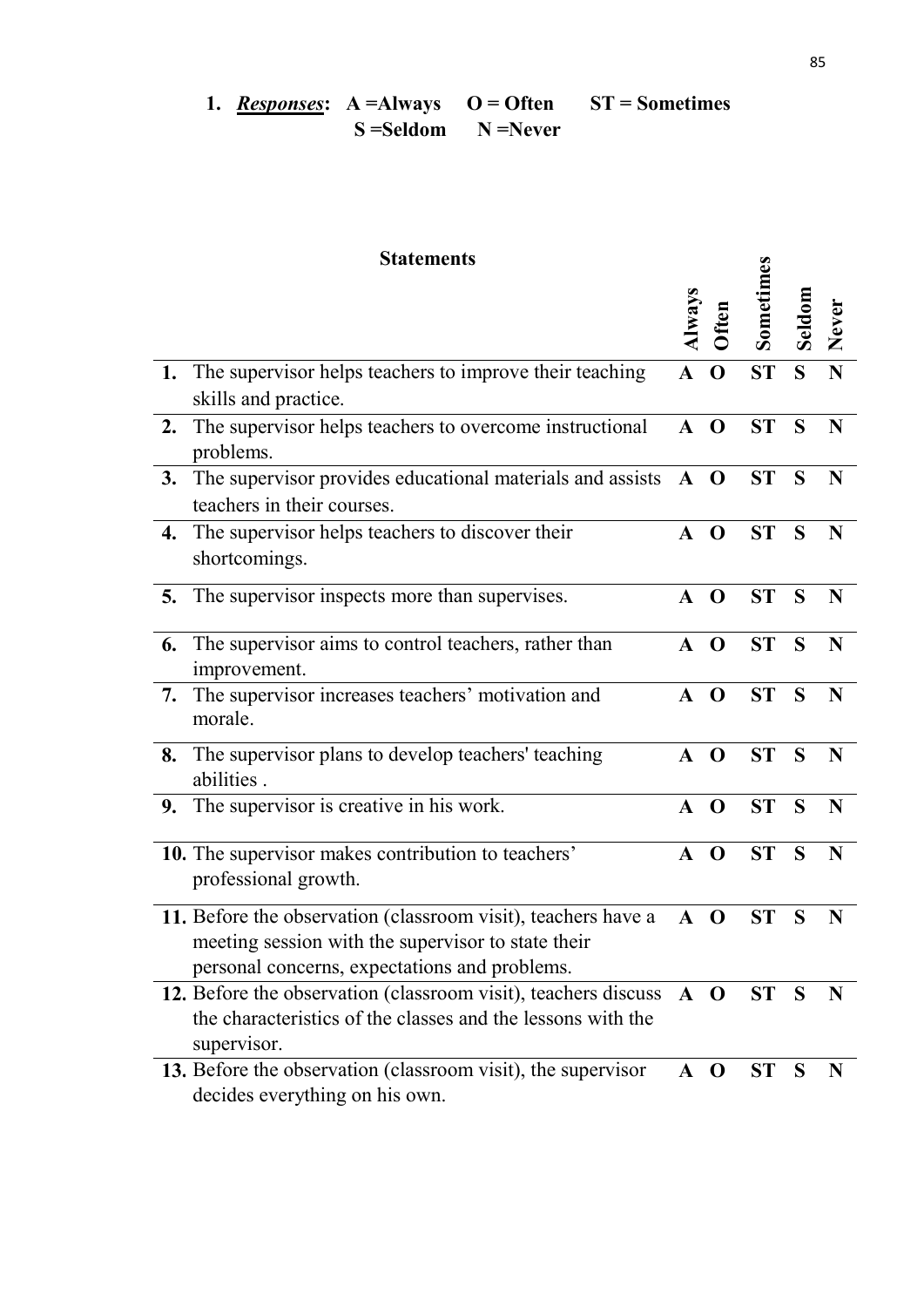1. ***Responses***: **A =Always O = Often ST = Sometimes S =Seldom N =Never**

| | **Statements** | **Always** | **Often** | **Sometimes** | **Seldom** | **Never** |
|---|---|---|---|---|---|---|
| **1.** | The supervisor helps teachers to improve their teaching skills and practice. | **A** | **O** | **ST** | **S** | **N** |
| **2.** | The supervisor helps teachers to overcome instructional problems. | **A** | **O** | **ST** | **S** | **N** |
| **3.** | The supervisor provides educational materials and assists teachers in their courses. | **A** | **O** | **ST** | **S** | **N** |
| **4.** | The supervisor helps teachers to discover their shortcomings. | **A** | **O** | **ST** | **S** | **N** |
| **5.** | The supervisor inspects more than supervises. | **A** | **O** | **ST** | **S** | **N** |
| **6.** | The supervisor aims to control teachers, rather than improvement. | **A** | **O** | **ST** | **S** | **N** |
| **7.** | The supervisor increases teachers' motivation and morale. | **A** | **O** | **ST** | **S** | **N** |
| **8.** | The supervisor plans to develop teachers' teaching abilities . | **A** | **O** | **ST** | **S** | **N** |
| **9.** | The supervisor is creative in his work. | **A** | **O** | **ST** | **S** | **N** |
| **10.** | The supervisor makes contribution to teachers' professional growth. | **A** | **O** | **ST** | **S** | **N** |
| **11.** | Before the observation (classroom visit), teachers have a meeting session with the supervisor to state their personal concerns, expectations and problems. | **A** | **O** | **ST** | **S** | **N** |
| **12.** | Before the observation (classroom visit), teachers discuss the characteristics of the classes and the lessons with the supervisor. | **A** | **O** | **ST** | **S** | **N** |
| **13.** | Before the observation (classroom visit), the supervisor decides everything on his own. | **A** | **O** | **ST** | **S** | **N** |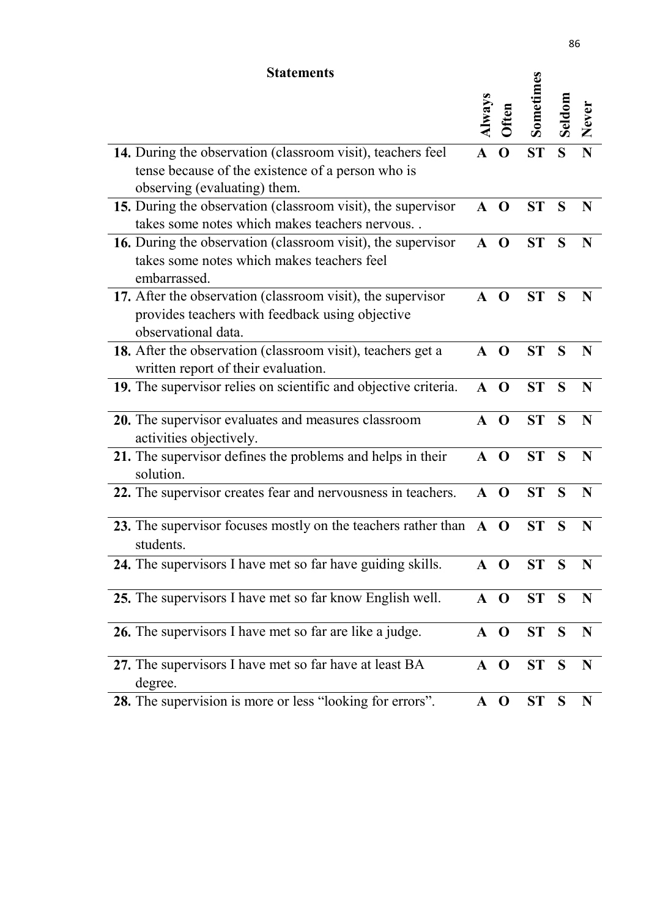| Statements | Always | Often | Sometimes | Seldom | Never |
|---|---|---|---|---|---|
| **14.** During the observation (classroom visit), teachers feel tense because of the existence of a person who is observing (evaluating) them. | **A** | **O** | **ST** | **S** | **N** |
| **15.** During the observation (classroom visit), the supervisor takes some notes which makes teachers nervous. . | **A** | **O** | **ST** | **S** | **N** |
| **16.** During the observation (classroom visit), the supervisor takes some notes which makes teachers feel embarrassed. | **A** | **O** | **ST** | **S** | **N** |
| **17.** After the observation (classroom visit), the supervisor provides teachers with feedback using objective observational data. | **A** | **O** | **ST** | **S** | **N** |
| **18.** After the observation (classroom visit), teachers get a written report of their evaluation. | **A** | **O** | **ST** | **S** | **N** |
| **19.** The supervisor relies on scientific and objective criteria. | **A** | **O** | **ST** | **S** | **N** |
| **20.** The supervisor evaluates and measures classroom activities objectively. | **A** | **O** | **ST** | **S** | **N** |
| **21.** The supervisor defines the problems and helps in their solution. | **A** | **O** | **ST** | **S** | **N** |
| **22.** The supervisor creates fear and nervousness in teachers. | **A** | **O** | **ST** | **S** | **N** |
| **23.** The supervisor focuses mostly on the teachers rather than students. | **A** | **O** | **ST** | **S** | **N** |
| **24.** The supervisors I have met so far have guiding skills. | **A** | **O** | **ST** | **S** | **N** |
| **25.** The supervisors I have met so far know English well. | **A** | **O** | **ST** | **S** | **N** |
| **26.** The supervisors I have met so far are like a judge. | **A** | **O** | **ST** | **S** | **N** |
| **27.** The supervisors I have met so far have at least BA degree. | **A** | **O** | **ST** | **S** | **N** |
| **28.** The supervision is more or less "looking for errors". | **A** | **O** | **ST** | **S** | **N** |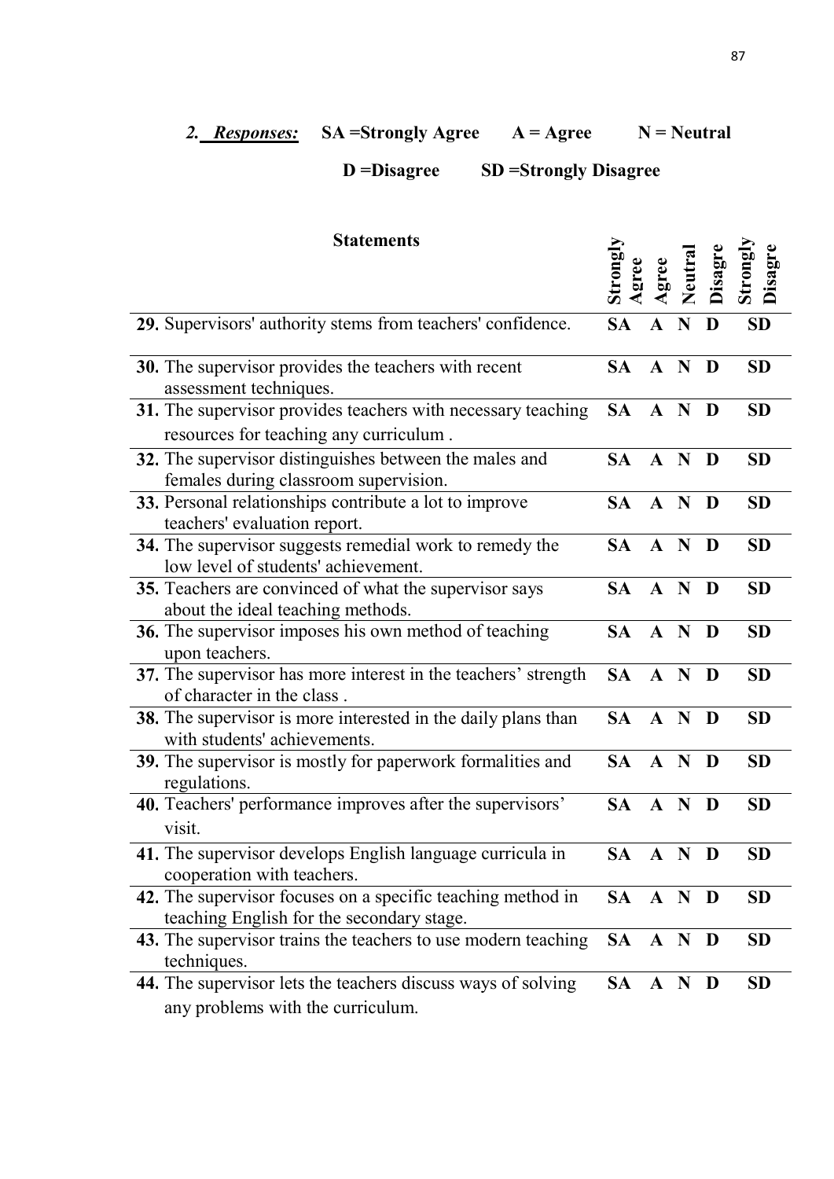**2. *Responses:*** **SA =Strongly Agree** **A = Agree** **N = Neutral**

**D =Disagree** **SD =Strongly Disagree**

| Statements | Strongly Agree | Agree | Neutral | Disagre | Strongly Disagre |
|---|---|---|---|---|---|
| **29.** Supervisors' authority stems from teachers' confidence. | **SA** | **A** | **N** | **D** | **SD** |
| **30.** The supervisor provides the teachers with recent assessment techniques. | **SA** | **A** | **N** | **D** | **SD** |
| **31.** The supervisor provides teachers with necessary teaching resources for teaching any curriculum . | **SA** | **A** | **N** | **D** | **SD** |
| **32.** The supervisor distinguishes between the males and females during classroom supervision. | **SA** | **A** | **N** | **D** | **SD** |
| **33.** Personal relationships contribute a lot to improve teachers' evaluation report. | **SA** | **A** | **N** | **D** | **SD** |
| **34.** The supervisor suggests remedial work to remedy the low level of students' achievement. | **SA** | **A** | **N** | **D** | **SD** |
| **35.** Teachers are convinced of what the supervisor says about the ideal teaching methods. | **SA** | **A** | **N** | **D** | **SD** |
| **36.** The supervisor imposes his own method of teaching upon teachers. | **SA** | **A** | **N** | **D** | **SD** |
| **37.** The supervisor has more interest in the teachers' strength of character in the class . | **SA** | **A** | **N** | **D** | **SD** |
| **38.** The supervisor is more interested in the daily plans than with students' achievements. | **SA** | **A** | **N** | **D** | **SD** |
| **39.** The supervisor is mostly for paperwork formalities and regulations. | **SA** | **A** | **N** | **D** | **SD** |
| **40.** Teachers' performance improves after the supervisors' visit. | **SA** | **A** | **N** | **D** | **SD** |
| **41.** The supervisor develops English language curricula in cooperation with teachers. | **SA** | **A** | **N** | **D** | **SD** |
| **42.** The supervisor focuses on a specific teaching method in teaching English for the secondary stage. | **SA** | **A** | **N** | **D** | **SD** |
| **43.** The supervisor trains the teachers to use modern teaching techniques. | **SA** | **A** | **N** | **D** | **SD** |
| **44.** The supervisor lets the teachers discuss ways of solving any problems with the curriculum. | **SA** | **A** | **N** | **D** | **SD** |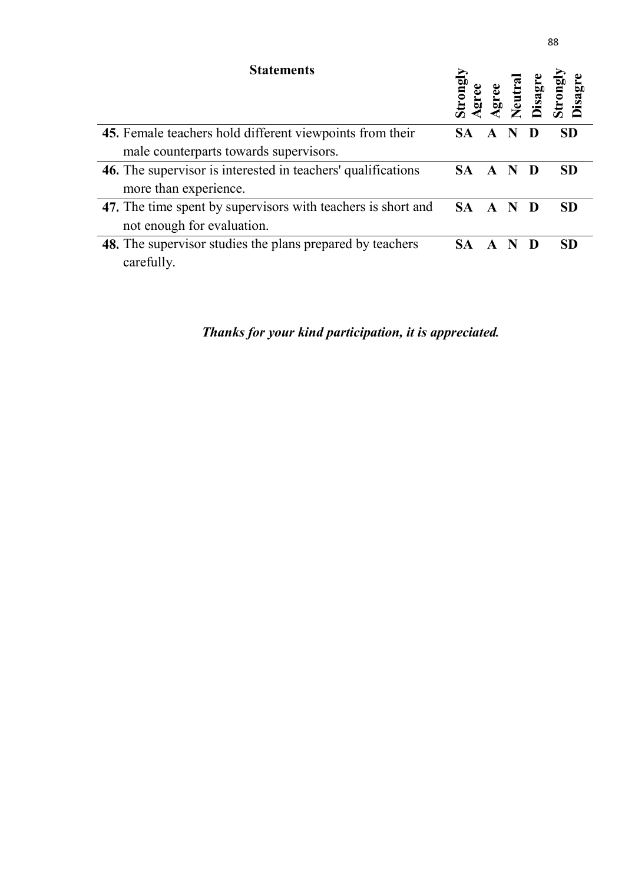| Statements | Strongly Agree | Agree | Neutral | Disagre | Strongly Disagre |
|---|---|---|---|---|---|
| **45.** Female teachers hold different viewpoints from their male counterparts towards supervisors. | **SA** | **A** | **N** | **D** | **SD** |
| **46.** The supervisor is interested in teachers' qualifications more than experience. | **SA** | **A** | **N** | **D** | **SD** |
| **47.** The time spent by supervisors with teachers is short and not enough for evaluation. | **SA** | **A** | **N** | **D** | **SD** |
| **48.** The supervisor studies the plans prepared by teachers carefully. | **SA** | **A** | **N** | **D** | **SD** |

***Thanks for your kind participation, it is appreciated.***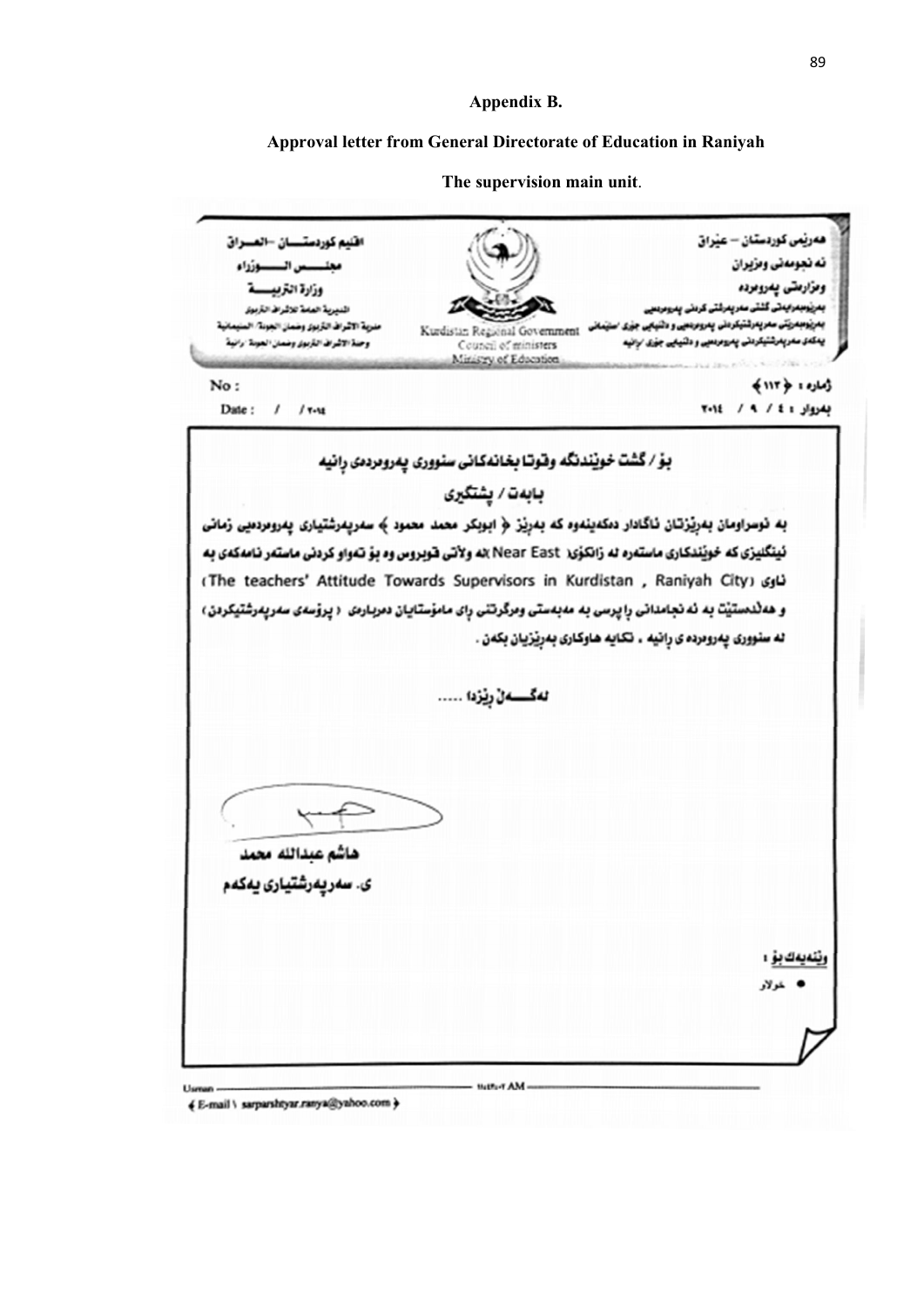**Appendix B.**

**Approval letter from General Directorate of Education in Raniyah**

**The supervision main unit**.

هەرێمی کوردستان – عێراق
ئەنجومەنی وەزیران
وەزارەتی پەروەردە
بەڕێوەبەرایەتی گشتی سەرپەرشتی کردنی پەروەردەیی
بەڕێوەبەرێتی سەرپەرشتیکردنی پەروەردەیی و دڵنیایی جۆری /سلێمانی
یەکەی سەرپەرشتیکردنی پەروەردەیی و دڵنیایی جۆری /ڕانیە

Kurdistan Regional Government
Council of ministers
Ministry of Education

اقليم كوردستان –العراق
مجلس الوزراء
وزارة التربية
المديرية العامة للاشراف التربوي
مديرية الاشراف التربوي وضمان الجودة/ السليمانية
وحدة الاشراف التربوي وضمان الجودة/ رانية

ژمارە : ﴿ ١١٣ ﴾
بەروار : ٤ / ٩ / ٢٠١٤

No :
Date : / / ٢٠١٤

بۆ / گشت خوێندنگە وقوتابخانەکانی سنووری پەروەردەی ڕانیە

بابەت / پشتگیری

بە نوسراومان بەڕێزتان ئاگادار دەکەینەوە کە بەڕێز ﴿ ابوبکر محمد محمود ﴾ سەرپەرشتیاری پەروەردەیی زمانی ئینگلیزی کە خوێندکاری ماستەرە لە زانکۆی Near East لە وڵاتی قوبروس وە بۆ تەواو کردنی ماستەر نامەکەی بە ناوی (The teachers' Attitude Towards Supervisors in Kurdistan , Raniyah City) و هەڵدەستێت بە ئەنجامدانی ڕاپرسی بە مەبەستی وەرگرتنی ڕای مامۆستایان دەربارەی ( پرۆسەی سەرپەرشتیکردن ) لە سنووری پەروەردە ی ڕانیە ، تکایە هاوکاری بەڕێزیان بکەن .

لەگەڵ ڕێزدا .....

هاشم عبدالله محمد
ی. سەرپەرشتیاری یەکەم

وێنەیەك بۆ :
- خولاو

Usman ——— ١١:٥٣:٠٣ AM ———
﴿ E-mail \ sarparshtyar.ranya@yahoo.com ﴾